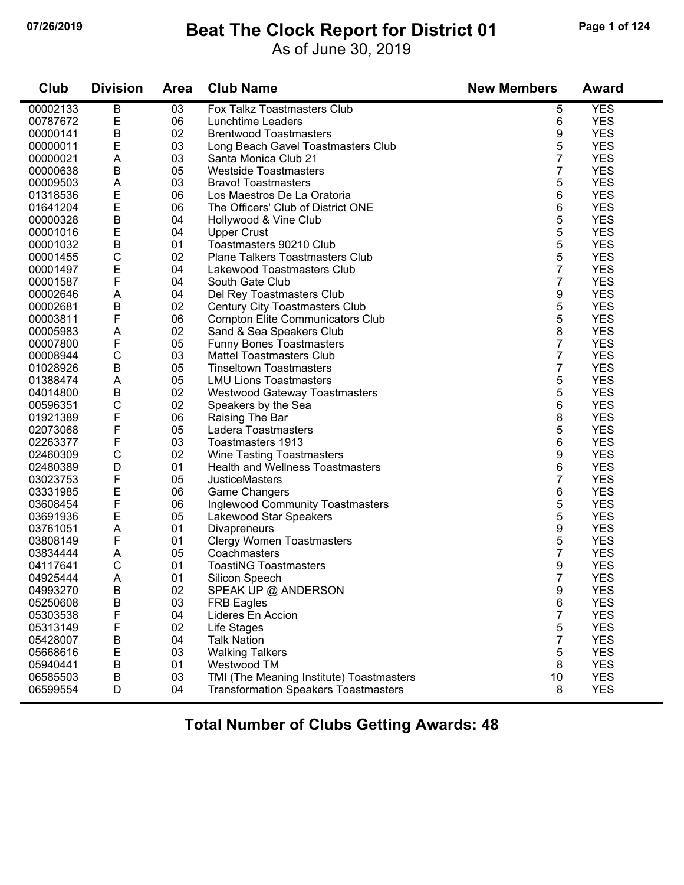# Beat The Clock Report for District 01

As of June 30, 2019

| Club | Division | Area | Club Name | New Members | Award |
|---|---|---|---|---|---|
| 00002133 | B | 03 | Fox Talkz Toastmasters Club | 5 | YES |
| 00787672 | E | 06 | Lunchtime Leaders | 6 | YES |
| 00000141 | B | 02 | Brentwood Toastmasters | 9 | YES |
| 00000011 | E | 03 | Long Beach Gavel Toastmasters Club | 5 | YES |
| 00000021 | A | 03 | Santa Monica Club 21 | 7 | YES |
| 00000638 | B | 05 | Westside Toastmasters | 7 | YES |
| 00009503 | A | 03 | Bravo! Toastmasters | 5 | YES |
| 01318536 | E | 06 | Los Maestros De La Oratoria | 6 | YES |
| 01641204 | E | 06 | The Officers' Club of District ONE | 6 | YES |
| 00000328 | B | 04 | Hollywood & Vine Club | 5 | YES |
| 00001016 | E | 04 | Upper Crust | 5 | YES |
| 00001032 | B | 01 | Toastmasters 90210 Club | 5 | YES |
| 00001455 | C | 02 | Plane Talkers Toastmasters Club | 5 | YES |
| 00001497 | E | 04 | Lakewood Toastmasters Club | 7 | YES |
| 00001587 | F | 04 | South Gate Club | 7 | YES |
| 00002646 | A | 04 | Del Rey Toastmasters Club | 9 | YES |
| 00002681 | B | 02 | Century City Toastmasters Club | 5 | YES |
| 00003811 | F | 06 | Compton Elite Communicators Club | 5 | YES |
| 00005983 | A | 02 | Sand & Sea Speakers Club | 8 | YES |
| 00007800 | F | 05 | Funny Bones Toastmasters | 7 | YES |
| 00008944 | C | 03 | Mattel Toastmasters Club | 7 | YES |
| 01028926 | B | 05 | Tinseltown Toastmasters | 7 | YES |
| 01388474 | A | 05 | LMU Lions Toastmasters | 5 | YES |
| 04014800 | B | 02 | Westwood Gateway Toastmasters | 5 | YES |
| 00596351 | C | 02 | Speakers by the Sea | 6 | YES |
| 01921389 | F | 06 | Raising The Bar | 8 | YES |
| 02073068 | F | 05 | Ladera Toastmasters | 5 | YES |
| 02263377 | F | 03 | Toastmasters 1913 | 6 | YES |
| 02460309 | C | 02 | Wine Tasting Toastmasters | 9 | YES |
| 02480389 | D | 01 | Health and Wellness Toastmasters | 6 | YES |
| 03023753 | F | 05 | JusticeMasters | 7 | YES |
| 03331985 | E | 06 | Game Changers | 6 | YES |
| 03608454 | F | 06 | Inglewood Community Toastmasters | 5 | YES |
| 03691936 | E | 05 | Lakewood Star Speakers | 5 | YES |
| 03761051 | A | 01 | Divapreneurs | 9 | YES |
| 03808149 | F | 01 | Clergy Women Toastmasters | 5 | YES |
| 03834444 | A | 05 | Coachmasters | 7 | YES |
| 04117641 | C | 01 | ToastiNG Toastmasters | 9 | YES |
| 04925444 | A | 01 | Silicon Speech | 7 | YES |
| 04993270 | B | 02 | SPEAK UP @ ANDERSON | 9 | YES |
| 05250608 | B | 03 | FRB Eagles | 6 | YES |
| 05303538 | F | 04 | Lideres En Accion | 7 | YES |
| 05313149 | F | 02 | Life Stages | 5 | YES |
| 05428007 | B | 04 | Talk Nation | 7 | YES |
| 05668616 | E | 03 | Walking Talkers | 5 | YES |
| 05940441 | B | 01 | Westwood TM | 8 | YES |
| 06585503 | B | 03 | TMI (The Meaning Institute) Toastmasters | 10 | YES |
| 06599554 | D | 04 | Transformation Speakers Toastmasters | 8 | YES |

**Total Number of Clubs Getting Awards: 48**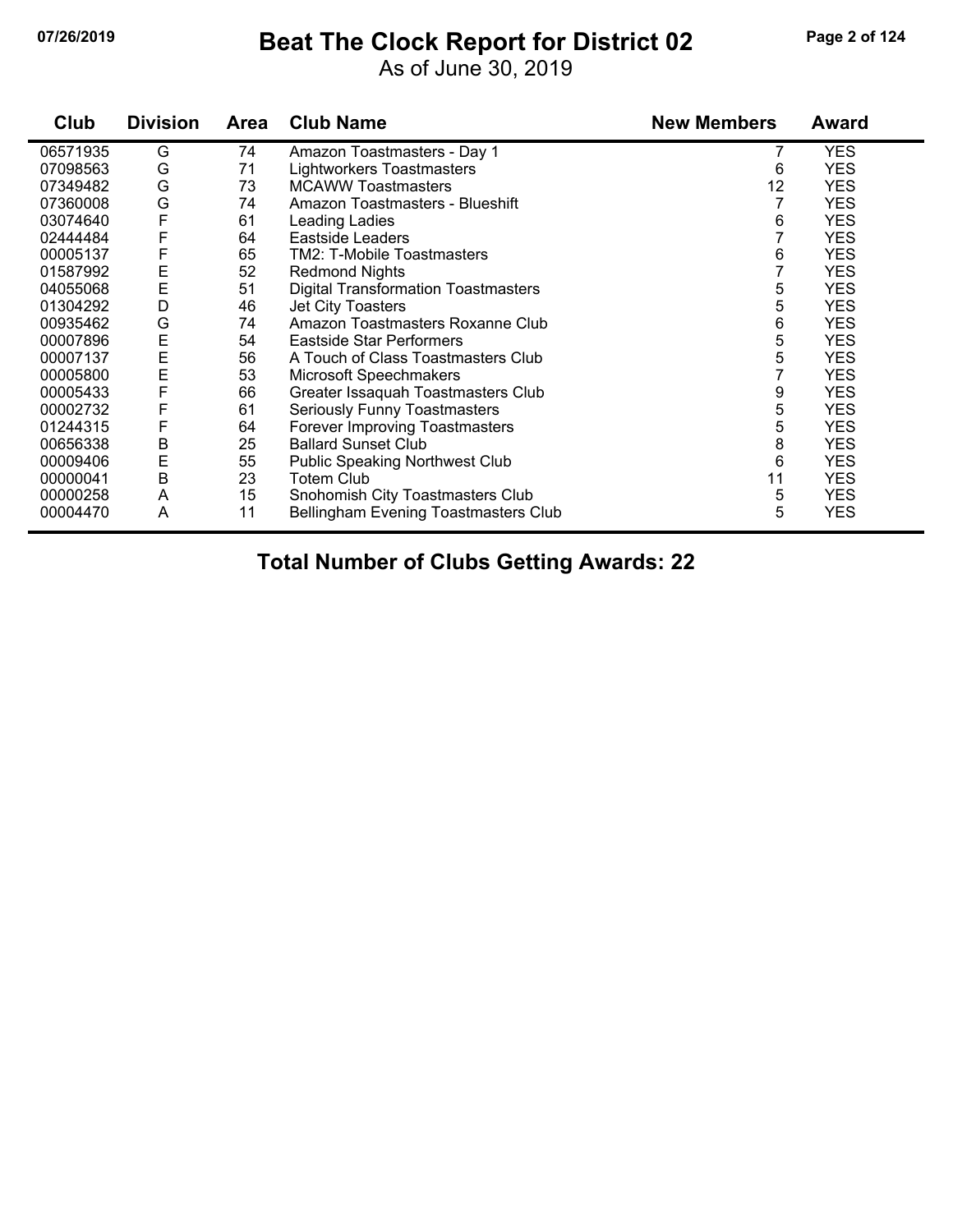# Beat The Clock Report for District 02

As of June 30, 2019

| Club | Division | Area | Club Name | New Members | Award |
|---|---|---|---|---|---|
| 06571935 | G | 74 | Amazon Toastmasters - Day 1 | 7 | YES |
| 07098563 | G | 71 | Lightworkers Toastmasters | 6 | YES |
| 07349482 | G | 73 | MCAWW Toastmasters | 12 | YES |
| 07360008 | G | 74 | Amazon Toastmasters - Blueshift | 7 | YES |
| 03074640 | F | 61 | Leading Ladies | 6 | YES |
| 02444484 | F | 64 | Eastside Leaders | 7 | YES |
| 00005137 | F | 65 | TM2: T-Mobile Toastmasters | 6 | YES |
| 01587992 | E | 52 | Redmond Nights | 7 | YES |
| 04055068 | E | 51 | Digital Transformation Toastmasters | 5 | YES |
| 01304292 | D | 46 | Jet City Toasters | 5 | YES |
| 00935462 | G | 74 | Amazon Toastmasters Roxanne Club | 6 | YES |
| 00007896 | E | 54 | Eastside Star Performers | 5 | YES |
| 00007137 | E | 56 | A Touch of Class Toastmasters Club | 5 | YES |
| 00005800 | E | 53 | Microsoft Speechmakers | 7 | YES |
| 00005433 | F | 66 | Greater Issaquah Toastmasters Club | 9 | YES |
| 00002732 | F | 61 | Seriously Funny Toastmasters | 5 | YES |
| 01244315 | F | 64 | Forever Improving Toastmasters | 5 | YES |
| 00656338 | B | 25 | Ballard Sunset Club | 8 | YES |
| 00009406 | E | 55 | Public Speaking Northwest Club | 6 | YES |
| 00000041 | B | 23 | Totem Club | 11 | YES |
| 00000258 | A | 15 | Snohomish City Toastmasters Club | 5 | YES |
| 00004470 | A | 11 | Bellingham Evening Toastmasters Club | 5 | YES |

**Total Number of Clubs Getting Awards: 22**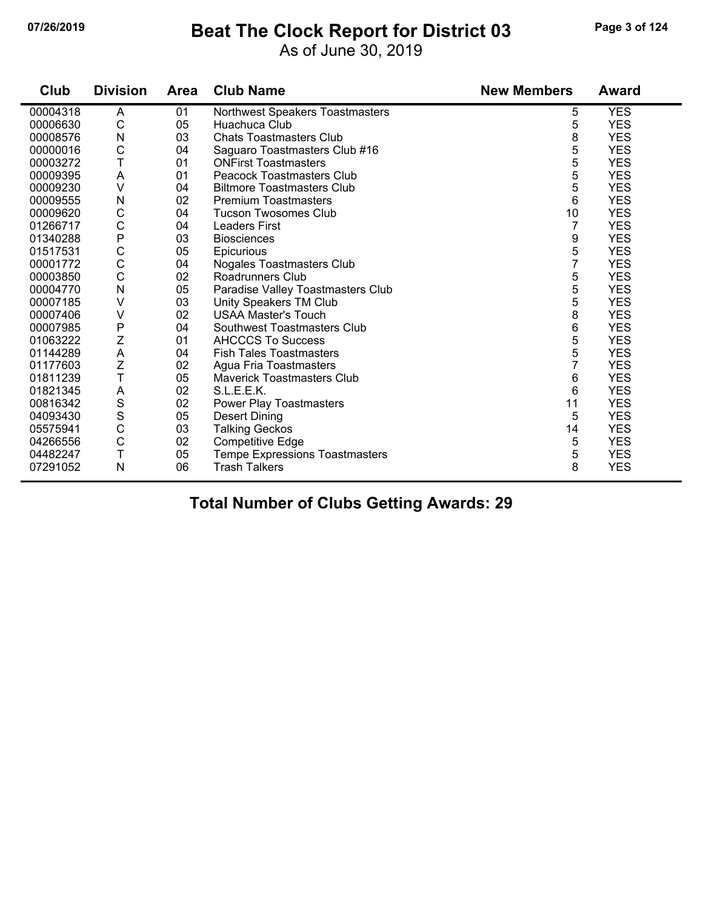# Beat The Clock Report for District 03

As of June 30, 2019

| Club | Division | Area | Club Name | New Members | Award |
|---|---|---|---|---|---|
| 00004318 | A | 01 | Northwest Speakers Toastmasters | 5 | YES |
| 00006630 | C | 05 | Huachuca Club | 5 | YES |
| 00008576 | N | 03 | Chats Toastmasters Club | 8 | YES |
| 00000016 | C | 04 | Saguaro Toastmasters Club #16 | 5 | YES |
| 00003272 | T | 01 | ONFirst Toastmasters | 5 | YES |
| 00009395 | A | 01 | Peacock Toastmasters Club | 5 | YES |
| 00009230 | V | 04 | Biltmore Toastmasters Club | 5 | YES |
| 00009555 | N | 02 | Premium Toastmasters | 6 | YES |
| 00009620 | C | 04 | Tucson Twosomes Club | 10 | YES |
| 01266717 | C | 04 | Leaders First | 7 | YES |
| 01340288 | P | 03 | Biosciences | 9 | YES |
| 01517531 | C | 05 | Epicurious | 5 | YES |
| 00001772 | C | 04 | Nogales Toastmasters Club | 7 | YES |
| 00003850 | C | 02 | Roadrunners Club | 5 | YES |
| 00004770 | N | 05 | Paradise Valley Toastmasters Club | 5 | YES |
| 00007185 | V | 03 | Unity Speakers TM Club | 5 | YES |
| 00007406 | V | 02 | USAA Master's Touch | 8 | YES |
| 00007985 | P | 04 | Southwest Toastmasters Club | 6 | YES |
| 01063222 | Z | 01 | AHCCCS To Success | 5 | YES |
| 01144289 | A | 04 | Fish Tales Toastmasters | 5 | YES |
| 01177603 | Z | 02 | Agua Fria Toastmasters | 7 | YES |
| 01811239 | T | 05 | Maverick Toastmasters Club | 6 | YES |
| 01821345 | A | 02 | S.L.E.E.K. | 6 | YES |
| 00816342 | S | 02 | Power Play Toastmasters | 11 | YES |
| 04093430 | S | 05 | Desert Dining | 5 | YES |
| 05575941 | C | 03 | Talking Geckos | 14 | YES |
| 04266556 | C | 02 | Competitive Edge | 5 | YES |
| 04482247 | T | 05 | Tempe Expressions Toastmasters | 5 | YES |
| 07291052 | N | 06 | Trash Talkers | 8 | YES |

**Total Number of Clubs Getting Awards: 29**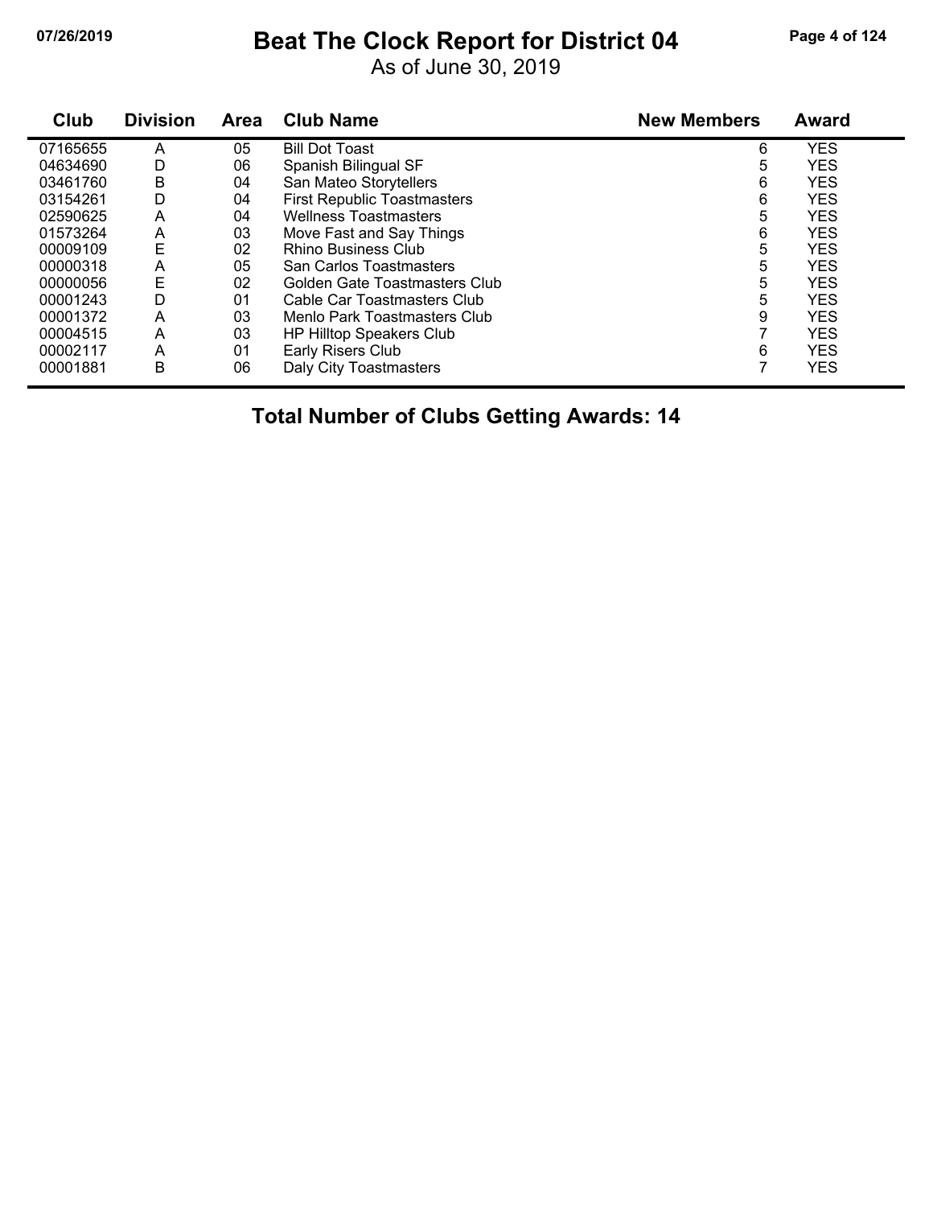# Beat The Clock Report for District 04

As of June 30, 2019

| Club | Division | Area | Club Name | New Members | Award |
|---|---|---|---|---|---|
| 07165655 | A | 05 | Bill Dot Toast | 6 | YES |
| 04634690 | D | 06 | Spanish Bilingual SF | 5 | YES |
| 03461760 | B | 04 | San Mateo Storytellers | 6 | YES |
| 03154261 | D | 04 | First Republic Toastmasters | 6 | YES |
| 02590625 | A | 04 | Wellness Toastmasters | 5 | YES |
| 01573264 | A | 03 | Move Fast and Say Things | 6 | YES |
| 00009109 | E | 02 | Rhino Business Club | 5 | YES |
| 00000318 | A | 05 | San Carlos Toastmasters | 5 | YES |
| 00000056 | E | 02 | Golden Gate Toastmasters Club | 5 | YES |
| 00001243 | D | 01 | Cable Car Toastmasters Club | 5 | YES |
| 00001372 | A | 03 | Menlo Park Toastmasters Club | 9 | YES |
| 00004515 | A | 03 | HP Hilltop Speakers Club | 7 | YES |
| 00002117 | A | 01 | Early Risers Club | 6 | YES |
| 00001881 | B | 06 | Daly City Toastmasters | 7 | YES |

**Total Number of Clubs Getting Awards: 14**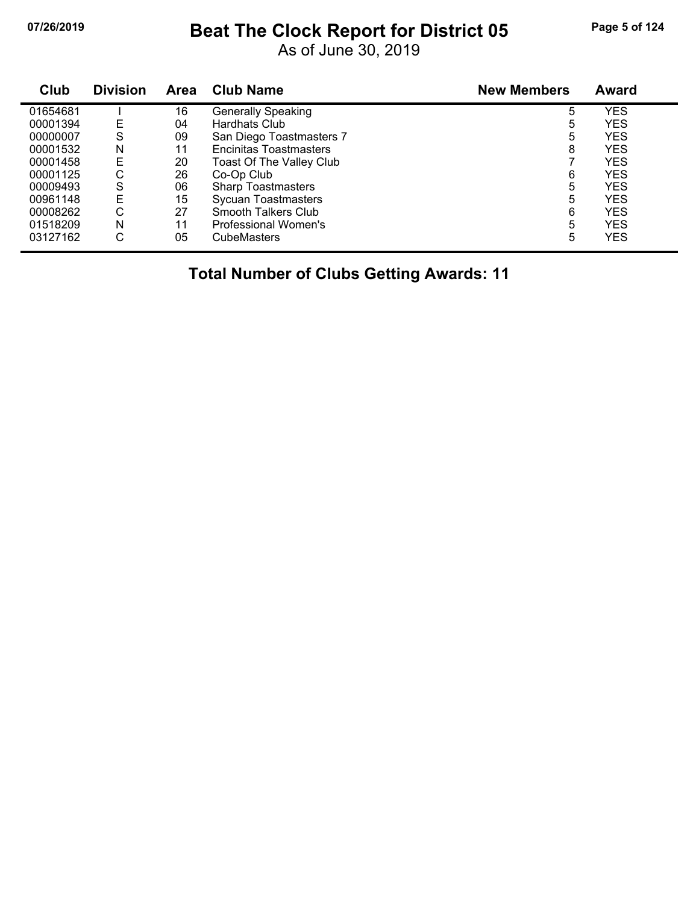# Beat The Clock Report for District 05

As of June 30, 2019

| Club | Division | Area | Club Name | New Members | Award |
|---|---|---|---|---|---|
| 01654681 | I | 16 | Generally Speaking | 5 | YES |
| 00001394 | E | 04 | Hardhats Club | 5 | YES |
| 00000007 | S | 09 | San Diego Toastmasters 7 | 5 | YES |
| 00001532 | N | 11 | Encinitas Toastmasters | 8 | YES |
| 00001458 | E | 20 | Toast Of The Valley Club | 7 | YES |
| 00001125 | C | 26 | Co-Op Club | 6 | YES |
| 00009493 | S | 06 | Sharp Toastmasters | 5 | YES |
| 00961148 | E | 15 | Sycuan Toastmasters | 5 | YES |
| 00008262 | C | 27 | Smooth Talkers Club | 6 | YES |
| 01518209 | N | 11 | Professional Women's | 5 | YES |
| 03127162 | C | 05 | CubeMasters | 5 | YES |

**Total Number of Clubs Getting Awards: 11**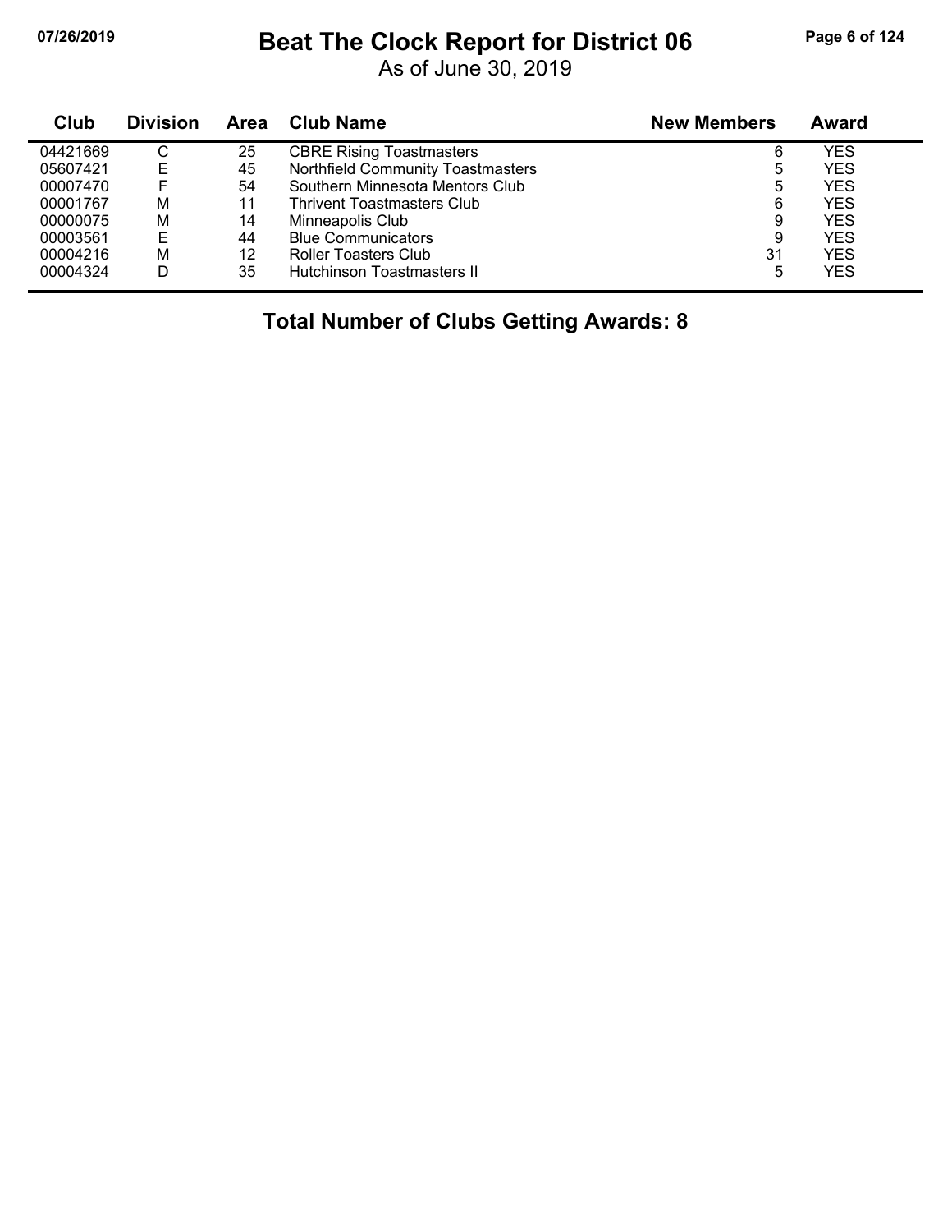# Beat The Clock Report for District 06

As of June 30, 2019

| Club | Division | Area | Club Name | New Members | Award |
|---|---|---|---|---|---|
| 04421669 | C | 25 | CBRE Rising Toastmasters | 6 | YES |
| 05607421 | E | 45 | Northfield Community Toastmasters | 5 | YES |
| 00007470 | F | 54 | Southern Minnesota Mentors Club | 5 | YES |
| 00001767 | M | 11 | Thrivent Toastmasters Club | 6 | YES |
| 00000075 | M | 14 | Minneapolis Club | 9 | YES |
| 00003561 | E | 44 | Blue Communicators | 9 | YES |
| 00004216 | M | 12 | Roller Toasters Club | 31 | YES |
| 00004324 | D | 35 | Hutchinson Toastmasters II | 5 | YES |

## Total Number of Clubs Getting Awards: 8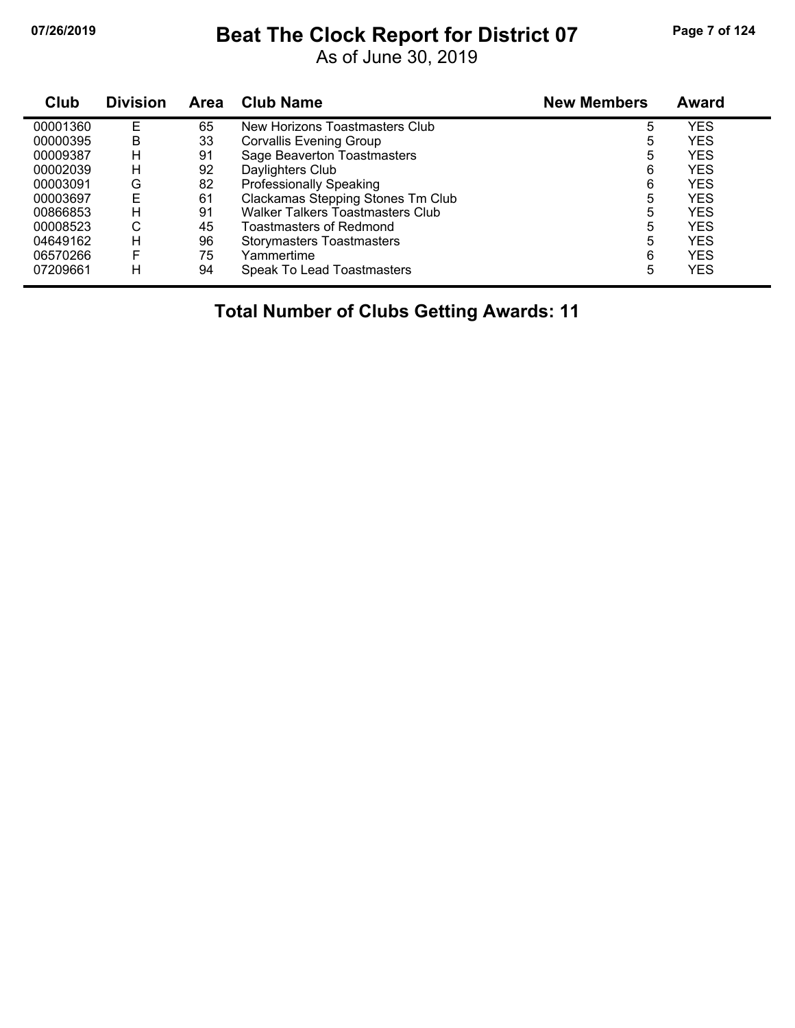# Beat The Clock Report for District 07

As of June 30, 2019

| Club | Division | Area | Club Name | New Members | Award |
|---|---|---|---|---|---|
| 00001360 | E | 65 | New Horizons Toastmasters Club | 5 | YES |
| 00000395 | B | 33 | Corvallis Evening Group | 5 | YES |
| 00009387 | H | 91 | Sage Beaverton Toastmasters | 5 | YES |
| 00002039 | H | 92 | Daylighters Club | 6 | YES |
| 00003091 | G | 82 | Professionally Speaking | 6 | YES |
| 00003697 | E | 61 | Clackamas Stepping Stones Tm Club | 5 | YES |
| 00866853 | H | 91 | Walker Talkers Toastmasters Club | 5 | YES |
| 00008523 | C | 45 | Toastmasters of Redmond | 5 | YES |
| 04649162 | H | 96 | Storymasters Toastmasters | 5 | YES |
| 06570266 | F | 75 | Yammertime | 6 | YES |
| 07209661 | H | 94 | Speak To Lead Toastmasters | 5 | YES |

**Total Number of Clubs Getting Awards: 11**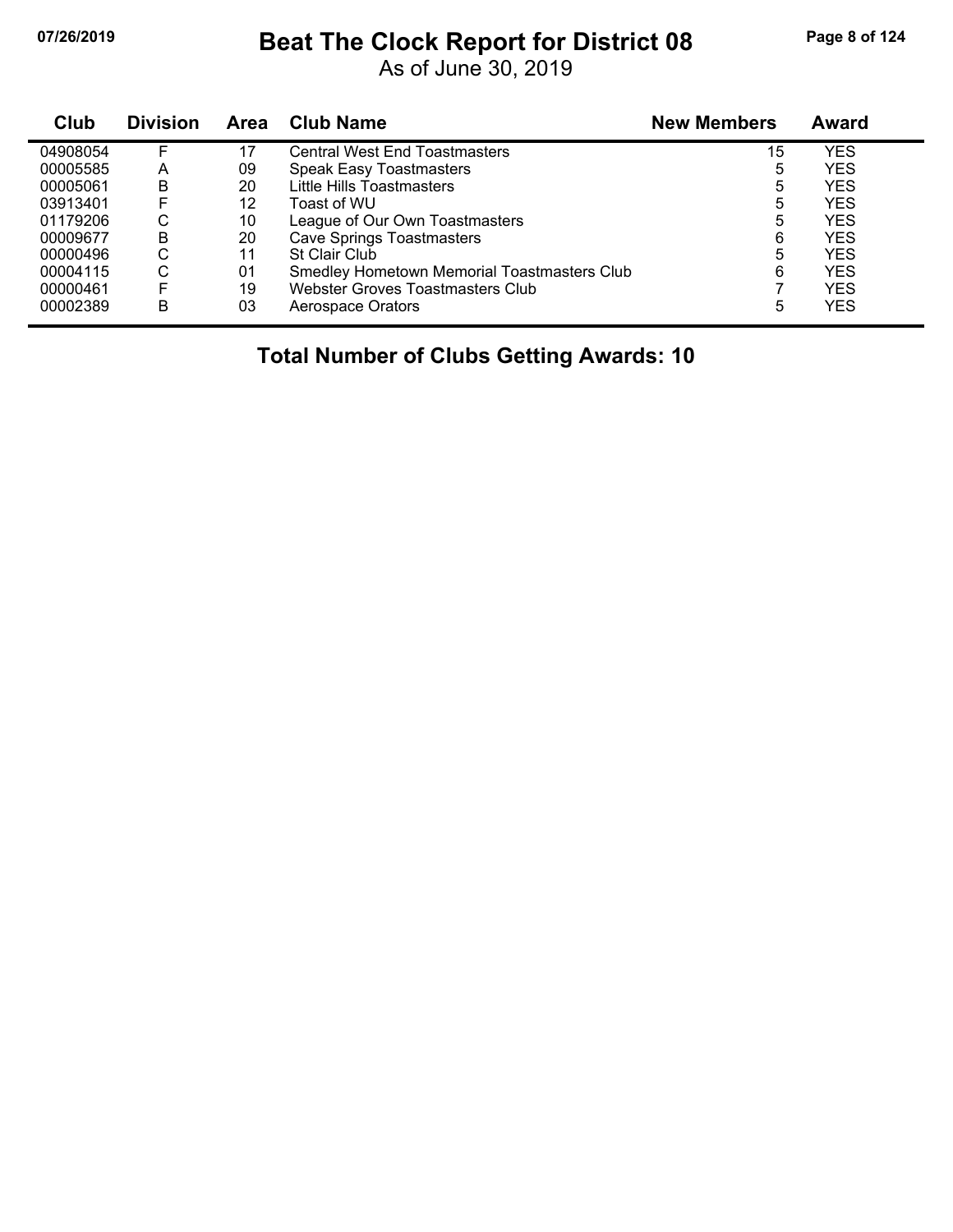# Beat The Clock Report for District 08

As of June 30, 2019

| Club | Division | Area | Club Name | New Members | Award |
|---|---|---|---|---|---|
| 04908054 | F | 17 | Central West End Toastmasters | 15 | YES |
| 00005585 | A | 09 | Speak Easy Toastmasters | 5 | YES |
| 00005061 | B | 20 | Little Hills Toastmasters | 5 | YES |
| 03913401 | F | 12 | Toast of WU | 5 | YES |
| 01179206 | C | 10 | League of Our Own Toastmasters | 5 | YES |
| 00009677 | B | 20 | Cave Springs Toastmasters | 6 | YES |
| 00000496 | C | 11 | St Clair Club | 5 | YES |
| 00004115 | C | 01 | Smedley Hometown Memorial Toastmasters Club | 6 | YES |
| 00000461 | F | 19 | Webster Groves Toastmasters Club | 7 | YES |
| 00002389 | B | 03 | Aerospace Orators | 5 | YES |

**Total Number of Clubs Getting Awards: 10**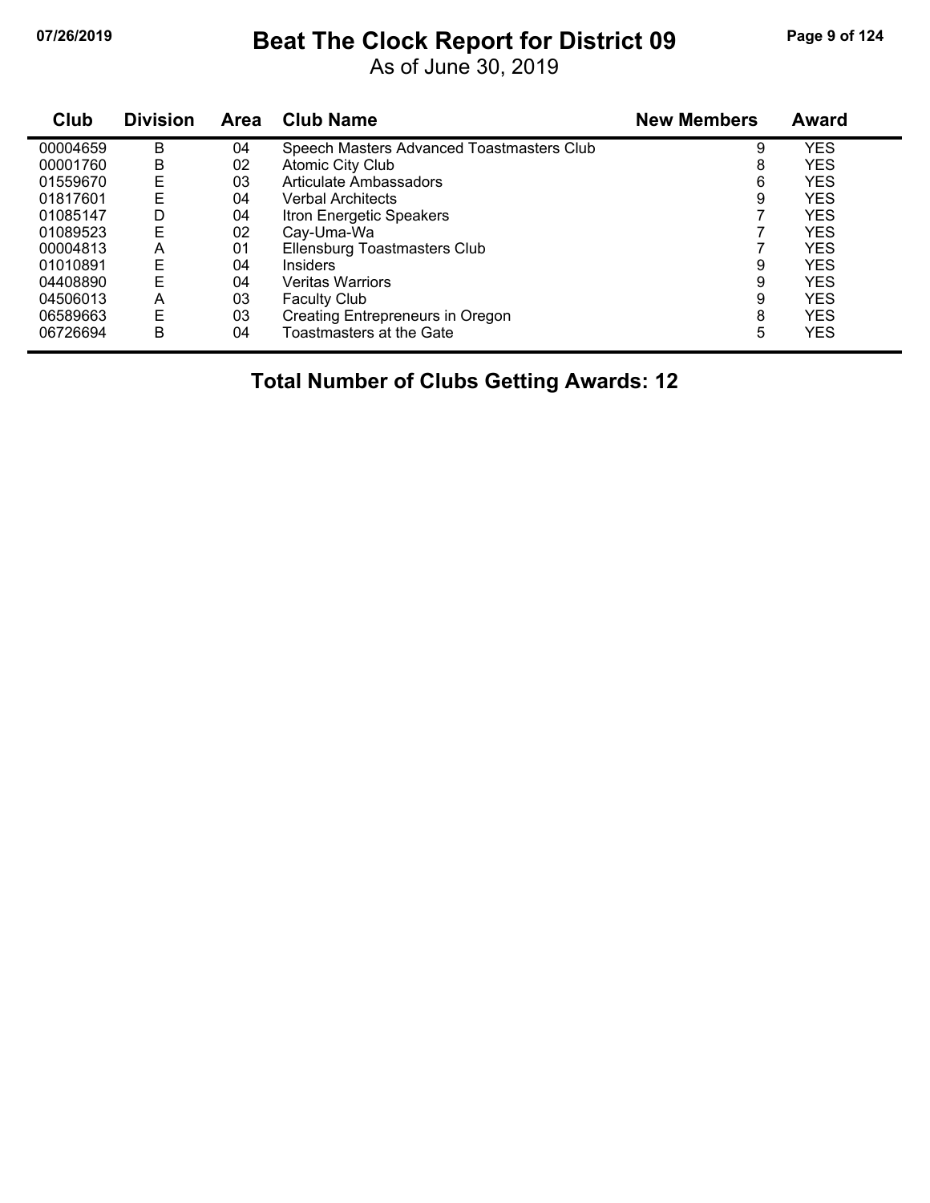# Beat The Clock Report for District 09

As of June 30, 2019

| Club | Division | Area | Club Name | New Members | Award |
|---|---|---|---|---|---|
| 00004659 | B | 04 | Speech Masters Advanced Toastmasters Club | 9 | YES |
| 00001760 | B | 02 | Atomic City Club | 8 | YES |
| 01559670 | E | 03 | Articulate Ambassadors | 6 | YES |
| 01817601 | E | 04 | Verbal Architects | 9 | YES |
| 01085147 | D | 04 | Itron Energetic Speakers | 7 | YES |
| 01089523 | E | 02 | Cay-Uma-Wa | 7 | YES |
| 00004813 | A | 01 | Ellensburg Toastmasters Club | 7 | YES |
| 01010891 | E | 04 | Insiders | 9 | YES |
| 04408890 | E | 04 | Veritas Warriors | 9 | YES |
| 04506013 | A | 03 | Faculty Club | 9 | YES |
| 06589663 | E | 03 | Creating Entrepreneurs in Oregon | 8 | YES |
| 06726694 | B | 04 | Toastmasters at the Gate | 5 | YES |

**Total Number of Clubs Getting Awards: 12**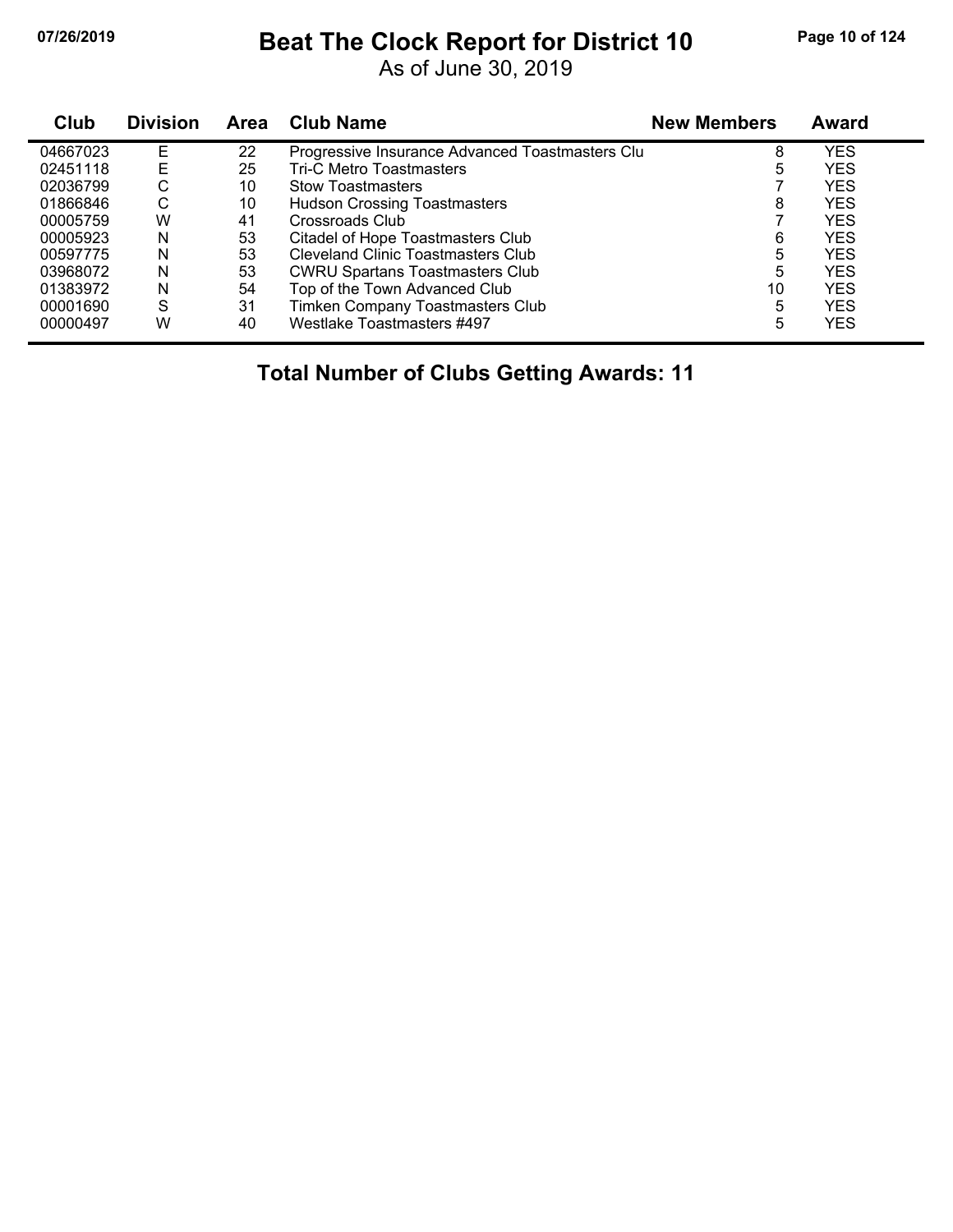# Beat The Clock Report for District 10

As of June 30, 2019

| Club | Division | Area | Club Name | New Members | Award |
|---|---|---|---|---|---|
| 04667023 | E | 22 | Progressive Insurance Advanced Toastmasters Clu | 8 | YES |
| 02451118 | E | 25 | Tri-C Metro Toastmasters | 5 | YES |
| 02036799 | C | 10 | Stow Toastmasters | 7 | YES |
| 01866846 | C | 10 | Hudson Crossing Toastmasters | 8 | YES |
| 00005759 | W | 41 | Crossroads Club | 7 | YES |
| 00005923 | N | 53 | Citadel of Hope Toastmasters Club | 6 | YES |
| 00597775 | N | 53 | Cleveland Clinic Toastmasters Club | 5 | YES |
| 03968072 | N | 53 | CWRU Spartans Toastmasters Club | 5 | YES |
| 01383972 | N | 54 | Top of the Town Advanced Club | 10 | YES |
| 00001690 | S | 31 | Timken Company Toastmasters Club | 5 | YES |
| 00000497 | W | 40 | Westlake Toastmasters #497 | 5 | YES |

**Total Number of Clubs Getting Awards: 11**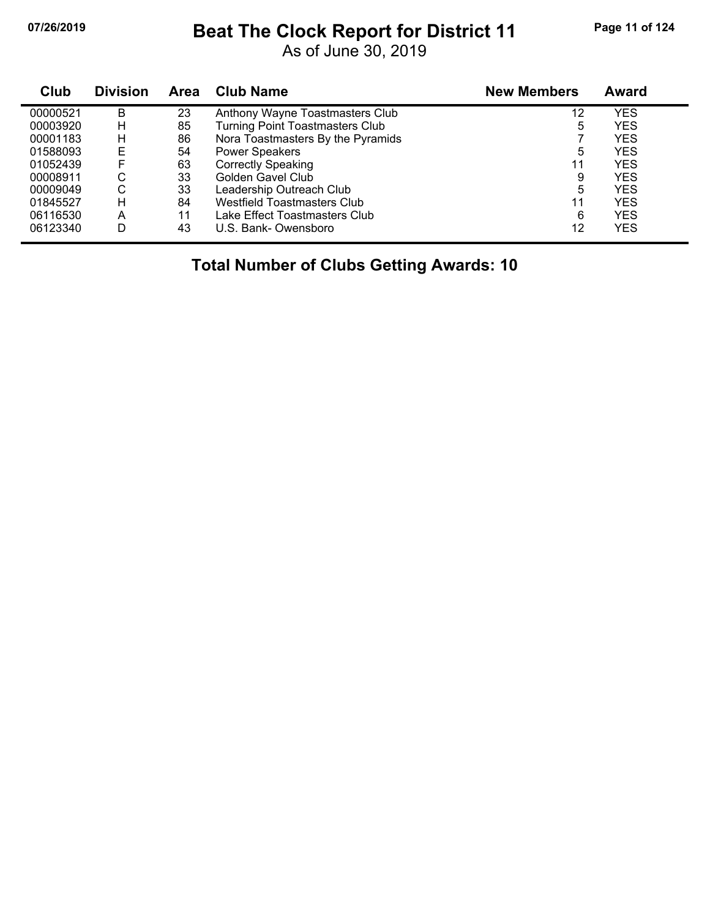# Beat The Clock Report for District 11

As of June 30, 2019

| Club | Division | Area | Club Name | New Members | Award |
|---|---|---|---|---|---|
| 00000521 | B | 23 | Anthony Wayne Toastmasters Club | 12 | YES |
| 00003920 | H | 85 | Turning Point Toastmasters Club | 5 | YES |
| 00001183 | H | 86 | Nora Toastmasters By the Pyramids | 7 | YES |
| 01588093 | E | 54 | Power Speakers | 5 | YES |
| 01052439 | F | 63 | Correctly Speaking | 11 | YES |
| 00008911 | C | 33 | Golden Gavel Club | 9 | YES |
| 00009049 | C | 33 | Leadership Outreach Club | 5 | YES |
| 01845527 | H | 84 | Westfield Toastmasters Club | 11 | YES |
| 06116530 | A | 11 | Lake Effect Toastmasters Club | 6 | YES |
| 06123340 | D | 43 | U.S. Bank- Owensboro | 12 | YES |

**Total Number of Clubs Getting Awards: 10**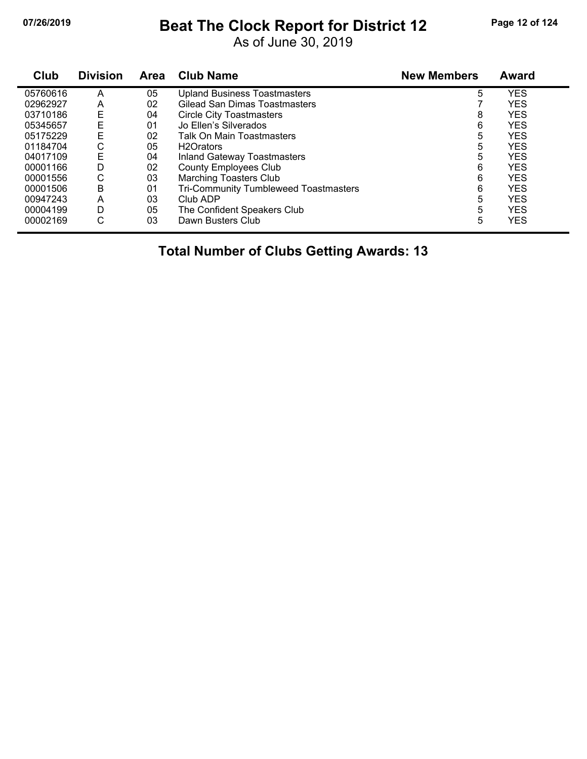# Beat The Clock Report for District 12

As of June 30, 2019

| Club | Division | Area | Club Name | New Members | Award |
|---|---|---|---|---|---|
| 05760616 | A | 05 | Upland Business Toastmasters | 5 | YES |
| 02962927 | A | 02 | Gilead San Dimas Toastmasters | 7 | YES |
| 03710186 | E | 04 | Circle City Toastmasters | 8 | YES |
| 05345657 | E | 01 | Jo Ellen's Silverados | 6 | YES |
| 05175229 | E | 02 | Talk On Main Toastmasters | 5 | YES |
| 01184704 | C | 05 | H2Orators | 5 | YES |
| 04017109 | E | 04 | Inland Gateway Toastmasters | 5 | YES |
| 00001166 | D | 02 | County Employees Club | 6 | YES |
| 00001556 | C | 03 | Marching Toasters Club | 6 | YES |
| 00001506 | B | 01 | Tri-Community Tumbleweed Toastmasters | 6 | YES |
| 00947243 | A | 03 | Club ADP | 5 | YES |
| 00004199 | D | 05 | The Confident Speakers Club | 5 | YES |
| 00002169 | C | 03 | Dawn Busters Club | 5 | YES |

**Total Number of Clubs Getting Awards: 13**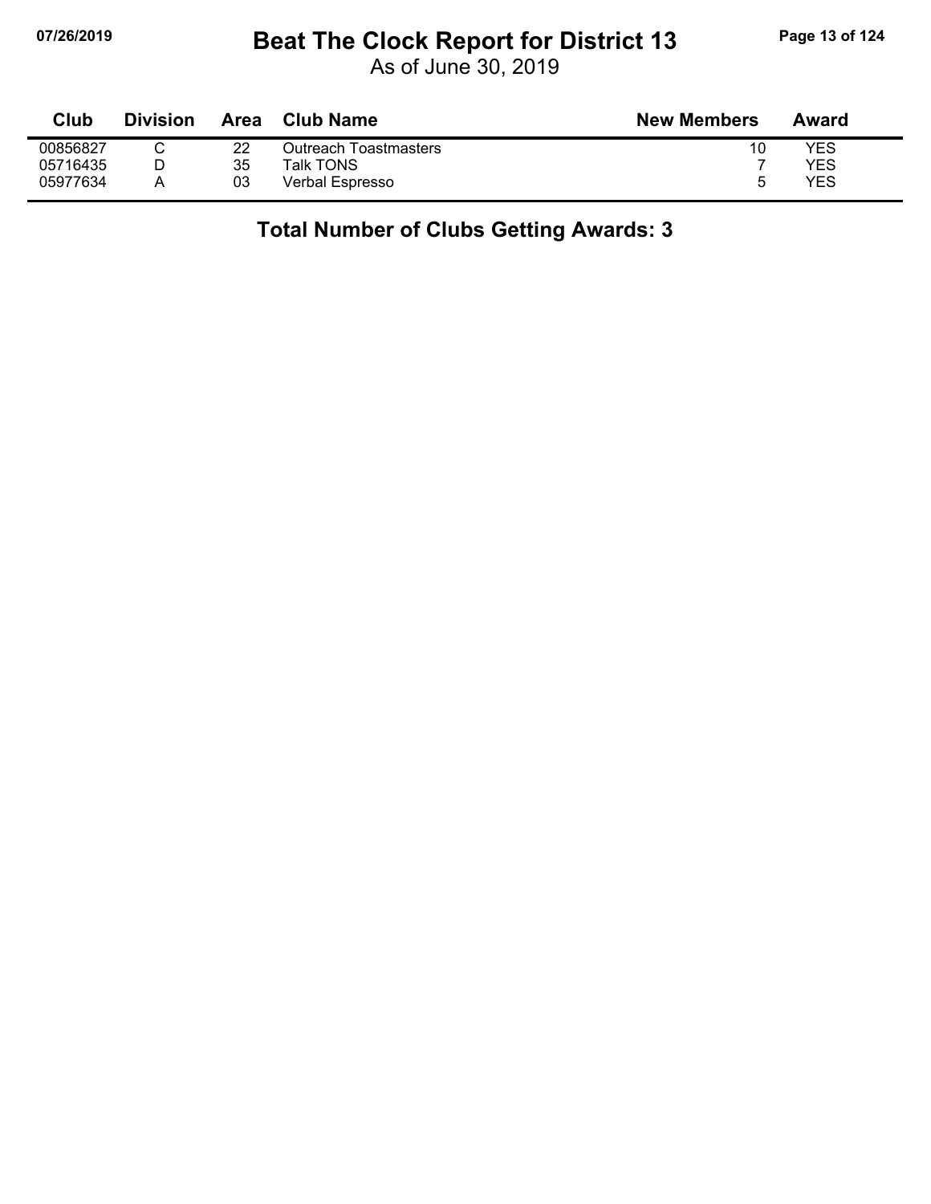# Beat The Clock Report for District 13

As of June 30, 2019

| Club | Division | Area | Club Name | New Members | Award |
|---|---|---|---|---|---|
| 00856827 | C | 22 | Outreach Toastmasters | 10 | YES |
| 05716435 | D | 35 | Talk TONS | 7 | YES |
| 05977634 | A | 03 | Verbal Espresso | 5 | YES |

**Total Number of Clubs Getting Awards: 3**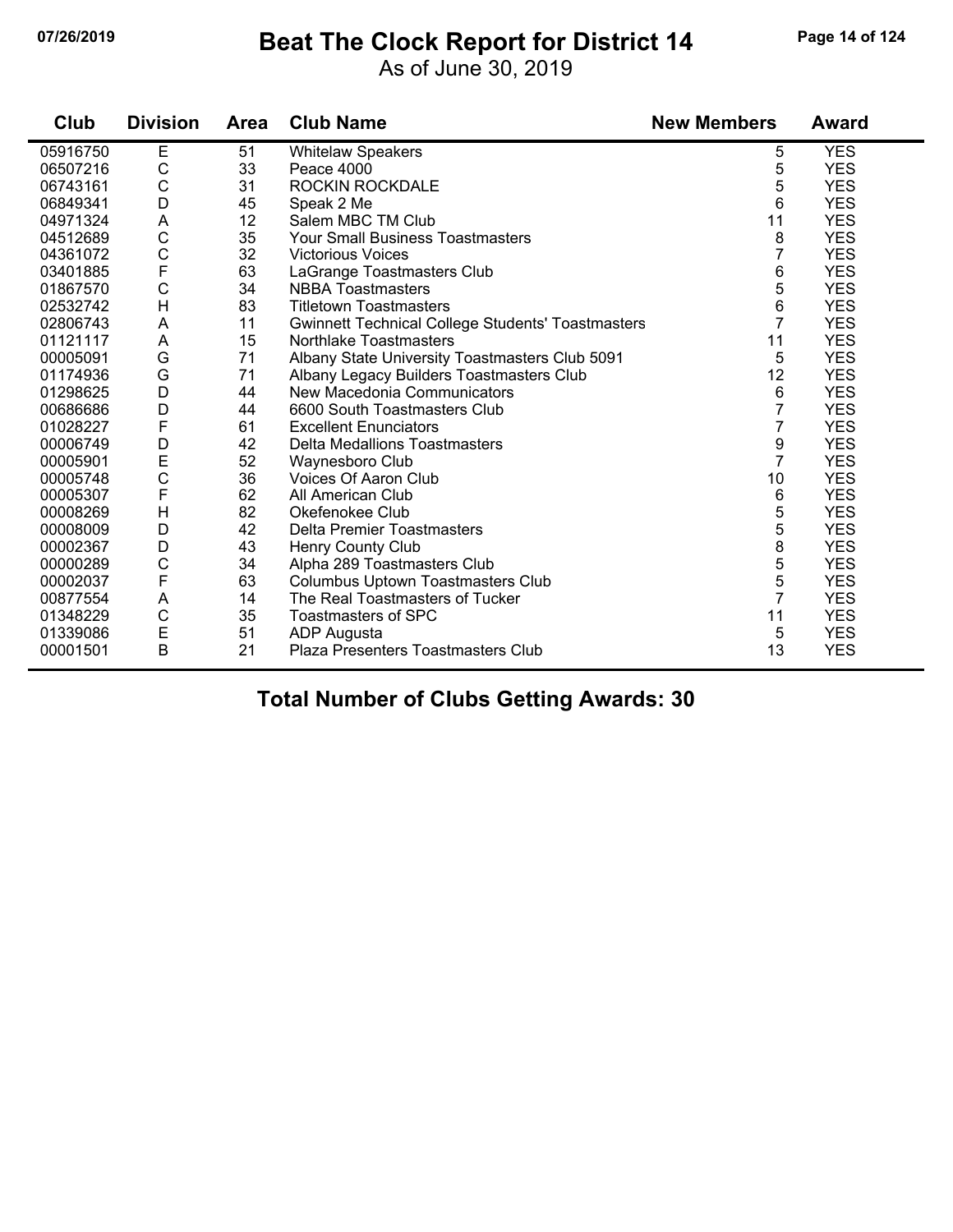# Beat The Clock Report for District 14

As of June 30, 2019

07/26/2019

| Club | Division | Area | Club Name | New Members | Award |
|---|---|---|---|---|---|
| 05916750 | E | 51 | Whitelaw Speakers | 5 | YES |
| 06507216 | C | 33 | Peace 4000 | 5 | YES |
| 06743161 | C | 31 | ROCKIN ROCKDALE | 5 | YES |
| 06849341 | D | 45 | Speak 2 Me | 6 | YES |
| 04971324 | A | 12 | Salem MBC TM Club | 11 | YES |
| 04512689 | C | 35 | Your Small Business Toastmasters | 8 | YES |
| 04361072 | C | 32 | Victorious Voices | 7 | YES |
| 03401885 | F | 63 | LaGrange Toastmasters Club | 6 | YES |
| 01867570 | C | 34 | NBBA Toastmasters | 5 | YES |
| 02532742 | H | 83 | Titletown Toastmasters | 6 | YES |
| 02806743 | A | 11 | Gwinnett Technical College Students' Toastmasters | 7 | YES |
| 01121117 | A | 15 | Northlake Toastmasters | 11 | YES |
| 00005091 | G | 71 | Albany State University Toastmasters Club 5091 | 5 | YES |
| 01174936 | G | 71 | Albany Legacy Builders Toastmasters Club | 12 | YES |
| 01298625 | D | 44 | New Macedonia Communicators | 6 | YES |
| 00686686 | D | 44 | 6600 South Toastmasters Club | 7 | YES |
| 01028227 | F | 61 | Excellent Enunciators | 7 | YES |
| 00006749 | D | 42 | Delta Medallions Toastmasters | 9 | YES |
| 00005901 | E | 52 | Waynesboro Club | 7 | YES |
| 00005748 | C | 36 | Voices Of Aaron Club | 10 | YES |
| 00005307 | F | 62 | All American Club | 6 | YES |
| 00008269 | H | 82 | Okefenokee Club | 5 | YES |
| 00008009 | D | 42 | Delta Premier Toastmasters | 5 | YES |
| 00002367 | D | 43 | Henry County Club | 8 | YES |
| 00000289 | C | 34 | Alpha 289 Toastmasters Club | 5 | YES |
| 00002037 | F | 63 | Columbus Uptown Toastmasters Club | 5 | YES |
| 00877554 | A | 14 | The Real Toastmasters of Tucker | 7 | YES |
| 01348229 | C | 35 | Toastmasters of SPC | 11 | YES |
| 01339086 | E | 51 | ADP Augusta | 5 | YES |
| 00001501 | B | 21 | Plaza Presenters Toastmasters Club | 13 | YES |

## Total Number of Clubs Getting Awards: 30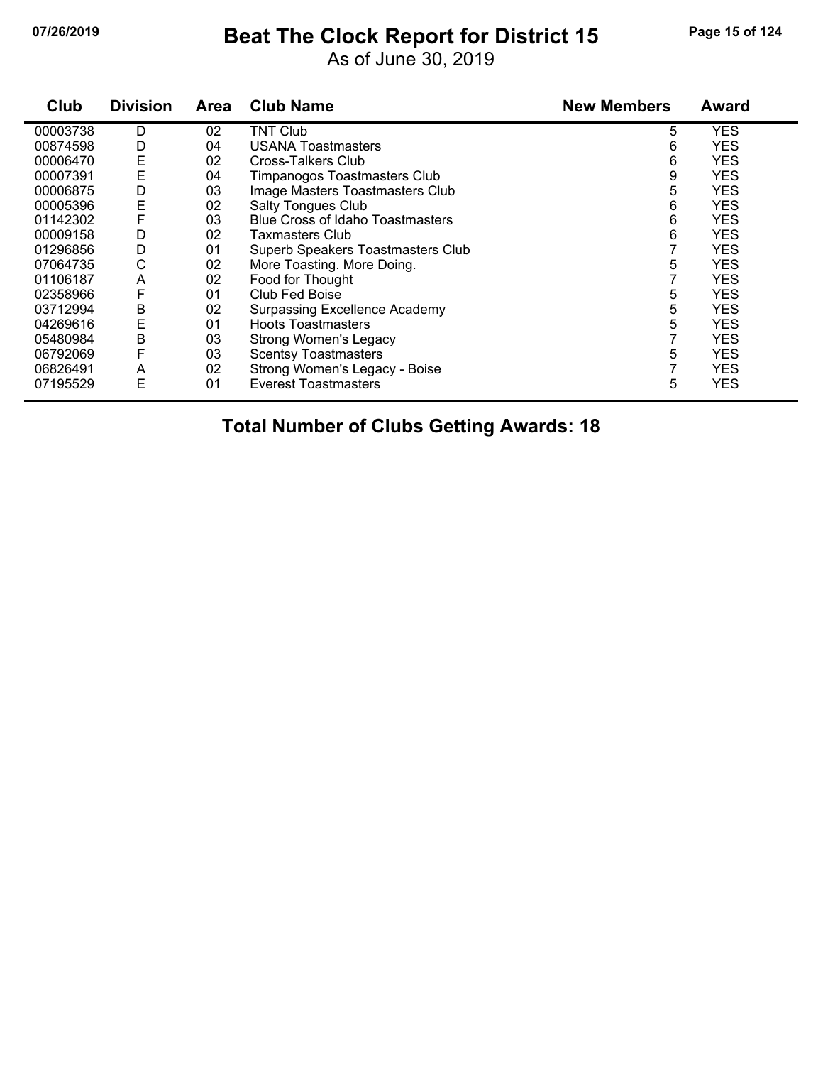# Beat The Clock Report for District 15

As of June 30, 2019

| Club | Division | Area | Club Name | New Members | Award |
|---|---|---|---|---|---|
| 00003738 | D | 02 | TNT Club | 5 | YES |
| 00874598 | D | 04 | USANA Toastmasters | 6 | YES |
| 00006470 | E | 02 | Cross-Talkers Club | 6 | YES |
| 00007391 | E | 04 | Timpanogos Toastmasters Club | 9 | YES |
| 00006875 | D | 03 | Image Masters Toastmasters Club | 5 | YES |
| 00005396 | E | 02 | Salty Tongues Club | 6 | YES |
| 01142302 | F | 03 | Blue Cross of Idaho Toastmasters | 6 | YES |
| 00009158 | D | 02 | Taxmasters Club | 6 | YES |
| 01296856 | D | 01 | Superb Speakers Toastmasters Club | 7 | YES |
| 07064735 | C | 02 | More Toasting. More Doing. | 5 | YES |
| 01106187 | A | 02 | Food for Thought | 7 | YES |
| 02358966 | F | 01 | Club Fed Boise | 5 | YES |
| 03712994 | B | 02 | Surpassing Excellence Academy | 5 | YES |
| 04269616 | E | 01 | Hoots Toastmasters | 5 | YES |
| 05480984 | B | 03 | Strong Women's Legacy | 7 | YES |
| 06792069 | F | 03 | Scentsy Toastmasters | 5 | YES |
| 06826491 | A | 02 | Strong Women's Legacy - Boise | 7 | YES |
| 07195529 | E | 01 | Everest Toastmasters | 5 | YES |

## Total Number of Clubs Getting Awards: 18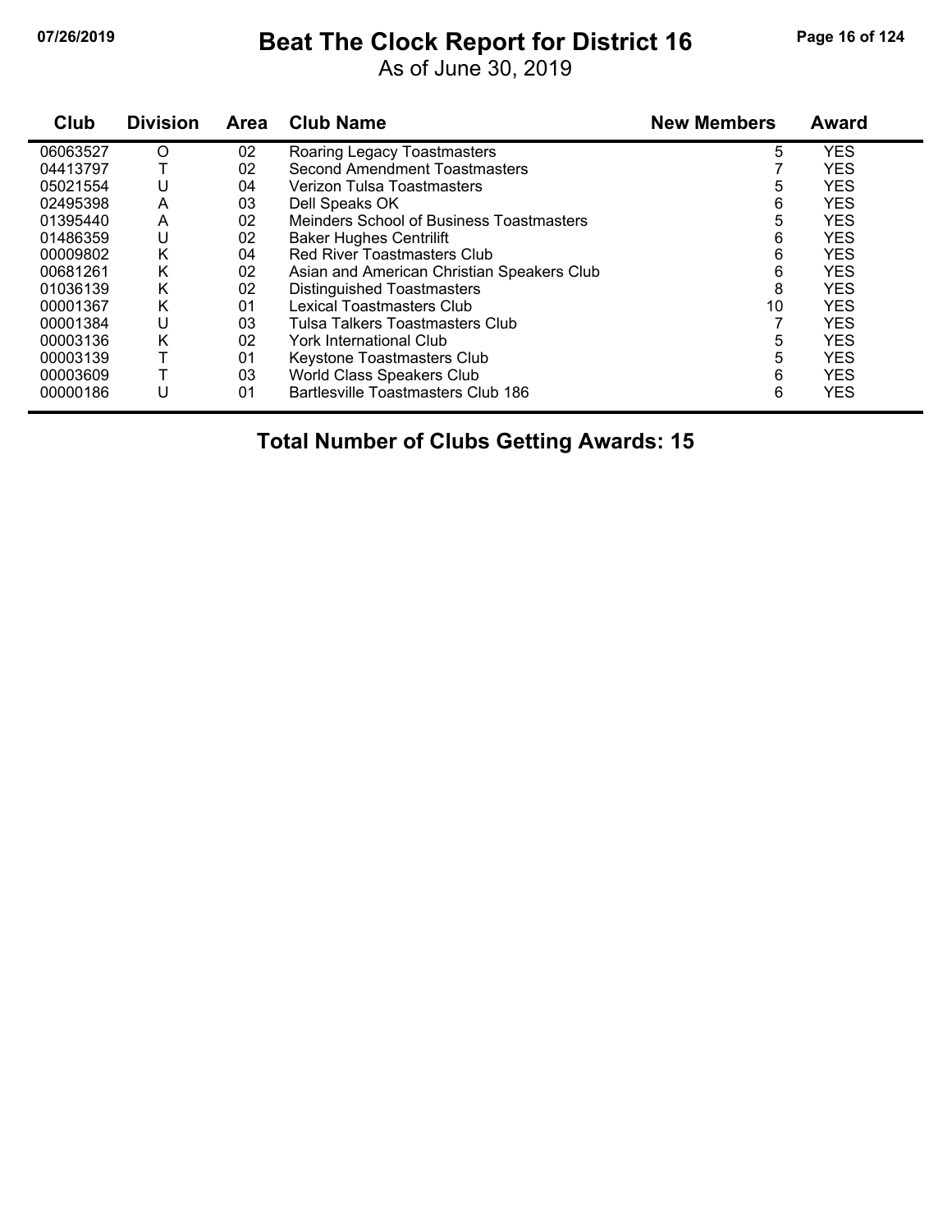# Beat The Clock Report for District 16

As of June 30, 2019

| Club | Division | Area | Club Name | New Members | Award |
|---|---|---|---|---|---|
| 06063527 | O | 02 | Roaring Legacy Toastmasters | 5 | YES |
| 04413797 | T | 02 | Second Amendment Toastmasters | 7 | YES |
| 05021554 | U | 04 | Verizon Tulsa Toastmasters | 5 | YES |
| 02495398 | A | 03 | Dell Speaks OK | 6 | YES |
| 01395440 | A | 02 | Meinders School of Business Toastmasters | 5 | YES |
| 01486359 | U | 02 | Baker Hughes Centrilift | 6 | YES |
| 00009802 | K | 04 | Red River Toastmasters Club | 6 | YES |
| 00681261 | K | 02 | Asian and American Christian Speakers Club | 6 | YES |
| 01036139 | K | 02 | Distinguished Toastmasters | 8 | YES |
| 00001367 | K | 01 | Lexical Toastmasters Club | 10 | YES |
| 00001384 | U | 03 | Tulsa Talkers Toastmasters Club | 7 | YES |
| 00003136 | K | 02 | York International Club | 5 | YES |
| 00003139 | T | 01 | Keystone Toastmasters Club | 5 | YES |
| 00003609 | T | 03 | World Class Speakers Club | 6 | YES |
| 00000186 | U | 01 | Bartlesville Toastmasters Club 186 | 6 | YES |

**Total Number of Clubs Getting Awards: 15**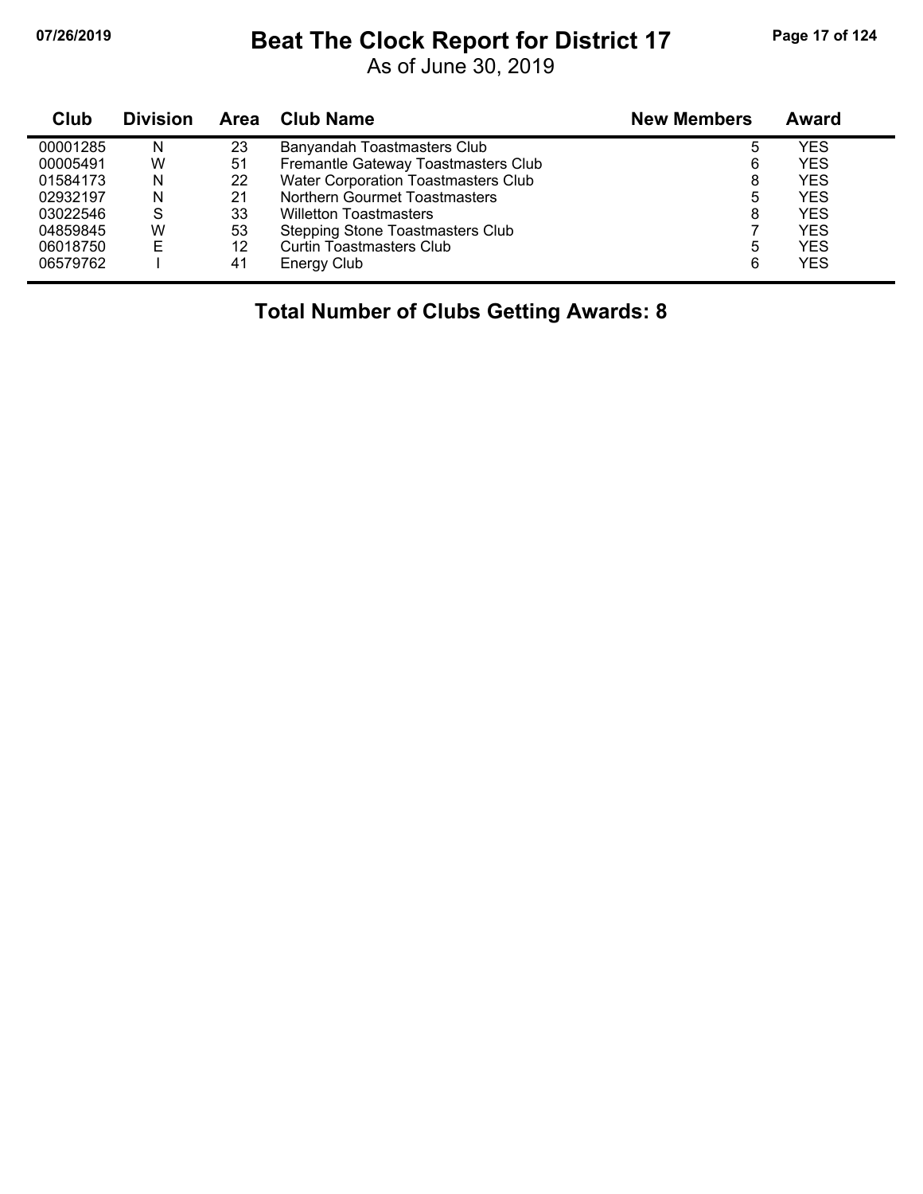# Beat The Clock Report for District 17

As of June 30, 2019

| Club | Division | Area | Club Name | New Members | Award |
|---|---|---|---|---|---|
| 00001285 | N | 23 | Banyandah Toastmasters Club | 5 | YES |
| 00005491 | W | 51 | Fremantle Gateway Toastmasters Club | 6 | YES |
| 01584173 | N | 22 | Water Corporation Toastmasters Club | 8 | YES |
| 02932197 | N | 21 | Northern Gourmet Toastmasters | 5 | YES |
| 03022546 | S | 33 | Willetton Toastmasters | 8 | YES |
| 04859845 | W | 53 | Stepping Stone Toastmasters Club | 7 | YES |
| 06018750 | E | 12 | Curtin Toastmasters Club | 5 | YES |
| 06579762 | I | 41 | Energy Club | 6 | YES |

**Total Number of Clubs Getting Awards: 8**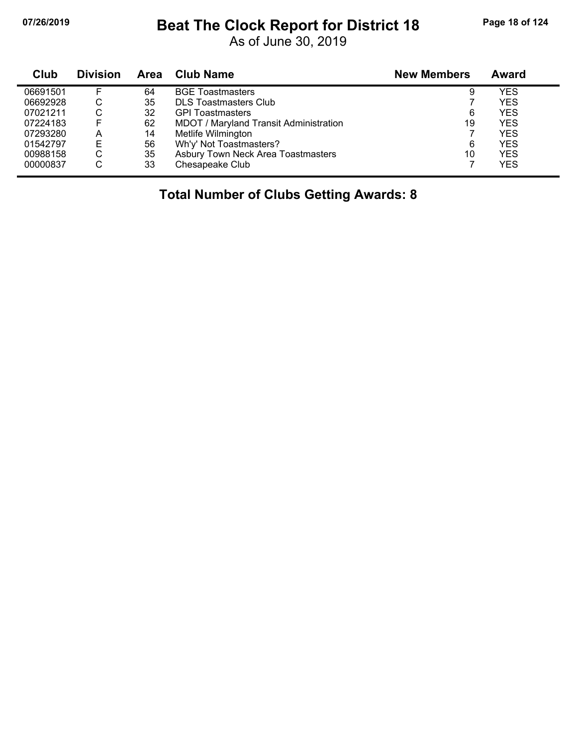# Beat The Clock Report for District 18

As of June 30, 2019

| Club | Division | Area | Club Name | New Members | Award |
|---|---|---|---|---|---|
| 06691501 | F | 64 | BGE Toastmasters | 9 | YES |
| 06692928 | C | 35 | DLS Toastmasters Club | 7 | YES |
| 07021211 | C | 32 | GPI Toastmasters | 6 | YES |
| 07224183 | F | 62 | MDOT / Maryland Transit Administration | 19 | YES |
| 07293280 | A | 14 | Metlife Wilmington | 7 | YES |
| 01542797 | E | 56 | Wh'y' Not Toastmasters? | 6 | YES |
| 00988158 | C | 35 | Asbury Town Neck Area Toastmasters | 10 | YES |
| 00000837 | C | 33 | Chesapeake Club | 7 | YES |

**Total Number of Clubs Getting Awards: 8**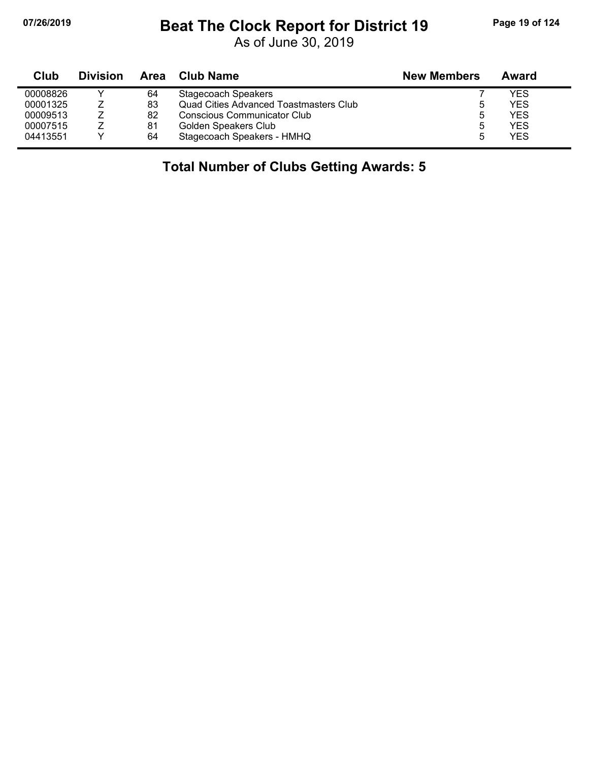# Beat The Clock Report for District 19

As of June 30, 2019

| Club | Division | Area | Club Name | New Members | Award |
|---|---|---|---|---|---|
| 00008826 | Y | 64 | Stagecoach Speakers | 7 | YES |
| 00001325 | Z | 83 | Quad Cities Advanced Toastmasters Club | 5 | YES |
| 00009513 | Z | 82 | Conscious Communicator Club | 5 | YES |
| 00007515 | Z | 81 | Golden Speakers Club | 5 | YES |
| 04413551 | Y | 64 | Stagecoach Speakers - HMHQ | 5 | YES |

**Total Number of Clubs Getting Awards: 5**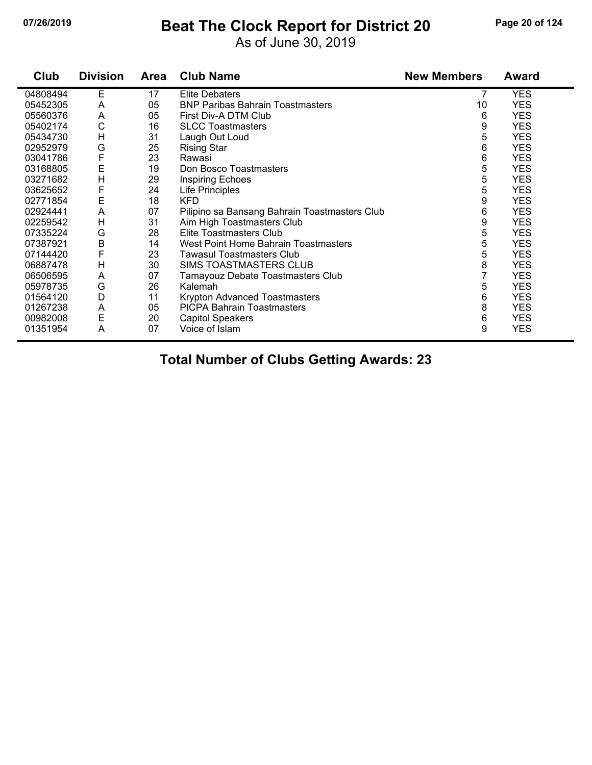# Beat The Clock Report for District 20

As of June 30, 2019

| Club | Division | Area | Club Name | New Members | Award |
|---|---|---|---|---|---|
| 04808494 | E | 17 | Elite Debaters | 7 | YES |
| 05452305 | A | 05 | BNP Paribas Bahrain Toastmasters | 10 | YES |
| 05560376 | A | 05 | First Div-A DTM Club | 6 | YES |
| 05402174 | C | 16 | SLCC Toastmasters | 9 | YES |
| 05434730 | H | 31 | Laugh Out Loud | 5 | YES |
| 02952979 | G | 25 | Rising Star | 6 | YES |
| 03041786 | F | 23 | Rawasi | 6 | YES |
| 03168805 | E | 19 | Don Bosco Toastmasters | 5 | YES |
| 03271682 | H | 29 | Inspiring Echoes | 5 | YES |
| 03625652 | F | 24 | Life Principles | 5 | YES |
| 02771854 | E | 18 | KFD | 9 | YES |
| 02924441 | A | 07 | Pilipino sa Bansang Bahrain Toastmasters Club | 6 | YES |
| 02259542 | H | 31 | Aim High Toastmasters Club | 9 | YES |
| 07335224 | G | 28 | Elite Toastmasters Club | 5 | YES |
| 07387921 | B | 14 | West Point Home Bahrain Toastmasters | 5 | YES |
| 07144420 | F | 23 | Tawasul Toastmasters Club | 5 | YES |
| 06887478 | H | 30 | SIMS TOASTMASTERS CLUB | 8 | YES |
| 06506595 | A | 07 | Tamayouz Debate Toastmasters Club | 7 | YES |
| 05978735 | G | 26 | Kalemah | 5 | YES |
| 01564120 | D | 11 | Krypton Advanced Toastmasters | 6 | YES |
| 01267238 | A | 05 | PICPA Bahrain Toastmasters | 8 | YES |
| 00982008 | E | 20 | Capitol Speakers | 6 | YES |
| 01351954 | A | 07 | Voice of Islam | 9 | YES |

**Total Number of Clubs Getting Awards: 23**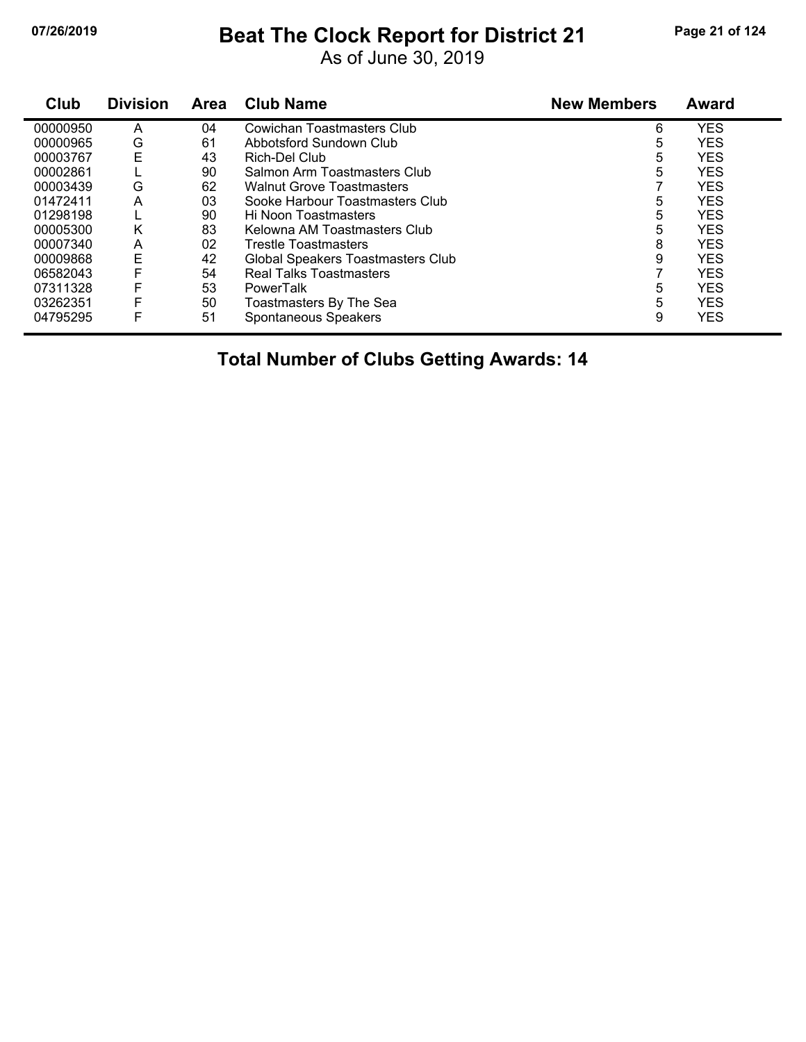# Beat The Clock Report for District 21

As of June 30, 2019

| Club | Division | Area | Club Name | New Members | Award |
|---|---|---|---|---|---|
| 00000950 | A | 04 | Cowichan Toastmasters Club | 6 | YES |
| 00000965 | G | 61 | Abbotsford Sundown Club | 5 | YES |
| 00003767 | E | 43 | Rich-Del Club | 5 | YES |
| 00002861 | L | 90 | Salmon Arm Toastmasters Club | 5 | YES |
| 00003439 | G | 62 | Walnut Grove Toastmasters | 7 | YES |
| 01472411 | A | 03 | Sooke Harbour Toastmasters Club | 5 | YES |
| 01298198 | L | 90 | Hi Noon Toastmasters | 5 | YES |
| 00005300 | K | 83 | Kelowna AM Toastmasters Club | 5 | YES |
| 00007340 | A | 02 | Trestle Toastmasters | 8 | YES |
| 00009868 | E | 42 | Global Speakers Toastmasters Club | 9 | YES |
| 06582043 | F | 54 | Real Talks Toastmasters | 7 | YES |
| 07311328 | F | 53 | PowerTalk | 5 | YES |
| 03262351 | F | 50 | Toastmasters By The Sea | 5 | YES |
| 04795295 | F | 51 | Spontaneous Speakers | 9 | YES |

**Total Number of Clubs Getting Awards: 14**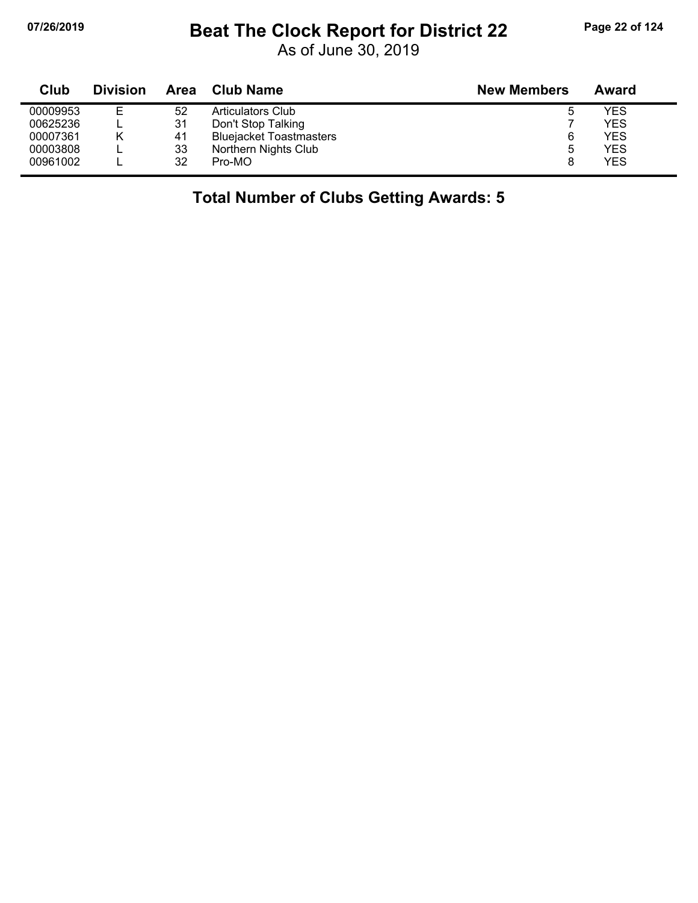# Beat The Clock Report for District 22

As of June 30, 2019

| Club | Division | Area | Club Name | New Members | Award |
|---|---|---|---|---|---|
| 00009953 | E | 52 | Articulators Club | 5 | YES |
| 00625236 | L | 31 | Don't Stop Talking | 7 | YES |
| 00007361 | K | 41 | Bluejacket Toastmasters | 6 | YES |
| 00003808 | L | 33 | Northern Nights Club | 5 | YES |
| 00961002 | L | 32 | Pro-MO | 8 | YES |

**Total Number of Clubs Getting Awards: 5**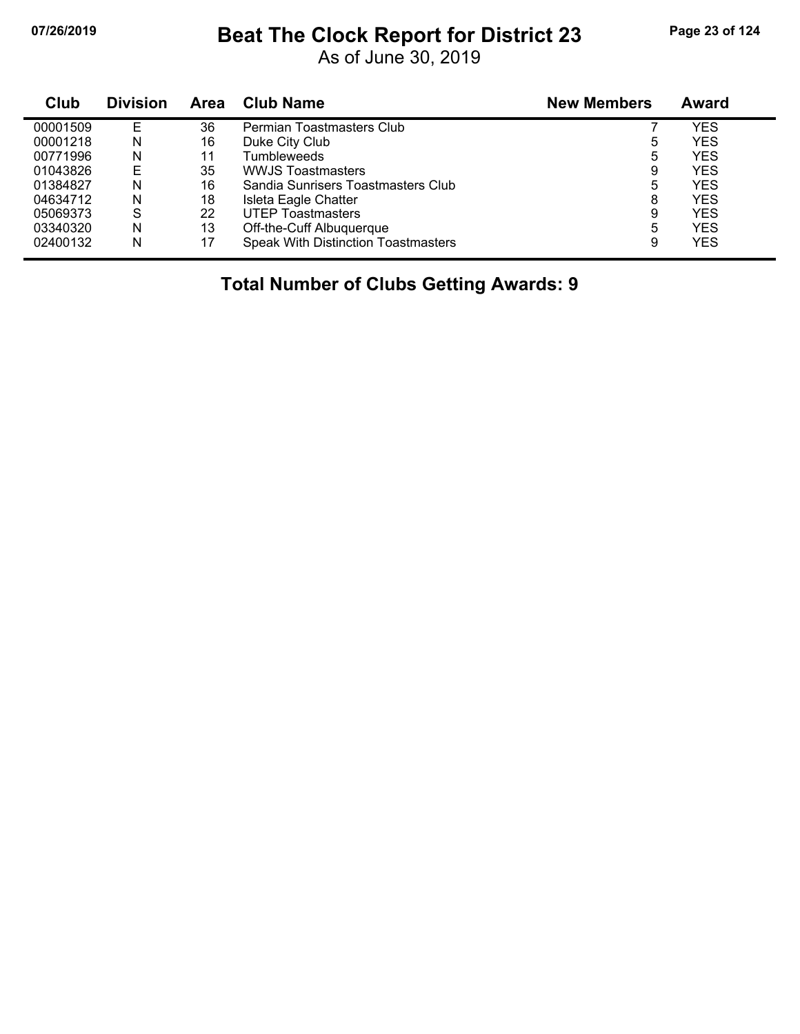# Beat The Clock Report for District 23

As of June 30, 2019

| Club | Division | Area | Club Name | New Members | Award |
|---|---|---|---|---|---|
| 00001509 | E | 36 | Permian Toastmasters Club | 7 | YES |
| 00001218 | N | 16 | Duke City Club | 5 | YES |
| 00771996 | N | 11 | Tumbleweeds | 5 | YES |
| 01043826 | E | 35 | WWJS Toastmasters | 9 | YES |
| 01384827 | N | 16 | Sandia Sunrisers Toastmasters Club | 5 | YES |
| 04634712 | N | 18 | Isleta Eagle Chatter | 8 | YES |
| 05069373 | S | 22 | UTEP Toastmasters | 9 | YES |
| 03340320 | N | 13 | Off-the-Cuff Albuquerque | 5 | YES |
| 02400132 | N | 17 | Speak With Distinction Toastmasters | 9 | YES |

**Total Number of Clubs Getting Awards: 9**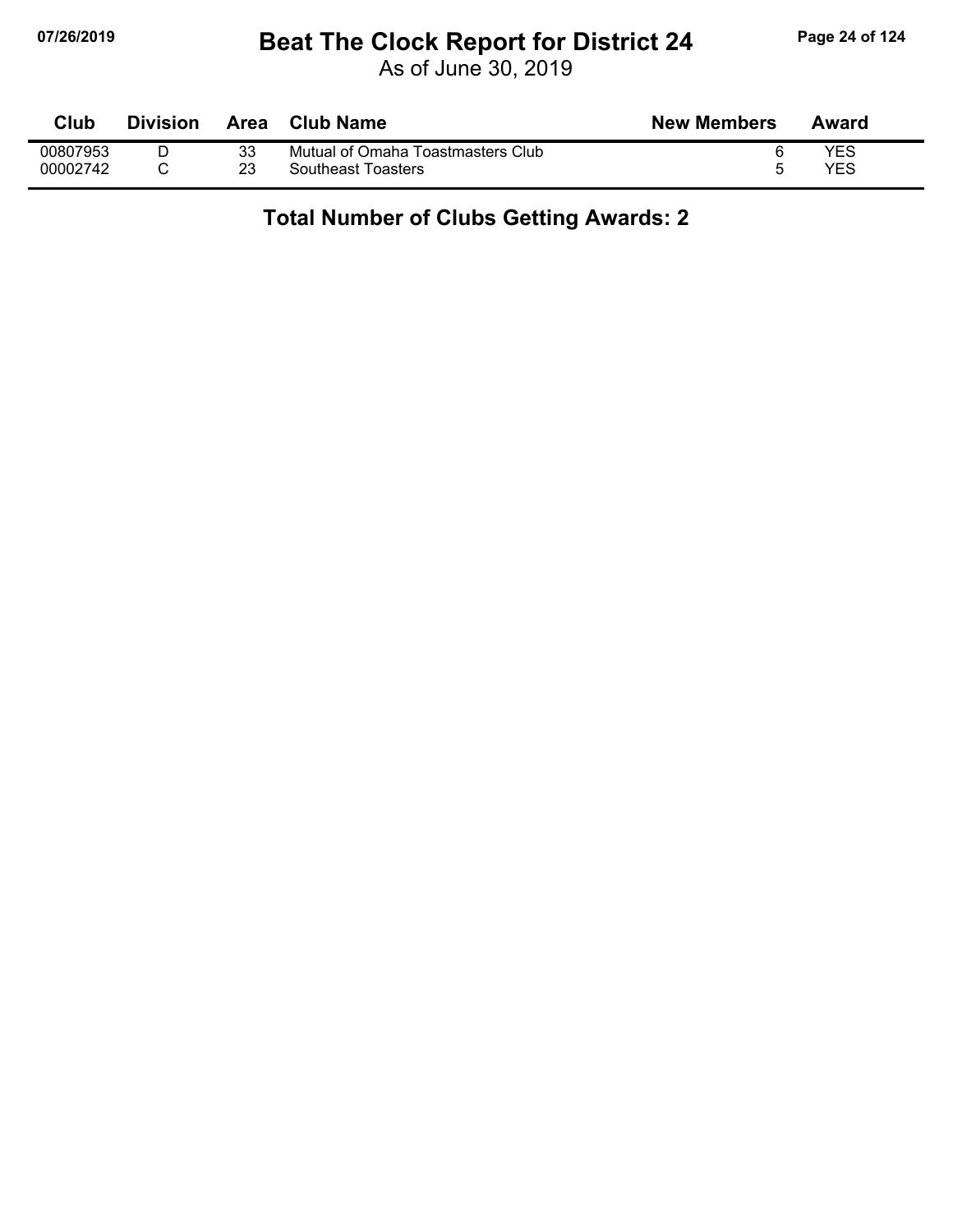# Beat The Clock Report for District 24

As of June 30, 2019

| Club | Division | Area | Club Name | New Members | Award |
|---|---|---|---|---|---|
| 00807953 | D | 33 | Mutual of Omaha Toastmasters Club | 6 | YES |
| 00002742 | C | 23 | Southeast Toasters | 5 | YES |

**Total Number of Clubs Getting Awards: 2**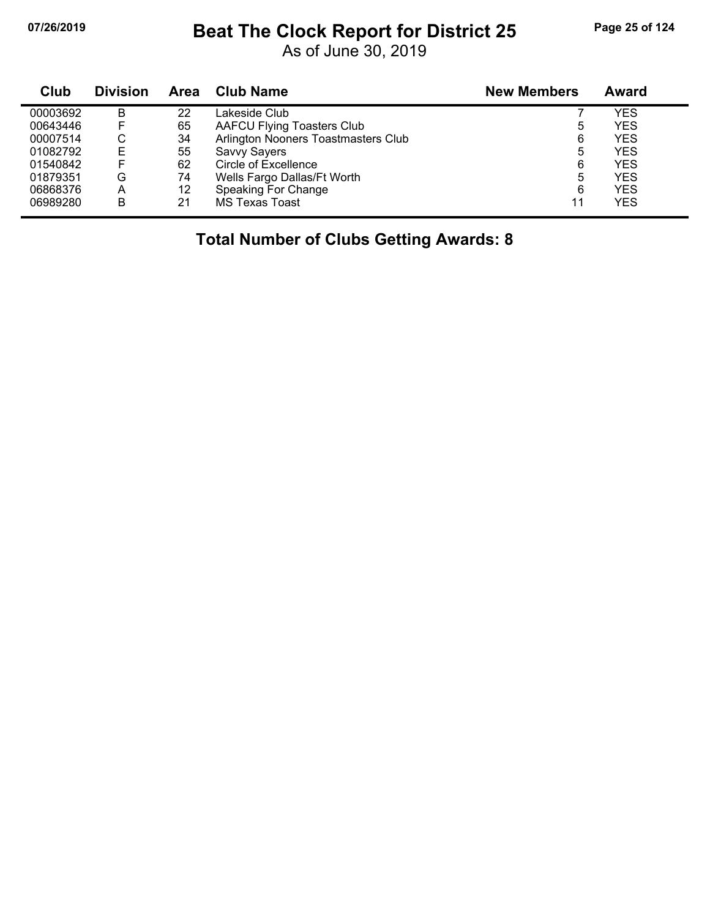# Beat The Clock Report for District 25

As of June 30, 2019

| Club | Division | Area | Club Name | New Members | Award |
|---|---|---|---|---|---|
| 00003692 | B | 22 | Lakeside Club | 7 | YES |
| 00643446 | F | 65 | AAFCU Flying Toasters Club | 5 | YES |
| 00007514 | C | 34 | Arlington Nooners Toastmasters Club | 6 | YES |
| 01082792 | E | 55 | Savvy Sayers | 5 | YES |
| 01540842 | F | 62 | Circle of Excellence | 6 | YES |
| 01879351 | G | 74 | Wells Fargo Dallas/Ft Worth | 5 | YES |
| 06868376 | A | 12 | Speaking For Change | 6 | YES |
| 06989280 | B | 21 | MS Texas Toast | 11 | YES |

**Total Number of Clubs Getting Awards: 8**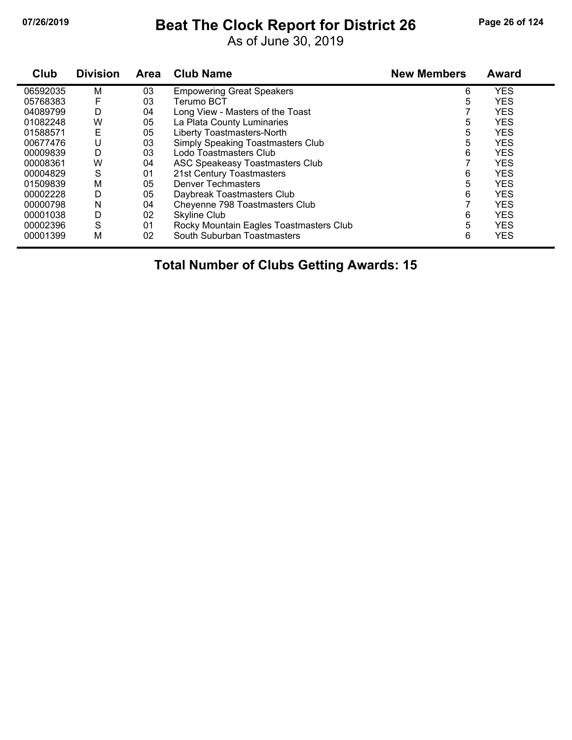# Beat The Clock Report for District 26

As of June 30, 2019

| Club | Division | Area | Club Name | New Members | Award |
|---|---|---|---|---|---|
| 06592035 | M | 03 | Empowering Great Speakers | 6 | YES |
| 05768383 | F | 03 | Terumo BCT | 5 | YES |
| 04089799 | D | 04 | Long View - Masters of the Toast | 7 | YES |
| 01082248 | W | 05 | La Plata County Luminaries | 5 | YES |
| 01588571 | E | 05 | Liberty Toastmasters-North | 5 | YES |
| 00677476 | U | 03 | Simply Speaking Toastmasters Club | 5 | YES |
| 00009839 | D | 03 | Lodo Toastmasters Club | 6 | YES |
| 00008361 | W | 04 | ASC Speakeasy Toastmasters Club | 7 | YES |
| 00004829 | S | 01 | 21st Century Toastmasters | 6 | YES |
| 01509839 | M | 05 | Denver Techmasters | 5 | YES |
| 00002228 | D | 05 | Daybreak Toastmasters Club | 6 | YES |
| 00000798 | N | 04 | Cheyenne 798 Toastmasters Club | 7 | YES |
| 00001038 | D | 02 | Skyline Club | 6 | YES |
| 00002396 | S | 01 | Rocky Mountain Eagles Toastmasters Club | 5 | YES |
| 00001399 | M | 02 | South Suburban Toastmasters | 6 | YES |

**Total Number of Clubs Getting Awards: 15**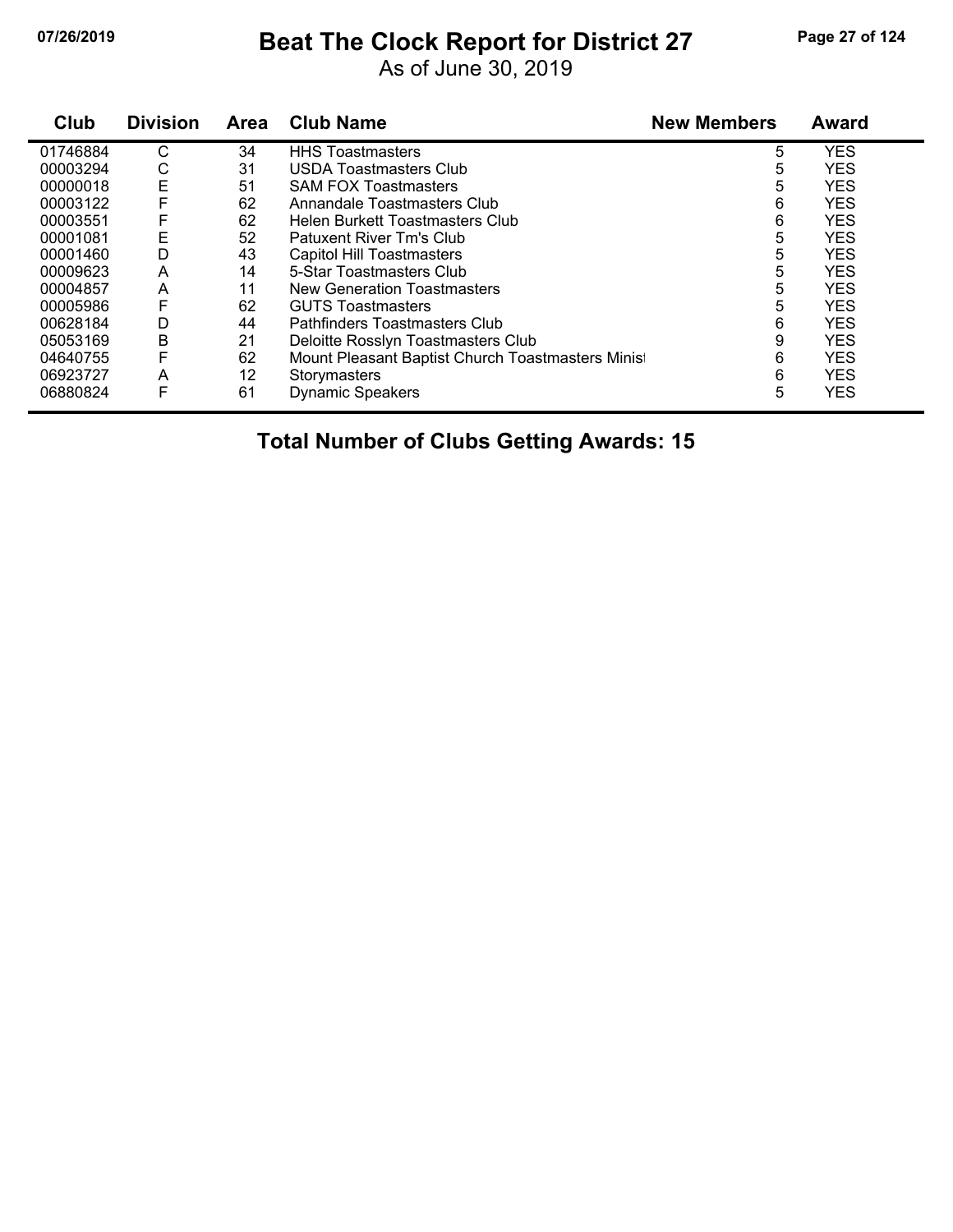# Beat The Clock Report for District 27

As of June 30, 2019

| Club | Division | Area | Club Name | New Members | Award |
|---|---|---|---|---|---|
| 01746884 | C | 34 | HHS Toastmasters | 5 | YES |
| 00003294 | C | 31 | USDA Toastmasters Club | 5 | YES |
| 00000018 | E | 51 | SAM FOX Toastmasters | 5 | YES |
| 00003122 | F | 62 | Annandale Toastmasters Club | 6 | YES |
| 00003551 | F | 62 | Helen Burkett Toastmasters Club | 6 | YES |
| 00001081 | E | 52 | Patuxent River Tm's Club | 5 | YES |
| 00001460 | D | 43 | Capitol Hill Toastmasters | 5 | YES |
| 00009623 | A | 14 | 5-Star Toastmasters Club | 5 | YES |
| 00004857 | A | 11 | New Generation Toastmasters | 5 | YES |
| 00005986 | F | 62 | GUTS Toastmasters | 5 | YES |
| 00628184 | D | 44 | Pathfinders Toastmasters Club | 6 | YES |
| 05053169 | B | 21 | Deloitte Rosslyn Toastmasters Club | 9 | YES |
| 04640755 | F | 62 | Mount Pleasant Baptist Church Toastmasters Minist | 6 | YES |
| 06923727 | A | 12 | Storymasters | 6 | YES |
| 06880824 | F | 61 | Dynamic Speakers | 5 | YES |

**Total Number of Clubs Getting Awards: 15**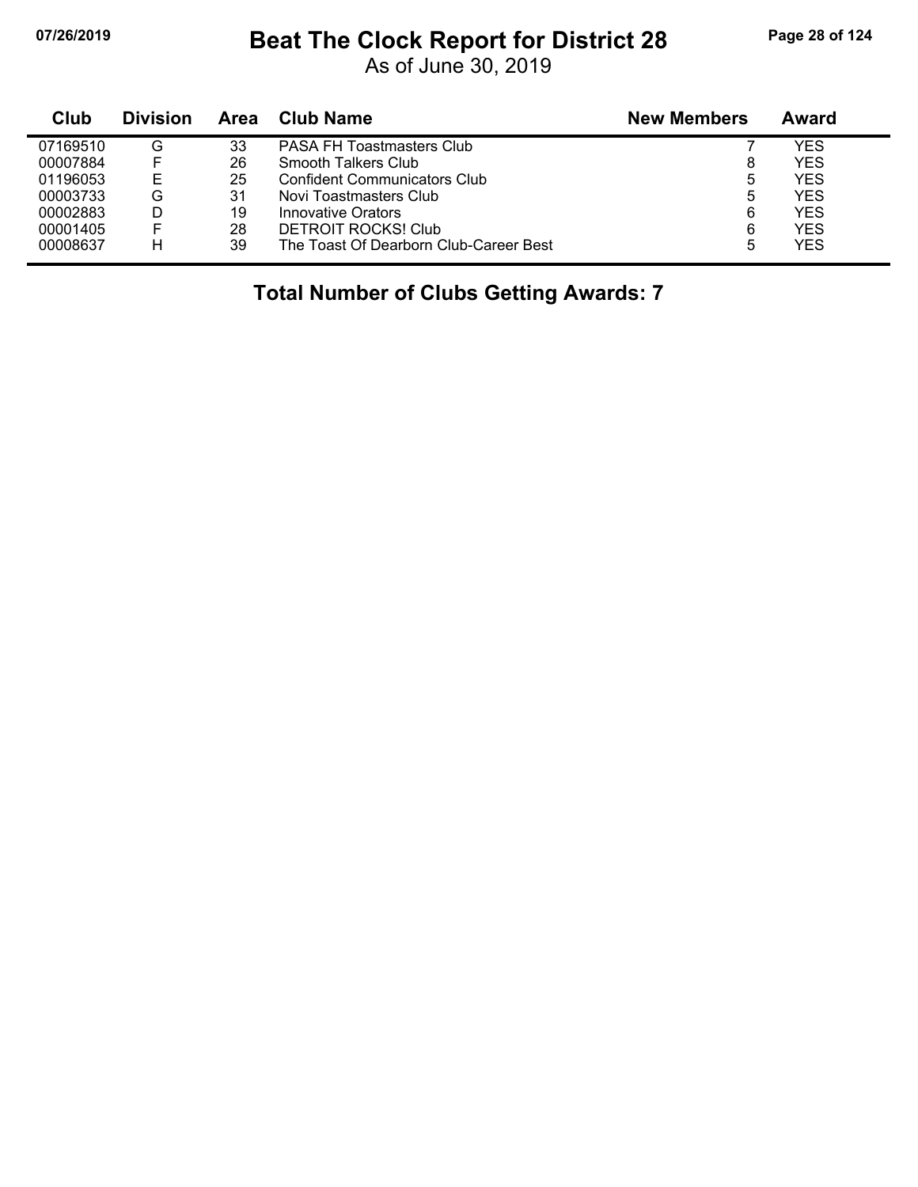# Beat The Clock Report for District 28

As of June 30, 2019

| Club | Division | Area | Club Name | New Members | Award |
|---|---|---|---|---|---|
| 07169510 | G | 33 | PASA FH Toastmasters Club | 7 | YES |
| 00007884 | F | 26 | Smooth Talkers Club | 8 | YES |
| 01196053 | E | 25 | Confident Communicators Club | 5 | YES |
| 00003733 | G | 31 | Novi Toastmasters Club | 5 | YES |
| 00002883 | D | 19 | Innovative Orators | 6 | YES |
| 00001405 | F | 28 | DETROIT ROCKS! Club | 6 | YES |
| 00008637 | H | 39 | The Toast Of Dearborn Club-Career Best | 5 | YES |

**Total Number of Clubs Getting Awards: 7**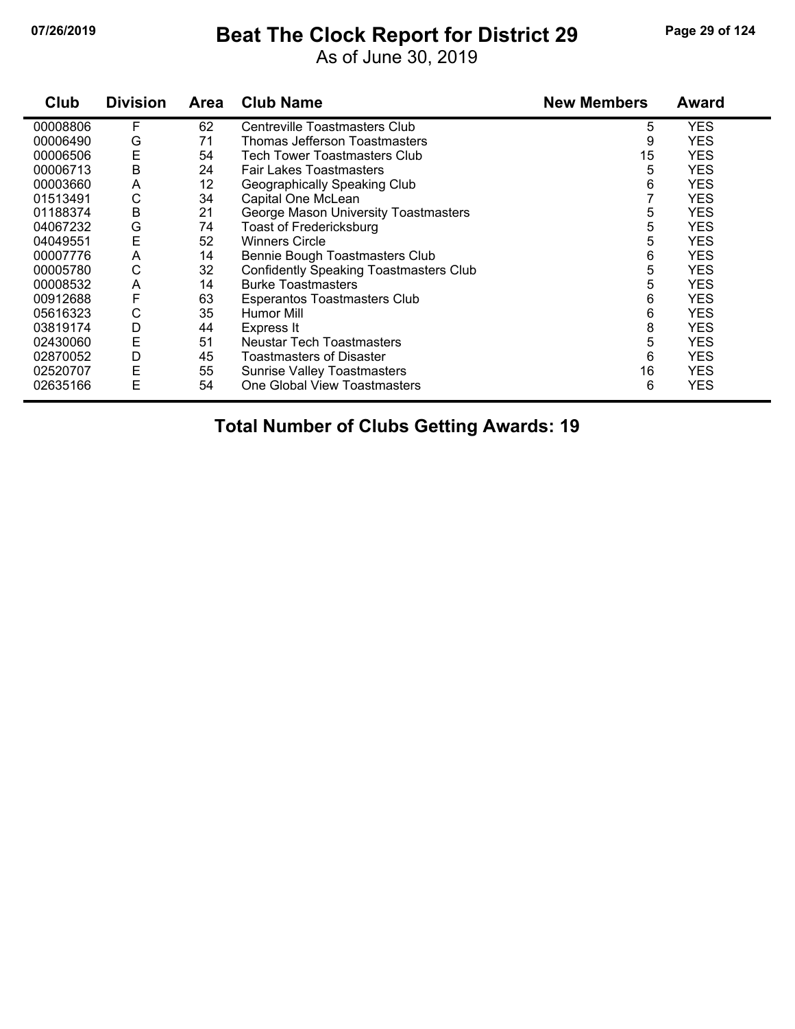# Beat The Clock Report for District 29

As of June 30, 2019

| Club | Division | Area | Club Name | New Members | Award |
|---|---|---|---|---|---|
| 00008806 | F | 62 | Centreville Toastmasters Club | 5 | YES |
| 00006490 | G | 71 | Thomas Jefferson Toastmasters | 9 | YES |
| 00006506 | E | 54 | Tech Tower Toastmasters Club | 15 | YES |
| 00006713 | B | 24 | Fair Lakes Toastmasters | 5 | YES |
| 00003660 | A | 12 | Geographically Speaking Club | 6 | YES |
| 01513491 | C | 34 | Capital One McLean | 7 | YES |
| 01188374 | B | 21 | George Mason University Toastmasters | 5 | YES |
| 04067232 | G | 74 | Toast of Fredericksburg | 5 | YES |
| 04049551 | E | 52 | Winners Circle | 5 | YES |
| 00007776 | A | 14 | Bennie Bough Toastmasters Club | 6 | YES |
| 00005780 | C | 32 | Confidently Speaking Toastmasters Club | 5 | YES |
| 00008532 | A | 14 | Burke Toastmasters | 5 | YES |
| 00912688 | F | 63 | Esperantos Toastmasters Club | 6 | YES |
| 05616323 | C | 35 | Humor Mill | 6 | YES |
| 03819174 | D | 44 | Express It | 8 | YES |
| 02430060 | E | 51 | Neustar Tech Toastmasters | 5 | YES |
| 02870052 | D | 45 | Toastmasters of Disaster | 6 | YES |
| 02520707 | E | 55 | Sunrise Valley Toastmasters | 16 | YES |
| 02635166 | E | 54 | One Global View Toastmasters | 6 | YES |

**Total Number of Clubs Getting Awards: 19**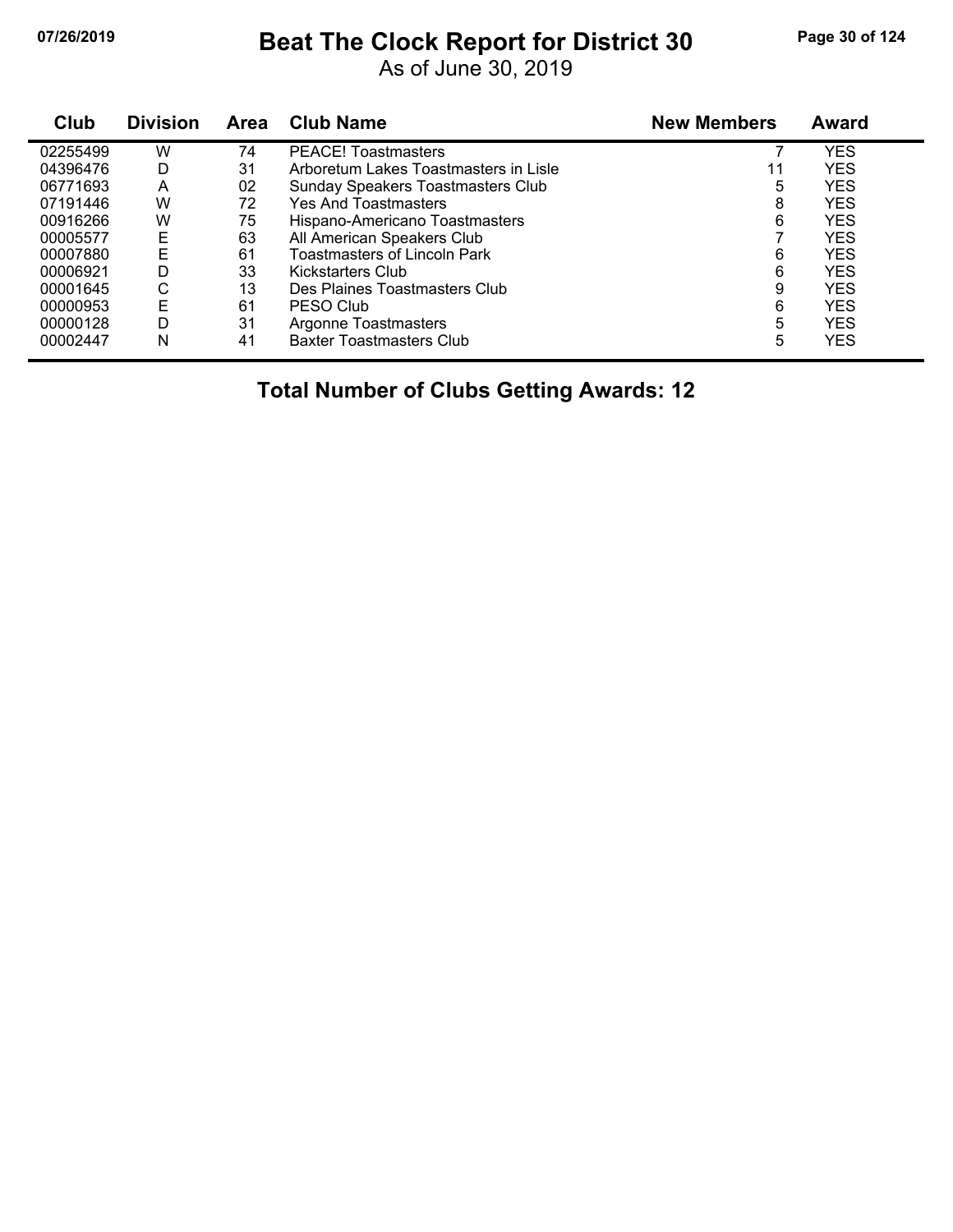# Beat The Clock Report for District 30

As of June 30, 2019

| Club | Division | Area | Club Name | New Members | Award |
|---|---|---|---|---|---|
| 02255499 | W | 74 | PEACE! Toastmasters | 7 | YES |
| 04396476 | D | 31 | Arboretum Lakes Toastmasters in Lisle | 11 | YES |
| 06771693 | A | 02 | Sunday Speakers Toastmasters Club | 5 | YES |
| 07191446 | W | 72 | Yes And Toastmasters | 8 | YES |
| 00916266 | W | 75 | Hispano-Americano Toastmasters | 6 | YES |
| 00005577 | E | 63 | All American Speakers Club | 7 | YES |
| 00007880 | E | 61 | Toastmasters of Lincoln Park | 6 | YES |
| 00006921 | D | 33 | Kickstarters Club | 6 | YES |
| 00001645 | C | 13 | Des Plaines Toastmasters Club | 9 | YES |
| 00000953 | E | 61 | PESO Club | 6 | YES |
| 00000128 | D | 31 | Argonne Toastmasters | 5 | YES |
| 00002447 | N | 41 | Baxter Toastmasters Club | 5 | YES |

**Total Number of Clubs Getting Awards: 12**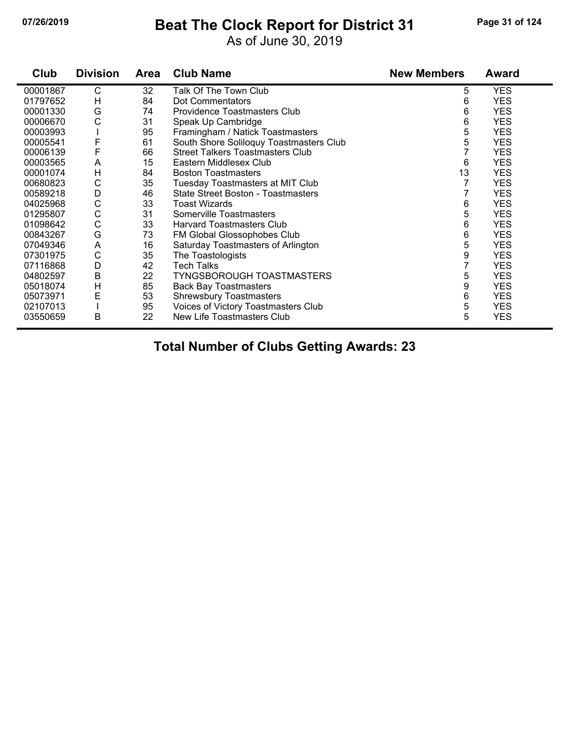# Beat The Clock Report for District 31

As of June 30, 2019

| Club | Division | Area | Club Name | New Members | Award |
|---|---|---|---|---|---|
| 00001867 | C | 32 | Talk Of The Town Club | 5 | YES |
| 01797652 | H | 84 | Dot Commentators | 6 | YES |
| 00001330 | G | 74 | Providence Toastmasters Club | 6 | YES |
| 00006670 | C | 31 | Speak Up Cambridge | 6 | YES |
| 00003993 | I | 95 | Framingham / Natick Toastmasters | 5 | YES |
| 00005541 | F | 61 | South Shore Soliloquy Toastmasters Club | 5 | YES |
| 00006139 | F | 66 | Street Talkers Toastmasters Club | 7 | YES |
| 00003565 | A | 15 | Eastern Middlesex Club | 6 | YES |
| 00001074 | H | 84 | Boston Toastmasters | 13 | YES |
| 00680823 | C | 35 | Tuesday Toastmasters at MIT Club | 7 | YES |
| 00589218 | D | 46 | State Street Boston - Toastmasters | 7 | YES |
| 04025968 | C | 33 | Toast Wizards | 6 | YES |
| 01295807 | C | 31 | Somerville Toastmasters | 5 | YES |
| 01098642 | C | 33 | Harvard Toastmasters Club | 6 | YES |
| 00843267 | G | 73 | FM Global Glossophobes Club | 6 | YES |
| 07049346 | A | 16 | Saturday Toastmasters of Arlington | 5 | YES |
| 07301975 | C | 35 | The Toastologists | 9 | YES |
| 07116868 | D | 42 | Tech Talks | 7 | YES |
| 04802597 | B | 22 | TYNGSBOROUGH TOASTMASTERS | 5 | YES |
| 05018074 | H | 85 | Back Bay Toastmasters | 9 | YES |
| 05073971 | E | 53 | Shrewsbury Toastmasters | 6 | YES |
| 02107013 | I | 95 | Voices of Victory Toastmasters Club | 5 | YES |
| 03550659 | B | 22 | New Life Toastmasters Club | 5 | YES |

**Total Number of Clubs Getting Awards: 23**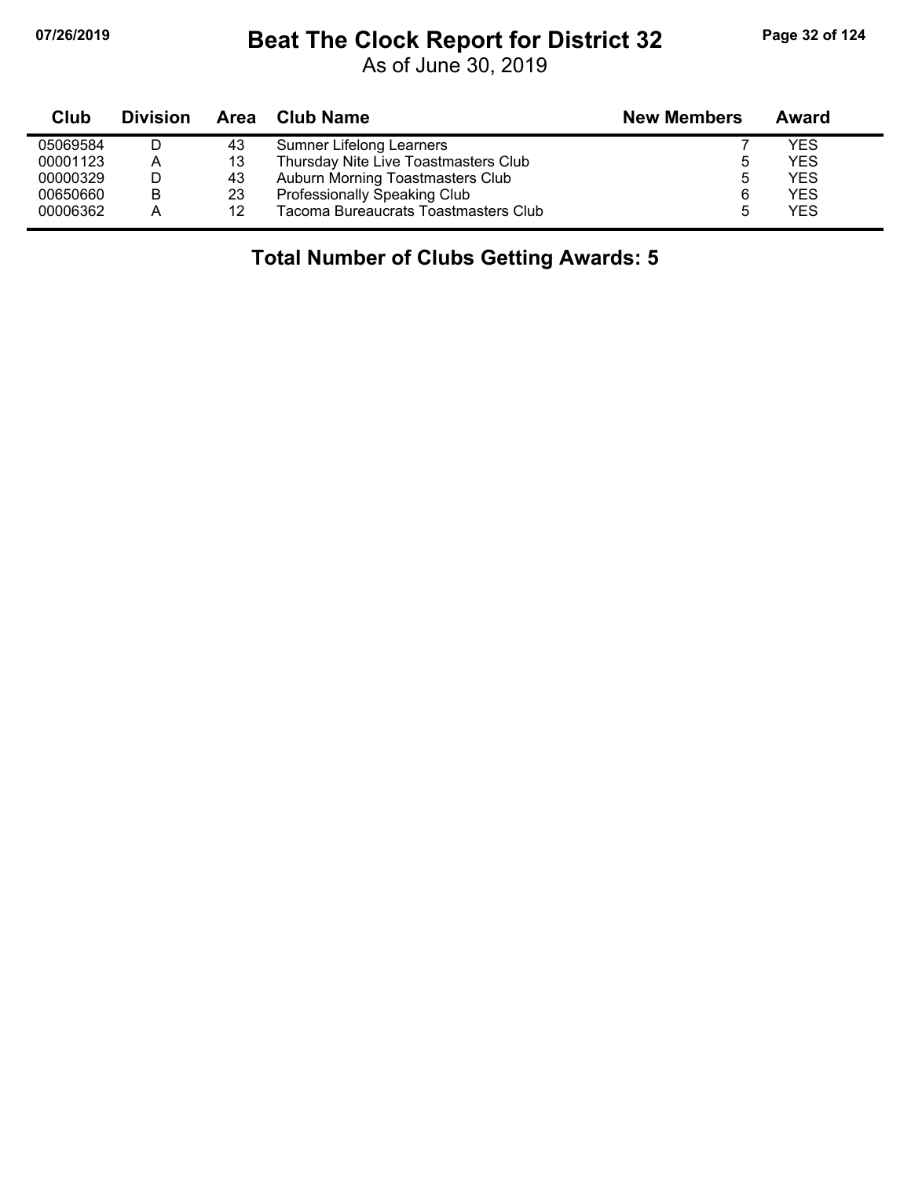# Beat The Clock Report for District 32

As of June 30, 2019

| Club | Division | Area | Club Name | New Members | Award |
|---|---|---|---|---|---|
| 05069584 | D | 43 | Sumner Lifelong Learners | 7 | YES |
| 00001123 | A | 13 | Thursday Nite Live Toastmasters Club | 5 | YES |
| 00000329 | D | 43 | Auburn Morning Toastmasters Club | 5 | YES |
| 00650660 | B | 23 | Professionally Speaking Club | 6 | YES |
| 00006362 | A | 12 | Tacoma Bureaucrats Toastmasters Club | 5 | YES |

**Total Number of Clubs Getting Awards: 5**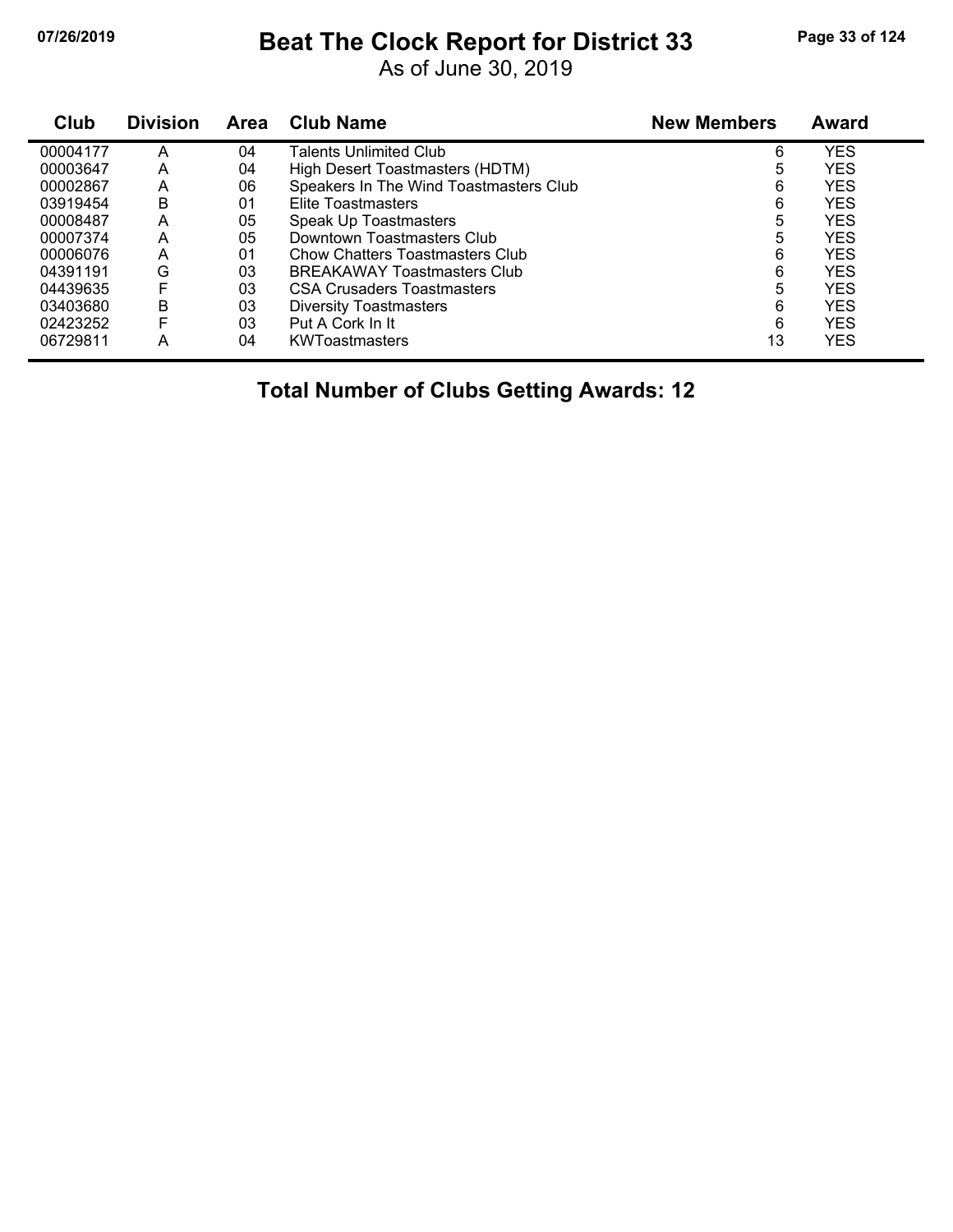# Beat The Clock Report for District 33

As of June 30, 2019

| Club | Division | Area | Club Name | New Members | Award |
|---|---|---|---|---|---|
| 00004177 | A | 04 | Talents Unlimited Club | 6 | YES |
| 00003647 | A | 04 | High Desert Toastmasters (HDTM) | 5 | YES |
| 00002867 | A | 06 | Speakers In The Wind Toastmasters Club | 6 | YES |
| 03919454 | B | 01 | Elite Toastmasters | 6 | YES |
| 00008487 | A | 05 | Speak Up Toastmasters | 5 | YES |
| 00007374 | A | 05 | Downtown Toastmasters Club | 5 | YES |
| 00006076 | A | 01 | Chow Chatters Toastmasters Club | 6 | YES |
| 04391191 | G | 03 | BREAKAWAY Toastmasters Club | 6 | YES |
| 04439635 | F | 03 | CSA Crusaders Toastmasters | 5 | YES |
| 03403680 | B | 03 | Diversity Toastmasters | 6 | YES |
| 02423252 | F | 03 | Put A Cork In It | 6 | YES |
| 06729811 | A | 04 | KWToastmasters | 13 | YES |

## Total Number of Clubs Getting Awards: 12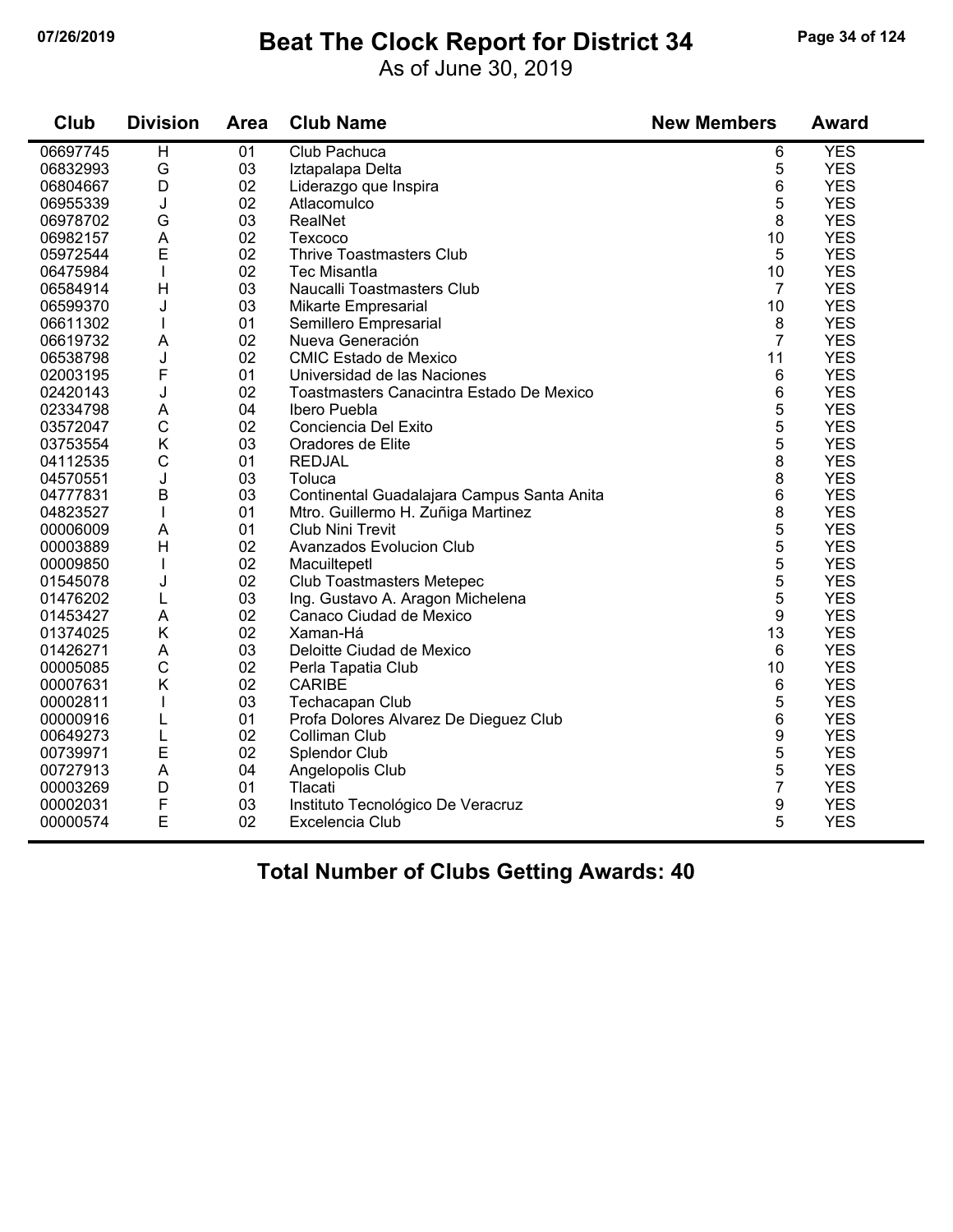# Beat The Clock Report for District 34

As of June 30, 2019

| Club | Division | Area | Club Name | New Members | Award |
|---|---|---|---|---|---|
| 06697745 | H | 01 | Club Pachuca | 6 | YES |
| 06832993 | G | 03 | Iztapalapa Delta | 5 | YES |
| 06804667 | D | 02 | Liderazgo que Inspira | 6 | YES |
| 06955339 | J | 02 | Atlacomulco | 5 | YES |
| 06978702 | G | 03 | RealNet | 8 | YES |
| 06982157 | A | 02 | Texcoco | 10 | YES |
| 05972544 | E | 02 | Thrive Toastmasters Club | 5 | YES |
| 06475984 | I | 02 | Tec Misantla | 10 | YES |
| 06584914 | H | 03 | Naucalli Toastmasters Club | 7 | YES |
| 06599370 | J | 03 | Mikarte Empresarial | 10 | YES |
| 06611302 | I | 01 | Semillero Empresarial | 8 | YES |
| 06619732 | A | 02 | Nueva Generación | 7 | YES |
| 06538798 | J | 02 | CMIC Estado de Mexico | 11 | YES |
| 02003195 | F | 01 | Universidad de las Naciones | 6 | YES |
| 02420143 | J | 02 | Toastmasters Canacintra Estado De Mexico | 6 | YES |
| 02334798 | A | 04 | Ibero Puebla | 5 | YES |
| 03572047 | C | 02 | Conciencia Del Exito | 5 | YES |
| 03753554 | K | 03 | Oradores de Elite | 5 | YES |
| 04112535 | C | 01 | REDJAL | 8 | YES |
| 04570551 | J | 03 | Toluca | 8 | YES |
| 04777831 | B | 03 | Continental Guadalajara Campus Santa Anita | 6 | YES |
| 04823527 | I | 01 | Mtro. Guillermo H. Zuñiga Martinez | 8 | YES |
| 00006009 | A | 01 | Club Nini Trevit | 5 | YES |
| 00003889 | H | 02 | Avanzados Evolucion Club | 5 | YES |
| 00009850 | I | 02 | Macuiltepetl | 5 | YES |
| 01545078 | J | 02 | Club Toastmasters Metepec | 5 | YES |
| 01476202 | L | 03 | Ing. Gustavo A. Aragon Michelena | 5 | YES |
| 01453427 | A | 02 | Canaco Ciudad de Mexico | 9 | YES |
| 01374025 | K | 02 | Xaman-Há | 13 | YES |
| 01426271 | A | 03 | Deloitte Ciudad de Mexico | 6 | YES |
| 00005085 | C | 02 | Perla Tapatia Club | 10 | YES |
| 00007631 | K | 02 | CARIBE | 6 | YES |
| 00002811 | I | 03 | Techacapan Club | 5 | YES |
| 00000916 | L | 01 | Profa Dolores Alvarez De Dieguez Club | 6 | YES |
| 00649273 | L | 02 | Colliman Club | 9 | YES |
| 00739971 | E | 02 | Splendor Club | 5 | YES |
| 00727913 | A | 04 | Angelopolis Club | 5 | YES |
| 00003269 | D | 01 | Tlacati | 7 | YES |
| 00002031 | F | 03 | Instituto Tecnológico De Veracruz | 9 | YES |
| 00000574 | E | 02 | Excelencia Club | 5 | YES |

**Total Number of Clubs Getting Awards: 40**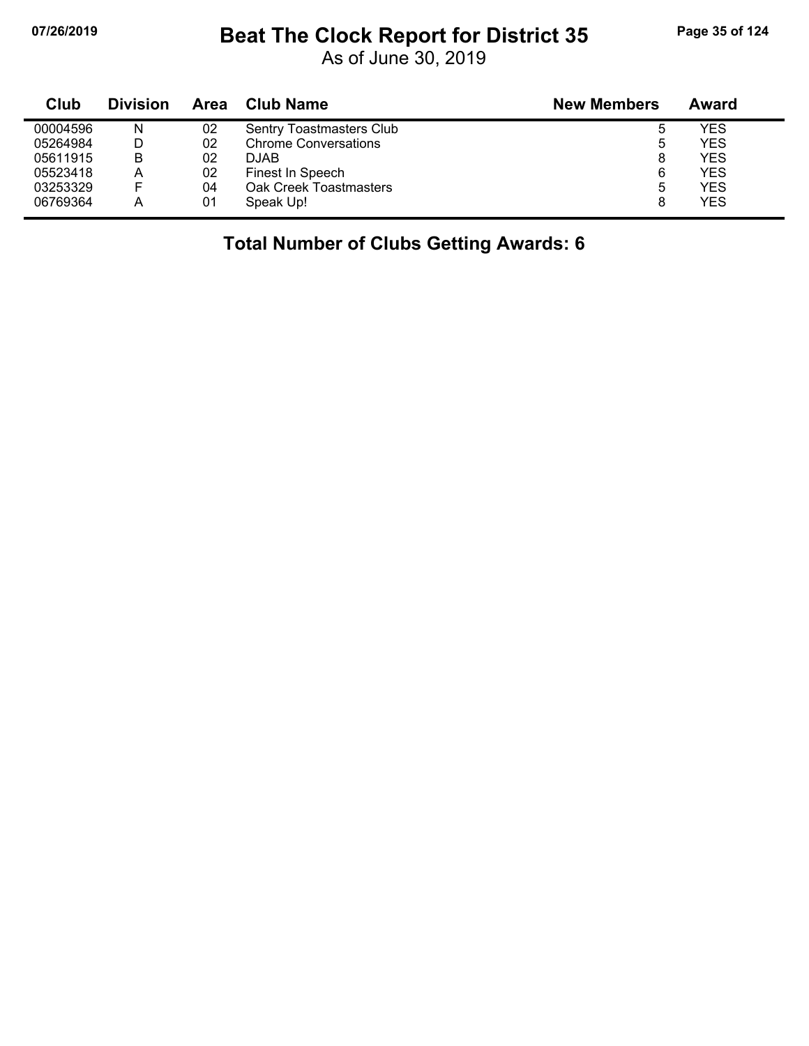# Beat The Clock Report for District 35

As of June 30, 2019

| Club | Division | Area | Club Name | New Members | Award |
|---|---|---|---|---|---|
| 00004596 | N | 02 | Sentry Toastmasters Club | 5 | YES |
| 05264984 | D | 02 | Chrome Conversations | 5 | YES |
| 05611915 | B | 02 | DJAB | 8 | YES |
| 05523418 | A | 02 | Finest In Speech | 6 | YES |
| 03253329 | F | 04 | Oak Creek Toastmasters | 5 | YES |
| 06769364 | A | 01 | Speak Up! | 8 | YES |

**Total Number of Clubs Getting Awards: 6**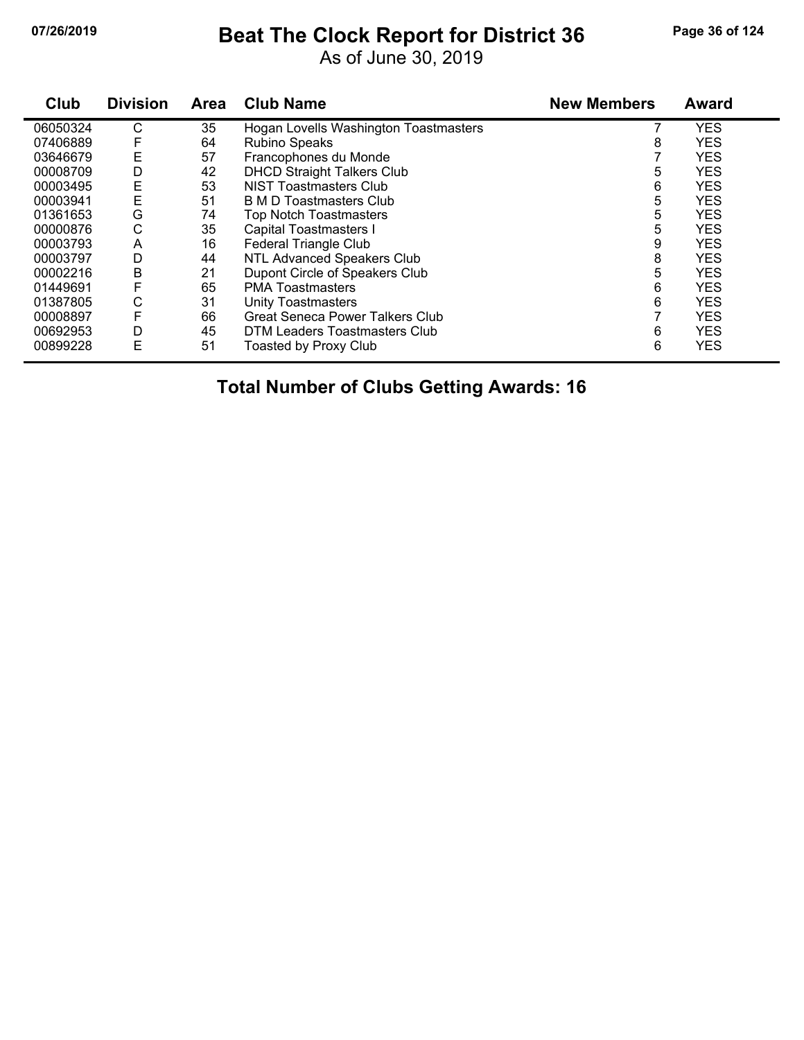# Beat The Clock Report for District 36

As of June 30, 2019

| Club | Division | Area | Club Name | New Members | Award |
|---|---|---|---|---|---|
| 06050324 | C | 35 | Hogan Lovells Washington Toastmasters | 7 | YES |
| 07406889 | F | 64 | Rubino Speaks | 8 | YES |
| 03646679 | E | 57 | Francophones du Monde | 7 | YES |
| 00008709 | D | 42 | DHCD Straight Talkers Club | 5 | YES |
| 00003495 | E | 53 | NIST Toastmasters Club | 6 | YES |
| 00003941 | E | 51 | B M D Toastmasters Club | 5 | YES |
| 01361653 | G | 74 | Top Notch Toastmasters | 5 | YES |
| 00000876 | C | 35 | Capital Toastmasters I | 5 | YES |
| 00003793 | A | 16 | Federal Triangle Club | 9 | YES |
| 00003797 | D | 44 | NTL Advanced Speakers Club | 8 | YES |
| 00002216 | B | 21 | Dupont Circle of Speakers Club | 5 | YES |
| 01449691 | F | 65 | PMA Toastmasters | 6 | YES |
| 01387805 | C | 31 | Unity Toastmasters | 6 | YES |
| 00008897 | F | 66 | Great Seneca Power Talkers Club | 7 | YES |
| 00692953 | D | 45 | DTM Leaders Toastmasters Club | 6 | YES |
| 00899228 | E | 51 | Toasted by Proxy Club | 6 | YES |

**Total Number of Clubs Getting Awards: 16**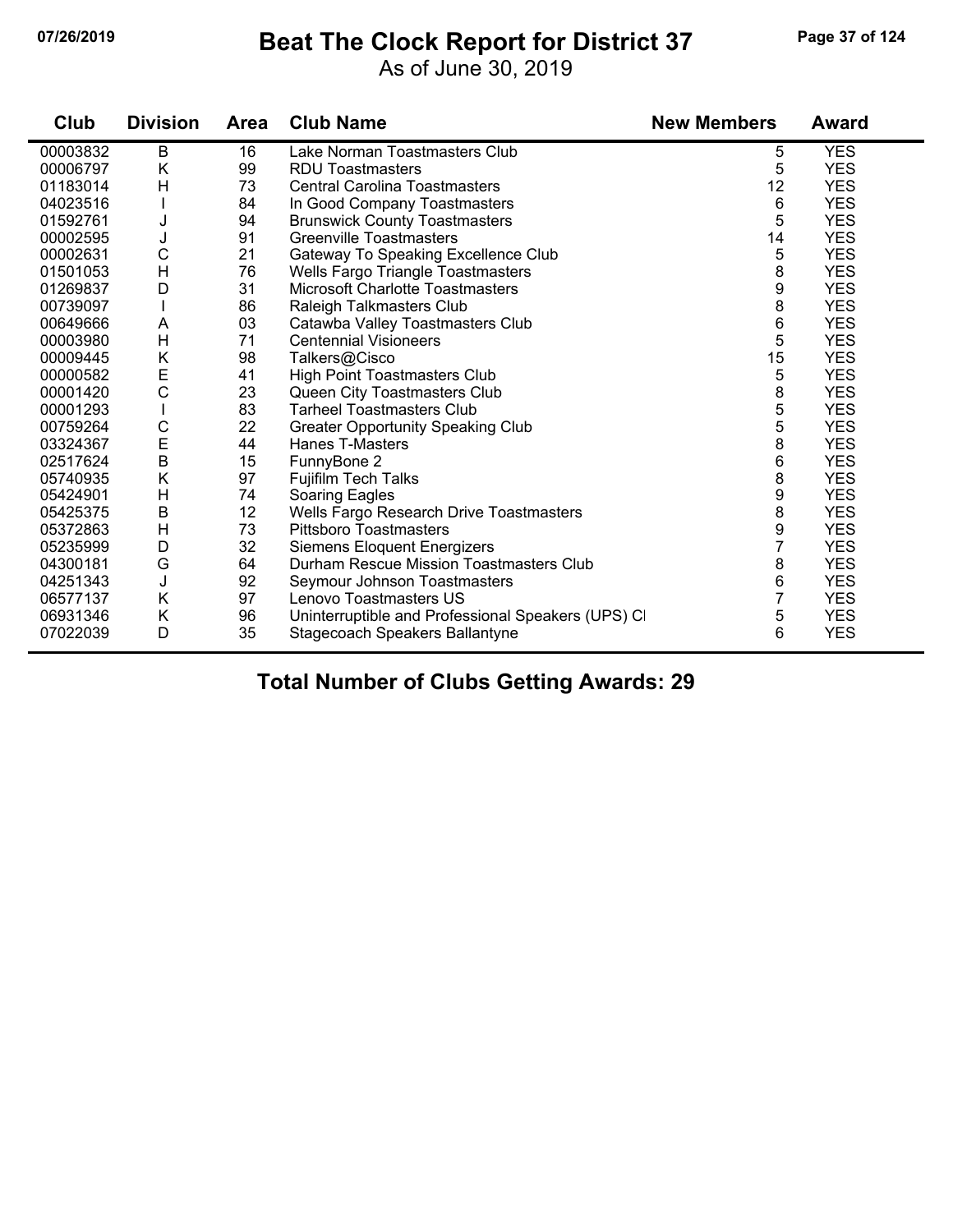# Beat The Clock Report for District 37

As of June 30, 2019

| Club | Division | Area | Club Name | New Members | Award |
|---|---|---|---|---|---|
| 00003832 | B | 16 | Lake Norman Toastmasters Club | 5 | YES |
| 00006797 | K | 99 | RDU Toastmasters | 5 | YES |
| 01183014 | H | 73 | Central Carolina Toastmasters | 12 | YES |
| 04023516 | I | 84 | In Good Company Toastmasters | 6 | YES |
| 01592761 | J | 94 | Brunswick County Toastmasters | 5 | YES |
| 00002595 | J | 91 | Greenville Toastmasters | 14 | YES |
| 00002631 | C | 21 | Gateway To Speaking Excellence Club | 5 | YES |
| 01501053 | H | 76 | Wells Fargo Triangle Toastmasters | 8 | YES |
| 01269837 | D | 31 | Microsoft Charlotte Toastmasters | 9 | YES |
| 00739097 | I | 86 | Raleigh Talkmasters Club | 8 | YES |
| 00649666 | A | 03 | Catawba Valley Toastmasters Club | 6 | YES |
| 00003980 | H | 71 | Centennial Visioneers | 5 | YES |
| 00009445 | K | 98 | Talkers@Cisco | 15 | YES |
| 00000582 | E | 41 | High Point Toastmasters Club | 5 | YES |
| 00001420 | C | 23 | Queen City Toastmasters Club | 8 | YES |
| 00001293 | I | 83 | Tarheel Toastmasters Club | 5 | YES |
| 00759264 | C | 22 | Greater Opportunity Speaking Club | 5 | YES |
| 03324367 | E | 44 | Hanes T-Masters | 8 | YES |
| 02517624 | B | 15 | FunnyBone 2 | 6 | YES |
| 05740935 | K | 97 | Fujifilm Tech Talks | 8 | YES |
| 05424901 | H | 74 | Soaring Eagles | 9 | YES |
| 05425375 | B | 12 | Wells Fargo Research Drive Toastmasters | 8 | YES |
| 05372863 | H | 73 | Pittsboro Toastmasters | 9 | YES |
| 05235999 | D | 32 | Siemens Eloquent Energizers | 7 | YES |
| 04300181 | G | 64 | Durham Rescue Mission Toastmasters Club | 8 | YES |
| 04251343 | J | 92 | Seymour Johnson Toastmasters | 6 | YES |
| 06577137 | K | 97 | Lenovo Toastmasters US | 7 | YES |
| 06931346 | K | 96 | Uninterruptible and Professional Speakers (UPS) Cl | 5 | YES |
| 07022039 | D | 35 | Stagecoach Speakers Ballantyne | 6 | YES |

**Total Number of Clubs Getting Awards: 29**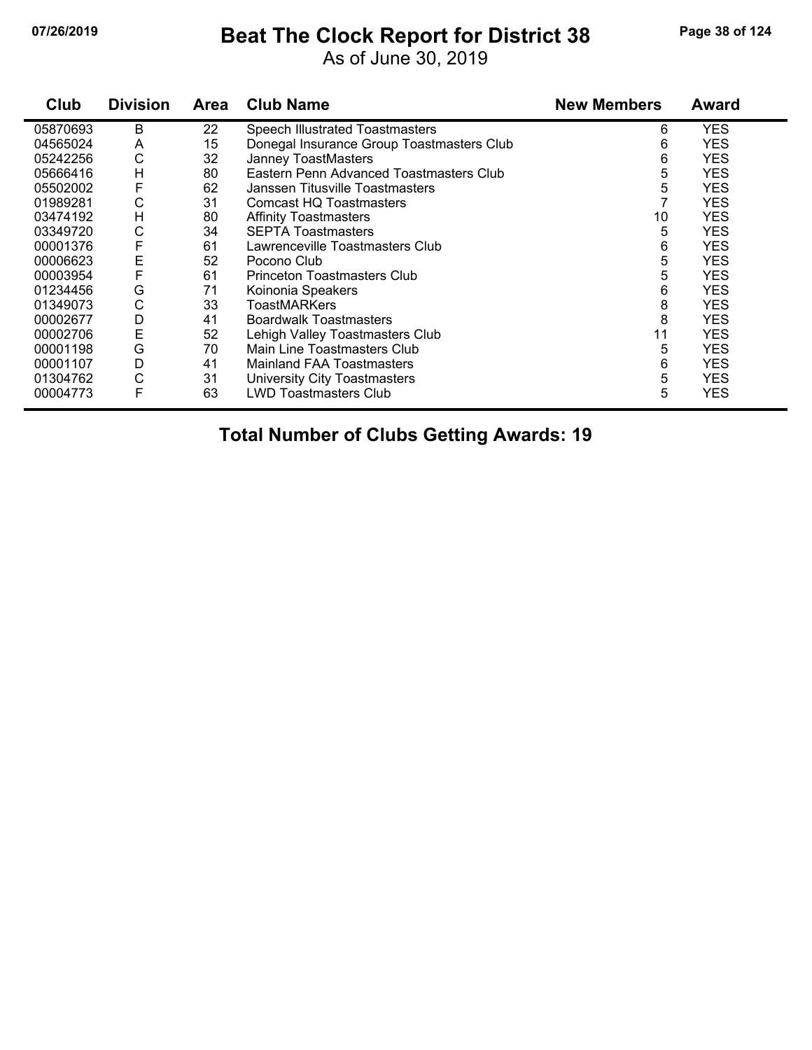# Beat The Clock Report for District 38

As of June 30, 2019

| Club | Division | Area | Club Name | New Members | Award |
|---|---|---|---|---|---|
| 05870693 | B | 22 | Speech Illustrated Toastmasters | 6 | YES |
| 04565024 | A | 15 | Donegal Insurance Group Toastmasters Club | 6 | YES |
| 05242256 | C | 32 | Janney ToastMasters | 6 | YES |
| 05666416 | H | 80 | Eastern Penn Advanced Toastmasters Club | 5 | YES |
| 05502002 | F | 62 | Janssen Titusville Toastmasters | 5 | YES |
| 01989281 | C | 31 | Comcast HQ Toastmasters | 7 | YES |
| 03474192 | H | 80 | Affinity Toastmasters | 10 | YES |
| 03349720 | C | 34 | SEPTA Toastmasters | 5 | YES |
| 00001376 | F | 61 | Lawrenceville Toastmasters Club | 6 | YES |
| 00006623 | E | 52 | Pocono Club | 5 | YES |
| 00003954 | F | 61 | Princeton Toastmasters Club | 5 | YES |
| 01234456 | G | 71 | Koinonia Speakers | 6 | YES |
| 01349073 | C | 33 | ToastMARKers | 8 | YES |
| 00002677 | D | 41 | Boardwalk Toastmasters | 8 | YES |
| 00002706 | E | 52 | Lehigh Valley Toastmasters Club | 11 | YES |
| 00001198 | G | 70 | Main Line Toastmasters Club | 5 | YES |
| 00001107 | D | 41 | Mainland FAA Toastmasters | 6 | YES |
| 01304762 | C | 31 | University City Toastmasters | 5 | YES |
| 00004773 | F | 63 | LWD Toastmasters Club | 5 | YES |

**Total Number of Clubs Getting Awards: 19**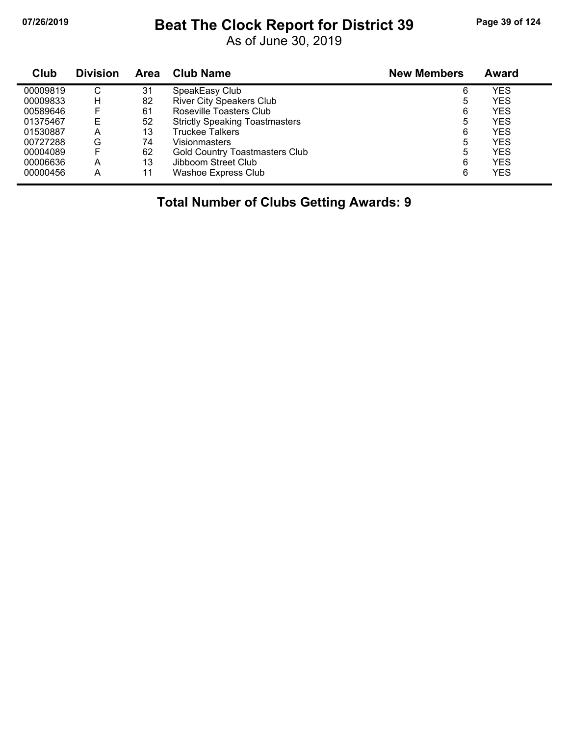# Beat The Clock Report for District 39

As of June 30, 2019

| Club | Division | Area | Club Name | New Members | Award |
|---|---|---|---|---|---|
| 00009819 | C | 31 | SpeakEasy Club | 6 | YES |
| 00009833 | H | 82 | River City Speakers Club | 5 | YES |
| 00589646 | F | 61 | Roseville Toasters Club | 6 | YES |
| 01375467 | E | 52 | Strictly Speaking Toastmasters | 5 | YES |
| 01530887 | A | 13 | Truckee Talkers | 6 | YES |
| 00727288 | G | 74 | Visionmasters | 5 | YES |
| 00004089 | F | 62 | Gold Country Toastmasters Club | 5 | YES |
| 00006636 | A | 13 | Jibboom Street Club | 6 | YES |
| 00000456 | A | 11 | Washoe Express Club | 6 | YES |

**Total Number of Clubs Getting Awards: 9**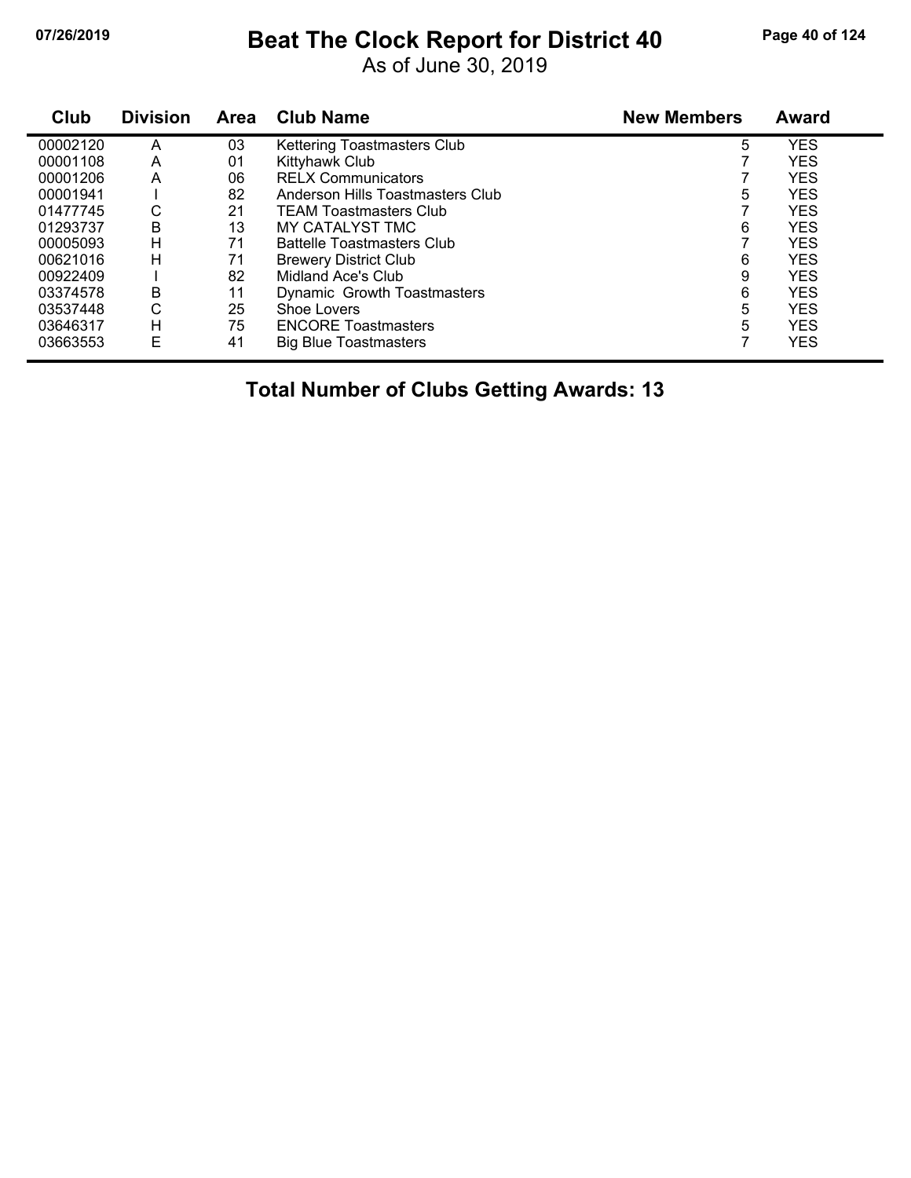# Beat The Clock Report for District 40

As of June 30, 2019

| Club | Division | Area | Club Name | New Members | Award |
|---|---|---|---|---|---|
| 00002120 | A | 03 | Kettering Toastmasters Club | 5 | YES |
| 00001108 | A | 01 | Kittyhawk Club | 7 | YES |
| 00001206 | A | 06 | RELX Communicators | 7 | YES |
| 00001941 | I | 82 | Anderson Hills Toastmasters Club | 5 | YES |
| 01477745 | C | 21 | TEAM Toastmasters Club | 7 | YES |
| 01293737 | B | 13 | MY CATALYST TMC | 6 | YES |
| 00005093 | H | 71 | Battelle Toastmasters Club | 7 | YES |
| 00621016 | H | 71 | Brewery District Club | 6 | YES |
| 00922409 | I | 82 | Midland Ace's Club | 9 | YES |
| 03374578 | B | 11 | Dynamic Growth Toastmasters | 6 | YES |
| 03537448 | C | 25 | Shoe Lovers | 5 | YES |
| 03646317 | H | 75 | ENCORE Toastmasters | 5 | YES |
| 03663553 | E | 41 | Big Blue Toastmasters | 7 | YES |

**Total Number of Clubs Getting Awards: 13**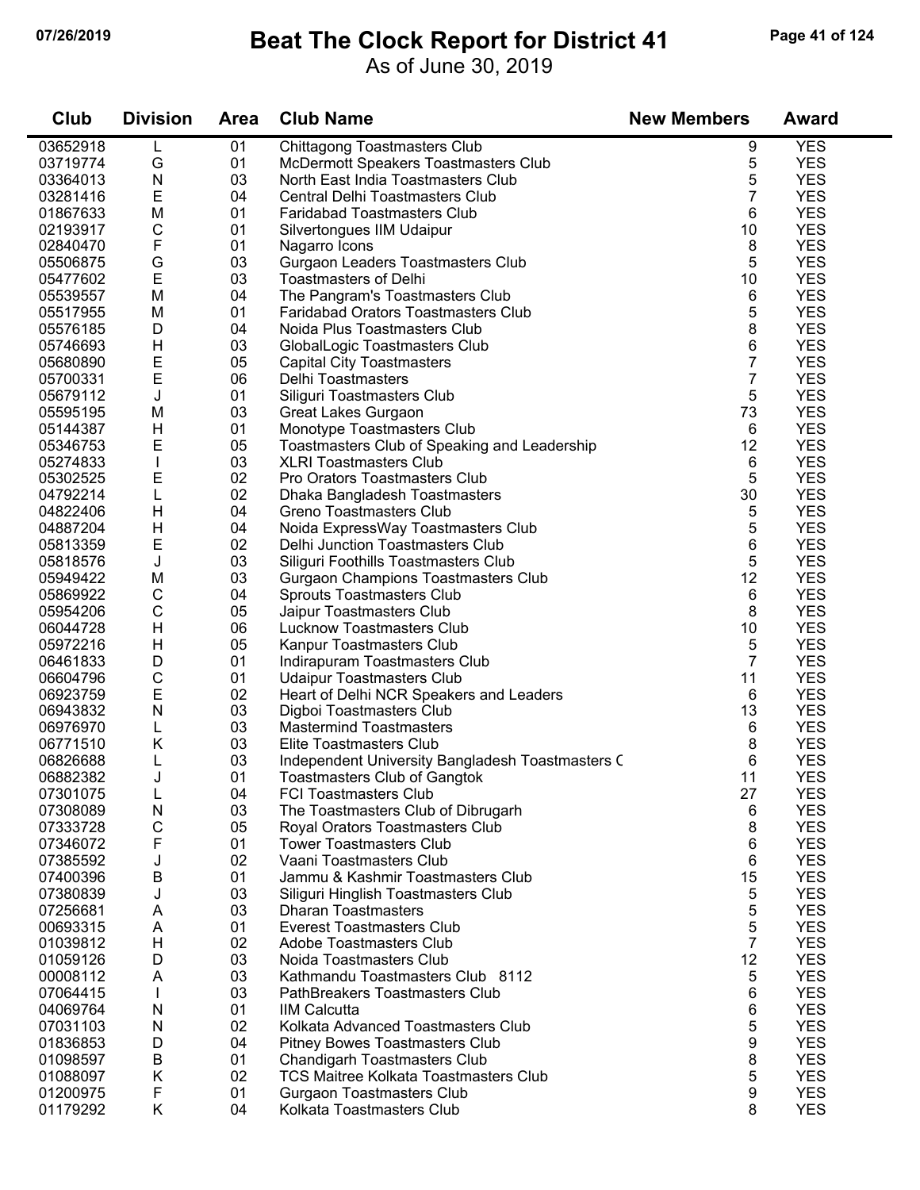# Beat The Clock Report for District 41

As of June 30, 2019

| Club | Division | Area | Club Name | New Members | Award |
|---|---|---|---|---|---|
| 03652918 | L | 01 | Chittagong Toastmasters Club | 9 | YES |
| 03719774 | G | 01 | McDermott Speakers Toastmasters Club | 5 | YES |
| 03364013 | N | 03 | North East India Toastmasters Club | 5 | YES |
| 03281416 | E | 04 | Central Delhi Toastmasters Club | 7 | YES |
| 01867633 | M | 01 | Faridabad Toastmasters Club | 6 | YES |
| 02193917 | C | 01 | Silvertongues IIM Udaipur | 10 | YES |
| 02840470 | F | 01 | Nagarro Icons | 8 | YES |
| 05506875 | G | 03 | Gurgaon Leaders Toastmasters Club | 5 | YES |
| 05477602 | E | 03 | Toastmasters of Delhi | 10 | YES |
| 05539557 | M | 04 | The Pangram's Toastmasters Club | 6 | YES |
| 05517955 | M | 01 | Faridabad Orators Toastmasters Club | 5 | YES |
| 05576185 | D | 04 | Noida Plus Toastmasters Club | 8 | YES |
| 05746693 | H | 03 | GlobalLogic Toastmasters Club | 6 | YES |
| 05680890 | E | 05 | Capital City Toastmasters | 7 | YES |
| 05700331 | E | 06 | Delhi Toastmasters | 7 | YES |
| 05679112 | J | 01 | Siliguri Toastmasters Club | 5 | YES |
| 05595195 | M | 03 | Great Lakes Gurgaon | 73 | YES |
| 05144387 | H | 01 | Monotype Toastmasters Club | 6 | YES |
| 05346753 | E | 05 | Toastmasters Club of Speaking and Leadership | 12 | YES |
| 05274833 | I | 03 | XLRI Toastmasters Club | 6 | YES |
| 05302525 | E | 02 | Pro Orators Toastmasters Club | 5 | YES |
| 04792214 | L | 02 | Dhaka Bangladesh Toastmasters | 30 | YES |
| 04822406 | H | 04 | Greno Toastmasters Club | 5 | YES |
| 04887204 | H | 04 | Noida ExpressWay Toastmasters Club | 5 | YES |
| 05813359 | E | 02 | Delhi Junction Toastmasters Club | 6 | YES |
| 05818576 | J | 03 | Siliguri Foothills Toastmasters Club | 5 | YES |
| 05949422 | M | 03 | Gurgaon Champions Toastmasters Club | 12 | YES |
| 05869922 | C | 04 | Sprouts Toastmasters Club | 6 | YES |
| 05954206 | C | 05 | Jaipur Toastmasters Club | 8 | YES |
| 06044728 | H | 06 | Lucknow Toastmasters Club | 10 | YES |
| 05972216 | H | 05 | Kanpur Toastmasters Club | 5 | YES |
| 06461833 | D | 01 | Indirapuram Toastmasters Club | 7 | YES |
| 06604796 | C | 01 | Udaipur Toastmasters Club | 11 | YES |
| 06923759 | E | 02 | Heart of Delhi NCR Speakers and Leaders | 6 | YES |
| 06943832 | N | 03 | Digboi Toastmasters Club | 13 | YES |
| 06976970 | L | 03 | Mastermind Toastmasters | 6 | YES |
| 06771510 | K | 03 | Elite Toastmasters Club | 8 | YES |
| 06826688 | L | 03 | Independent University Bangladesh Toastmasters C | 6 | YES |
| 06882382 | J | 01 | Toastmasters Club of Gangtok | 11 | YES |
| 07301075 | L | 04 | FCI Toastmasters Club | 27 | YES |
| 07308089 | N | 03 | The Toastmasters Club of Dibrugarh | 6 | YES |
| 07333728 | C | 05 | Royal Orators Toastmasters Club | 8 | YES |
| 07346072 | F | 01 | Tower Toastmasters Club | 6 | YES |
| 07385592 | J | 02 | Vaani Toastmasters Club | 6 | YES |
| 07400396 | B | 01 | Jammu & Kashmir Toastmasters Club | 15 | YES |
| 07380839 | J | 03 | Siliguri Hinglish Toastmasters Club | 5 | YES |
| 07256681 | A | 03 | Dharan Toastmasters | 5 | YES |
| 00693315 | A | 01 | Everest Toastmasters Club | 5 | YES |
| 01039812 | H | 02 | Adobe Toastmasters Club | 7 | YES |
| 01059126 | D | 03 | Noida Toastmasters Club | 12 | YES |
| 00008112 | A | 03 | Kathmandu Toastmasters Club 8112 | 5 | YES |
| 07064415 | I | 03 | PathBreakers Toastmasters Club | 6 | YES |
| 04069764 | N | 01 | IIM Calcutta | 6 | YES |
| 07031103 | N | 02 | Kolkata Advanced Toastmasters Club | 5 | YES |
| 01836853 | D | 04 | Pitney Bowes Toastmasters Club | 9 | YES |
| 01098597 | B | 01 | Chandigarh Toastmasters Club | 8 | YES |
| 01088097 | K | 02 | TCS Maitree Kolkata Toastmasters Club | 5 | YES |
| 01200975 | F | 01 | Gurgaon Toastmasters Club | 9 | YES |
| 01179292 | K | 04 | Kolkata Toastmasters Club | 8 | YES |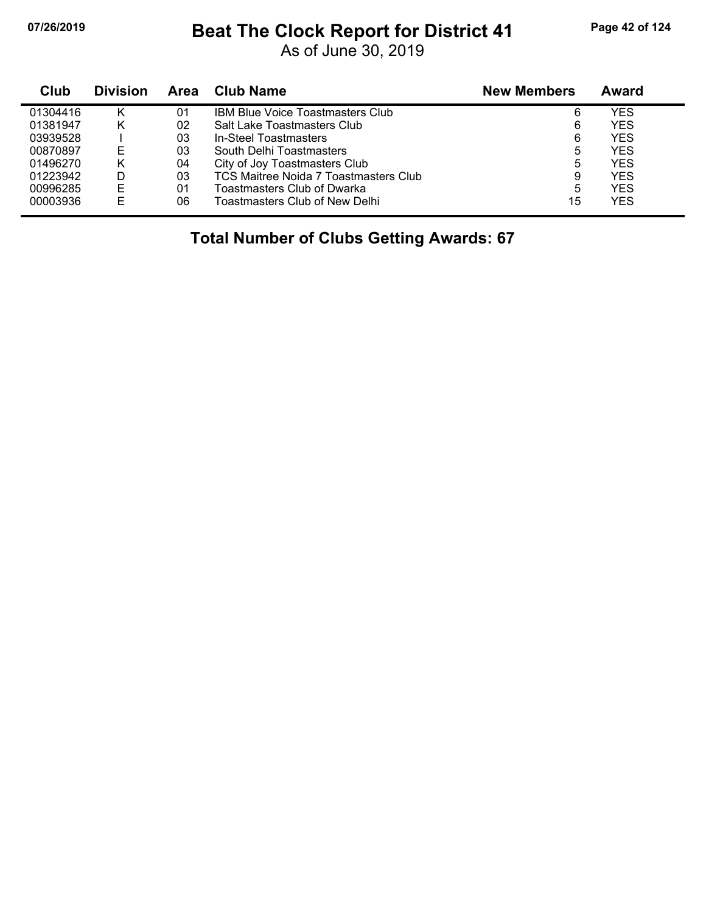# Beat The Clock Report for District 41

As of June 30, 2019

| Club | Division | Area | Club Name | New Members | Award |
|---|---|---|---|---|---|
| 01304416 | K | 01 | IBM Blue Voice Toastmasters Club | 6 | YES |
| 01381947 | K | 02 | Salt Lake Toastmasters Club | 6 | YES |
| 03939528 | I | 03 | In-Steel Toastmasters | 6 | YES |
| 00870897 | E | 03 | South Delhi Toastmasters | 5 | YES |
| 01496270 | K | 04 | City of Joy Toastmasters Club | 5 | YES |
| 01223942 | D | 03 | TCS Maitree Noida 7 Toastmasters Club | 9 | YES |
| 00996285 | E | 01 | Toastmasters Club of Dwarka | 5 | YES |
| 00003936 | E | 06 | Toastmasters Club of New Delhi | 15 | YES |

**Total Number of Clubs Getting Awards: 67**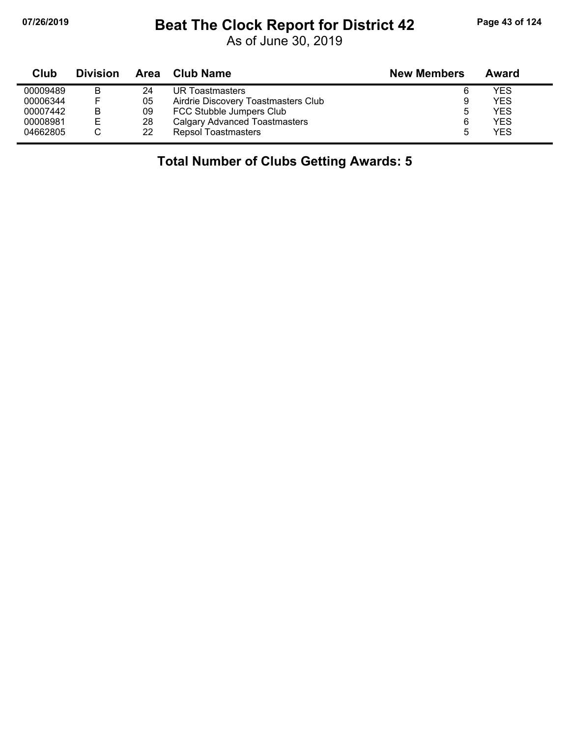# Beat The Clock Report for District 42

As of June 30, 2019

| Club | Division | Area | Club Name | New Members | Award |
|---|---|---|---|---|---|
| 00009489 | B | 24 | UR Toastmasters | 6 | YES |
| 00006344 | F | 05 | Airdrie Discovery Toastmasters Club | 9 | YES |
| 00007442 | B | 09 | FCC Stubble Jumpers Club | 5 | YES |
| 00008981 | E | 28 | Calgary Advanced Toastmasters | 6 | YES |
| 04662805 | C | 22 | Repsol Toastmasters | 5 | YES |

**Total Number of Clubs Getting Awards: 5**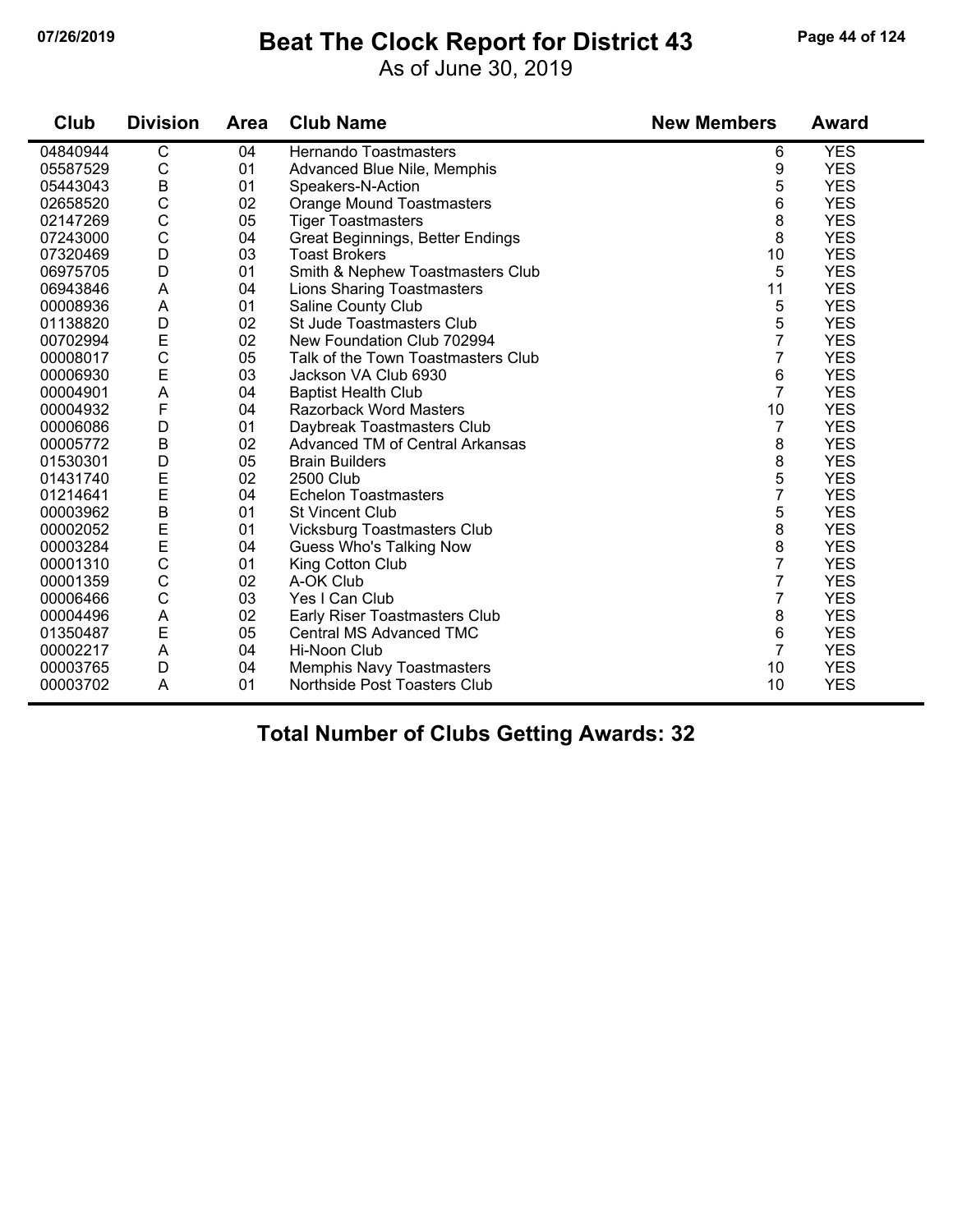# Beat The Clock Report for District 43

As of June 30, 2019

| Club | Division | Area | Club Name | New Members | Award |
|---|---|---|---|---|---|
| 04840944 | C | 04 | Hernando Toastmasters | 6 | YES |
| 05587529 | C | 01 | Advanced Blue Nile, Memphis | 9 | YES |
| 05443043 | B | 01 | Speakers-N-Action | 5 | YES |
| 02658520 | C | 02 | Orange Mound Toastmasters | 6 | YES |
| 02147269 | C | 05 | Tiger Toastmasters | 8 | YES |
| 07243000 | C | 04 | Great Beginnings, Better Endings | 8 | YES |
| 07320469 | D | 03 | Toast Brokers | 10 | YES |
| 06975705 | D | 01 | Smith & Nephew Toastmasters Club | 5 | YES |
| 06943846 | A | 04 | Lions Sharing Toastmasters | 11 | YES |
| 00008936 | A | 01 | Saline County Club | 5 | YES |
| 01138820 | D | 02 | St Jude Toastmasters Club | 5 | YES |
| 00702994 | E | 02 | New Foundation Club 702994 | 7 | YES |
| 00008017 | C | 05 | Talk of the Town Toastmasters Club | 7 | YES |
| 00006930 | E | 03 | Jackson VA Club 6930 | 6 | YES |
| 00004901 | A | 04 | Baptist Health Club | 7 | YES |
| 00004932 | F | 04 | Razorback Word Masters | 10 | YES |
| 00006086 | D | 01 | Daybreak Toastmasters Club | 7 | YES |
| 00005772 | B | 02 | Advanced TM of Central Arkansas | 8 | YES |
| 01530301 | D | 05 | Brain Builders | 8 | YES |
| 01431740 | E | 02 | 2500 Club | 5 | YES |
| 01214641 | E | 04 | Echelon Toastmasters | 7 | YES |
| 00003962 | B | 01 | St Vincent Club | 5 | YES |
| 00002052 | E | 01 | Vicksburg Toastmasters Club | 8 | YES |
| 00003284 | E | 04 | Guess Who's Talking Now | 8 | YES |
| 00001310 | C | 01 | King Cotton Club | 7 | YES |
| 00001359 | C | 02 | A-OK Club | 7 | YES |
| 00006466 | C | 03 | Yes I Can Club | 7 | YES |
| 00004496 | A | 02 | Early Riser Toastmasters Club | 8 | YES |
| 01350487 | E | 05 | Central MS Advanced TMC | 6 | YES |
| 00002217 | A | 04 | Hi-Noon Club | 7 | YES |
| 00003765 | D | 04 | Memphis Navy Toastmasters | 10 | YES |
| 00003702 | A | 01 | Northside Post Toasters Club | 10 | YES |

**Total Number of Clubs Getting Awards: 32**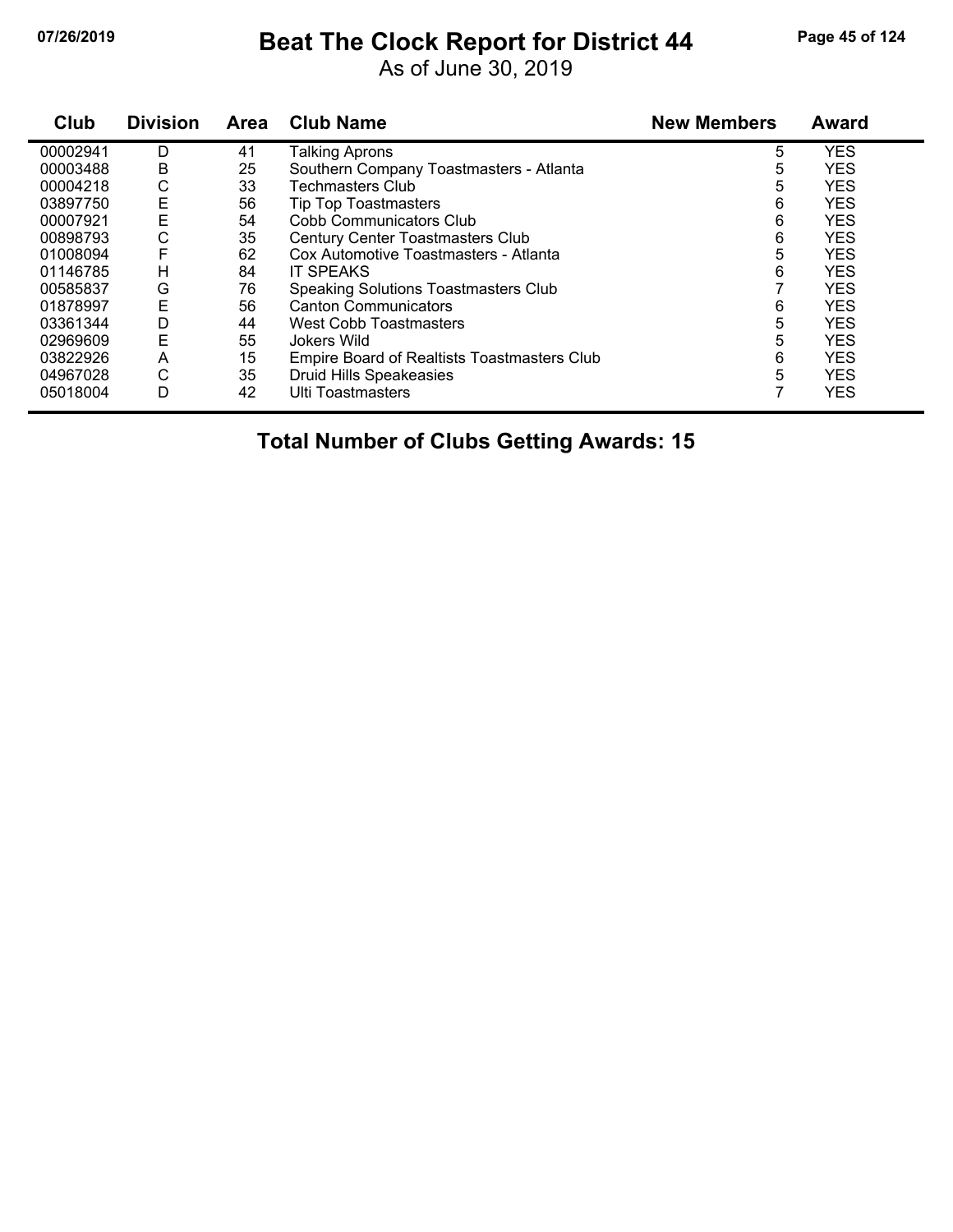# Beat The Clock Report for District 44

As of June 30, 2019

| Club | Division | Area | Club Name | New Members | Award |
|---|---|---|---|---|---|
| 00002941 | D | 41 | Talking Aprons | 5 | YES |
| 00003488 | B | 25 | Southern Company Toastmasters - Atlanta | 5 | YES |
| 00004218 | C | 33 | Techmasters Club | 5 | YES |
| 03897750 | E | 56 | Tip Top Toastmasters | 6 | YES |
| 00007921 | E | 54 | Cobb Communicators Club | 6 | YES |
| 00898793 | C | 35 | Century Center Toastmasters Club | 6 | YES |
| 01008094 | F | 62 | Cox Automotive Toastmasters - Atlanta | 5 | YES |
| 01146785 | H | 84 | IT SPEAKS | 6 | YES |
| 00585837 | G | 76 | Speaking Solutions Toastmasters Club | 7 | YES |
| 01878997 | E | 56 | Canton Communicators | 6 | YES |
| 03361344 | D | 44 | West Cobb Toastmasters | 5 | YES |
| 02969609 | E | 55 | Jokers Wild | 5 | YES |
| 03822926 | A | 15 | Empire Board of Realtists Toastmasters Club | 6 | YES |
| 04967028 | C | 35 | Druid Hills Speakeasies | 5 | YES |
| 05018004 | D | 42 | Ulti Toastmasters | 7 | YES |

**Total Number of Clubs Getting Awards: 15**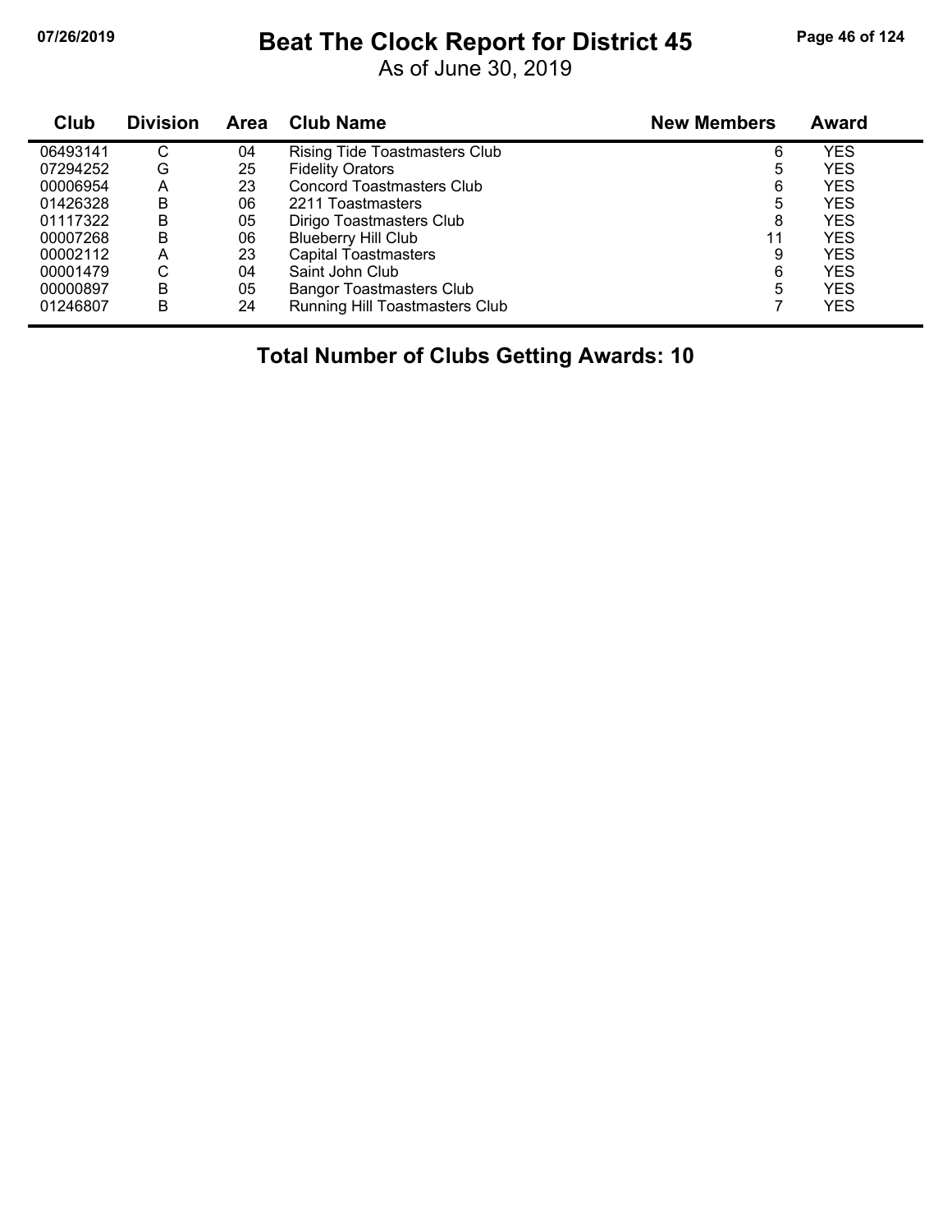# Beat The Clock Report for District 45

As of June 30, 2019

| Club | Division | Area | Club Name | New Members | Award |
|---|---|---|---|---|---|
| 06493141 | C | 04 | Rising Tide Toastmasters Club | 6 | YES |
| 07294252 | G | 25 | Fidelity Orators | 5 | YES |
| 00006954 | A | 23 | Concord Toastmasters Club | 6 | YES |
| 01426328 | B | 06 | 2211 Toastmasters | 5 | YES |
| 01117322 | B | 05 | Dirigo Toastmasters Club | 8 | YES |
| 00007268 | B | 06 | Blueberry Hill Club | 11 | YES |
| 00002112 | A | 23 | Capital Toastmasters | 9 | YES |
| 00001479 | C | 04 | Saint John Club | 6 | YES |
| 00000897 | B | 05 | Bangor Toastmasters Club | 5 | YES |
| 01246807 | B | 24 | Running Hill Toastmasters Club | 7 | YES |

## Total Number of Clubs Getting Awards: 10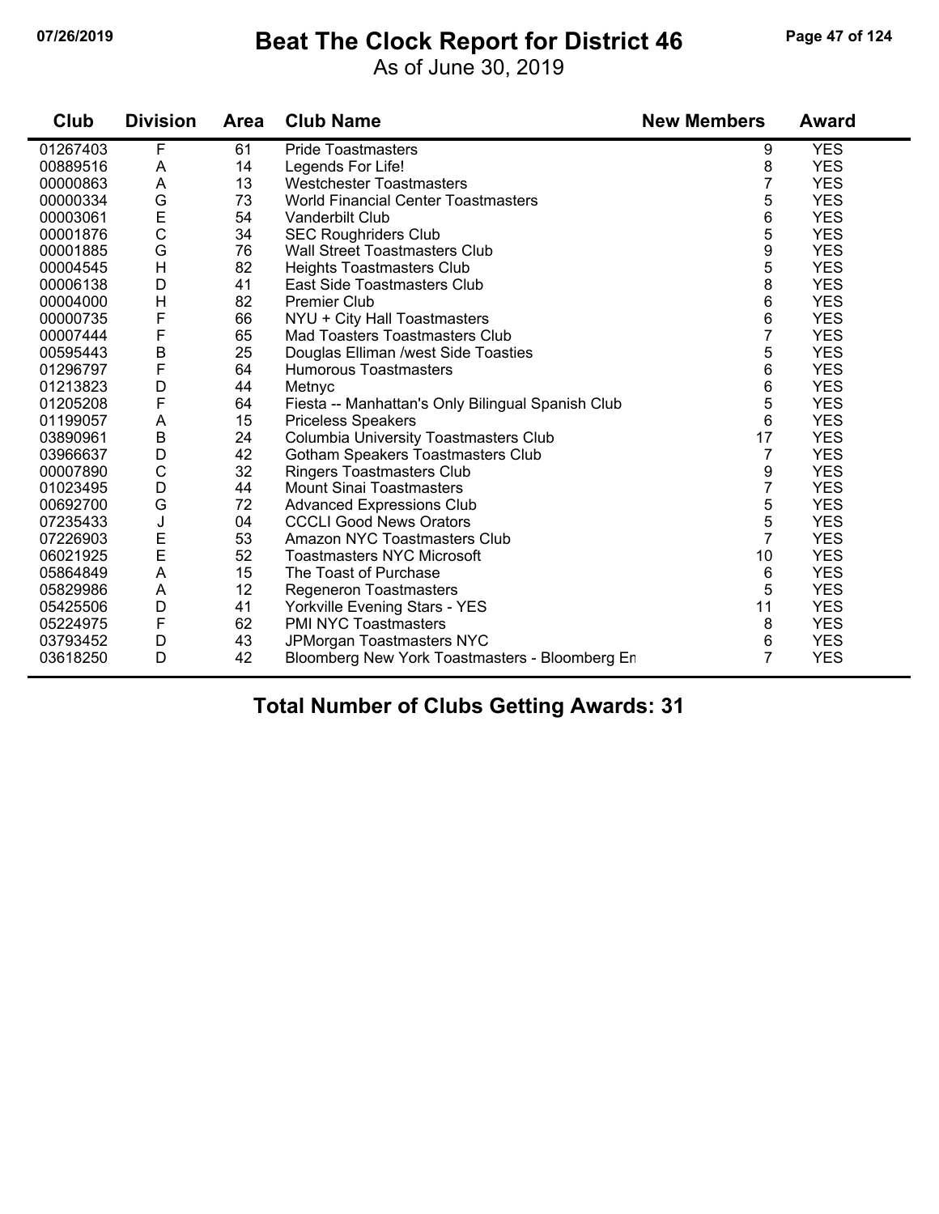# Beat The Clock Report for District 46

As of June 30, 2019

| Club | Division | Area | Club Name | New Members | Award |
|---|---|---|---|---|---|
| 01267403 | F | 61 | Pride Toastmasters | 9 | YES |
| 00889516 | A | 14 | Legends For Life! | 8 | YES |
| 00000863 | A | 13 | Westchester Toastmasters | 7 | YES |
| 00000334 | G | 73 | World Financial Center Toastmasters | 5 | YES |
| 00003061 | E | 54 | Vanderbilt Club | 6 | YES |
| 00001876 | C | 34 | SEC Roughriders Club | 5 | YES |
| 00001885 | G | 76 | Wall Street Toastmasters Club | 9 | YES |
| 00004545 | H | 82 | Heights Toastmasters Club | 5 | YES |
| 00006138 | D | 41 | East Side Toastmasters Club | 8 | YES |
| 00004000 | H | 82 | Premier Club | 6 | YES |
| 00000735 | F | 66 | NYU + City Hall Toastmasters | 6 | YES |
| 00007444 | F | 65 | Mad Toasters Toastmasters Club | 7 | YES |
| 00595443 | B | 25 | Douglas Elliman /west Side Toasties | 5 | YES |
| 01296797 | F | 64 | Humorous Toastmasters | 6 | YES |
| 01213823 | D | 44 | Metnyc | 6 | YES |
| 01205208 | F | 64 | Fiesta -- Manhattan's Only Bilingual Spanish Club | 5 | YES |
| 01199057 | A | 15 | Priceless Speakers | 6 | YES |
| 03890961 | B | 24 | Columbia University Toastmasters Club | 17 | YES |
| 03966637 | D | 42 | Gotham Speakers Toastmasters Club | 7 | YES |
| 00007890 | C | 32 | Ringers Toastmasters Club | 9 | YES |
| 01023495 | D | 44 | Mount Sinai Toastmasters | 7 | YES |
| 00692700 | G | 72 | Advanced Expressions Club | 5 | YES |
| 07235433 | J | 04 | CCCLI Good News Orators | 5 | YES |
| 07226903 | E | 53 | Amazon NYC Toastmasters Club | 7 | YES |
| 06021925 | E | 52 | Toastmasters NYC Microsoft | 10 | YES |
| 05864849 | A | 15 | The Toast of Purchase | 6 | YES |
| 05829986 | A | 12 | Regeneron Toastmasters | 5 | YES |
| 05425506 | D | 41 | Yorkville Evening Stars - YES | 11 | YES |
| 05224975 | F | 62 | PMI NYC Toastmasters | 8 | YES |
| 03793452 | D | 43 | JPMorgan Toastmasters NYC | 6 | YES |
| 03618250 | D | 42 | Bloomberg New York Toastmasters - Bloomberg En | 7 | YES |

**Total Number of Clubs Getting Awards: 31**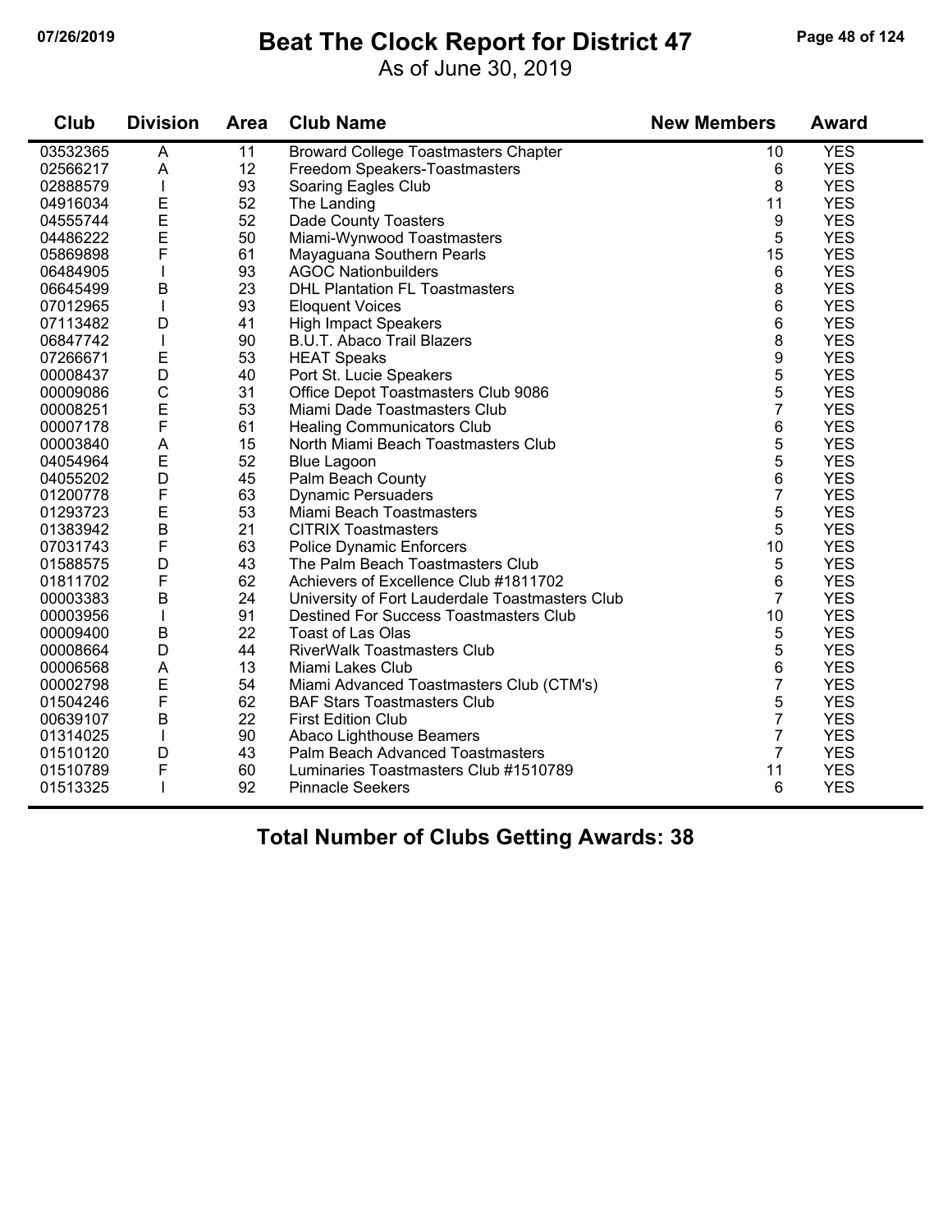# Beat The Clock Report for District 47

As of June 30, 2019

| Club | Division | Area | Club Name | New Members | Award |
|---|---|---|---|---|---|
| 03532365 | A | 11 | Broward College Toastmasters Chapter | 10 | YES |
| 02566217 | A | 12 | Freedom Speakers-Toastmasters | 6 | YES |
| 02888579 | I | 93 | Soaring Eagles Club | 8 | YES |
| 04916034 | E | 52 | The Landing | 11 | YES |
| 04555744 | E | 52 | Dade County Toasters | 9 | YES |
| 04486222 | E | 50 | Miami-Wynwood Toastmasters | 5 | YES |
| 05869898 | F | 61 | Mayaguana Southern Pearls | 15 | YES |
| 06484905 | I | 93 | AGOC Nationbuilders | 6 | YES |
| 06645499 | B | 23 | DHL Plantation FL Toastmasters | 8 | YES |
| 07012965 | I | 93 | Eloquent Voices | 6 | YES |
| 07113482 | D | 41 | High Impact Speakers | 6 | YES |
| 06847742 | I | 90 | B.U.T. Abaco Trail Blazers | 8 | YES |
| 07266671 | E | 53 | HEAT Speaks | 9 | YES |
| 00008437 | D | 40 | Port St. Lucie Speakers | 5 | YES |
| 00009086 | C | 31 | Office Depot Toastmasters Club 9086 | 5 | YES |
| 00008251 | E | 53 | Miami Dade Toastmasters Club | 7 | YES |
| 00007178 | F | 61 | Healing Communicators Club | 6 | YES |
| 00003840 | A | 15 | North Miami Beach Toastmasters Club | 5 | YES |
| 04054964 | E | 52 | Blue Lagoon | 5 | YES |
| 04055202 | D | 45 | Palm Beach County | 6 | YES |
| 01200778 | F | 63 | Dynamic Persuaders | 7 | YES |
| 01293723 | E | 53 | Miami Beach Toastmasters | 5 | YES |
| 01383942 | B | 21 | CITRIX Toastmasters | 5 | YES |
| 07031743 | F | 63 | Police Dynamic Enforcers | 10 | YES |
| 01588575 | D | 43 | The Palm Beach Toastmasters Club | 5 | YES |
| 01811702 | F | 62 | Achievers of Excellence Club #1811702 | 6 | YES |
| 00003383 | B | 24 | University of Fort Lauderdale Toastmasters Club | 7 | YES |
| 00003956 | I | 91 | Destined For Success Toastmasters Club | 10 | YES |
| 00009400 | B | 22 | Toast of Las Olas | 5 | YES |
| 00008664 | D | 44 | RiverWalk Toastmasters Club | 5 | YES |
| 00006568 | A | 13 | Miami Lakes Club | 6 | YES |
| 00002798 | E | 54 | Miami Advanced Toastmasters Club (CTM's) | 7 | YES |
| 01504246 | F | 62 | BAF Stars Toastmasters Club | 5 | YES |
| 00639107 | B | 22 | First Edition Club | 7 | YES |
| 01314025 | I | 90 | Abaco Lighthouse Beamers | 7 | YES |
| 01510120 | D | 43 | Palm Beach Advanced Toastmasters | 7 | YES |
| 01510789 | F | 60 | Luminaries Toastmasters Club #1510789 | 11 | YES |
| 01513325 | I | 92 | Pinnacle Seekers | 6 | YES |

**Total Number of Clubs Getting Awards: 38**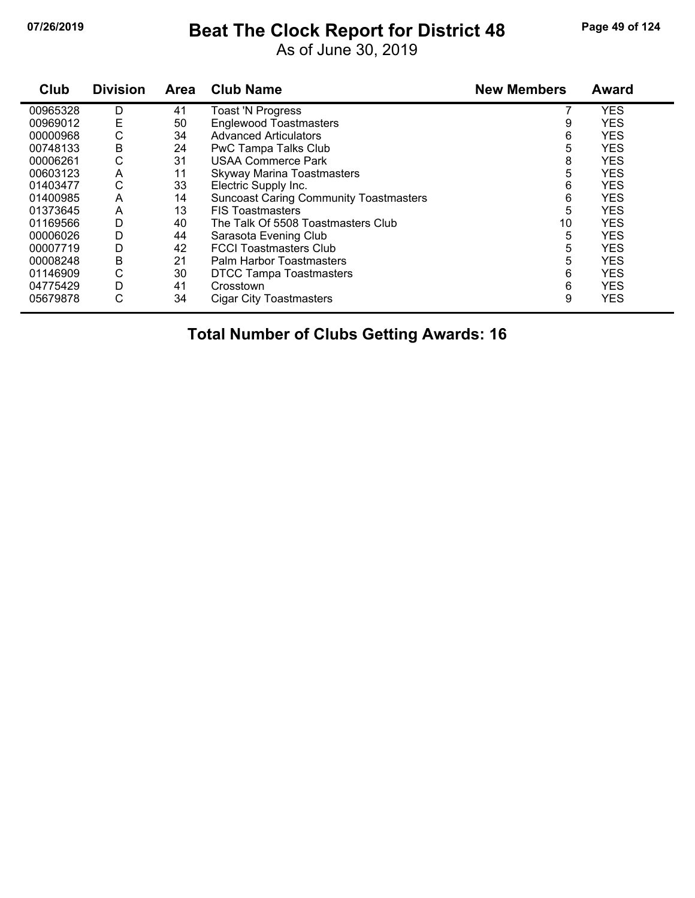# Beat The Clock Report for District 48

As of June 30, 2019

| Club | Division | Area | Club Name | New Members | Award |
|---|---|---|---|---|---|
| 00965328 | D | 41 | Toast 'N Progress | 7 | YES |
| 00969012 | E | 50 | Englewood Toastmasters | 9 | YES |
| 00000968 | C | 34 | Advanced Articulators | 6 | YES |
| 00748133 | B | 24 | PwC Tampa Talks Club | 5 | YES |
| 00006261 | C | 31 | USAA Commerce Park | 8 | YES |
| 00603123 | A | 11 | Skyway Marina Toastmasters | 5 | YES |
| 01403477 | C | 33 | Electric Supply Inc. | 6 | YES |
| 01400985 | A | 14 | Suncoast Caring Community Toastmasters | 6 | YES |
| 01373645 | A | 13 | FIS Toastmasters | 5 | YES |
| 01169566 | D | 40 | The Talk Of 5508 Toastmasters Club | 10 | YES |
| 00006026 | D | 44 | Sarasota Evening Club | 5 | YES |
| 00007719 | D | 42 | FCCI Toastmasters Club | 5 | YES |
| 00008248 | B | 21 | Palm Harbor Toastmasters | 5 | YES |
| 01146909 | C | 30 | DTCC Tampa Toastmasters | 6 | YES |
| 04775429 | D | 41 | Crosstown | 6 | YES |
| 05679878 | C | 34 | Cigar City Toastmasters | 9 | YES |

**Total Number of Clubs Getting Awards: 16**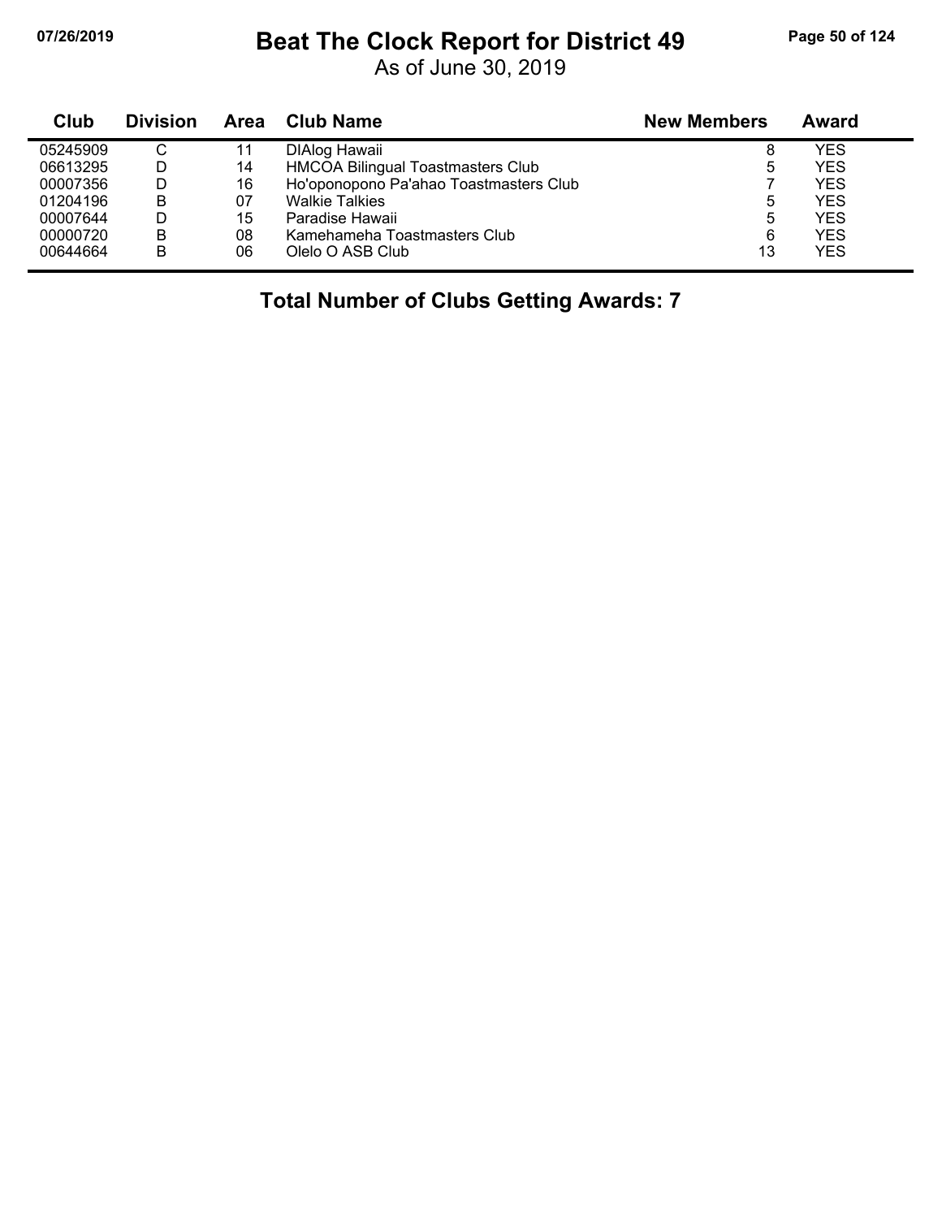# Beat The Clock Report for District 49

As of June 30, 2019

| Club | Division | Area | Club Name | New Members | Award |
|---|---|---|---|---|---|
| 05245909 | C | 11 | DIAlog Hawaii | 8 | YES |
| 06613295 | D | 14 | HMCOA Bilingual Toastmasters Club | 5 | YES |
| 00007356 | D | 16 | Ho'oponopono Pa'ahao Toastmasters Club | 7 | YES |
| 01204196 | B | 07 | Walkie Talkies | 5 | YES |
| 00007644 | D | 15 | Paradise Hawaii | 5 | YES |
| 00000720 | B | 08 | Kamehameha Toastmasters Club | 6 | YES |
| 00644664 | B | 06 | Olelo O ASB Club | 13 | YES |

**Total Number of Clubs Getting Awards: 7**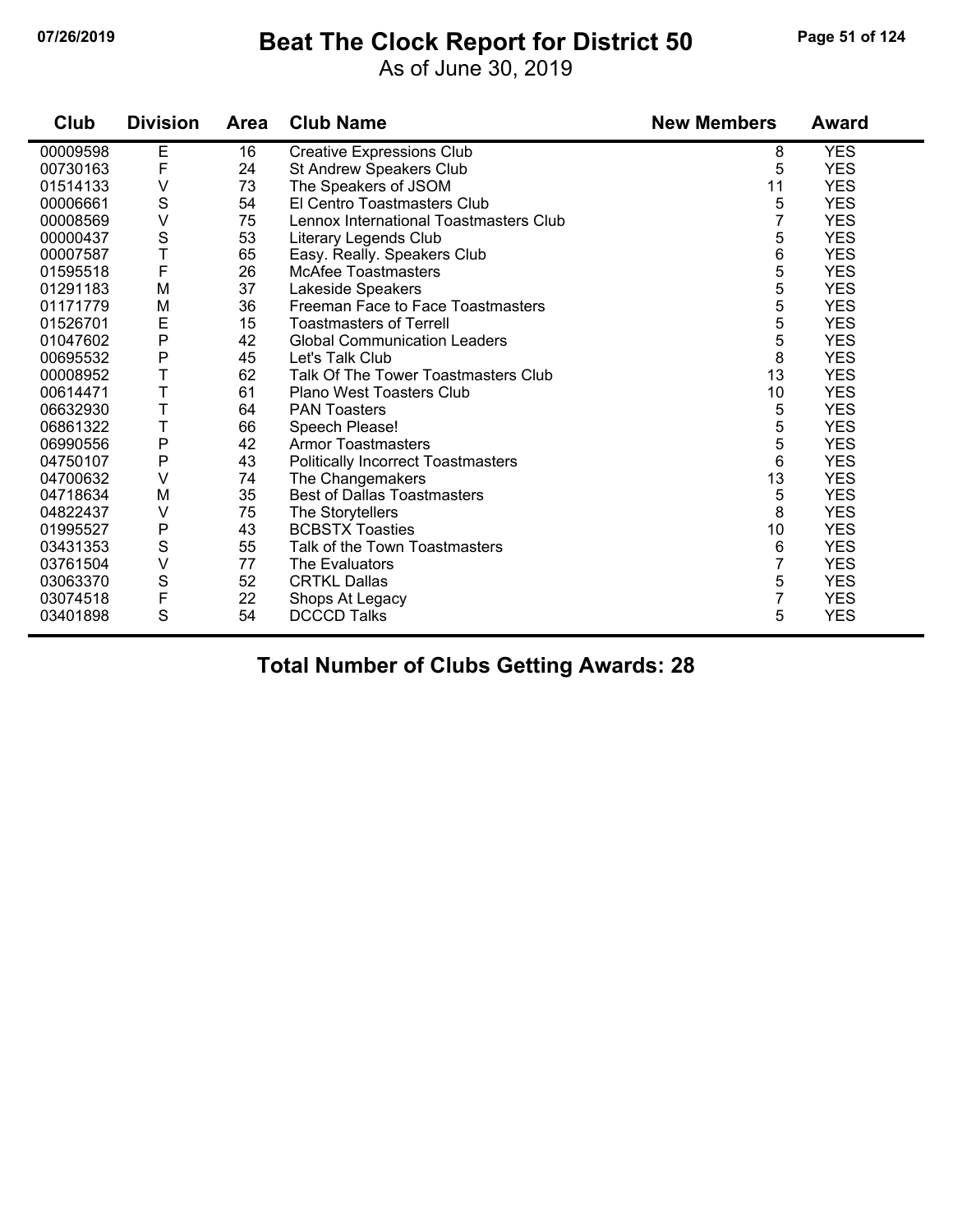# Beat The Clock Report for District 50

As of June 30, 2019

| Club | Division | Area | Club Name | New Members | Award |
|---|---|---|---|---|---|
| 00009598 | E | 16 | Creative Expressions Club | 8 | YES |
| 00730163 | F | 24 | St Andrew Speakers Club | 5 | YES |
| 01514133 | V | 73 | The Speakers of JSOM | 11 | YES |
| 00006661 | S | 54 | El Centro Toastmasters Club | 5 | YES |
| 00008569 | V | 75 | Lennox International Toastmasters Club | 7 | YES |
| 00000437 | S | 53 | Literary Legends Club | 5 | YES |
| 00007587 | T | 65 | Easy. Really. Speakers Club | 6 | YES |
| 01595518 | F | 26 | McAfee Toastmasters | 5 | YES |
| 01291183 | M | 37 | Lakeside Speakers | 5 | YES |
| 01171779 | M | 36 | Freeman Face to Face Toastmasters | 5 | YES |
| 01526701 | E | 15 | Toastmasters of Terrell | 5 | YES |
| 01047602 | P | 42 | Global Communication Leaders | 5 | YES |
| 00695532 | P | 45 | Let's Talk Club | 8 | YES |
| 00008952 | T | 62 | Talk Of The Tower Toastmasters Club | 13 | YES |
| 00614471 | T | 61 | Plano West Toasters Club | 10 | YES |
| 06632930 | T | 64 | PAN Toasters | 5 | YES |
| 06861322 | T | 66 | Speech Please! | 5 | YES |
| 06990556 | P | 42 | Armor Toastmasters | 5 | YES |
| 04750107 | P | 43 | Politically Incorrect Toastmasters | 6 | YES |
| 04700632 | V | 74 | The Changemakers | 13 | YES |
| 04718634 | M | 35 | Best of Dallas Toastmasters | 5 | YES |
| 04822437 | V | 75 | The Storytellers | 8 | YES |
| 01995527 | P | 43 | BCBSTX Toasties | 10 | YES |
| 03431353 | S | 55 | Talk of the Town Toastmasters | 6 | YES |
| 03761504 | V | 77 | The Evaluators | 7 | YES |
| 03063370 | S | 52 | CRTKL Dallas | 5 | YES |
| 03074518 | F | 22 | Shops At Legacy | 7 | YES |
| 03401898 | S | 54 | DCCCD Talks | 5 | YES |

**Total Number of Clubs Getting Awards: 28**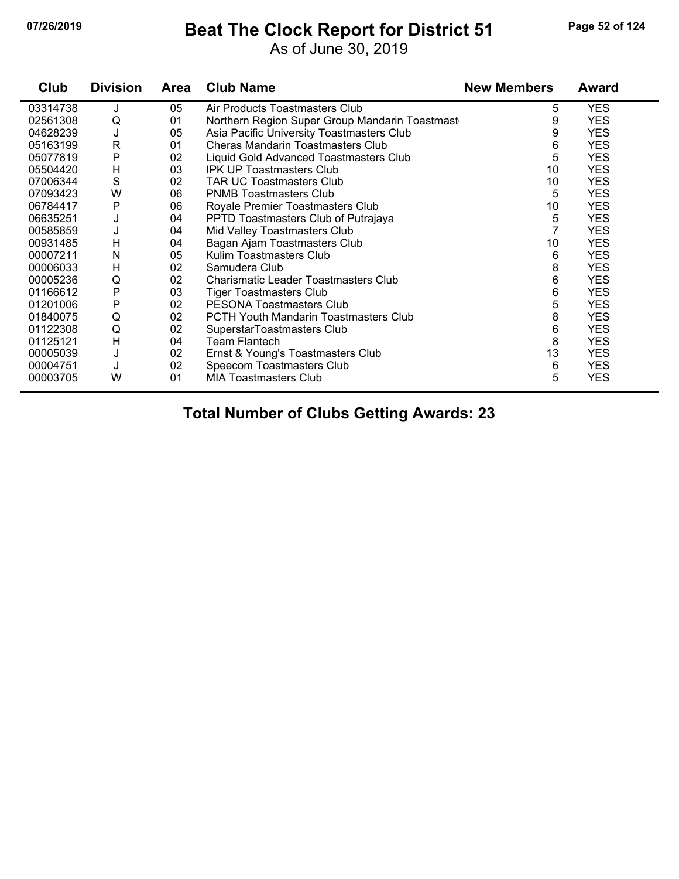# Beat The Clock Report for District 51

As of June 30, 2019

| Club | Division | Area | Club Name | New Members | Award |
|---|---|---|---|---|---|
| 03314738 | J | 05 | Air Products Toastmasters Club | 5 | YES |
| 02561308 | Q | 01 | Northern Region Super Group Mandarin Toastmast | 9 | YES |
| 04628239 | J | 05 | Asia Pacific University Toastmasters Club | 9 | YES |
| 05163199 | R | 01 | Cheras Mandarin Toastmasters Club | 6 | YES |
| 05077819 | P | 02 | Liquid Gold Advanced Toastmasters Club | 5 | YES |
| 05504420 | H | 03 | IPK UP Toastmasters Club | 10 | YES |
| 07006344 | S | 02 | TAR UC Toastmasters Club | 10 | YES |
| 07093423 | W | 06 | PNMB Toastmasters Club | 5 | YES |
| 06784417 | P | 06 | Royale Premier Toastmasters Club | 10 | YES |
| 06635251 | J | 04 | PPTD Toastmasters Club of Putrajaya | 5 | YES |
| 00585859 | J | 04 | Mid Valley Toastmasters Club | 7 | YES |
| 00931485 | H | 04 | Bagan Ajam Toastmasters Club | 10 | YES |
| 00007211 | N | 05 | Kulim Toastmasters Club | 6 | YES |
| 00006033 | H | 02 | Samudera Club | 8 | YES |
| 00005236 | Q | 02 | Charismatic Leader Toastmasters Club | 6 | YES |
| 01166612 | P | 03 | Tiger Toastmasters Club | 6 | YES |
| 01201006 | P | 02 | PESONA Toastmasters Club | 5 | YES |
| 01840075 | Q | 02 | PCTH Youth Mandarin Toastmasters Club | 8 | YES |
| 01122308 | Q | 02 | SuperstarToastmasters Club | 6 | YES |
| 01125121 | H | 04 | Team Flantech | 8 | YES |
| 00005039 | J | 02 | Ernst & Young's Toastmasters Club | 13 | YES |
| 00004751 | J | 02 | Speecom Toastmasters Club | 6 | YES |
| 00003705 | W | 01 | MIA Toastmasters Club | 5 | YES |

**Total Number of Clubs Getting Awards: 23**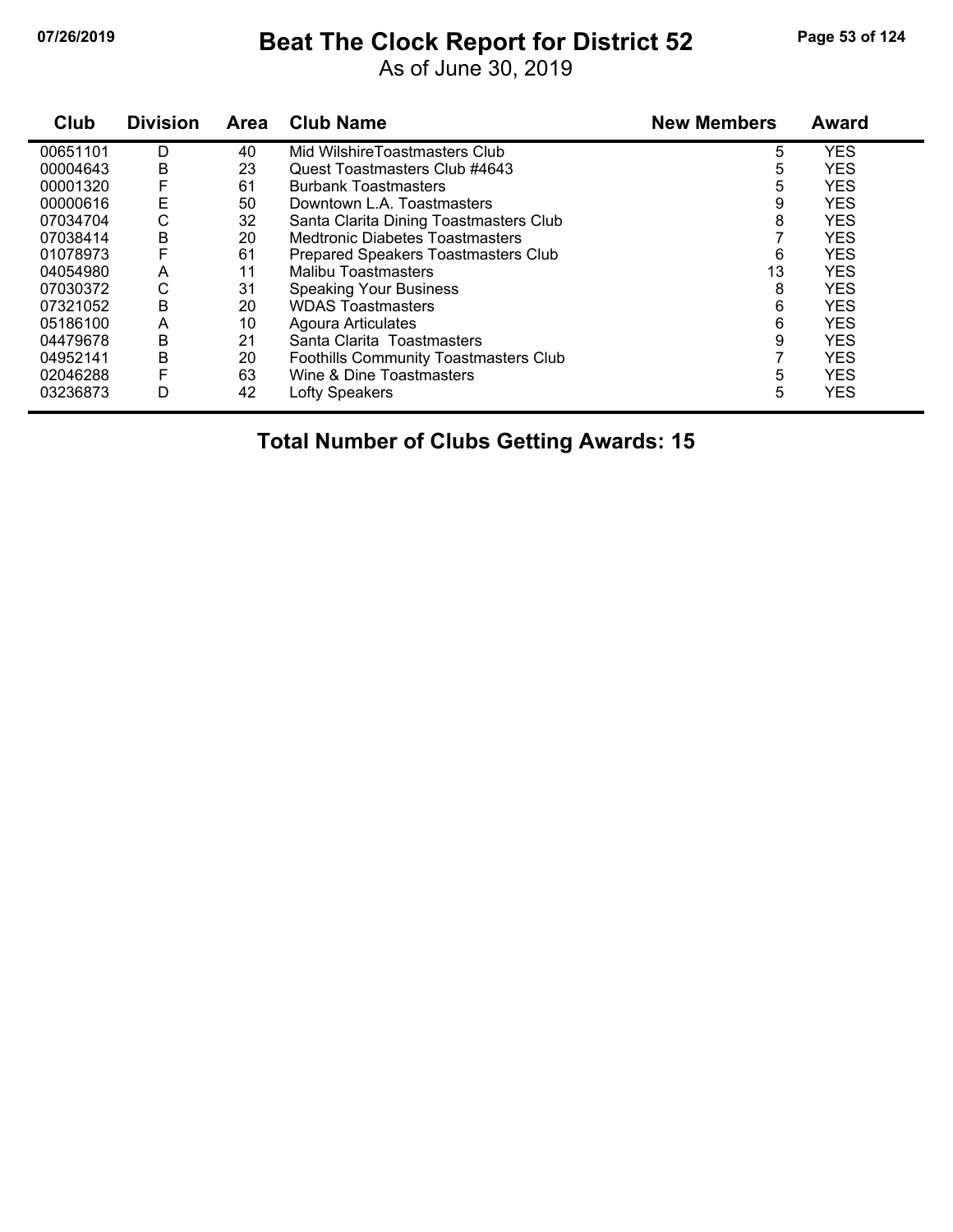# Beat The Clock Report for District 52

As of June 30, 2019

| Club | Division | Area | Club Name | New Members | Award |
|---|---|---|---|---|---|
| 00651101 | D | 40 | Mid WilshireToastmasters Club | 5 | YES |
| 00004643 | B | 23 | Quest Toastmasters Club #4643 | 5 | YES |
| 00001320 | F | 61 | Burbank Toastmasters | 5 | YES |
| 00000616 | E | 50 | Downtown L.A. Toastmasters | 9 | YES |
| 07034704 | C | 32 | Santa Clarita Dining Toastmasters Club | 8 | YES |
| 07038414 | B | 20 | Medtronic Diabetes Toastmasters | 7 | YES |
| 01078973 | F | 61 | Prepared Speakers Toastmasters Club | 6 | YES |
| 04054980 | A | 11 | Malibu Toastmasters | 13 | YES |
| 07030372 | C | 31 | Speaking Your Business | 8 | YES |
| 07321052 | B | 20 | WDAS Toastmasters | 6 | YES |
| 05186100 | A | 10 | Agoura Articulates | 6 | YES |
| 04479678 | B | 21 | Santa Clarita Toastmasters | 9 | YES |
| 04952141 | B | 20 | Foothills Community Toastmasters Club | 7 | YES |
| 02046288 | F | 63 | Wine & Dine Toastmasters | 5 | YES |
| 03236873 | D | 42 | Lofty Speakers | 5 | YES |

**Total Number of Clubs Getting Awards: 15**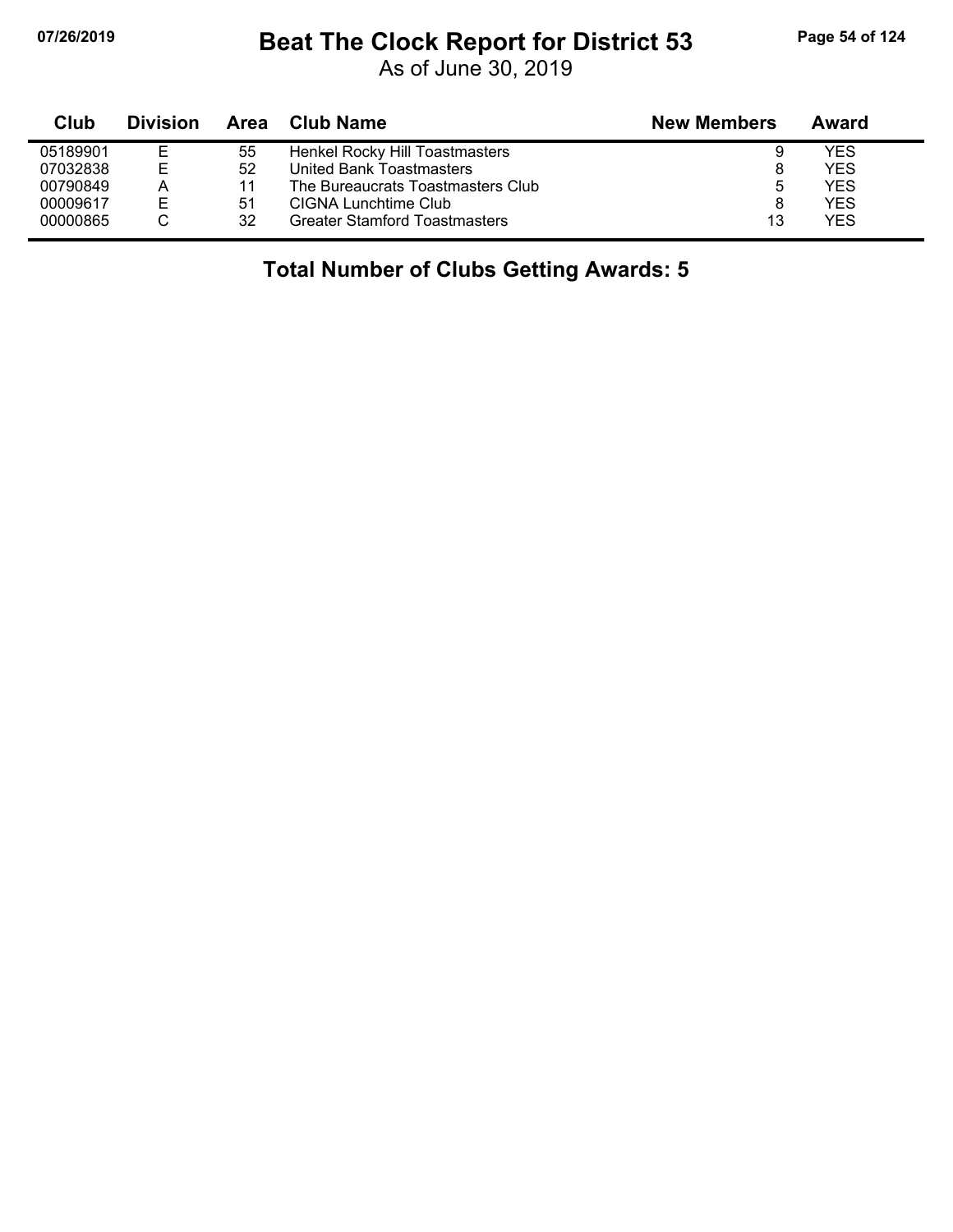# Beat The Clock Report for District 53

As of June 30, 2019

| Club | Division | Area | Club Name | New Members | Award |
|---|---|---|---|---|---|
| 05189901 | E | 55 | Henkel Rocky Hill Toastmasters | 9 | YES |
| 07032838 | E | 52 | United Bank Toastmasters | 8 | YES |
| 00790849 | A | 11 | The Bureaucrats Toastmasters Club | 5 | YES |
| 00009617 | E | 51 | CIGNA Lunchtime Club | 8 | YES |
| 00000865 | C | 32 | Greater Stamford Toastmasters | 13 | YES |

**Total Number of Clubs Getting Awards: 5**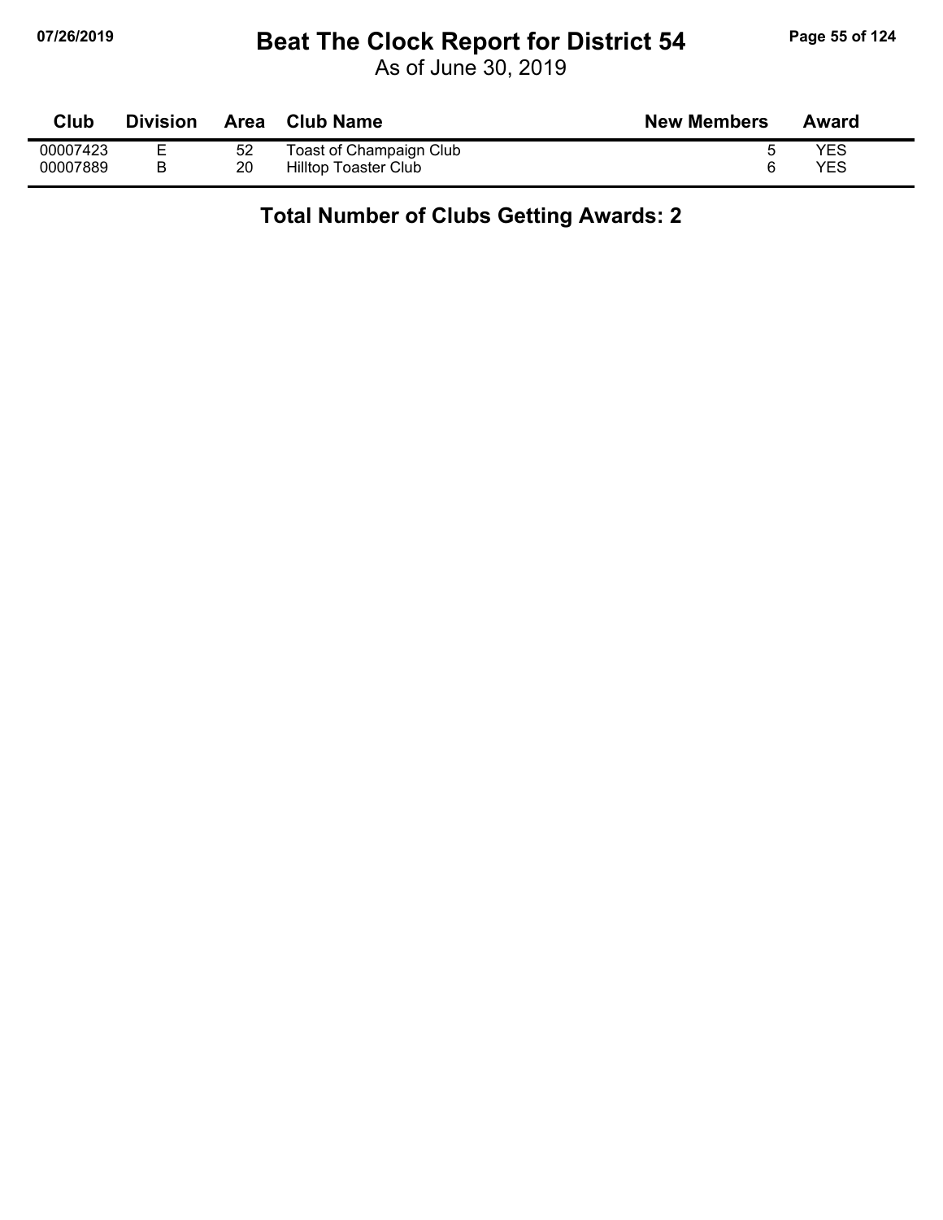# Beat The Clock Report for District 54

As of June 30, 2019

| Club | Division | Area | Club Name | New Members | Award |
|---|---|---|---|---|---|
| 00007423 | E | 52 | Toast of Champaign Club | 5 | YES |
| 00007889 | B | 20 | Hilltop Toaster Club | 6 | YES |

**Total Number of Clubs Getting Awards: 2**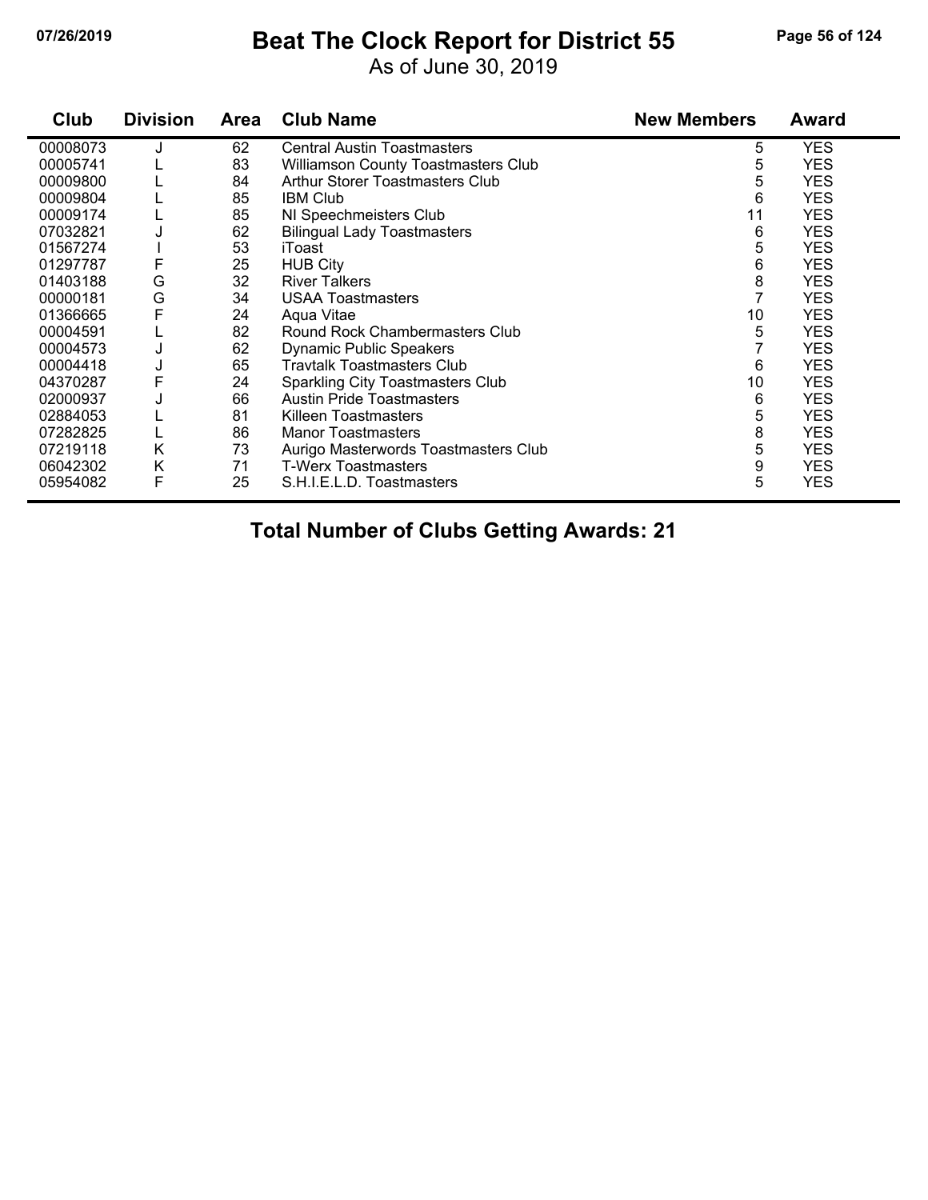# Beat The Clock Report for District 55

As of June 30, 2019

| Club | Division | Area | Club Name | New Members | Award |
|---|---|---|---|---|---|
| 00008073 | J | 62 | Central Austin Toastmasters | 5 | YES |
| 00005741 | L | 83 | Williamson County Toastmasters Club | 5 | YES |
| 00009800 | L | 84 | Arthur Storer Toastmasters Club | 5 | YES |
| 00009804 | L | 85 | IBM Club | 6 | YES |
| 00009174 | L | 85 | NI Speechmeisters Club | 11 | YES |
| 07032821 | J | 62 | Bilingual Lady Toastmasters | 6 | YES |
| 01567274 | I | 53 | iToast | 5 | YES |
| 01297787 | F | 25 | HUB City | 6 | YES |
| 01403188 | G | 32 | River Talkers | 8 | YES |
| 00000181 | G | 34 | USAA Toastmasters | 7 | YES |
| 01366665 | F | 24 | Aqua Vitae | 10 | YES |
| 00004591 | L | 82 | Round Rock Chambermasters Club | 5 | YES |
| 00004573 | J | 62 | Dynamic Public Speakers | 7 | YES |
| 00004418 | J | 65 | Travtalk Toastmasters Club | 6 | YES |
| 04370287 | F | 24 | Sparkling City Toastmasters Club | 10 | YES |
| 02000937 | J | 66 | Austin Pride Toastmasters | 6 | YES |
| 02884053 | L | 81 | Killeen Toastmasters | 5 | YES |
| 07282825 | L | 86 | Manor Toastmasters | 8 | YES |
| 07219118 | K | 73 | Aurigo Masterwords Toastmasters Club | 5 | YES |
| 06042302 | K | 71 | T-Werx Toastmasters | 9 | YES |
| 05954082 | F | 25 | S.H.I.E.L.D. Toastmasters | 5 | YES |

**Total Number of Clubs Getting Awards: 21**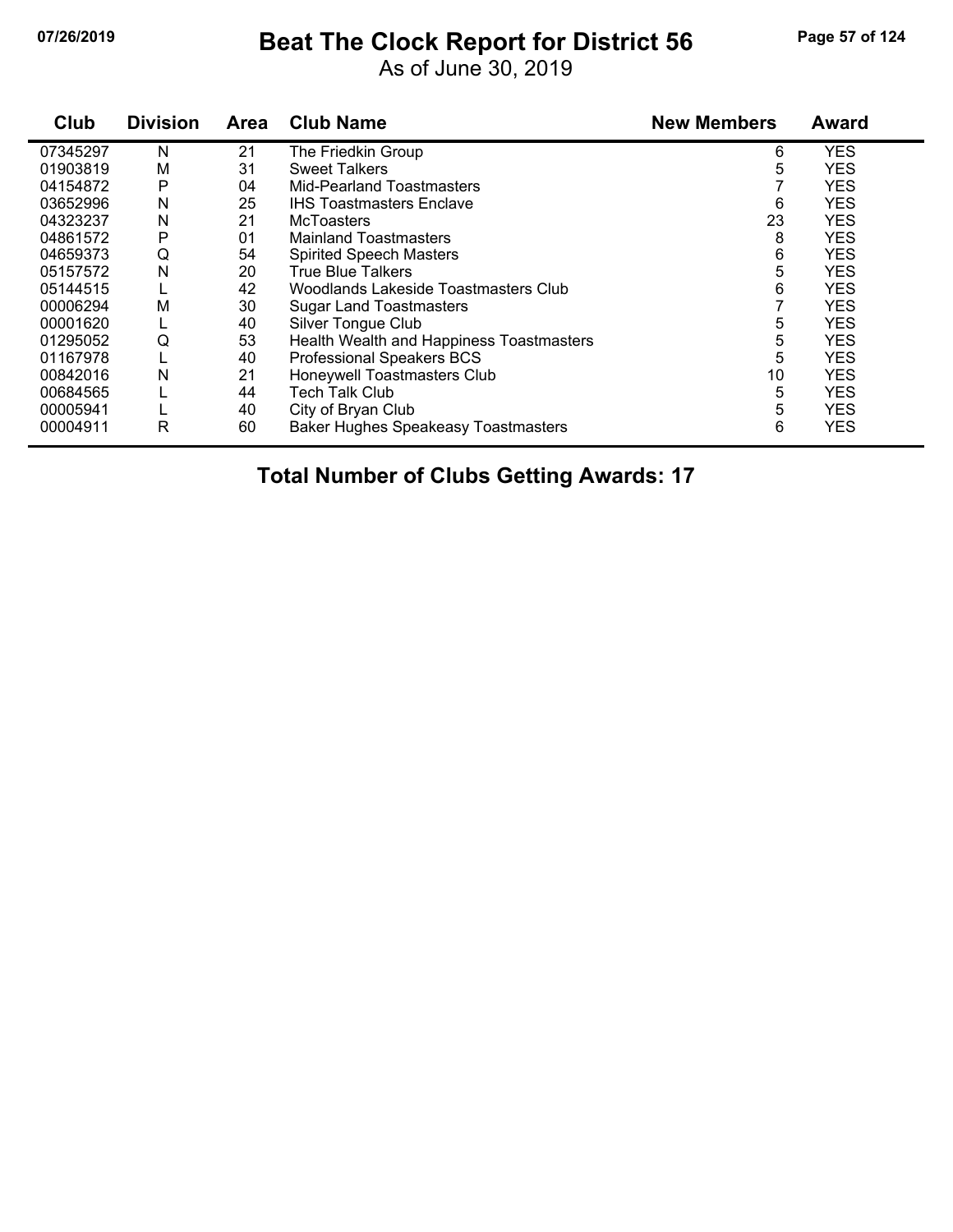# Beat The Clock Report for District 56

As of June 30, 2019

| Club | Division | Area | Club Name | New Members | Award |
|---|---|---|---|---|---|
| 07345297 | N | 21 | The Friedkin Group | 6 | YES |
| 01903819 | M | 31 | Sweet Talkers | 5 | YES |
| 04154872 | P | 04 | Mid-Pearland Toastmasters | 7 | YES |
| 03652996 | N | 25 | IHS Toastmasters Enclave | 6 | YES |
| 04323237 | N | 21 | McToasters | 23 | YES |
| 04861572 | P | 01 | Mainland Toastmasters | 8 | YES |
| 04659373 | Q | 54 | Spirited Speech Masters | 6 | YES |
| 05157572 | N | 20 | True Blue Talkers | 5 | YES |
| 05144515 | L | 42 | Woodlands Lakeside Toastmasters Club | 6 | YES |
| 00006294 | M | 30 | Sugar Land Toastmasters | 7 | YES |
| 00001620 | L | 40 | Silver Tongue Club | 5 | YES |
| 01295052 | Q | 53 | Health Wealth and Happiness Toastmasters | 5 | YES |
| 01167978 | L | 40 | Professional Speakers BCS | 5 | YES |
| 00842016 | N | 21 | Honeywell Toastmasters Club | 10 | YES |
| 00684565 | L | 44 | Tech Talk Club | 5 | YES |
| 00005941 | L | 40 | City of Bryan Club | 5 | YES |
| 00004911 | R | 60 | Baker Hughes Speakeasy Toastmasters | 6 | YES |

**Total Number of Clubs Getting Awards: 17**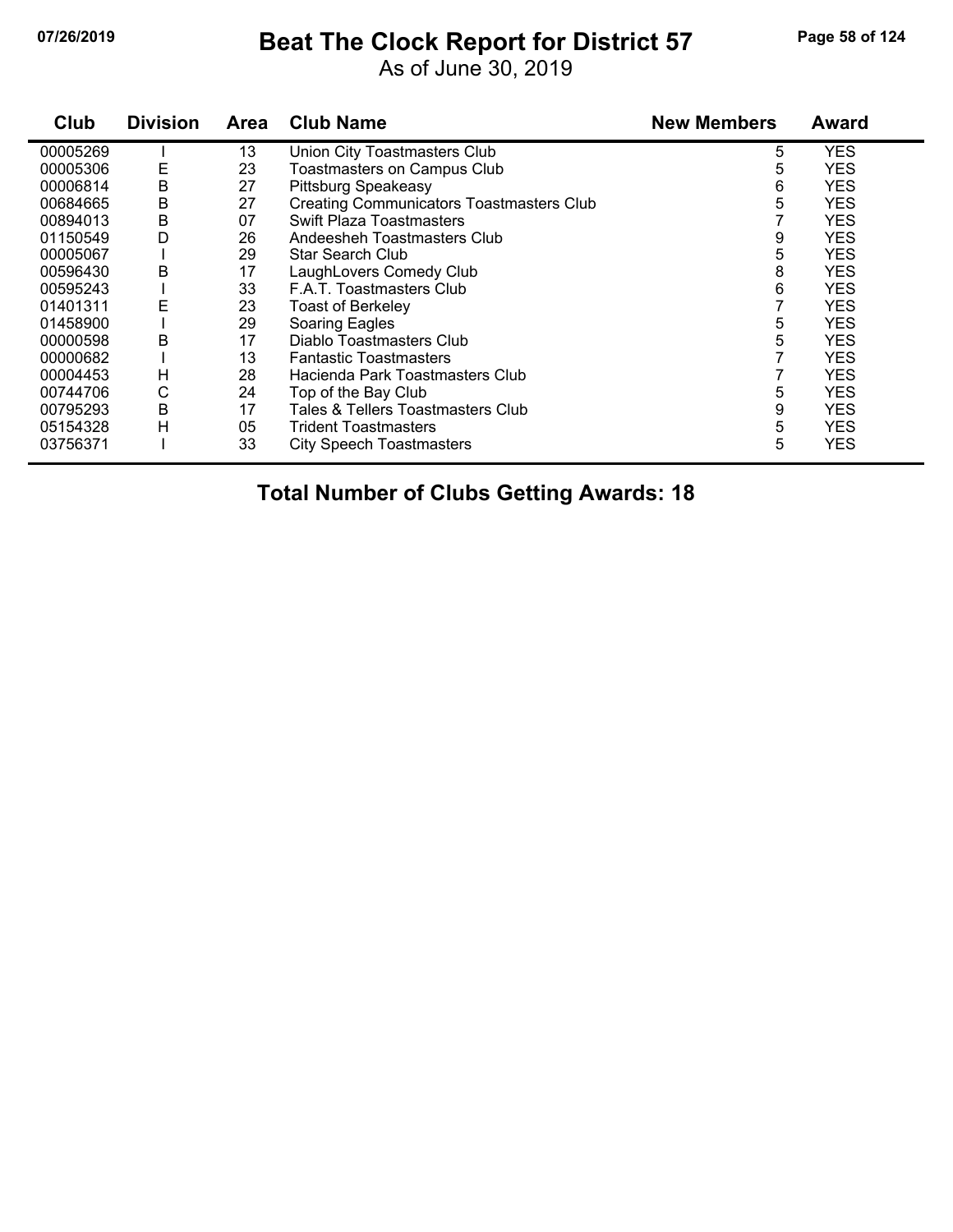# Beat The Clock Report for District 57

07/26/2019

As of June 30, 2019

| Club | Division | Area | Club Name | New Members | Award |
|---|---|---|---|---|---|
| 00005269 | I | 13 | Union City Toastmasters Club | 5 | YES |
| 00005306 | E | 23 | Toastmasters on Campus Club | 5 | YES |
| 00006814 | B | 27 | Pittsburg Speakeasy | 6 | YES |
| 00684665 | B | 27 | Creating Communicators Toastmasters Club | 5 | YES |
| 00894013 | B | 07 | Swift Plaza Toastmasters | 7 | YES |
| 01150549 | D | 26 | Andeesheh Toastmasters Club | 9 | YES |
| 00005067 | I | 29 | Star Search Club | 5 | YES |
| 00596430 | B | 17 | LaughLovers Comedy Club | 8 | YES |
| 00595243 | I | 33 | F.A.T. Toastmasters Club | 6 | YES |
| 01401311 | E | 23 | Toast of Berkeley | 7 | YES |
| 01458900 | I | 29 | Soaring Eagles | 5 | YES |
| 00000598 | B | 17 | Diablo Toastmasters Club | 5 | YES |
| 00000682 | I | 13 | Fantastic Toastmasters | 7 | YES |
| 00004453 | H | 28 | Hacienda Park Toastmasters Club | 7 | YES |
| 00744706 | C | 24 | Top of the Bay Club | 5 | YES |
| 00795293 | B | 17 | Tales & Tellers Toastmasters Club | 9 | YES |
| 05154328 | H | 05 | Trident Toastmasters | 5 | YES |
| 03756371 | I | 33 | City Speech Toastmasters | 5 | YES |

**Total Number of Clubs Getting Awards: 18**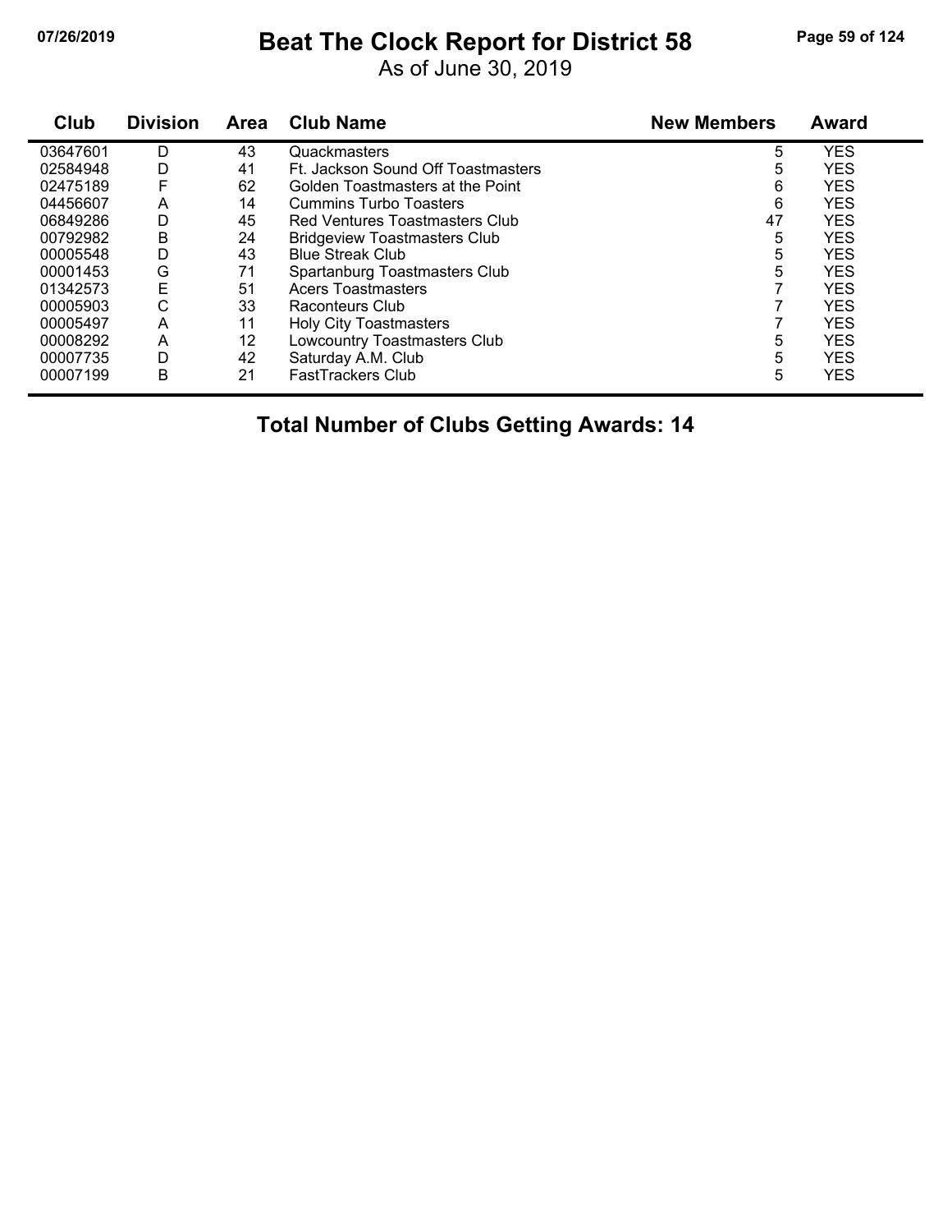# Beat The Clock Report for District 58

As of June 30, 2019

| Club | Division | Area | Club Name | New Members | Award |
|---|---|---|---|---|---|
| 03647601 | D | 43 | Quackmasters | 5 | YES |
| 02584948 | D | 41 | Ft. Jackson Sound Off Toastmasters | 5 | YES |
| 02475189 | F | 62 | Golden Toastmasters at the Point | 6 | YES |
| 04456607 | A | 14 | Cummins Turbo Toasters | 6 | YES |
| 06849286 | D | 45 | Red Ventures Toastmasters Club | 47 | YES |
| 00792982 | B | 24 | Bridgeview Toastmasters Club | 5 | YES |
| 00005548 | D | 43 | Blue Streak Club | 5 | YES |
| 00001453 | G | 71 | Spartanburg Toastmasters Club | 5 | YES |
| 01342573 | E | 51 | Acers Toastmasters | 7 | YES |
| 00005903 | C | 33 | Raconteurs Club | 7 | YES |
| 00005497 | A | 11 | Holy City Toastmasters | 7 | YES |
| 00008292 | A | 12 | Lowcountry Toastmasters Club | 5 | YES |
| 00007735 | D | 42 | Saturday A.M. Club | 5 | YES |
| 00007199 | B | 21 | FastTrackers Club | 5 | YES |

## Total Number of Clubs Getting Awards: 14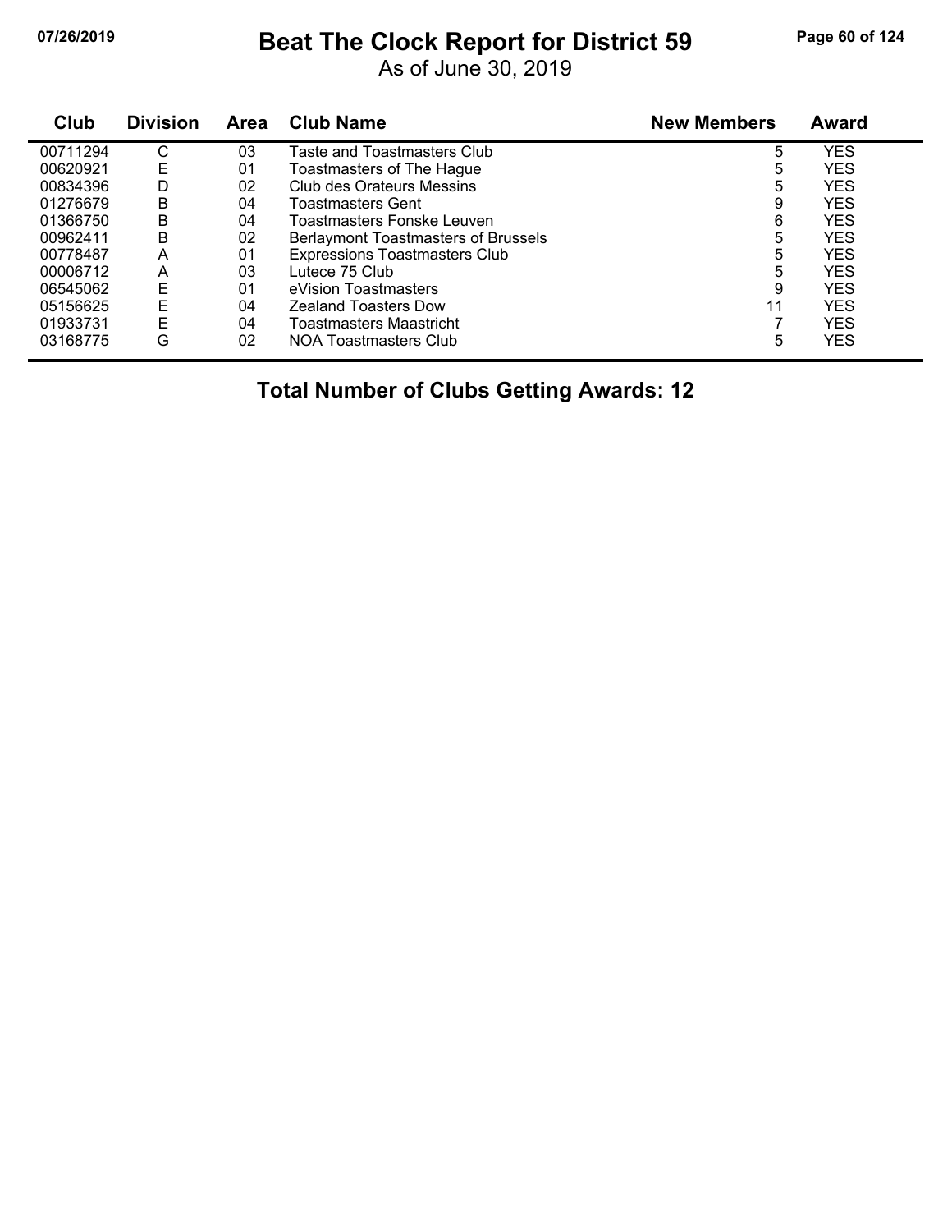# Beat The Clock Report for District 59

As of June 30, 2019

| Club | Division | Area | Club Name | New Members | Award |
|---|---|---|---|---|---|
| 00711294 | C | 03 | Taste and Toastmasters Club | 5 | YES |
| 00620921 | E | 01 | Toastmasters of The Hague | 5 | YES |
| 00834396 | D | 02 | Club des Orateurs Messins | 5 | YES |
| 01276679 | B | 04 | Toastmasters Gent | 9 | YES |
| 01366750 | B | 04 | Toastmasters Fonske Leuven | 6 | YES |
| 00962411 | B | 02 | Berlaymont Toastmasters of Brussels | 5 | YES |
| 00778487 | A | 01 | Expressions Toastmasters Club | 5 | YES |
| 00006712 | A | 03 | Lutece 75 Club | 5 | YES |
| 06545062 | E | 01 | eVision Toastmasters | 9 | YES |
| 05156625 | E | 04 | Zealand Toasters Dow | 11 | YES |
| 01933731 | E | 04 | Toastmasters Maastricht | 7 | YES |
| 03168775 | G | 02 | NOA Toastmasters Club | 5 | YES |

## Total Number of Clubs Getting Awards: 12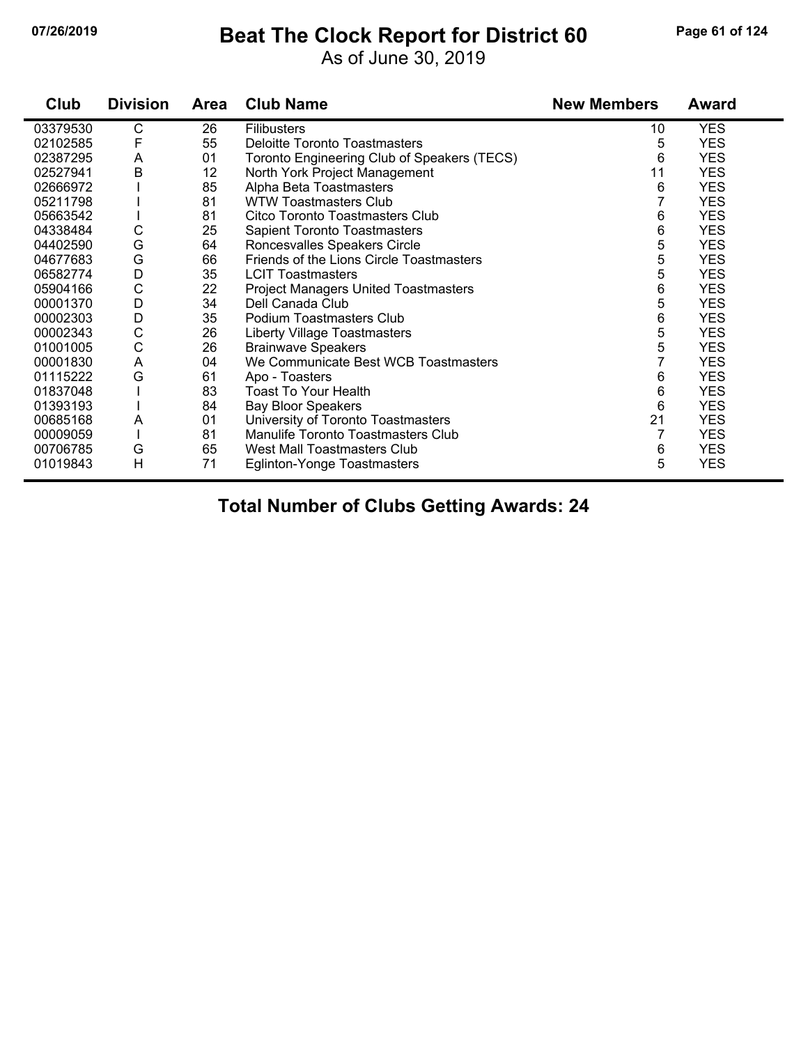# Beat The Clock Report for District 60

As of June 30, 2019

| Club | Division | Area | Club Name | New Members | Award |
|---|---|---|---|---|---|
| 03379530 | C | 26 | Filibusters | 10 | YES |
| 02102585 | F | 55 | Deloitte Toronto Toastmasters | 5 | YES |
| 02387295 | A | 01 | Toronto Engineering Club of Speakers (TECS) | 6 | YES |
| 02527941 | B | 12 | North York Project Management | 11 | YES |
| 02666972 | I | 85 | Alpha Beta Toastmasters | 6 | YES |
| 05211798 | I | 81 | WTW Toastmasters Club | 7 | YES |
| 05663542 | I | 81 | Citco Toronto Toastmasters Club | 6 | YES |
| 04338484 | C | 25 | Sapient Toronto Toastmasters | 6 | YES |
| 04402590 | G | 64 | Roncesvalles Speakers Circle | 5 | YES |
| 04677683 | G | 66 | Friends of the Lions Circle Toastmasters | 5 | YES |
| 06582774 | D | 35 | LCIT Toastmasters | 5 | YES |
| 05904166 | C | 22 | Project Managers United Toastmasters | 6 | YES |
| 00001370 | D | 34 | Dell Canada Club | 5 | YES |
| 00002303 | D | 35 | Podium Toastmasters Club | 6 | YES |
| 00002343 | C | 26 | Liberty Village Toastmasters | 5 | YES |
| 01001005 | C | 26 | Brainwave Speakers | 5 | YES |
| 00001830 | A | 04 | We Communicate Best WCB Toastmasters | 7 | YES |
| 01115222 | G | 61 | Apo - Toasters | 6 | YES |
| 01837048 | I | 83 | Toast To Your Health | 6 | YES |
| 01393193 | I | 84 | Bay Bloor Speakers | 6 | YES |
| 00685168 | A | 01 | University of Toronto Toastmasters | 21 | YES |
| 00009059 | I | 81 | Manulife Toronto Toastmasters Club | 7 | YES |
| 00706785 | G | 65 | West Mall Toastmasters Club | 6 | YES |
| 01019843 | H | 71 | Eglinton-Yonge Toastmasters | 5 | YES |

## Total Number of Clubs Getting Awards: 24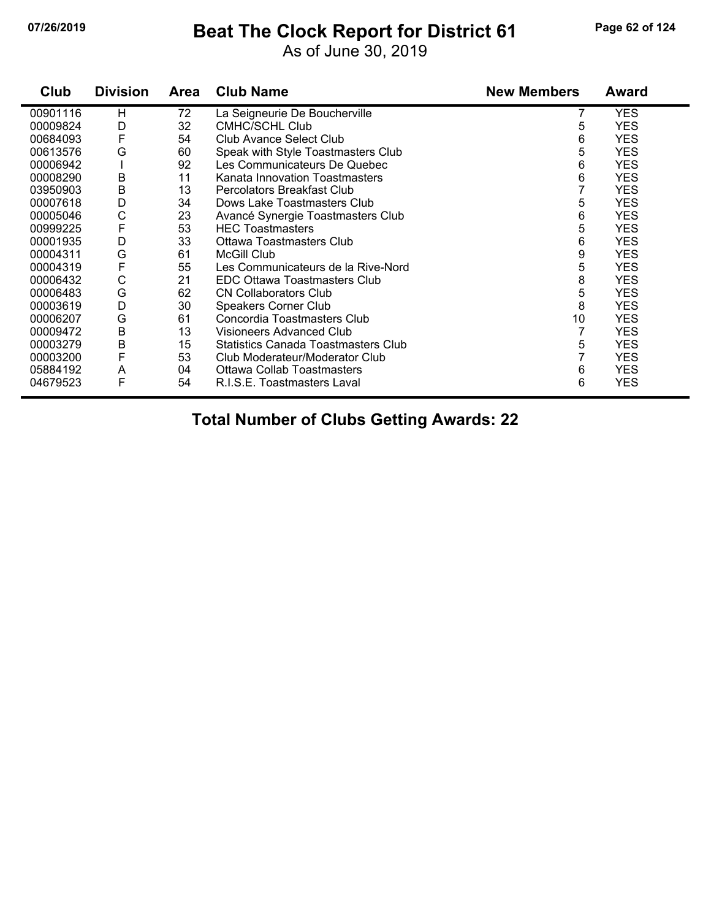# Beat The Clock Report for District 61

As of June 30, 2019

| Club | Division | Area | Club Name | New Members | Award |
|---|---|---|---|---|---|
| 00901116 | H | 72 | La Seigneurie De Boucherville | 7 | YES |
| 00009824 | D | 32 | CMHC/SCHL Club | 5 | YES |
| 00684093 | F | 54 | Club Avance Select Club | 6 | YES |
| 00613576 | G | 60 | Speak with Style Toastmasters Club | 5 | YES |
| 00006942 | I | 92 | Les Communicateurs De Quebec | 6 | YES |
| 00008290 | B | 11 | Kanata Innovation Toastmasters | 6 | YES |
| 03950903 | B | 13 | Percolators Breakfast Club | 7 | YES |
| 00007618 | D | 34 | Dows Lake Toastmasters Club | 5 | YES |
| 00005046 | C | 23 | Avancé Synergie Toastmasters Club | 6 | YES |
| 00999225 | F | 53 | HEC Toastmasters | 5 | YES |
| 00001935 | D | 33 | Ottawa Toastmasters Club | 6 | YES |
| 00004311 | G | 61 | McGill Club | 9 | YES |
| 00004319 | F | 55 | Les Communicateurs de la Rive-Nord | 5 | YES |
| 00006432 | C | 21 | EDC Ottawa Toastmasters Club | 8 | YES |
| 00006483 | G | 62 | CN Collaborators Club | 5 | YES |
| 00003619 | D | 30 | Speakers Corner Club | 8 | YES |
| 00006207 | G | 61 | Concordia Toastmasters Club | 10 | YES |
| 00009472 | B | 13 | Visioneers Advanced Club | 7 | YES |
| 00003279 | B | 15 | Statistics Canada Toastmasters Club | 5 | YES |
| 00003200 | F | 53 | Club Moderateur/Moderator Club | 7 | YES |
| 05884192 | A | 04 | Ottawa Collab Toastmasters | 6 | YES |
| 04679523 | F | 54 | R.I.S.E. Toastmasters Laval | 6 | YES |

**Total Number of Clubs Getting Awards: 22**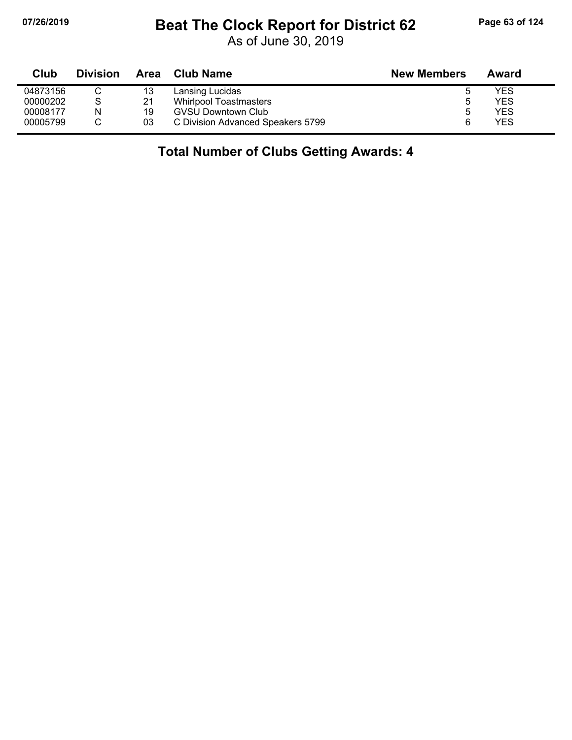# Beat The Clock Report for District 62

As of June 30, 2019

| Club | Division | Area | Club Name | New Members | Award |
|---|---|---|---|---|---|
| 04873156 | C | 13 | Lansing Lucidas | 5 | YES |
| 00000202 | S | 21 | Whirlpool Toastmasters | 5 | YES |
| 00008177 | N | 19 | GVSU Downtown Club | 5 | YES |
| 00005799 | C | 03 | C Division Advanced Speakers 5799 | 6 | YES |

## Total Number of Clubs Getting Awards: 4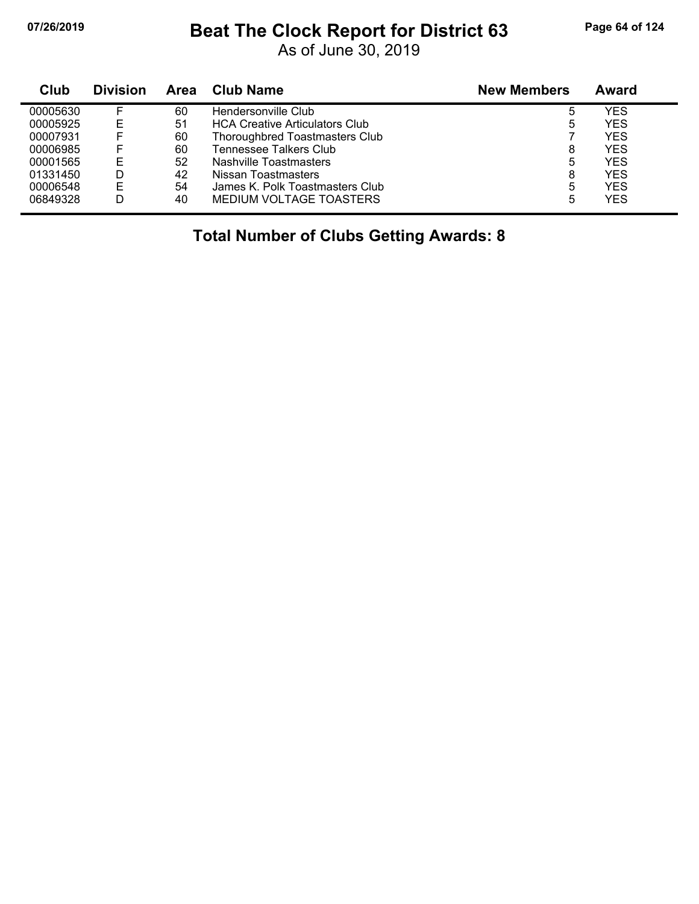# Beat The Clock Report for District 63

As of June 30, 2019

| Club | Division | Area | Club Name | New Members | Award |
|---|---|---|---|---|---|
| 00005630 | F | 60 | Hendersonville Club | 5 | YES |
| 00005925 | E | 51 | HCA Creative Articulators Club | 5 | YES |
| 00007931 | F | 60 | Thoroughbred Toastmasters Club | 7 | YES |
| 00006985 | F | 60 | Tennessee Talkers Club | 8 | YES |
| 00001565 | E | 52 | Nashville Toastmasters | 5 | YES |
| 01331450 | D | 42 | Nissan Toastmasters | 8 | YES |
| 00006548 | E | 54 | James K. Polk Toastmasters Club | 5 | YES |
| 06849328 | D | 40 | MEDIUM VOLTAGE TOASTERS | 5 | YES |

**Total Number of Clubs Getting Awards: 8**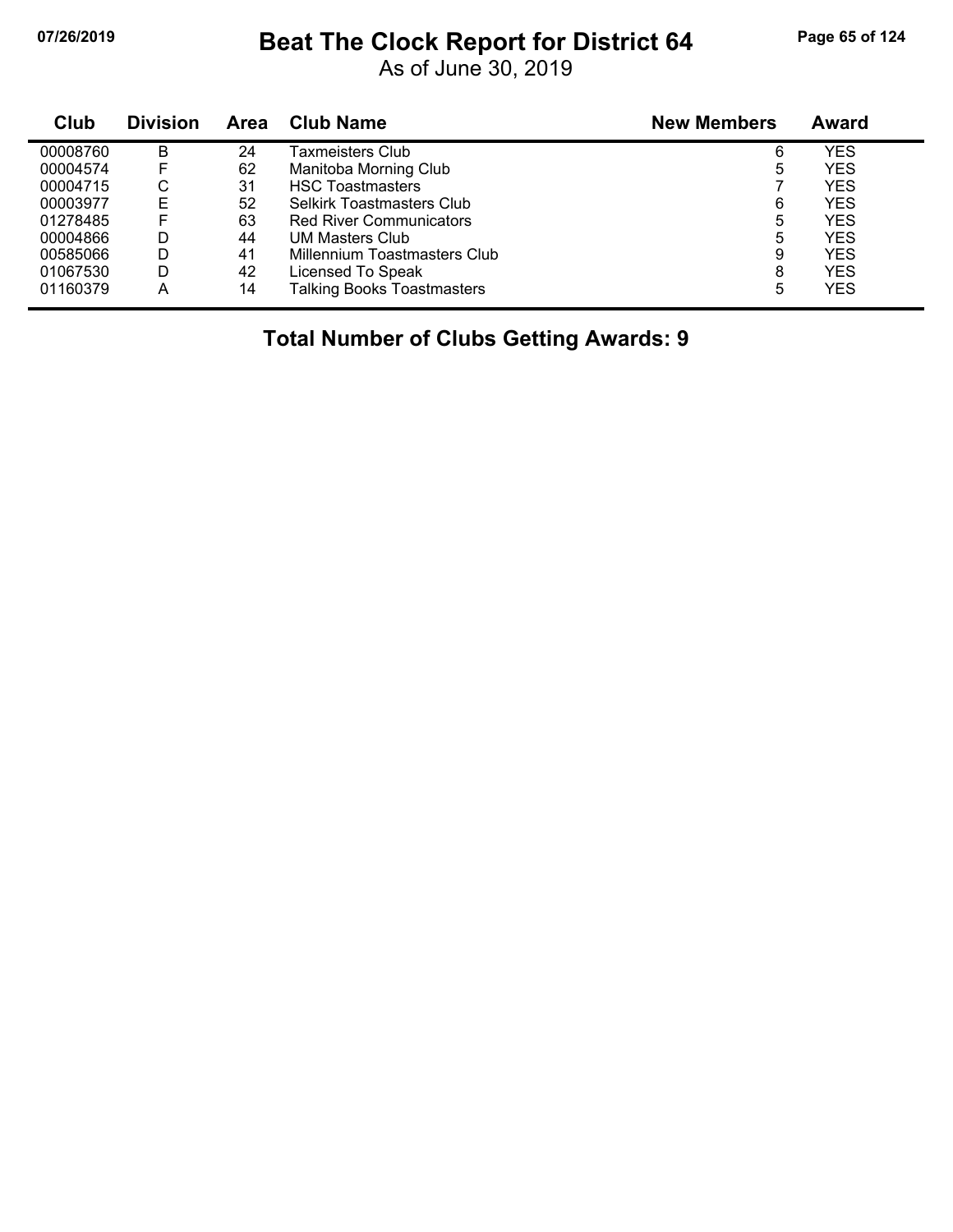# Beat The Clock Report for District 64

As of June 30, 2019

| Club | Division | Area | Club Name | New Members | Award |
|---|---|---|---|---|---|
| 00008760 | B | 24 | Taxmeisters Club | 6 | YES |
| 00004574 | F | 62 | Manitoba Morning Club | 5 | YES |
| 00004715 | C | 31 | HSC Toastmasters | 7 | YES |
| 00003977 | E | 52 | Selkirk Toastmasters Club | 6 | YES |
| 01278485 | F | 63 | Red River Communicators | 5 | YES |
| 00004866 | D | 44 | UM Masters Club | 5 | YES |
| 00585066 | D | 41 | Millennium Toastmasters Club | 9 | YES |
| 01067530 | D | 42 | Licensed To Speak | 8 | YES |
| 01160379 | A | 14 | Talking Books Toastmasters | 5 | YES |

**Total Number of Clubs Getting Awards: 9**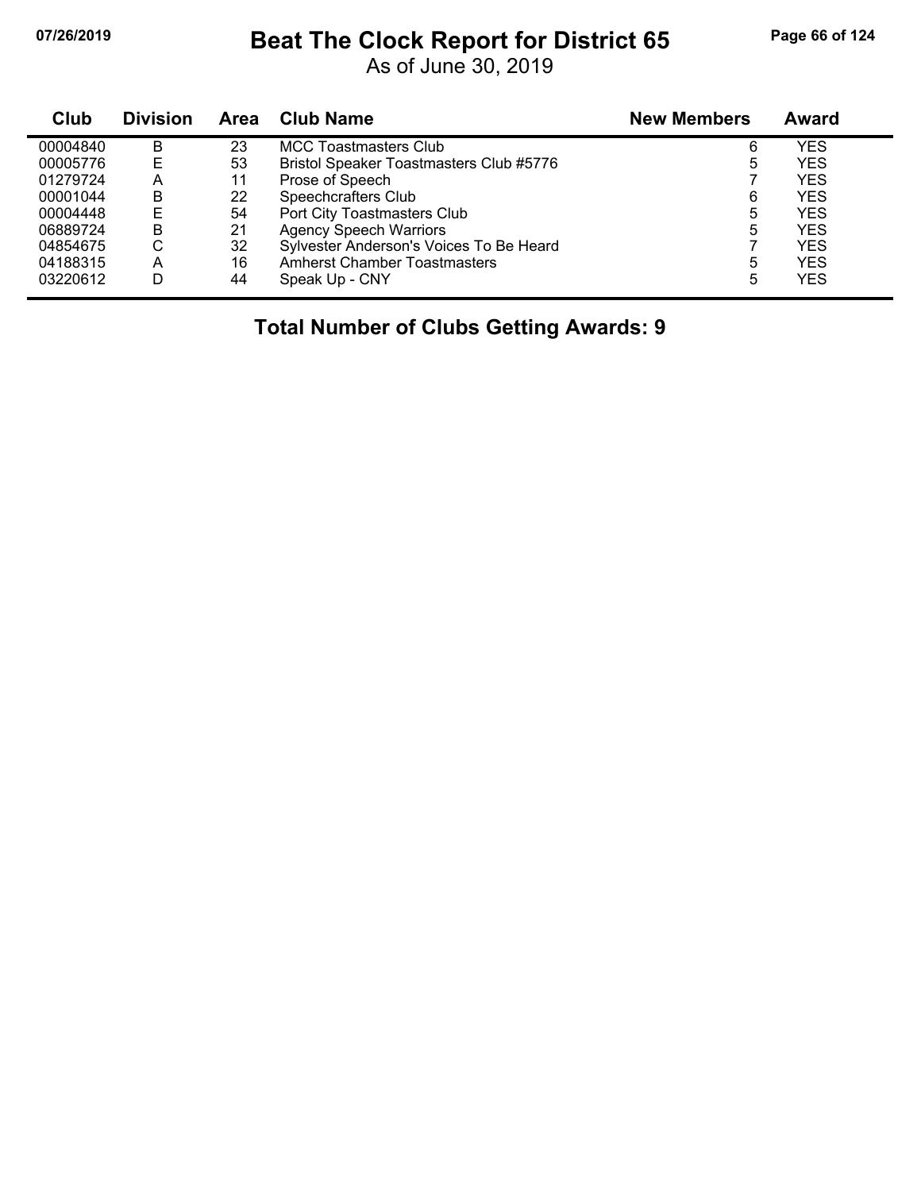# Beat The Clock Report for District 65

As of June 30, 2019

| Club | Division | Area | Club Name | New Members | Award |
|---|---|---|---|---|---|
| 00004840 | B | 23 | MCC Toastmasters Club | 6 | YES |
| 00005776 | E | 53 | Bristol Speaker Toastmasters Club #5776 | 5 | YES |
| 01279724 | A | 11 | Prose of Speech | 7 | YES |
| 00001044 | B | 22 | Speechcrafters Club | 6 | YES |
| 00004448 | E | 54 | Port City Toastmasters Club | 5 | YES |
| 06889724 | B | 21 | Agency Speech Warriors | 5 | YES |
| 04854675 | C | 32 | Sylvester Anderson's Voices To Be Heard | 7 | YES |
| 04188315 | A | 16 | Amherst Chamber Toastmasters | 5 | YES |
| 03220612 | D | 44 | Speak Up - CNY | 5 | YES |

**Total Number of Clubs Getting Awards: 9**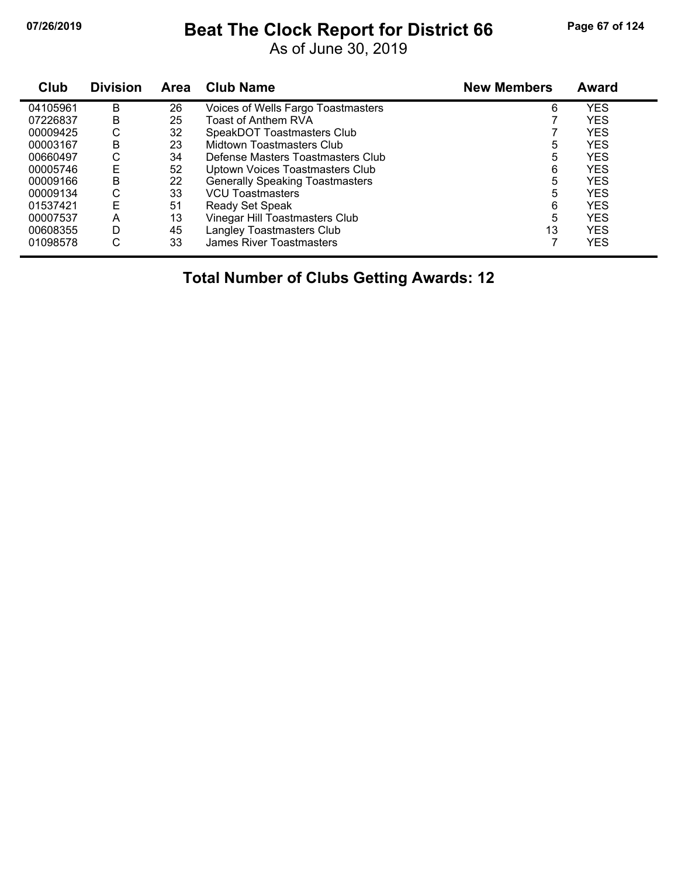# Beat The Clock Report for District 66

As of June 30, 2019

| Club | Division | Area | Club Name | New Members | Award |
|---|---|---|---|---|---|
| 04105961 | B | 26 | Voices of Wells Fargo Toastmasters | 6 | YES |
| 07226837 | B | 25 | Toast of Anthem RVA | 7 | YES |
| 00009425 | C | 32 | SpeakDOT Toastmasters Club | 7 | YES |
| 00003167 | B | 23 | Midtown Toastmasters Club | 5 | YES |
| 00660497 | C | 34 | Defense Masters Toastmasters Club | 5 | YES |
| 00005746 | E | 52 | Uptown Voices Toastmasters Club | 6 | YES |
| 00009166 | B | 22 | Generally Speaking Toastmasters | 5 | YES |
| 00009134 | C | 33 | VCU Toastmasters | 5 | YES |
| 01537421 | E | 51 | Ready Set Speak | 6 | YES |
| 00007537 | A | 13 | Vinegar Hill Toastmasters Club | 5 | YES |
| 00608355 | D | 45 | Langley Toastmasters Club | 13 | YES |
| 01098578 | C | 33 | James River Toastmasters | 7 | YES |

**Total Number of Clubs Getting Awards: 12**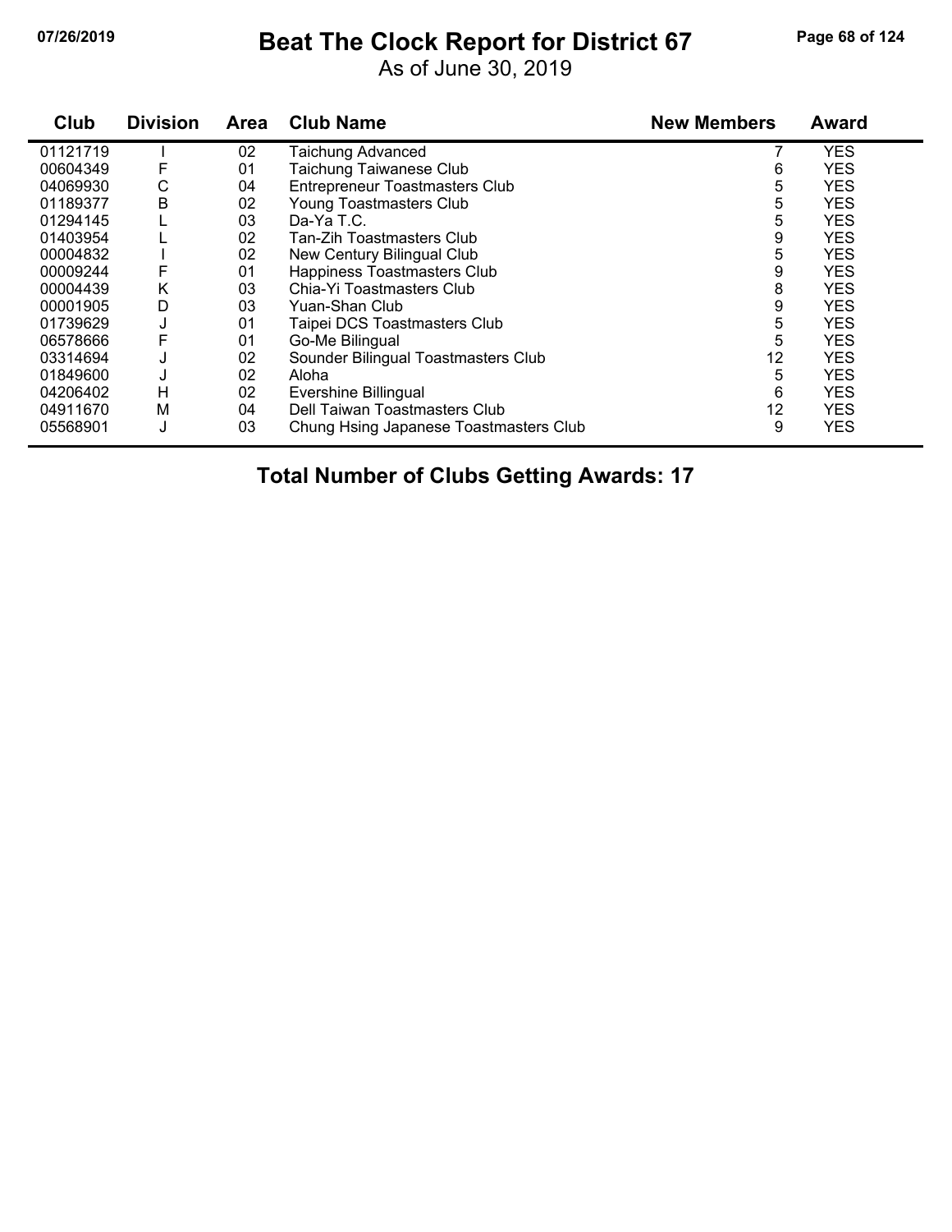# Beat The Clock Report for District 67

As of June 30, 2019

| Club | Division | Area | Club Name | New Members | Award |
|---|---|---|---|---|---|
| 01121719 | I | 02 | Taichung Advanced | 7 | YES |
| 00604349 | F | 01 | Taichung Taiwanese Club | 6 | YES |
| 04069930 | C | 04 | Entrepreneur Toastmasters Club | 5 | YES |
| 01189377 | B | 02 | Young Toastmasters Club | 5 | YES |
| 01294145 | L | 03 | Da-Ya T.C. | 5 | YES |
| 01403954 | L | 02 | Tan-Zih Toastmasters Club | 9 | YES |
| 00004832 | I | 02 | New Century Bilingual Club | 5 | YES |
| 00009244 | F | 01 | Happiness Toastmasters Club | 9 | YES |
| 00004439 | K | 03 | Chia-Yi Toastmasters Club | 8 | YES |
| 00001905 | D | 03 | Yuan-Shan Club | 9 | YES |
| 01739629 | J | 01 | Taipei DCS Toastmasters Club | 5 | YES |
| 06578666 | F | 01 | Go-Me Bilingual | 5 | YES |
| 03314694 | J | 02 | Sounder Bilingual Toastmasters Club | 12 | YES |
| 01849600 | J | 02 | Aloha | 5 | YES |
| 04206402 | H | 02 | Evershine Billingual | 6 | YES |
| 04911670 | M | 04 | Dell Taiwan Toastmasters Club | 12 | YES |
| 05568901 | J | 03 | Chung Hsing Japanese Toastmasters Club | 9 | YES |

**Total Number of Clubs Getting Awards: 17**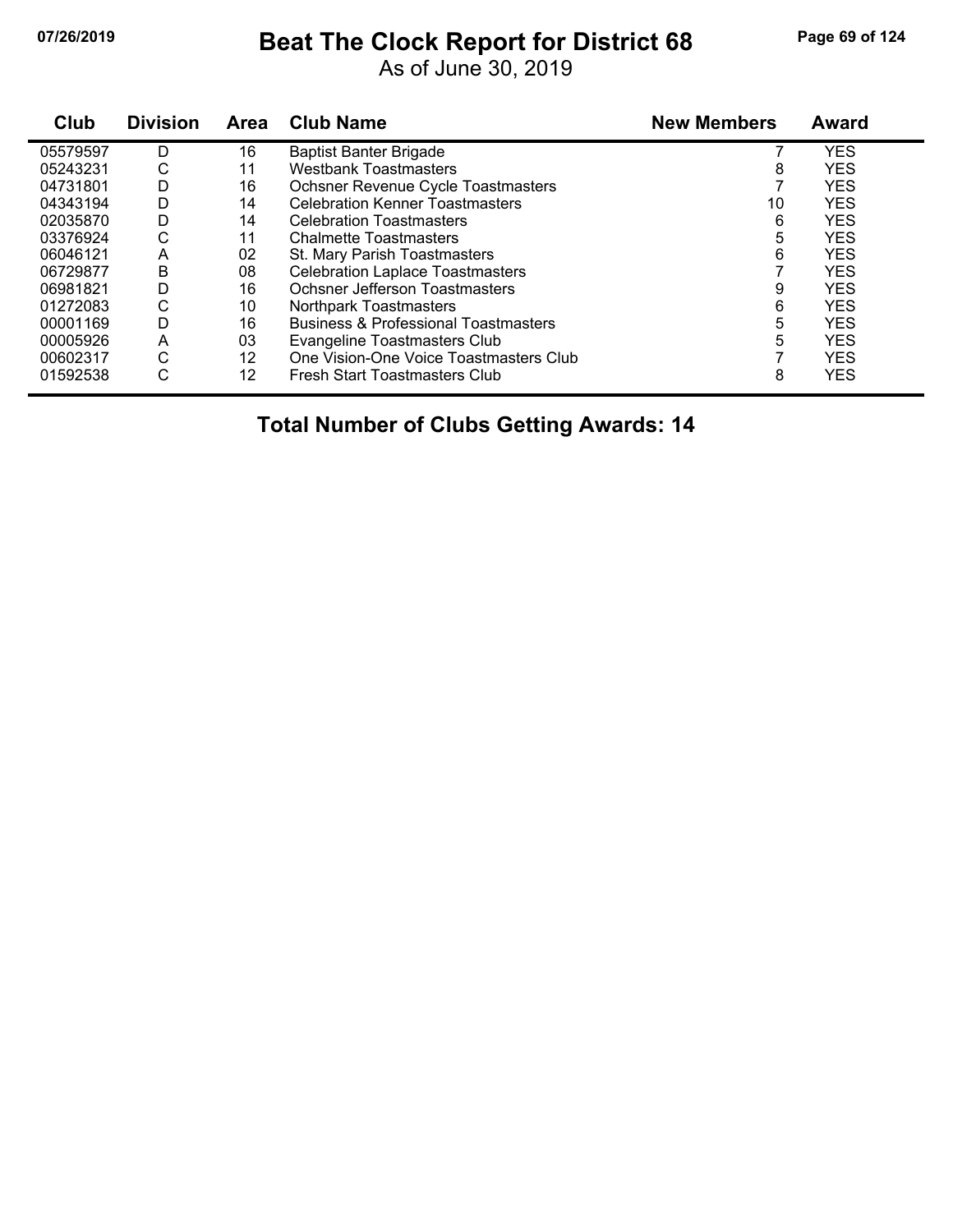# Beat The Clock Report for District 68

As of June 30, 2019

| Club | Division | Area | Club Name | New Members | Award |
|---|---|---|---|---|---|
| 05579597 | D | 16 | Baptist Banter Brigade | 7 | YES |
| 05243231 | C | 11 | Westbank Toastmasters | 8 | YES |
| 04731801 | D | 16 | Ochsner Revenue Cycle Toastmasters | 7 | YES |
| 04343194 | D | 14 | Celebration Kenner Toastmasters | 10 | YES |
| 02035870 | D | 14 | Celebration Toastmasters | 6 | YES |
| 03376924 | C | 11 | Chalmette Toastmasters | 5 | YES |
| 06046121 | A | 02 | St. Mary Parish Toastmasters | 6 | YES |
| 06729877 | B | 08 | Celebration Laplace Toastmasters | 7 | YES |
| 06981821 | D | 16 | Ochsner Jefferson Toastmasters | 9 | YES |
| 01272083 | C | 10 | Northpark Toastmasters | 6 | YES |
| 00001169 | D | 16 | Business & Professional Toastmasters | 5 | YES |
| 00005926 | A | 03 | Evangeline Toastmasters Club | 5 | YES |
| 00602317 | C | 12 | One Vision-One Voice Toastmasters Club | 7 | YES |
| 01592538 | C | 12 | Fresh Start Toastmasters Club | 8 | YES |

**Total Number of Clubs Getting Awards: 14**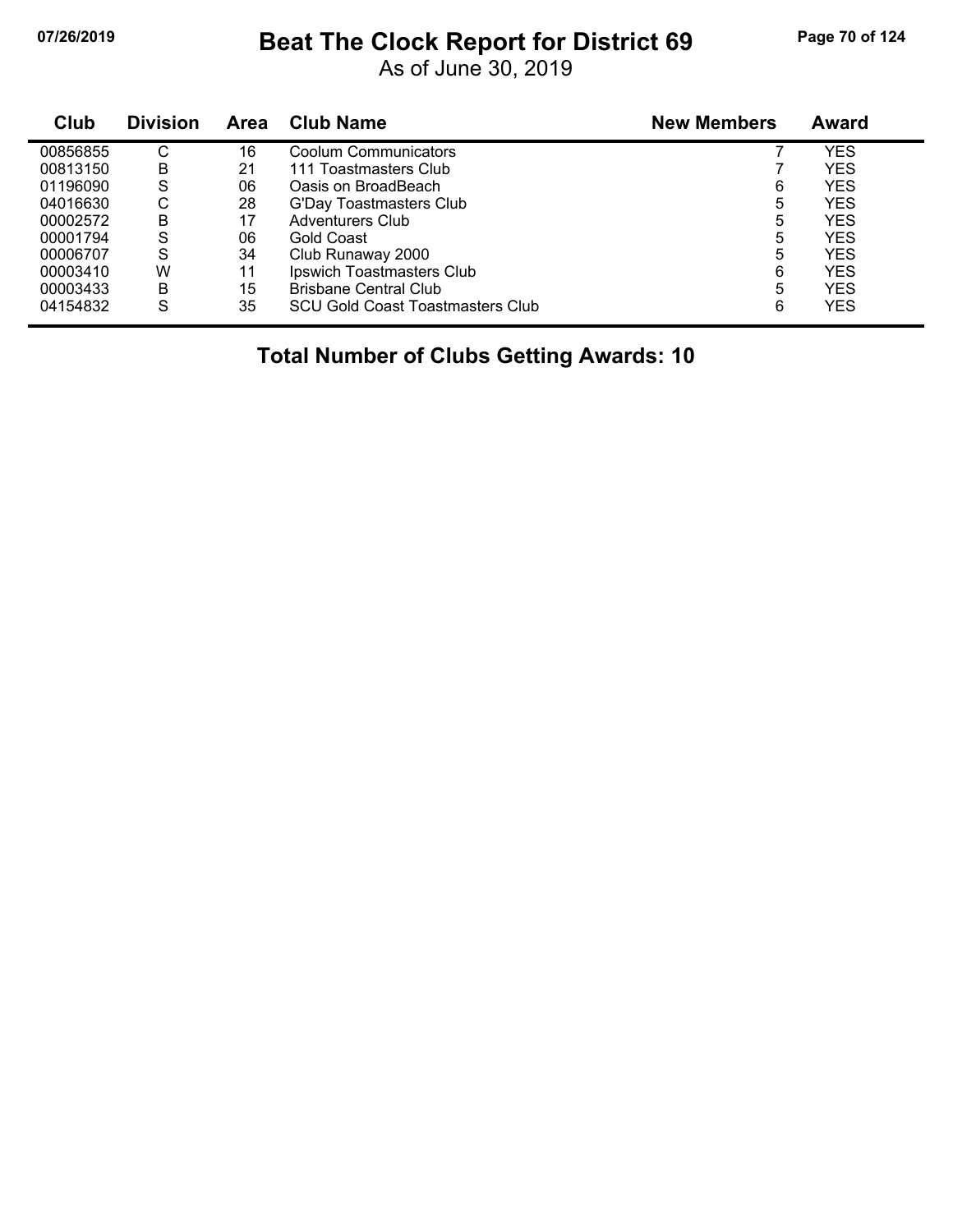# Beat The Clock Report for District 69

As of June 30, 2019

| Club | Division | Area | Club Name | New Members | Award |
|---|---|---|---|---|---|
| 00856855 | C | 16 | Coolum Communicators | 7 | YES |
| 00813150 | B | 21 | 111 Toastmasters Club | 7 | YES |
| 01196090 | S | 06 | Oasis on BroadBeach | 6 | YES |
| 04016630 | C | 28 | G'Day Toastmasters Club | 5 | YES |
| 00002572 | B | 17 | Adventurers Club | 5 | YES |
| 00001794 | S | 06 | Gold Coast | 5 | YES |
| 00006707 | S | 34 | Club Runaway 2000 | 5 | YES |
| 00003410 | W | 11 | Ipswich Toastmasters Club | 6 | YES |
| 00003433 | B | 15 | Brisbane Central Club | 5 | YES |
| 04154832 | S | 35 | SCU Gold Coast Toastmasters Club | 6 | YES |

**Total Number of Clubs Getting Awards: 10**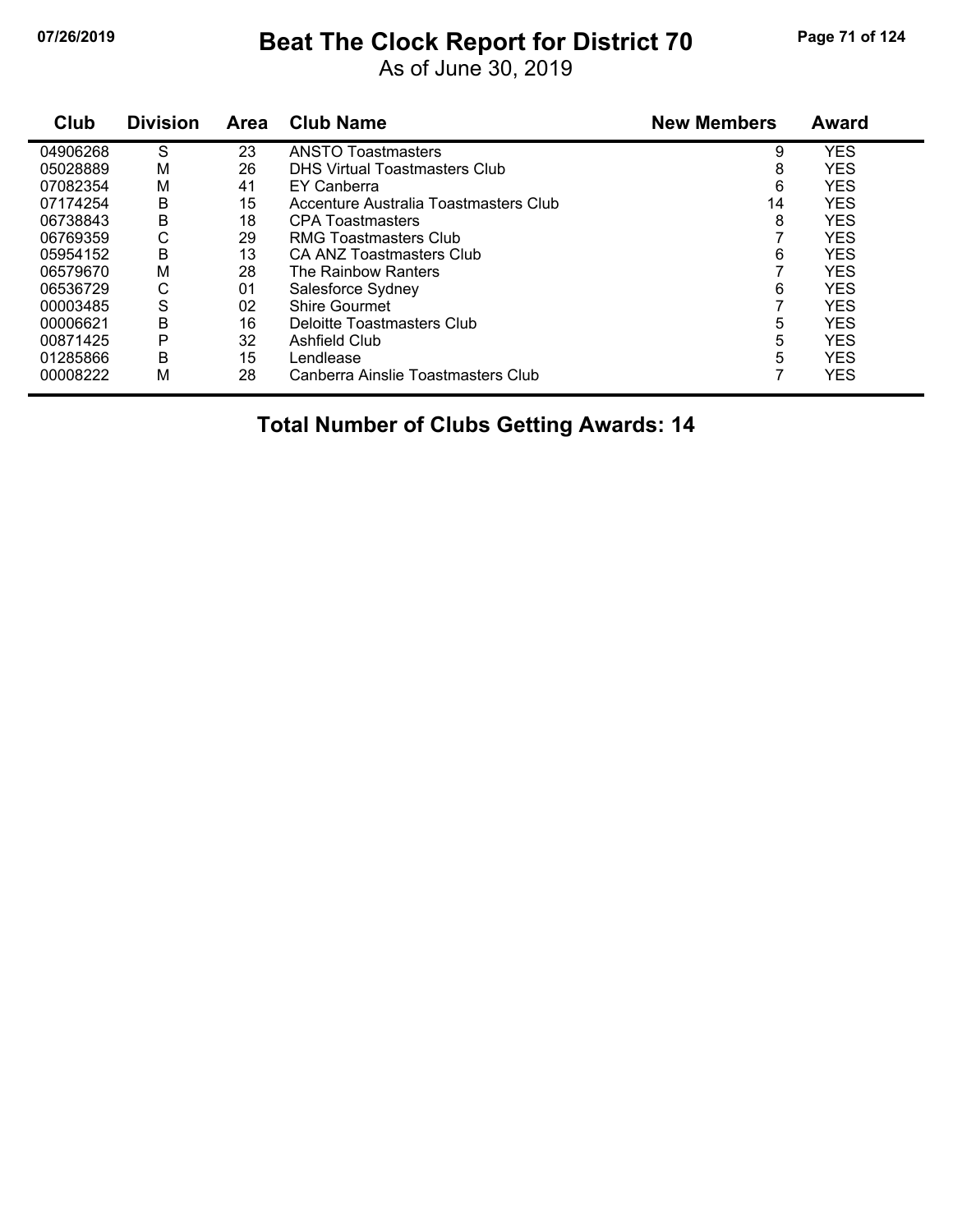# Beat The Clock Report for District 70

As of June 30, 2019

| Club | Division | Area | Club Name | New Members | Award |
|---|---|---|---|---|---|
| 04906268 | S | 23 | ANSTO Toastmasters | 9 | YES |
| 05028889 | M | 26 | DHS Virtual Toastmasters Club | 8 | YES |
| 07082354 | M | 41 | EY Canberra | 6 | YES |
| 07174254 | B | 15 | Accenture Australia Toastmasters Club | 14 | YES |
| 06738843 | B | 18 | CPA Toastmasters | 8 | YES |
| 06769359 | C | 29 | RMG Toastmasters Club | 7 | YES |
| 05954152 | B | 13 | CA ANZ Toastmasters Club | 6 | YES |
| 06579670 | M | 28 | The Rainbow Ranters | 7 | YES |
| 06536729 | C | 01 | Salesforce Sydney | 6 | YES |
| 00003485 | S | 02 | Shire Gourmet | 7 | YES |
| 00006621 | B | 16 | Deloitte Toastmasters Club | 5 | YES |
| 00871425 | P | 32 | Ashfield Club | 5 | YES |
| 01285866 | B | 15 | Lendlease | 5 | YES |
| 00008222 | M | 28 | Canberra Ainslie Toastmasters Club | 7 | YES |

**Total Number of Clubs Getting Awards: 14**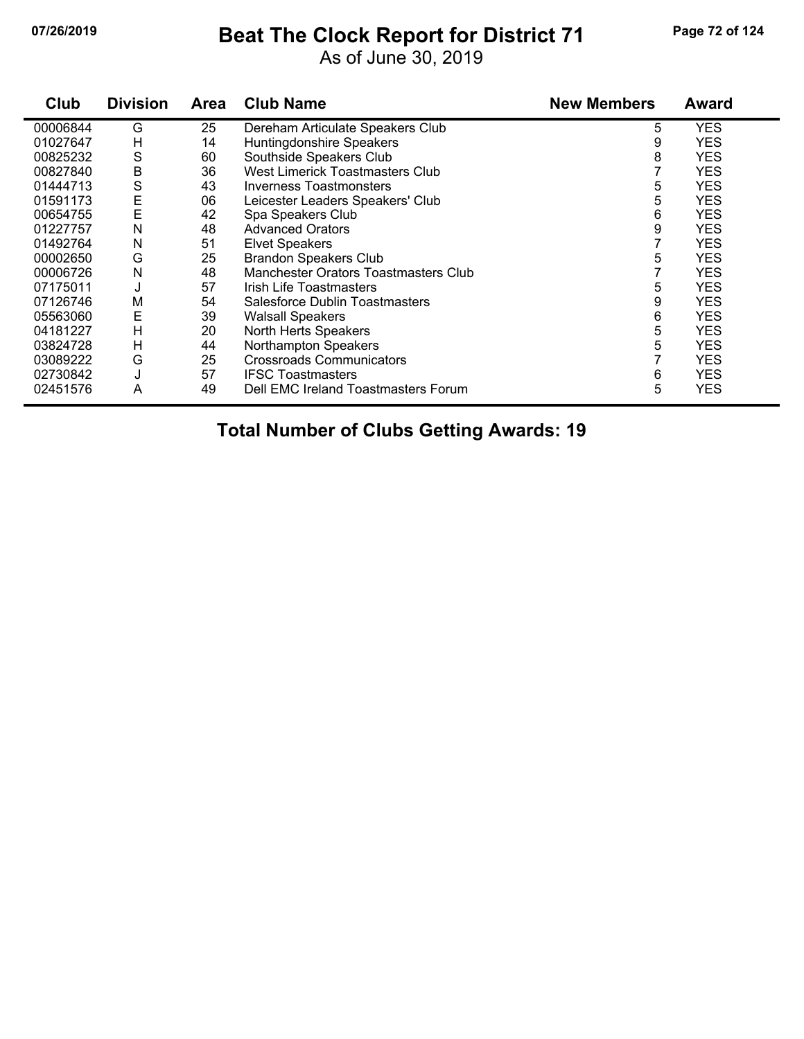# Beat The Clock Report for District 71

As of June 30, 2019

| Club | Division | Area | Club Name | New Members | Award |
|---|---|---|---|---|---|
| 00006844 | G | 25 | Dereham Articulate Speakers Club | 5 | YES |
| 01027647 | H | 14 | Huntingdonshire Speakers | 9 | YES |
| 00825232 | S | 60 | Southside Speakers Club | 8 | YES |
| 00827840 | B | 36 | West Limerick Toastmasters Club | 7 | YES |
| 01444713 | S | 43 | Inverness Toastmonsters | 5 | YES |
| 01591173 | E | 06 | Leicester Leaders Speakers' Club | 5 | YES |
| 00654755 | E | 42 | Spa Speakers Club | 6 | YES |
| 01227757 | N | 48 | Advanced Orators | 9 | YES |
| 01492764 | N | 51 | Elvet Speakers | 7 | YES |
| 00002650 | G | 25 | Brandon Speakers Club | 5 | YES |
| 00006726 | N | 48 | Manchester Orators Toastmasters Club | 7 | YES |
| 07175011 | J | 57 | Irish Life Toastmasters | 5 | YES |
| 07126746 | M | 54 | Salesforce Dublin Toastmasters | 9 | YES |
| 05563060 | E | 39 | Walsall Speakers | 6 | YES |
| 04181227 | H | 20 | North Herts Speakers | 5 | YES |
| 03824728 | H | 44 | Northampton Speakers | 5 | YES |
| 03089222 | G | 25 | Crossroads Communicators | 7 | YES |
| 02730842 | J | 57 | IFSC Toastmasters | 6 | YES |
| 02451576 | A | 49 | Dell EMC Ireland Toastmasters Forum | 5 | YES |

**Total Number of Clubs Getting Awards: 19**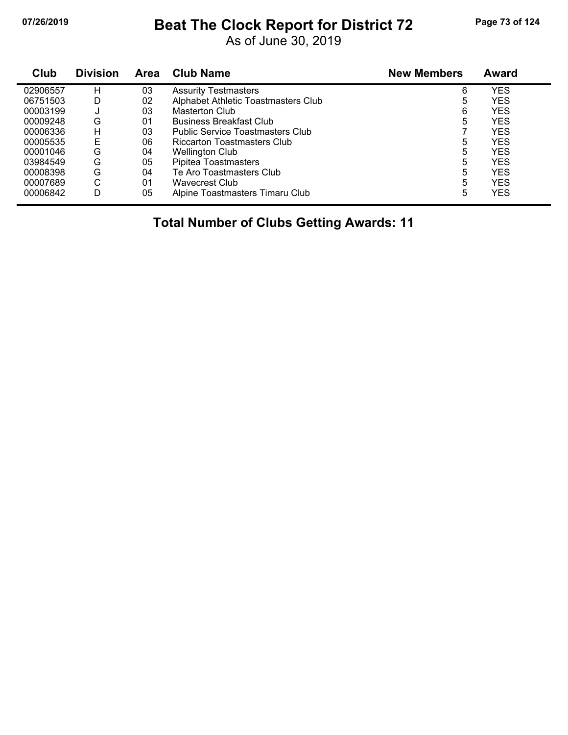# Beat The Clock Report for District 72

As of June 30, 2019

| Club | Division | Area | Club Name | New Members | Award |
|---|---|---|---|---|---|
| 02906557 | H | 03 | Assurity Testmasters | 6 | YES |
| 06751503 | D | 02 | Alphabet Athletic Toastmasters Club | 5 | YES |
| 00003199 | J | 03 | Masterton Club | 6 | YES |
| 00009248 | G | 01 | Business Breakfast Club | 5 | YES |
| 00006336 | H | 03 | Public Service Toastmasters Club | 7 | YES |
| 00005535 | E | 06 | Riccarton Toastmasters Club | 5 | YES |
| 00001046 | G | 04 | Wellington Club | 5 | YES |
| 03984549 | G | 05 | Pipitea Toastmasters | 5 | YES |
| 00008398 | G | 04 | Te Aro Toastmasters Club | 5 | YES |
| 00007689 | C | 01 | Wavecrest Club | 5 | YES |
| 00006842 | D | 05 | Alpine Toastmasters Timaru Club | 5 | YES |

**Total Number of Clubs Getting Awards: 11**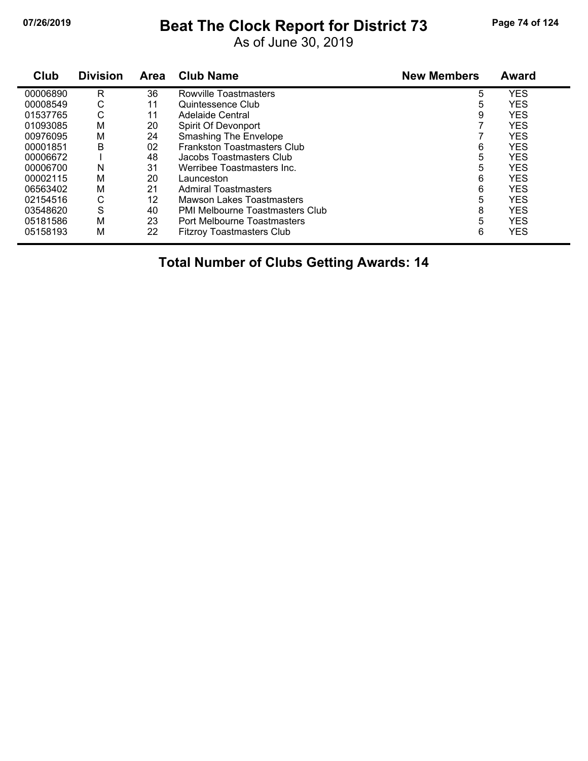# Beat The Clock Report for District 73

As of June 30, 2019

| Club | Division | Area | Club Name | New Members | Award |
|---|---|---|---|---|---|
| 00006890 | R | 36 | Rowville Toastmasters | 5 | YES |
| 00008549 | C | 11 | Quintessence Club | 5 | YES |
| 01537765 | C | 11 | Adelaide Central | 9 | YES |
| 01093085 | M | 20 | Spirit Of Devonport | 7 | YES |
| 00976095 | M | 24 | Smashing The Envelope | 7 | YES |
| 00001851 | B | 02 | Frankston Toastmasters Club | 6 | YES |
| 00006672 | I | 48 | Jacobs Toastmasters Club | 5 | YES |
| 00006700 | N | 31 | Werribee Toastmasters Inc. | 5 | YES |
| 00002115 | M | 20 | Launceston | 6 | YES |
| 06563402 | M | 21 | Admiral Toastmasters | 6 | YES |
| 02154516 | C | 12 | Mawson Lakes Toastmasters | 5 | YES |
| 03548620 | S | 40 | PMI Melbourne Toastmasters Club | 8 | YES |
| 05181586 | M | 23 | Port Melbourne Toastmasters | 5 | YES |
| 05158193 | M | 22 | Fitzroy Toastmasters Club | 6 | YES |

**Total Number of Clubs Getting Awards: 14**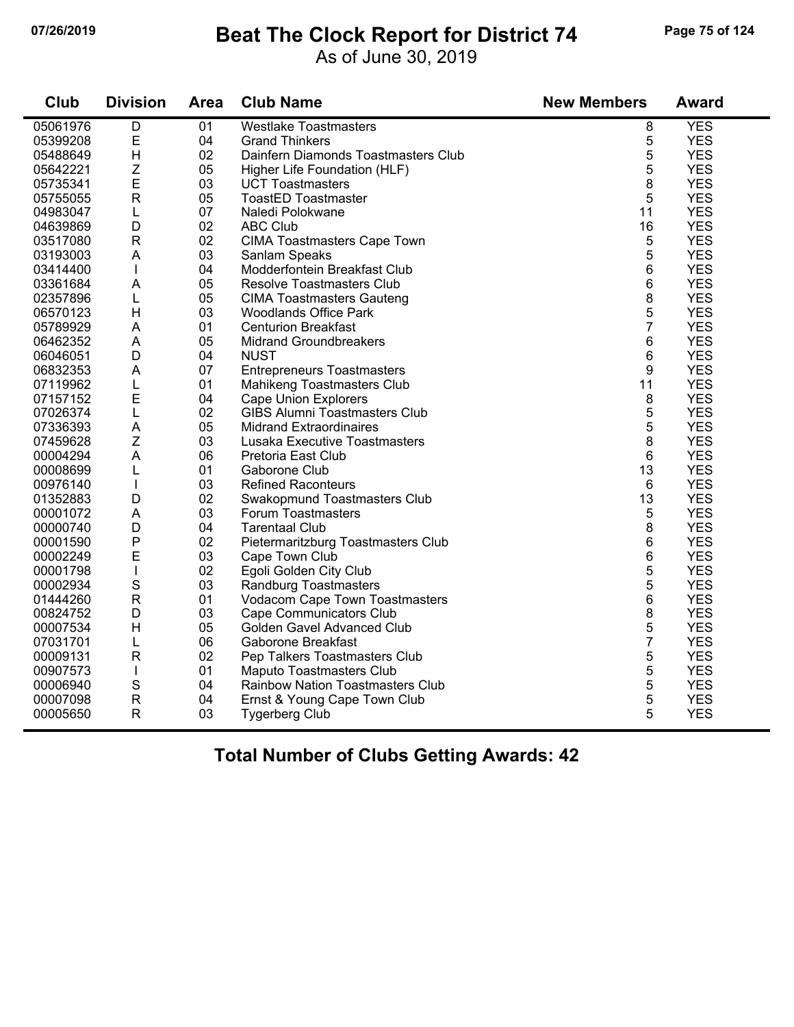# Beat The Clock Report for District 74

As of June 30, 2019

| Club | Division | Area | Club Name | New Members | Award |
|---|---|---|---|---|---|
| 05061976 | D | 01 | Westlake Toastmasters | 8 | YES |
| 05399208 | E | 04 | Grand Thinkers | 5 | YES |
| 05488649 | H | 02 | Dainfern Diamonds Toastmasters Club | 5 | YES |
| 05642221 | Z | 05 | Higher Life Foundation (HLF) | 5 | YES |
| 05735341 | E | 03 | UCT Toastmasters | 8 | YES |
| 05755055 | R | 05 | ToastED Toastmaster | 5 | YES |
| 04983047 | L | 07 | Naledi Polokwane | 11 | YES |
| 04639869 | D | 02 | ABC Club | 16 | YES |
| 03517080 | R | 02 | CIMA Toastmasters Cape Town | 5 | YES |
| 03193003 | A | 03 | Sanlam Speaks | 5 | YES |
| 03414400 | I | 04 | Modderfontein Breakfast Club | 6 | YES |
| 03361684 | A | 05 | Resolve Toastmasters Club | 6 | YES |
| 02357896 | L | 05 | CIMA Toastmasters Gauteng | 8 | YES |
| 06570123 | H | 03 | Woodlands Office Park | 5 | YES |
| 05789929 | A | 01 | Centurion Breakfast | 7 | YES |
| 06462352 | A | 05 | Midrand Groundbreakers | 6 | YES |
| 06046051 | D | 04 | NUST | 6 | YES |
| 06832353 | A | 07 | Entrepreneurs Toastmasters | 9 | YES |
| 07119962 | L | 01 | Mahikeng Toastmasters Club | 11 | YES |
| 07157152 | E | 04 | Cape Union Explorers | 8 | YES |
| 07026374 | L | 02 | GIBS Alumni Toastmasters Club | 5 | YES |
| 07336393 | A | 05 | Midrand Extraordinaires | 5 | YES |
| 07459628 | Z | 03 | Lusaka Executive Toastmasters | 8 | YES |
| 00004294 | A | 06 | Pretoria East Club | 6 | YES |
| 00008699 | L | 01 | Gaborone Club | 13 | YES |
| 00976140 | I | 03 | Refined Raconteurs | 6 | YES |
| 01352883 | D | 02 | Swakopmund Toastmasters Club | 13 | YES |
| 00001072 | A | 03 | Forum Toastmasters | 5 | YES |
| 00000740 | D | 04 | Tarentaal Club | 8 | YES |
| 00001590 | P | 02 | Pietermaritzburg Toastmasters Club | 6 | YES |
| 00002249 | E | 03 | Cape Town Club | 6 | YES |
| 00001798 | I | 02 | Egoli Golden City Club | 5 | YES |
| 00002934 | S | 03 | Randburg Toastmasters | 5 | YES |
| 01444260 | R | 01 | Vodacom Cape Town Toastmasters | 6 | YES |
| 00824752 | D | 03 | Cape Communicators Club | 8 | YES |
| 00007534 | H | 05 | Golden Gavel Advanced Club | 5 | YES |
| 07031701 | L | 06 | Gaborone Breakfast | 7 | YES |
| 00009131 | R | 02 | Pep Talkers Toastmasters Club | 5 | YES |
| 00907573 | I | 01 | Maputo Toastmasters Club | 5 | YES |
| 00006940 | S | 04 | Rainbow Nation Toastmasters Club | 5 | YES |
| 00007098 | R | 04 | Ernst & Young Cape Town Club | 5 | YES |
| 00005650 | R | 03 | Tygerberg Club | 5 | YES |

**Total Number of Clubs Getting Awards: 42**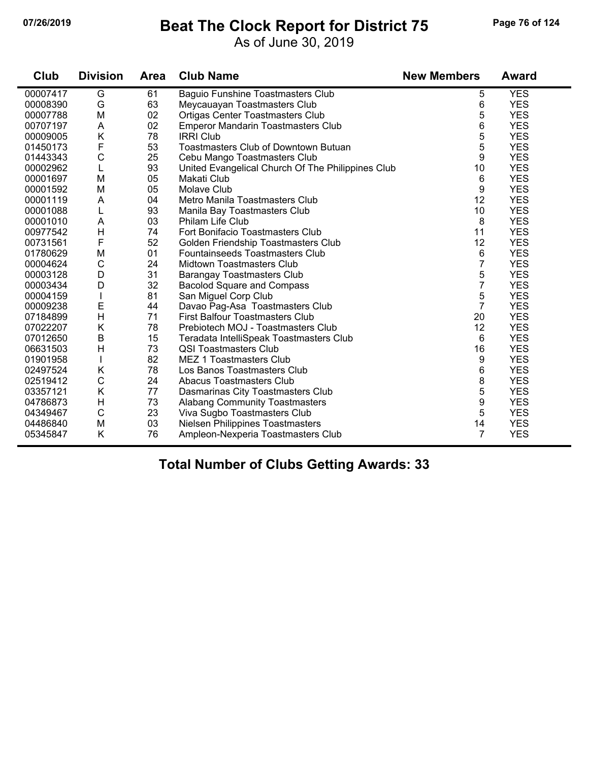# Beat The Clock Report for District 75

As of June 30, 2019

| Club | Division | Area | Club Name | New Members | Award |
|---|---|---|---|---|---|
| 00007417 | G | 61 | Baguio Funshine Toastmasters Club | 5 | YES |
| 00008390 | G | 63 | Meycauayan Toastmasters Club | 6 | YES |
| 00007788 | M | 02 | Ortigas Center Toastmasters Club | 5 | YES |
| 00707197 | A | 02 | Emperor Mandarin Toastmasters Club | 6 | YES |
| 00009005 | K | 78 | IRRI Club | 5 | YES |
| 01450173 | F | 53 | Toastmasters Club of Downtown Butuan | 5 | YES |
| 01443343 | C | 25 | Cebu Mango Toastmasters Club | 9 | YES |
| 00002962 | L | 93 | United Evangelical Church Of The Philippines Club | 10 | YES |
| 00001697 | M | 05 | Makati Club | 6 | YES |
| 00001592 | M | 05 | Molave Club | 9 | YES |
| 00001119 | A | 04 | Metro Manila Toastmasters Club | 12 | YES |
| 00001088 | L | 93 | Manila Bay Toastmasters Club | 10 | YES |
| 00001010 | A | 03 | Philam Life Club | 8 | YES |
| 00977542 | H | 74 | Fort Bonifacio Toastmasters Club | 11 | YES |
| 00731561 | F | 52 | Golden Friendship Toastmasters Club | 12 | YES |
| 01780629 | M | 01 | Fountainseeds Toastmasters Club | 6 | YES |
| 00004624 | C | 24 | Midtown Toastmasters Club | 7 | YES |
| 00003128 | D | 31 | Barangay Toastmasters Club | 5 | YES |
| 00003434 | D | 32 | Bacolod Square and Compass | 7 | YES |
| 00004159 | I | 81 | San Miguel Corp Club | 5 | YES |
| 00009238 | E | 44 | Davao Pag-Asa Toastmasters Club | 7 | YES |
| 07184899 | H | 71 | First Balfour Toastmasters Club | 20 | YES |
| 07022207 | K | 78 | Prebiotech MOJ - Toastmasters Club | 12 | YES |
| 07012650 | B | 15 | Teradata IntelliSpeak Toastmasters Club | 6 | YES |
| 06631503 | H | 73 | QSI Toastmasters Club | 16 | YES |
| 01901958 | I | 82 | MEZ 1 Toastmasters Club | 9 | YES |
| 02497524 | K | 78 | Los Banos Toastmasters Club | 6 | YES |
| 02519412 | C | 24 | Abacus Toastmasters Club | 8 | YES |
| 03357121 | K | 77 | Dasmarinas City Toastmasters Club | 5 | YES |
| 04786873 | H | 73 | Alabang Community Toastmasters | 9 | YES |
| 04349467 | C | 23 | Viva Sugbo Toastmasters Club | 5 | YES |
| 04486840 | M | 03 | Nielsen Philippines Toastmasters | 14 | YES |
| 05345847 | K | 76 | Ampleon-Nexperia Toastmasters Club | 7 | YES |

**Total Number of Clubs Getting Awards: 33**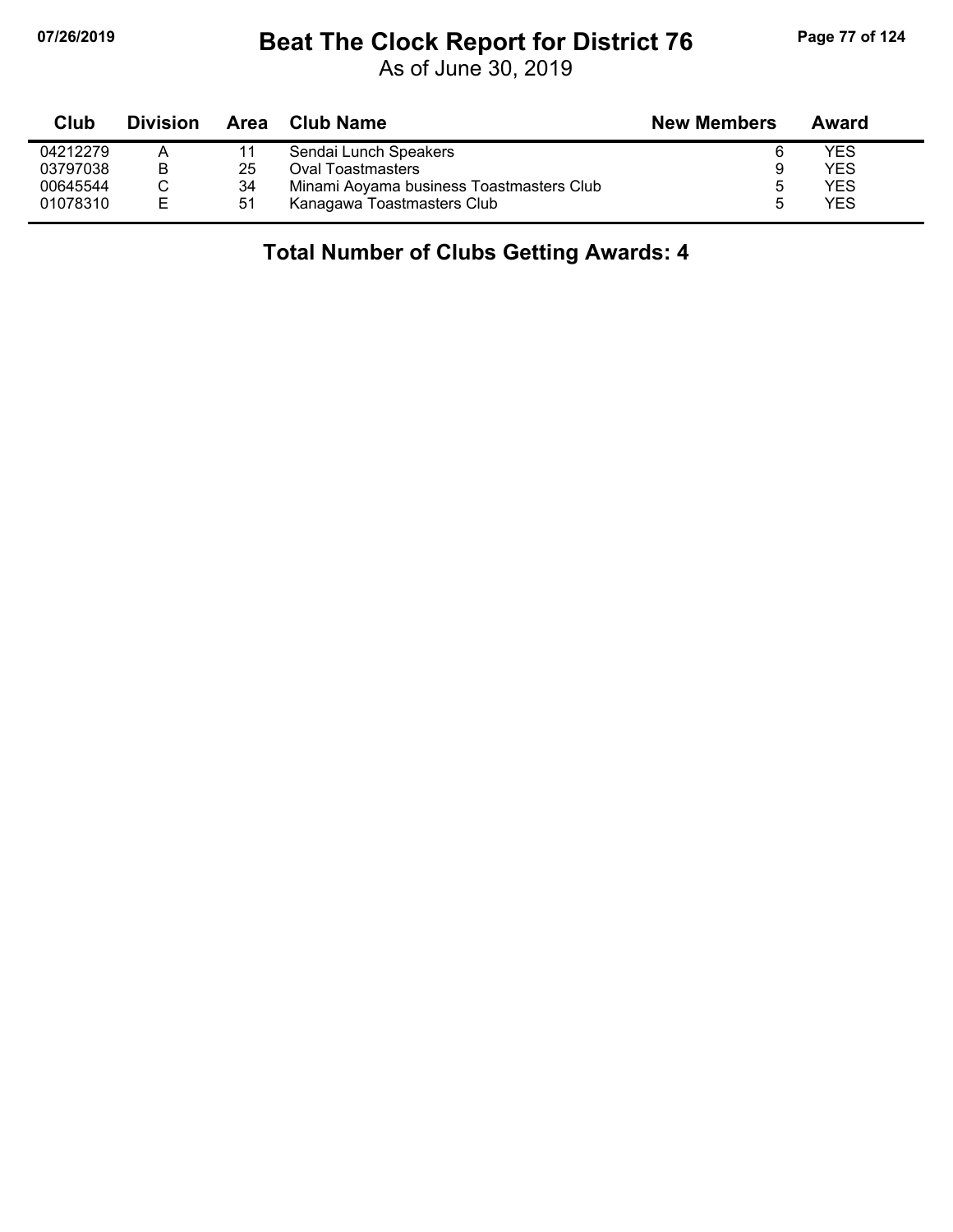# Beat The Clock Report for District 76

As of June 30, 2019

| Club | Division | Area | Club Name | New Members | Award |
|---|---|---|---|---|---|
| 04212279 | A | 11 | Sendai Lunch Speakers | 6 | YES |
| 03797038 | B | 25 | Oval Toastmasters | 9 | YES |
| 00645544 | C | 34 | Minami Aoyama business Toastmasters Club | 5 | YES |
| 01078310 | E | 51 | Kanagawa Toastmasters Club | 5 | YES |

## Total Number of Clubs Getting Awards: 4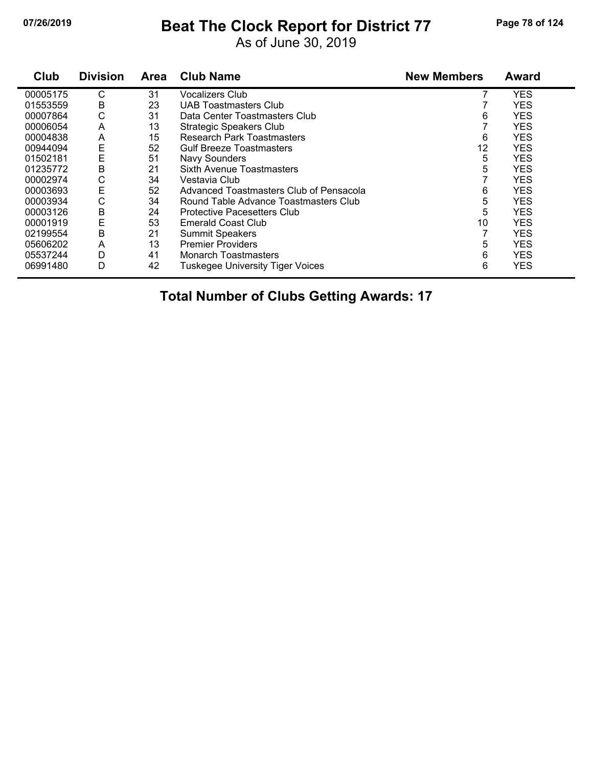# Beat The Clock Report for District 77

As of June 30, 2019

| Club | Division | Area | Club Name | New Members | Award |
|---|---|---|---|---|---|
| 00005175 | C | 31 | Vocalizers Club | 7 | YES |
| 01553559 | B | 23 | UAB Toastmasters Club | 7 | YES |
| 00007864 | C | 31 | Data Center Toastmasters Club | 6 | YES |
| 00006054 | A | 13 | Strategic Speakers Club | 7 | YES |
| 00004838 | A | 15 | Research Park Toastmasters | 6 | YES |
| 00944094 | E | 52 | Gulf Breeze Toastmasters | 12 | YES |
| 01502181 | E | 51 | Navy Sounders | 5 | YES |
| 01235772 | B | 21 | Sixth Avenue Toastmasters | 5 | YES |
| 00002974 | C | 34 | Vestavia Club | 7 | YES |
| 00003693 | E | 52 | Advanced Toastmasters Club of Pensacola | 6 | YES |
| 00003934 | C | 34 | Round Table Advance Toastmasters Club | 5 | YES |
| 00003126 | B | 24 | Protective Pacesetters Club | 5 | YES |
| 00001919 | E | 53 | Emerald Coast Club | 10 | YES |
| 02199554 | B | 21 | Summit Speakers | 7 | YES |
| 05606202 | A | 13 | Premier Providers | 5 | YES |
| 05537244 | D | 41 | Monarch Toastmasters | 6 | YES |
| 06991480 | D | 42 | Tuskegee University Tiger Voices | 6 | YES |

**Total Number of Clubs Getting Awards: 17**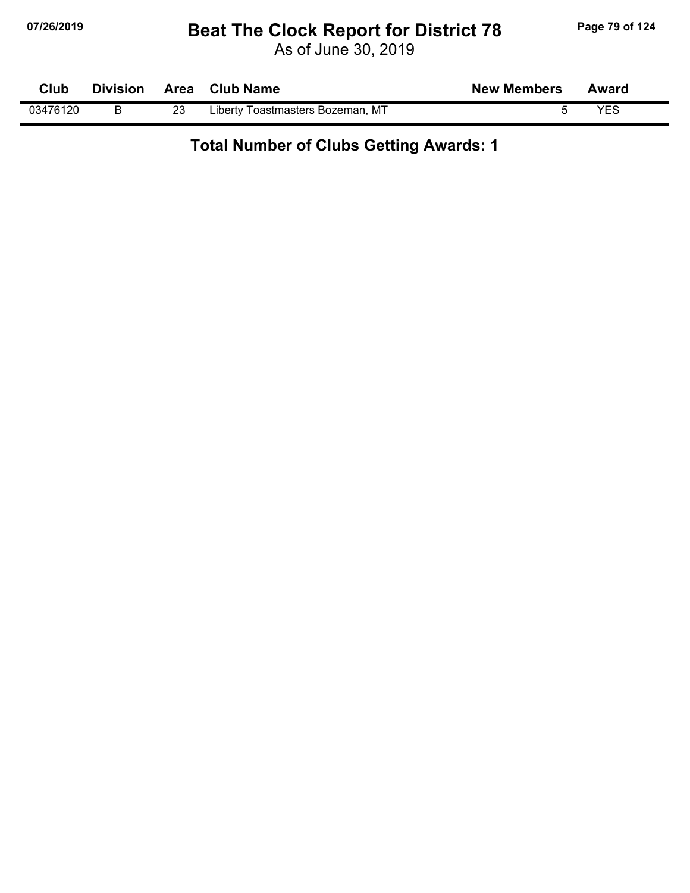# Beat The Clock Report for District 78

As of June 30, 2019

| Club | Division | Area | Club Name | New Members | Award |
|---|---|---|---|---|---|
| 03476120 | B | 23 | Liberty Toastmasters Bozeman, MT | 5 | YES |

**Total Number of Clubs Getting Awards: 1**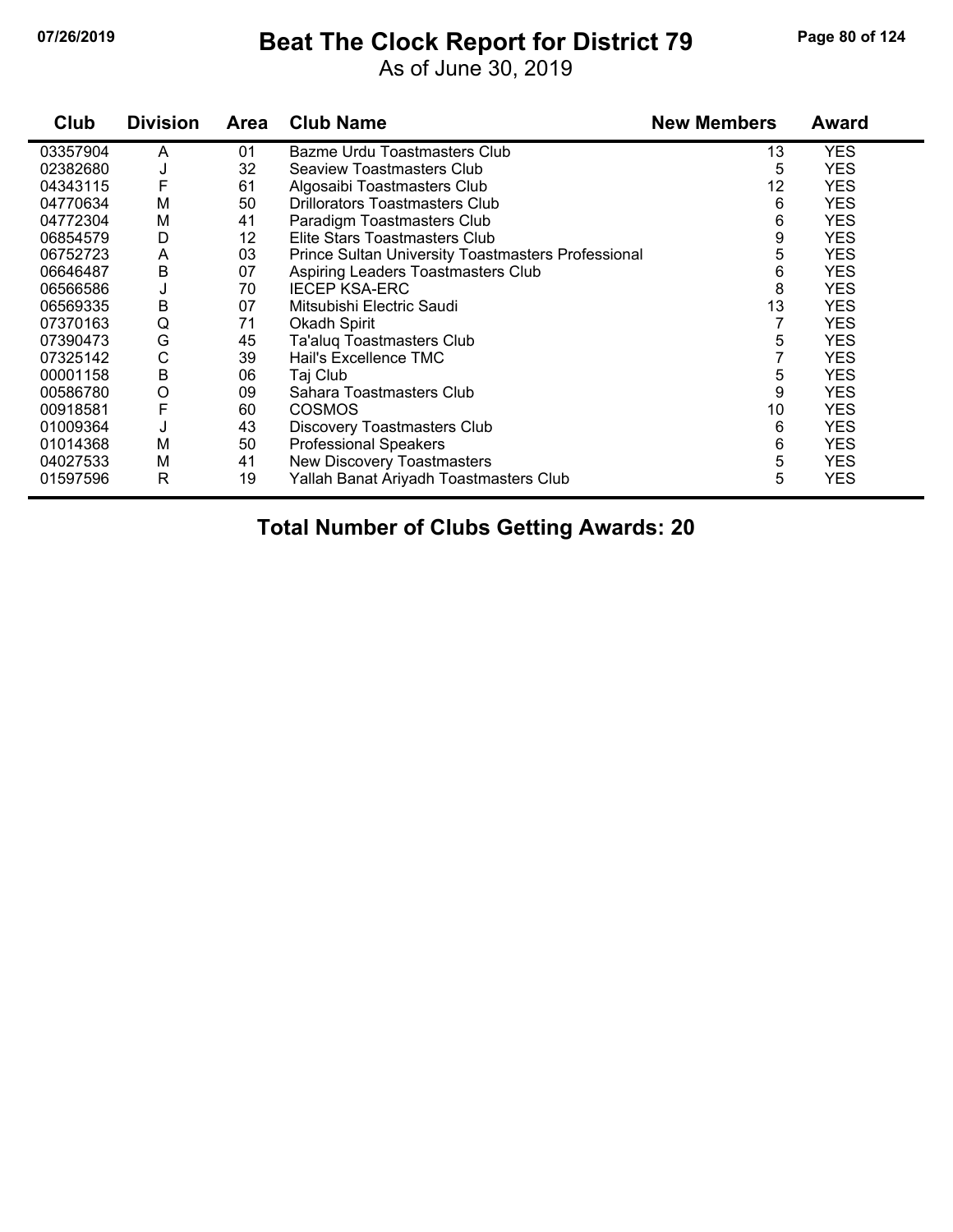# Beat The Clock Report for District 79

As of June 30, 2019

| Club | Division | Area | Club Name | New Members | Award |
|---|---|---|---|---|---|
| 03357904 | A | 01 | Bazme Urdu Toastmasters Club | 13 | YES |
| 02382680 | J | 32 | Seaview Toastmasters Club | 5 | YES |
| 04343115 | F | 61 | Algosaibi Toastmasters Club | 12 | YES |
| 04770634 | M | 50 | Drillorators Toastmasters Club | 6 | YES |
| 04772304 | M | 41 | Paradigm Toastmasters Club | 6 | YES |
| 06854579 | D | 12 | Elite Stars Toastmasters Club | 9 | YES |
| 06752723 | A | 03 | Prince Sultan University Toastmasters Professional | 5 | YES |
| 06646487 | B | 07 | Aspiring Leaders Toastmasters Club | 6 | YES |
| 06566586 | J | 70 | IECEP KSA-ERC | 8 | YES |
| 06569335 | B | 07 | Mitsubishi Electric Saudi | 13 | YES |
| 07370163 | Q | 71 | Okadh Spirit | 7 | YES |
| 07390473 | G | 45 | Ta'aluq Toastmasters Club | 5 | YES |
| 07325142 | C | 39 | Hail's Excellence TMC | 7 | YES |
| 00001158 | B | 06 | Taj Club | 5 | YES |
| 00586780 | O | 09 | Sahara Toastmasters Club | 9 | YES |
| 00918581 | F | 60 | COSMOS | 10 | YES |
| 01009364 | J | 43 | Discovery Toastmasters Club | 6 | YES |
| 01014368 | M | 50 | Professional Speakers | 6 | YES |
| 04027533 | M | 41 | New Discovery Toastmasters | 5 | YES |
| 01597596 | R | 19 | Yallah Banat Ariyadh Toastmasters Club | 5 | YES |

**Total Number of Clubs Getting Awards: 20**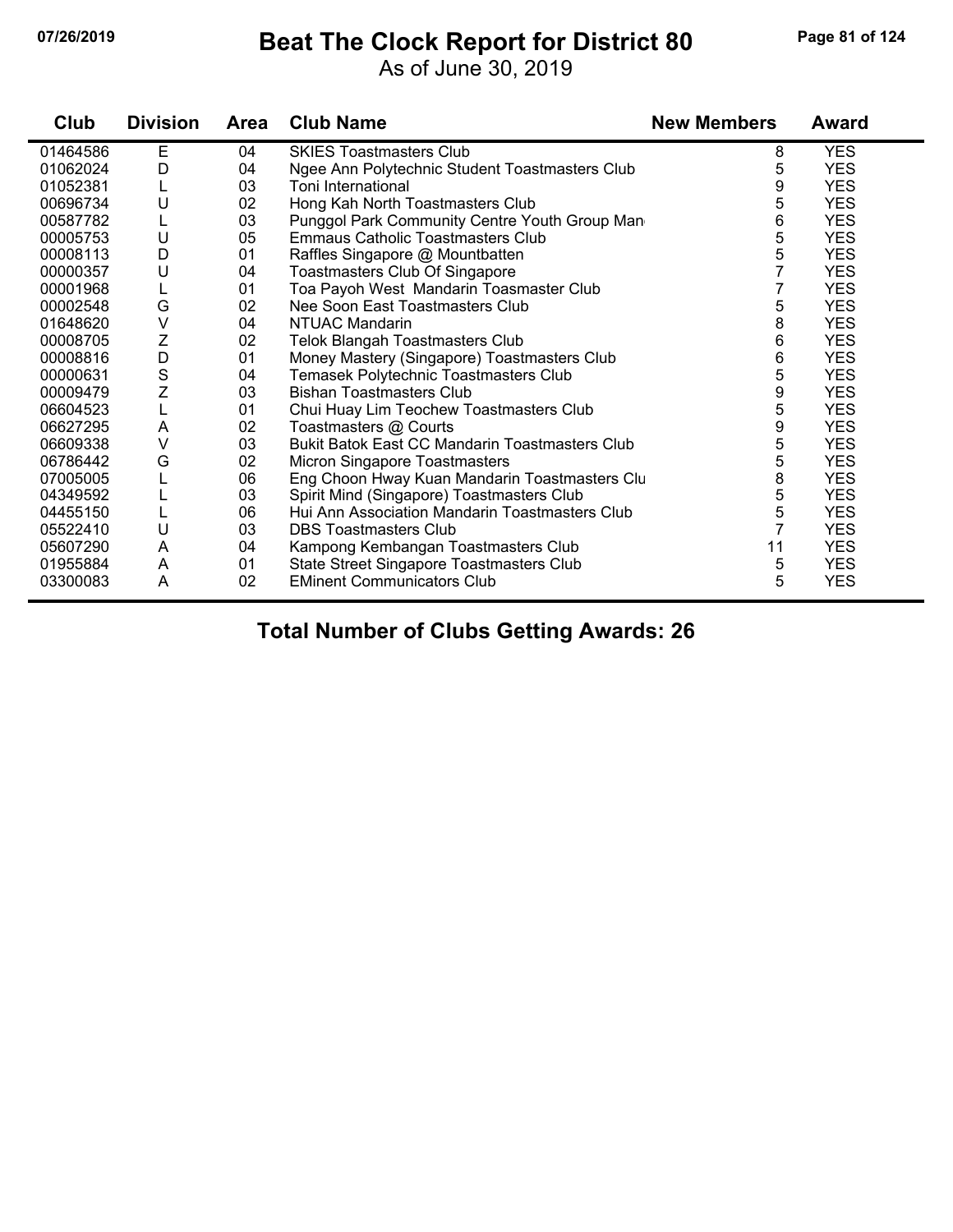# Beat The Clock Report for District 80

07/26/2019

As of June 30, 2019

| Club | Division | Area | Club Name | New Members | Award |
|---|---|---|---|---|---|
| 01464586 | E | 04 | SKIES Toastmasters Club | 8 | YES |
| 01062024 | D | 04 | Ngee Ann Polytechnic Student Toastmasters Club | 5 | YES |
| 01052381 | L | 03 | Toni International | 9 | YES |
| 00696734 | U | 02 | Hong Kah North Toastmasters Club | 5 | YES |
| 00587782 | L | 03 | Punggol Park Community Centre Youth Group Man | 6 | YES |
| 00005753 | U | 05 | Emmaus Catholic Toastmasters Club | 5 | YES |
| 00008113 | D | 01 | Raffles Singapore @ Mountbatten | 5 | YES |
| 00000357 | U | 04 | Toastmasters Club Of Singapore | 7 | YES |
| 00001968 | L | 01 | Toa Payoh West Mandarin Toasmaster Club | 7 | YES |
| 00002548 | G | 02 | Nee Soon East Toastmasters Club | 5 | YES |
| 01648620 | V | 04 | NTUAC Mandarin | 8 | YES |
| 00008705 | Z | 02 | Telok Blangah Toastmasters Club | 6 | YES |
| 00008816 | D | 01 | Money Mastery (Singapore) Toastmasters Club | 6 | YES |
| 00000631 | S | 04 | Temasek Polytechnic Toastmasters Club | 5 | YES |
| 00009479 | Z | 03 | Bishan Toastmasters Club | 9 | YES |
| 06604523 | L | 01 | Chui Huay Lim Teochew Toastmasters Club | 5 | YES |
| 06627295 | A | 02 | Toastmasters @ Courts | 9 | YES |
| 06609338 | V | 03 | Bukit Batok East CC Mandarin Toastmasters Club | 5 | YES |
| 06786442 | G | 02 | Micron Singapore Toastmasters | 5 | YES |
| 07005005 | L | 06 | Eng Choon Hway Kuan Mandarin Toastmasters Clu | 8 | YES |
| 04349592 | L | 03 | Spirit Mind (Singapore) Toastmasters Club | 5 | YES |
| 04455150 | L | 06 | Hui Ann Association Mandarin Toastmasters Club | 5 | YES |
| 05522410 | U | 03 | DBS Toastmasters Club | 7 | YES |
| 05607290 | A | 04 | Kampong Kembangan Toastmasters Club | 11 | YES |
| 01955884 | A | 01 | State Street Singapore Toastmasters Club | 5 | YES |
| 03300083 | A | 02 | EMinent Communicators Club | 5 | YES |

**Total Number of Clubs Getting Awards: 26**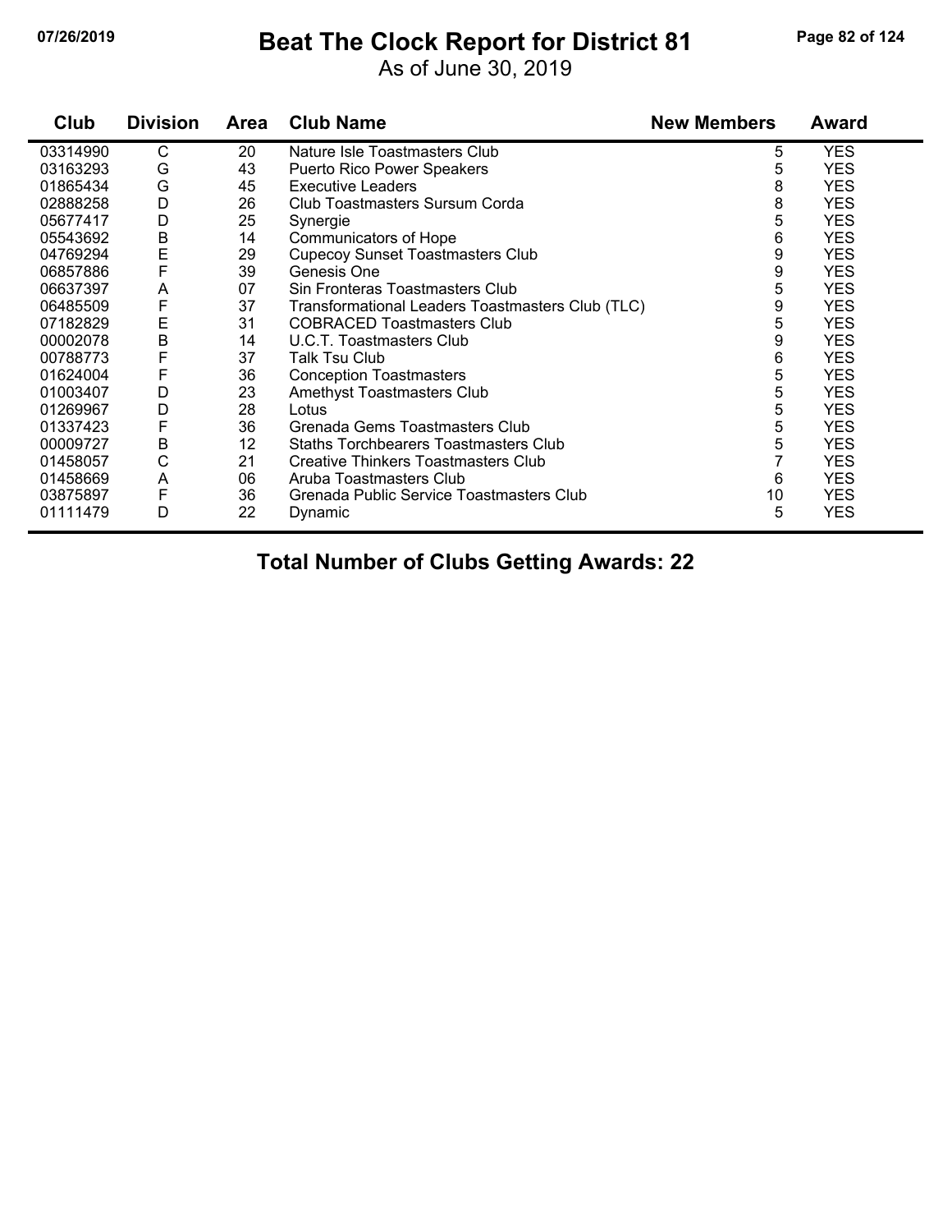# Beat The Clock Report for District 81

As of June 30, 2019

| Club | Division | Area | Club Name | New Members | Award |
|---|---|---|---|---|---|
| 03314990 | C | 20 | Nature Isle Toastmasters Club | 5 | YES |
| 03163293 | G | 43 | Puerto Rico Power Speakers | 5 | YES |
| 01865434 | G | 45 | Executive Leaders | 8 | YES |
| 02888258 | D | 26 | Club Toastmasters Sursum Corda | 8 | YES |
| 05677417 | D | 25 | Synergie | 5 | YES |
| 05543692 | B | 14 | Communicators of Hope | 6 | YES |
| 04769294 | E | 29 | Cupecoy Sunset Toastmasters Club | 9 | YES |
| 06857886 | F | 39 | Genesis One | 9 | YES |
| 06637397 | A | 07 | Sin Fronteras Toastmasters Club | 5 | YES |
| 06485509 | F | 37 | Transformational Leaders Toastmasters Club (TLC) | 9 | YES |
| 07182829 | E | 31 | COBRACED Toastmasters Club | 5 | YES |
| 00002078 | B | 14 | U.C.T. Toastmasters Club | 9 | YES |
| 00788773 | F | 37 | Talk Tsu Club | 6 | YES |
| 01624004 | F | 36 | Conception Toastmasters | 5 | YES |
| 01003407 | D | 23 | Amethyst Toastmasters Club | 5 | YES |
| 01269967 | D | 28 | Lotus | 5 | YES |
| 01337423 | F | 36 | Grenada Gems Toastmasters Club | 5 | YES |
| 00009727 | B | 12 | Staths Torchbearers Toastmasters Club | 5 | YES |
| 01458057 | C | 21 | Creative Thinkers Toastmasters Club | 7 | YES |
| 01458669 | A | 06 | Aruba Toastmasters Club | 6 | YES |
| 03875897 | F | 36 | Grenada Public Service Toastmasters Club | 10 | YES |
| 01111479 | D | 22 | Dynamic | 5 | YES |

**Total Number of Clubs Getting Awards: 22**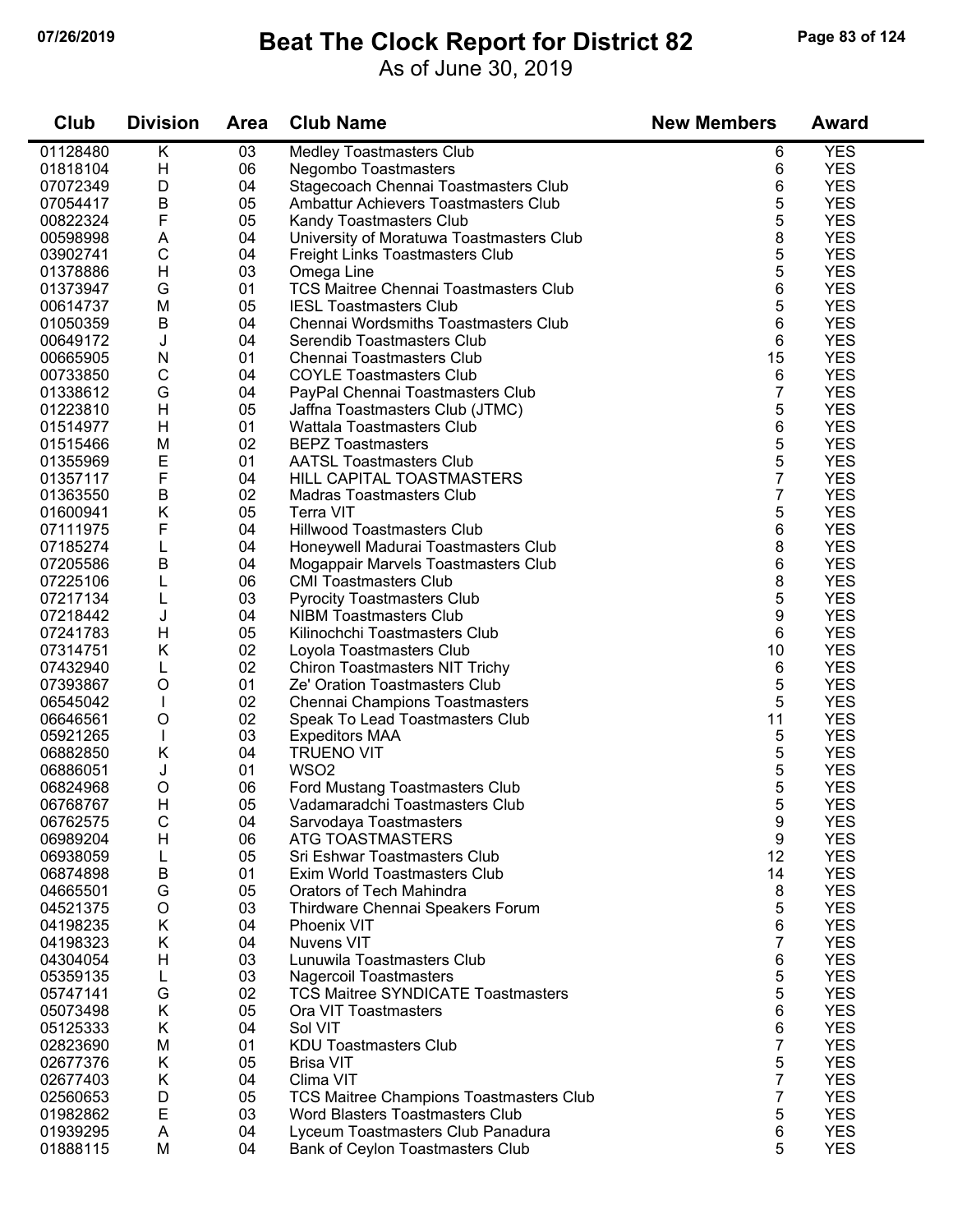# Beat The Clock Report for District 82

As of June 30, 2019

| Club | Division | Area | Club Name | New Members | Award |
|---|---|---|---|---|---|
| 01128480 | K | 03 | Medley Toastmasters Club | 6 | YES |
| 01818104 | H | 06 | Negombo Toastmasters | 6 | YES |
| 07072349 | D | 04 | Stagecoach Chennai Toastmasters Club | 6 | YES |
| 07054417 | B | 05 | Ambattur Achievers Toastmasters Club | 5 | YES |
| 00822324 | F | 05 | Kandy Toastmasters Club | 5 | YES |
| 00598998 | A | 04 | University of Moratuwa Toastmasters Club | 8 | YES |
| 03902741 | C | 04 | Freight Links Toastmasters Club | 5 | YES |
| 01378886 | H | 03 | Omega Line | 5 | YES |
| 01373947 | G | 01 | TCS Maitree Chennai Toastmasters Club | 6 | YES |
| 00614737 | M | 05 | IESL Toastmasters Club | 5 | YES |
| 01050359 | B | 04 | Chennai Wordsmiths Toastmasters Club | 6 | YES |
| 00649172 | J | 04 | Serendib Toastmasters Club | 6 | YES |
| 00665905 | N | 01 | Chennai Toastmasters Club | 15 | YES |
| 00733850 | C | 04 | COYLE Toastmasters Club | 6 | YES |
| 01338612 | G | 04 | PayPal Chennai Toastmasters Club | 7 | YES |
| 01223810 | H | 05 | Jaffna Toastmasters Club (JTMC) | 5 | YES |
| 01514977 | H | 01 | Wattala Toastmasters Club | 6 | YES |
| 01515466 | M | 02 | BEPZ Toastmasters | 5 | YES |
| 01355969 | E | 01 | AATSL Toastmasters Club | 5 | YES |
| 01357117 | F | 04 | HILL CAPITAL TOASTMASTERS | 7 | YES |
| 01363550 | B | 02 | Madras Toastmasters Club | 7 | YES |
| 01600941 | K | 05 | Terra VIT | 5 | YES |
| 07111975 | F | 04 | Hillwood Toastmasters Club | 6 | YES |
| 07185274 | L | 04 | Honeywell Madurai Toastmasters Club | 8 | YES |
| 07205586 | B | 04 | Mogappair Marvels Toastmasters Club | 6 | YES |
| 07225106 | L | 06 | CMI Toastmasters Club | 8 | YES |
| 07217134 | L | 03 | Pyrocity Toastmasters Club | 5 | YES |
| 07218442 | J | 04 | NIBM Toastmasters Club | 9 | YES |
| 07241783 | H | 05 | Kilinochchi Toastmasters Club | 6 | YES |
| 07314751 | K | 02 | Loyola Toastmasters Club | 10 | YES |
| 07432940 | L | 02 | Chiron Toastmasters NIT Trichy | 6 | YES |
| 07393867 | O | 01 | Ze' Oration Toastmasters Club | 5 | YES |
| 06545042 | I | 02 | Chennai Champions Toastmasters | 5 | YES |
| 06646561 | O | 02 | Speak To Lead Toastmasters Club | 11 | YES |
| 05921265 | I | 03 | Expeditors MAA | 5 | YES |
| 06882850 | K | 04 | TRUENO VIT | 5 | YES |
| 06886051 | J | 01 | WSO2 | 5 | YES |
| 06824968 | O | 06 | Ford Mustang Toastmasters Club | 5 | YES |
| 06768767 | H | 05 | Vadamaradchi Toastmasters Club | 5 | YES |
| 06762575 | C | 04 | Sarvodaya Toastmasters | 9 | YES |
| 06989204 | H | 06 | ATG TOASTMASTERS | 9 | YES |
| 06938059 | L | 05 | Sri Eshwar Toastmasters Club | 12 | YES |
| 06874898 | B | 01 | Exim World Toastmasters Club | 14 | YES |
| 04665501 | G | 05 | Orators of Tech Mahindra | 8 | YES |
| 04521375 | O | 03 | Thirdware Chennai Speakers Forum | 5 | YES |
| 04198235 | K | 04 | Phoenix VIT | 6 | YES |
| 04198323 | K | 04 | Nuvens VIT | 7 | YES |
| 04304054 | H | 03 | Lunuwila Toastmasters Club | 6 | YES |
| 05359135 | L | 03 | Nagercoil Toastmasters | 5 | YES |
| 05747141 | G | 02 | TCS Maitree SYNDICATE Toastmasters | 5 | YES |
| 05073498 | K | 05 | Ora VIT Toastmasters | 6 | YES |
| 05125333 | K | 04 | Sol VIT | 6 | YES |
| 02823690 | M | 01 | KDU Toastmasters Club | 7 | YES |
| 02677376 | K | 05 | Brisa VIT | 5 | YES |
| 02677403 | K | 04 | Clima VIT | 7 | YES |
| 02560653 | D | 05 | TCS Maitree Champions Toastmasters Club | 7 | YES |
| 01982862 | E | 03 | Word Blasters Toastmasters Club | 5 | YES |
| 01939295 | A | 04 | Lyceum Toastmasters Club Panadura | 6 | YES |
| 01888115 | M | 04 | Bank of Ceylon Toastmasters Club | 5 | YES |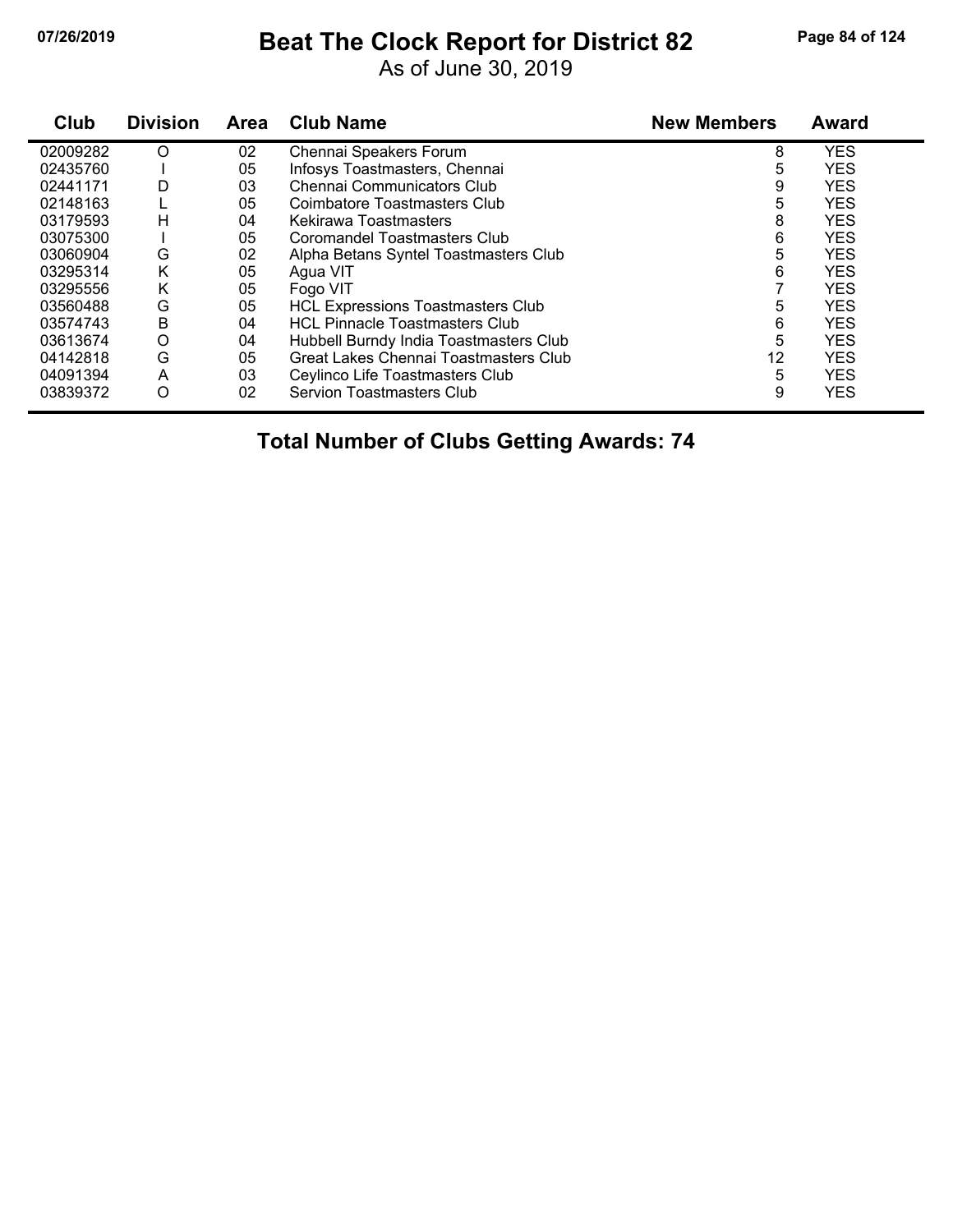# Beat The Clock Report for District 82

As of June 30, 2019

| Club | Division | Area | Club Name | New Members | Award |
|---|---|---|---|---|---|
| 02009282 | O | 02 | Chennai Speakers Forum | 8 | YES |
| 02435760 | I | 05 | Infosys Toastmasters, Chennai | 5 | YES |
| 02441171 | D | 03 | Chennai Communicators Club | 9 | YES |
| 02148163 | L | 05 | Coimbatore Toastmasters Club | 5 | YES |
| 03179593 | H | 04 | Kekirawa Toastmasters | 8 | YES |
| 03075300 | I | 05 | Coromandel Toastmasters Club | 6 | YES |
| 03060904 | G | 02 | Alpha Betans Syntel Toastmasters Club | 5 | YES |
| 03295314 | K | 05 | Agua VIT | 6 | YES |
| 03295556 | K | 05 | Fogo VIT | 7 | YES |
| 03560488 | G | 05 | HCL Expressions Toastmasters Club | 5 | YES |
| 03574743 | B | 04 | HCL Pinnacle Toastmasters Club | 6 | YES |
| 03613674 | O | 04 | Hubbell Burndy India Toastmasters Club | 5 | YES |
| 04142818 | G | 05 | Great Lakes Chennai Toastmasters Club | 12 | YES |
| 04091394 | A | 03 | Ceylinco Life Toastmasters Club | 5 | YES |
| 03839372 | O | 02 | Servion Toastmasters Club | 9 | YES |

**Total Number of Clubs Getting Awards: 74**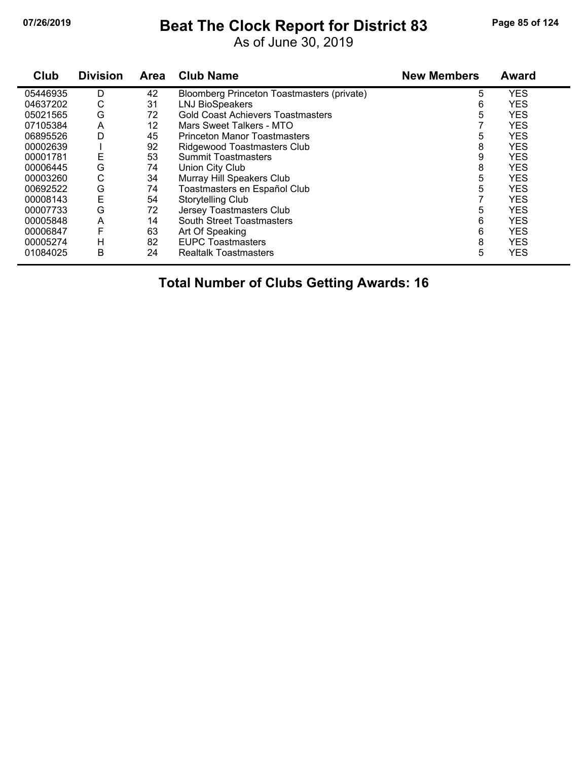# Beat The Clock Report for District 83

As of June 30, 2019

| Club | Division | Area | Club Name | New Members | Award |
|---|---|---|---|---|---|
| 05446935 | D | 42 | Bloomberg Princeton Toastmasters (private) | 5 | YES |
| 04637202 | C | 31 | LNJ BioSpeakers | 6 | YES |
| 05021565 | G | 72 | Gold Coast Achievers Toastmasters | 5 | YES |
| 07105384 | A | 12 | Mars Sweet Talkers - MTO | 7 | YES |
| 06895526 | D | 45 | Princeton Manor Toastmasters | 5 | YES |
| 00002639 | I | 92 | Ridgewood Toastmasters Club | 8 | YES |
| 00001781 | E | 53 | Summit Toastmasters | 9 | YES |
| 00006445 | G | 74 | Union City Club | 8 | YES |
| 00003260 | C | 34 | Murray Hill Speakers Club | 5 | YES |
| 00692522 | G | 74 | Toastmasters en Español Club | 5 | YES |
| 00008143 | E | 54 | Storytelling Club | 7 | YES |
| 00007733 | G | 72 | Jersey Toastmasters Club | 5 | YES |
| 00005848 | A | 14 | South Street Toastmasters | 6 | YES |
| 00006847 | F | 63 | Art Of Speaking | 6 | YES |
| 00005274 | H | 82 | EUPC Toastmasters | 8 | YES |
| 01084025 | B | 24 | Realtalk Toastmasters | 5 | YES |

**Total Number of Clubs Getting Awards: 16**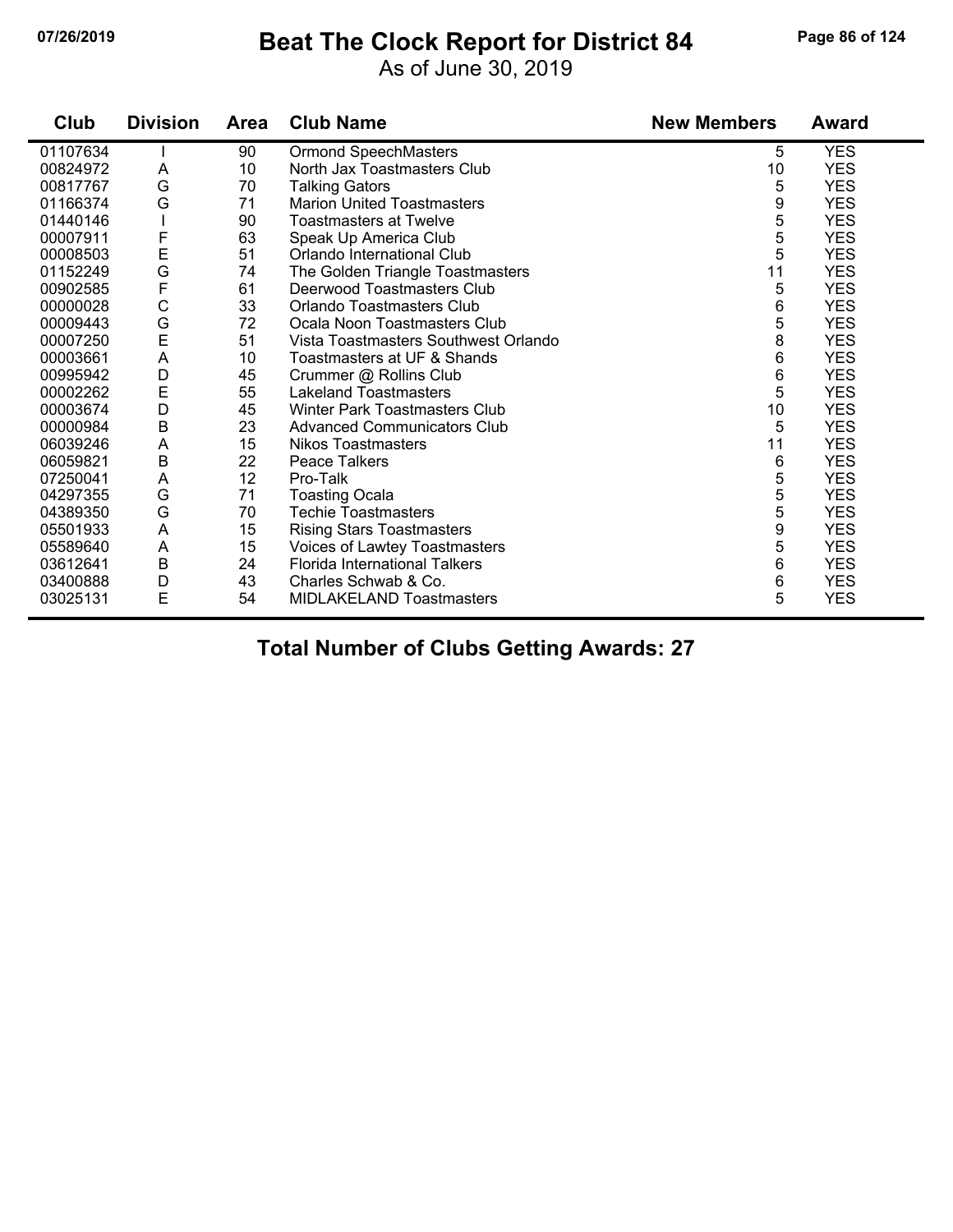# Beat The Clock Report for District 84

As of June 30, 2019

| Club | Division | Area | Club Name | New Members | Award |
|---|---|---|---|---|---|
| 01107634 | I | 90 | Ormond SpeechMasters | 5 | YES |
| 00824972 | A | 10 | North Jax Toastmasters Club | 10 | YES |
| 00817767 | G | 70 | Talking Gators | 5 | YES |
| 01166374 | G | 71 | Marion United Toastmasters | 9 | YES |
| 01440146 | I | 90 | Toastmasters at Twelve | 5 | YES |
| 00007911 | F | 63 | Speak Up America Club | 5 | YES |
| 00008503 | E | 51 | Orlando International Club | 5 | YES |
| 01152249 | G | 74 | The Golden Triangle Toastmasters | 11 | YES |
| 00902585 | F | 61 | Deerwood Toastmasters Club | 5 | YES |
| 00000028 | C | 33 | Orlando Toastmasters Club | 6 | YES |
| 00009443 | G | 72 | Ocala Noon Toastmasters Club | 5 | YES |
| 00007250 | E | 51 | Vista Toastmasters Southwest Orlando | 8 | YES |
| 00003661 | A | 10 | Toastmasters at UF & Shands | 6 | YES |
| 00995942 | D | 45 | Crummer @ Rollins Club | 6 | YES |
| 00002262 | E | 55 | Lakeland Toastmasters | 5 | YES |
| 00003674 | D | 45 | Winter Park Toastmasters Club | 10 | YES |
| 00000984 | B | 23 | Advanced Communicators Club | 5 | YES |
| 06039246 | A | 15 | Nikos Toastmasters | 11 | YES |
| 06059821 | B | 22 | Peace Talkers | 6 | YES |
| 07250041 | A | 12 | Pro-Talk | 5 | YES |
| 04297355 | G | 71 | Toasting Ocala | 5 | YES |
| 04389350 | G | 70 | Techie Toastmasters | 5 | YES |
| 05501933 | A | 15 | Rising Stars Toastmasters | 9 | YES |
| 05589640 | A | 15 | Voices of Lawtey Toastmasters | 5 | YES |
| 03612641 | B | 24 | Florida International Talkers | 6 | YES |
| 03400888 | D | 43 | Charles Schwab & Co. | 6 | YES |
| 03025131 | E | 54 | MIDLAKELAND Toastmasters | 5 | YES |

## Total Number of Clubs Getting Awards: 27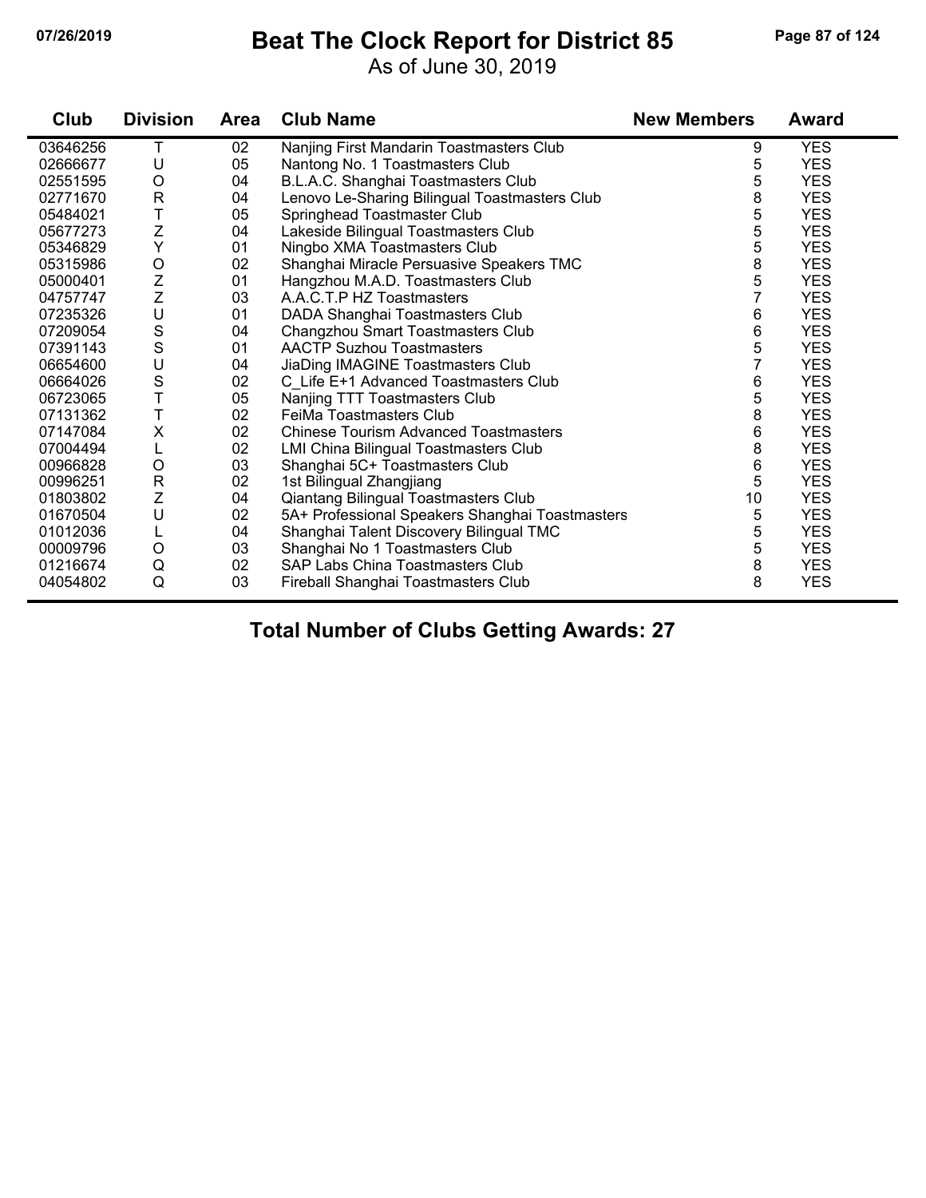# Beat The Clock Report for District 85

As of June 30, 2019

| Club | Division | Area | Club Name | New Members | Award |
|---|---|---|---|---|---|
| 03646256 | T | 02 | Nanjing First Mandarin Toastmasters Club | 9 | YES |
| 02666677 | U | 05 | Nantong No. 1 Toastmasters Club | 5 | YES |
| 02551595 | O | 04 | B.L.A.C. Shanghai Toastmasters Club | 5 | YES |
| 02771670 | R | 04 | Lenovo Le-Sharing Bilingual Toastmasters Club | 8 | YES |
| 05484021 | T | 05 | Springhead Toastmaster Club | 5 | YES |
| 05677273 | Z | 04 | Lakeside Bilingual Toastmasters Club | 5 | YES |
| 05346829 | Y | 01 | Ningbo XMA Toastmasters Club | 5 | YES |
| 05315986 | O | 02 | Shanghai Miracle Persuasive Speakers TMC | 8 | YES |
| 05000401 | Z | 01 | Hangzhou M.A.D. Toastmasters Club | 5 | YES |
| 04757747 | Z | 03 | A.A.C.T.P HZ Toastmasters | 7 | YES |
| 07235326 | U | 01 | DADA Shanghai Toastmasters Club | 6 | YES |
| 07209054 | S | 04 | Changzhou Smart Toastmasters Club | 6 | YES |
| 07391143 | S | 01 | AACTP Suzhou Toastmasters | 5 | YES |
| 06654600 | U | 04 | JiaDing IMAGINE Toastmasters Club | 7 | YES |
| 06664026 | S | 02 | C_Life E+1 Advanced Toastmasters Club | 6 | YES |
| 06723065 | T | 05 | Nanjing TTT Toastmasters Club | 5 | YES |
| 07131362 | T | 02 | FeiMa Toastmasters Club | 8 | YES |
| 07147084 | X | 02 | Chinese Tourism Advanced Toastmasters | 6 | YES |
| 07004494 | L | 02 | LMI China Bilingual Toastmasters Club | 8 | YES |
| 00966828 | O | 03 | Shanghai 5C+ Toastmasters Club | 6 | YES |
| 00996251 | R | 02 | 1st Bilingual Zhangjiang | 5 | YES |
| 01803802 | Z | 04 | Qiantang Bilingual Toastmasters Club | 10 | YES |
| 01670504 | U | 02 | 5A+ Professional Speakers Shanghai Toastmasters | 5 | YES |
| 01012036 | L | 04 | Shanghai Talent Discovery Bilingual TMC | 5 | YES |
| 00009796 | O | 03 | Shanghai No 1 Toastmasters Club | 5 | YES |
| 01216674 | Q | 02 | SAP Labs China Toastmasters Club | 8 | YES |
| 04054802 | Q | 03 | Fireball Shanghai Toastmasters Club | 8 | YES |

**Total Number of Clubs Getting Awards: 27**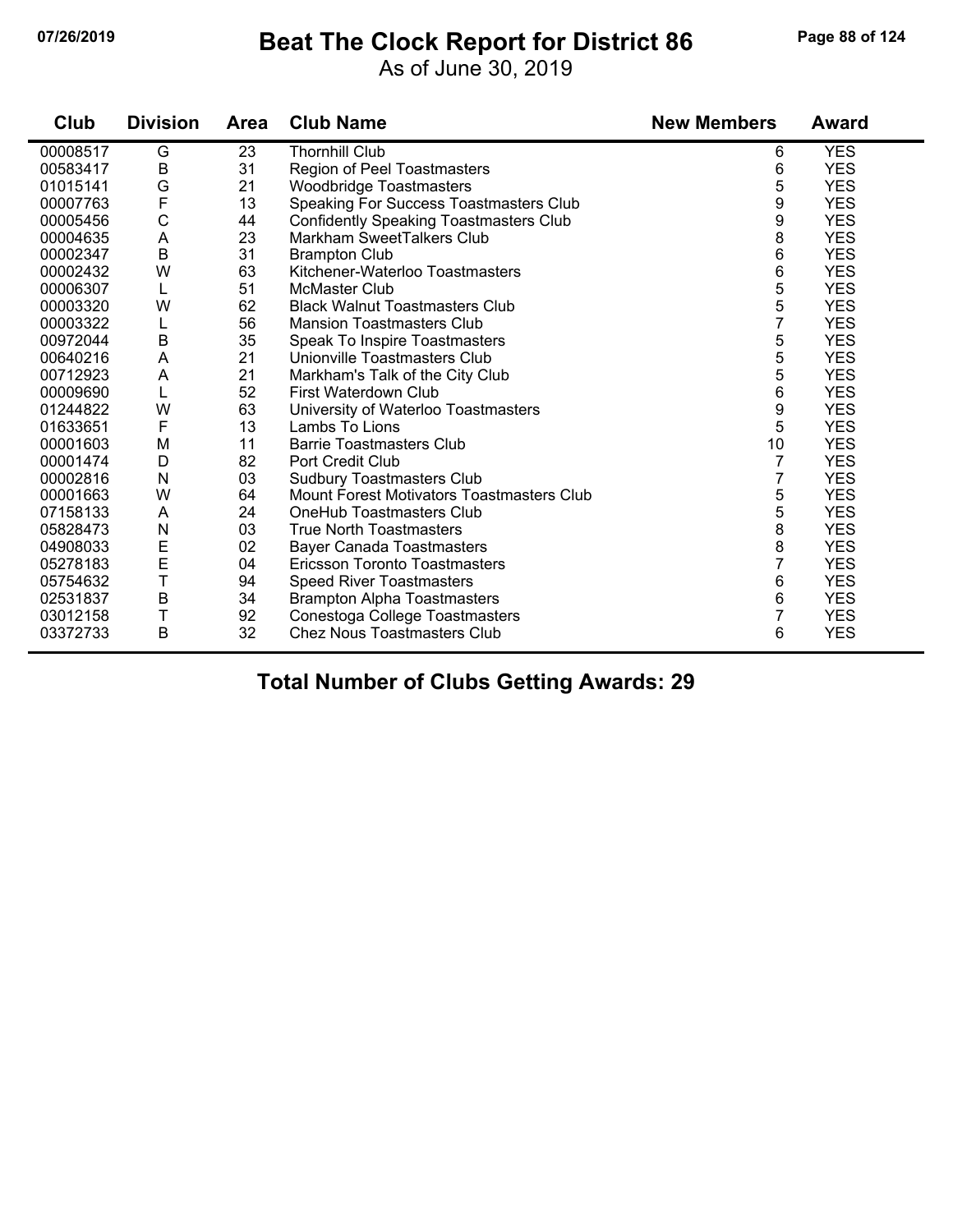# Beat The Clock Report for District 86

As of June 30, 2019

| Club | Division | Area | Club Name | New Members | Award |
|---|---|---|---|---|---|
| 00008517 | G | 23 | Thornhill Club | 6 | YES |
| 00583417 | B | 31 | Region of Peel Toastmasters | 6 | YES |
| 01015141 | G | 21 | Woodbridge Toastmasters | 5 | YES |
| 00007763 | F | 13 | Speaking For Success Toastmasters Club | 9 | YES |
| 00005456 | C | 44 | Confidently Speaking Toastmasters Club | 9 | YES |
| 00004635 | A | 23 | Markham SweetTalkers Club | 8 | YES |
| 00002347 | B | 31 | Brampton Club | 6 | YES |
| 00002432 | W | 63 | Kitchener-Waterloo Toastmasters | 6 | YES |
| 00006307 | L | 51 | McMaster Club | 5 | YES |
| 00003320 | W | 62 | Black Walnut Toastmasters Club | 5 | YES |
| 00003322 | L | 56 | Mansion Toastmasters Club | 7 | YES |
| 00972044 | B | 35 | Speak To Inspire Toastmasters | 5 | YES |
| 00640216 | A | 21 | Unionville Toastmasters Club | 5 | YES |
| 00712923 | A | 21 | Markham's Talk of the City Club | 5 | YES |
| 00009690 | L | 52 | First Waterdown Club | 6 | YES |
| 01244822 | W | 63 | University of Waterloo Toastmasters | 9 | YES |
| 01633651 | F | 13 | Lambs To Lions | 5 | YES |
| 00001603 | M | 11 | Barrie Toastmasters Club | 10 | YES |
| 00001474 | D | 82 | Port Credit Club | 7 | YES |
| 00002816 | N | 03 | Sudbury Toastmasters Club | 7 | YES |
| 00001663 | W | 64 | Mount Forest Motivators Toastmasters Club | 5 | YES |
| 07158133 | A | 24 | OneHub Toastmasters Club | 5 | YES |
| 05828473 | N | 03 | True North Toastmasters | 8 | YES |
| 04908033 | E | 02 | Bayer Canada Toastmasters | 8 | YES |
| 05278183 | E | 04 | Ericsson Toronto Toastmasters | 7 | YES |
| 05754632 | T | 94 | Speed River Toastmasters | 6 | YES |
| 02531837 | B | 34 | Brampton Alpha Toastmasters | 6 | YES |
| 03012158 | T | 92 | Conestoga College Toastmasters | 7 | YES |
| 03372733 | B | 32 | Chez Nous Toastmasters Club | 6 | YES |

## Total Number of Clubs Getting Awards: 29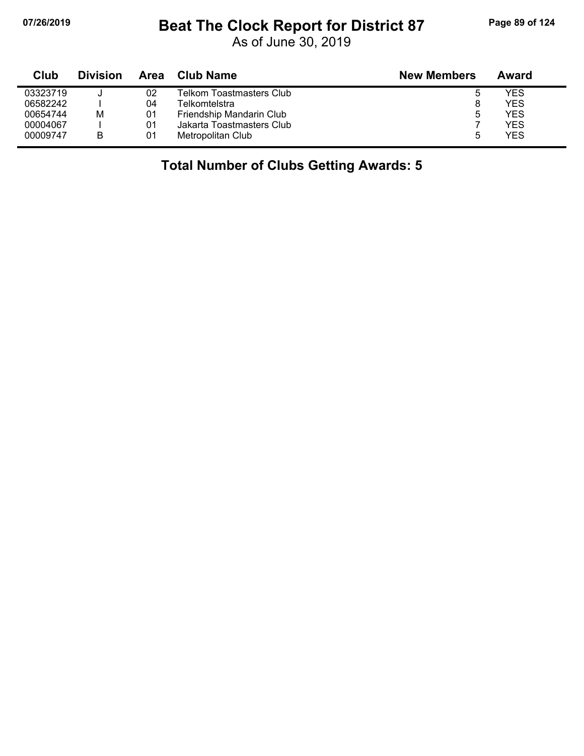# Beat The Clock Report for District 87

As of June 30, 2019

| Club | Division | Area | Club Name | New Members | Award |
|---|---|---|---|---|---|
| 03323719 | J | 02 | Telkom Toastmasters Club | 5 | YES |
| 06582242 | I | 04 | Telkomtelstra | 8 | YES |
| 00654744 | M | 01 | Friendship Mandarin Club | 5 | YES |
| 00004067 | I | 01 | Jakarta Toastmasters Club | 7 | YES |
| 00009747 | B | 01 | Metropolitan Club | 5 | YES |

**Total Number of Clubs Getting Awards: 5**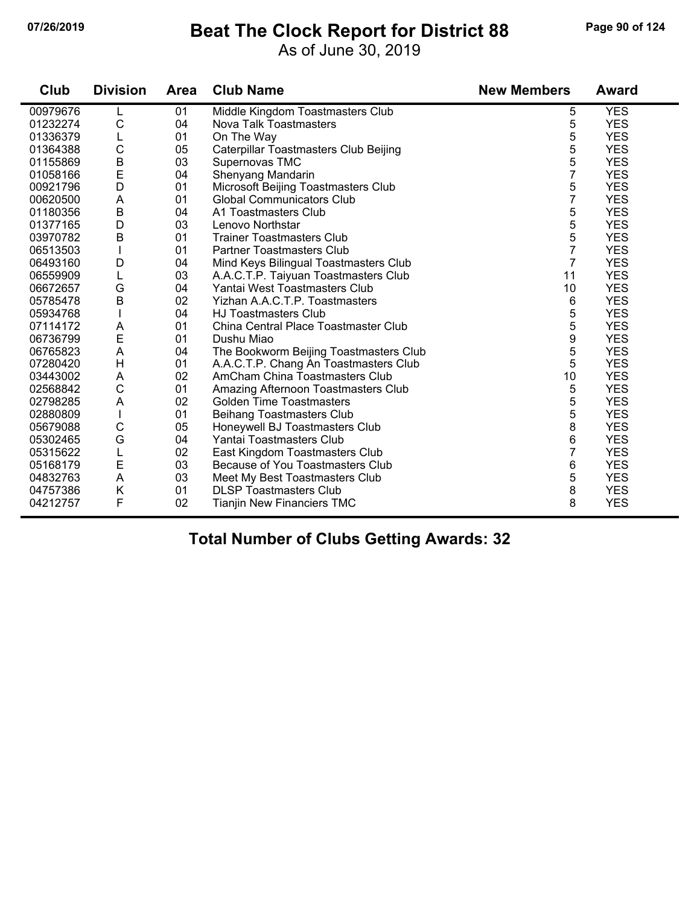# Beat The Clock Report for District 88

As of June 30, 2019

| Club | Division | Area | Club Name | New Members | Award |
|---|---|---|---|---|---|
| 00979676 | L | 01 | Middle Kingdom Toastmasters Club | 5 | YES |
| 01232274 | C | 04 | Nova Talk Toastmasters | 5 | YES |
| 01336379 | L | 01 | On The Way | 5 | YES |
| 01364388 | C | 05 | Caterpillar Toastmasters Club Beijing | 5 | YES |
| 01155869 | B | 03 | Supernovas TMC | 5 | YES |
| 01058166 | E | 04 | Shenyang Mandarin | 7 | YES |
| 00921796 | D | 01 | Microsoft Beijing Toastmasters Club | 5 | YES |
| 00620500 | A | 01 | Global Communicators Club | 7 | YES |
| 01180356 | B | 04 | A1 Toastmasters Club | 5 | YES |
| 01377165 | D | 03 | Lenovo Northstar | 5 | YES |
| 03970782 | B | 01 | Trainer Toastmasters Club | 5 | YES |
| 06513503 | I | 01 | Partner Toastmasters Club | 7 | YES |
| 06493160 | D | 04 | Mind Keys Bilingual Toastmasters Club | 7 | YES |
| 06559909 | L | 03 | A.A.C.T.P. Taiyuan Toastmasters Club | 11 | YES |
| 06672657 | G | 04 | Yantai West Toastmasters Club | 10 | YES |
| 05785478 | B | 02 | Yizhan A.A.C.T.P. Toastmasters | 6 | YES |
| 05934768 | I | 04 | HJ Toastmasters Club | 5 | YES |
| 07114172 | A | 01 | China Central Place Toastmaster Club | 5 | YES |
| 06736799 | E | 01 | Dushu Miao | 9 | YES |
| 06765823 | A | 04 | The Bookworm Beijing Toastmasters Club | 5 | YES |
| 07280420 | H | 01 | A.A.C.T.P. Chang An Toastmasters Club | 5 | YES |
| 03443002 | A | 02 | AmCham China Toastmasters Club | 10 | YES |
| 02568842 | C | 01 | Amazing Afternoon Toastmasters Club | 5 | YES |
| 02798285 | A | 02 | Golden Time Toastmasters | 5 | YES |
| 02880809 | I | 01 | Beihang Toastmasters Club | 5 | YES |
| 05679088 | C | 05 | Honeywell BJ Toastmasters Club | 8 | YES |
| 05302465 | G | 04 | Yantai Toastmasters Club | 6 | YES |
| 05315622 | L | 02 | East Kingdom Toastmasters Club | 7 | YES |
| 05168179 | E | 03 | Because of You Toastmasters Club | 6 | YES |
| 04832763 | A | 03 | Meet My Best Toastmasters Club | 5 | YES |
| 04757386 | K | 01 | DLSP Toastmasters Club | 8 | YES |
| 04212757 | F | 02 | Tianjin New Financiers TMC | 8 | YES |

**Total Number of Clubs Getting Awards: 32**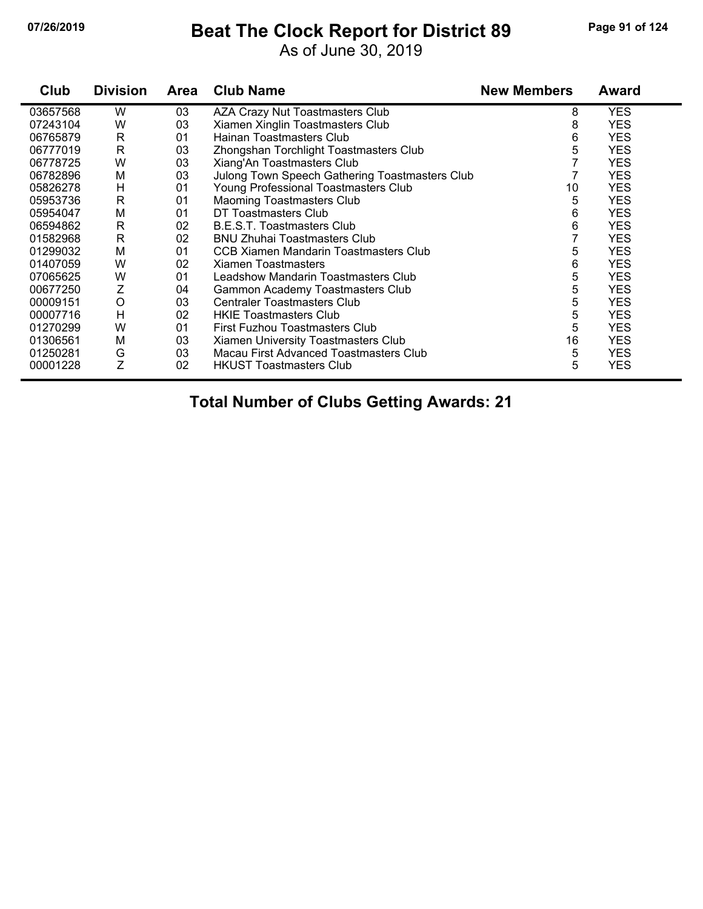# Beat The Clock Report for District 89

As of June 30, 2019

| Club | Division | Area | Club Name | New Members | Award |
|---|---|---|---|---|---|
| 03657568 | W | 03 | AZA Crazy Nut Toastmasters Club | 8 | YES |
| 07243104 | W | 03 | Xiamen Xinglin Toastmasters Club | 8 | YES |
| 06765879 | R | 01 | Hainan Toastmasters Club | 6 | YES |
| 06777019 | R | 03 | Zhongshan Torchlight Toastmasters Club | 5 | YES |
| 06778725 | W | 03 | Xiang'An Toastmasters Club | 7 | YES |
| 06782896 | M | 03 | Julong Town Speech Gathering Toastmasters Club | 7 | YES |
| 05826278 | H | 01 | Young Professional Toastmasters Club | 10 | YES |
| 05953736 | R | 01 | Maoming Toastmasters Club | 5 | YES |
| 05954047 | M | 01 | DT Toastmasters Club | 6 | YES |
| 06594862 | R | 02 | B.E.S.T. Toastmasters Club | 6 | YES |
| 01582968 | R | 02 | BNU Zhuhai Toastmasters Club | 7 | YES |
| 01299032 | M | 01 | CCB Xiamen Mandarin Toastmasters Club | 5 | YES |
| 01407059 | W | 02 | Xiamen Toastmasters | 6 | YES |
| 07065625 | W | 01 | Leadshow Mandarin Toastmasters Club | 5 | YES |
| 00677250 | Z | 04 | Gammon Academy Toastmasters Club | 5 | YES |
| 00009151 | O | 03 | Centraler Toastmasters Club | 5 | YES |
| 00007716 | H | 02 | HKIE Toastmasters Club | 5 | YES |
| 01270299 | W | 01 | First Fuzhou Toastmasters Club | 5 | YES |
| 01306561 | M | 03 | Xiamen University Toastmasters Club | 16 | YES |
| 01250281 | G | 03 | Macau First Advanced Toastmasters Club | 5 | YES |
| 00001228 | Z | 02 | HKUST Toastmasters Club | 5 | YES |

**Total Number of Clubs Getting Awards: 21**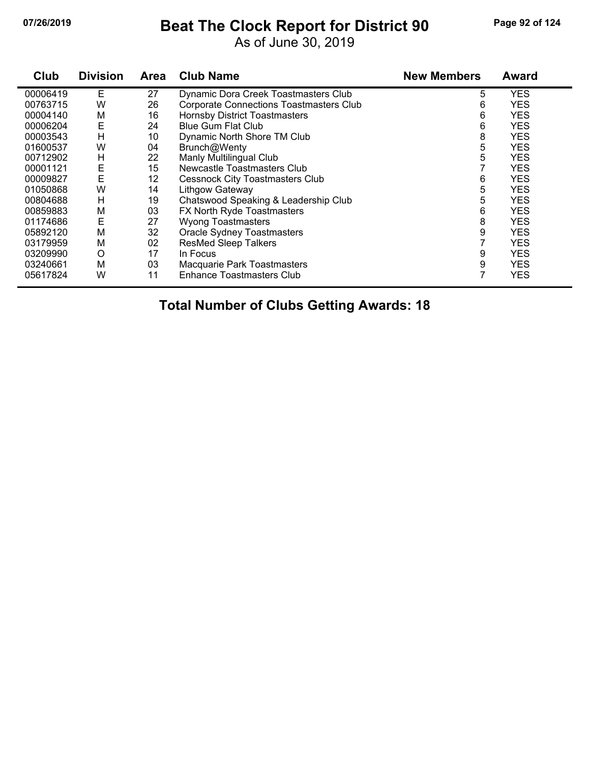# Beat The Clock Report for District 90

As of June 30, 2019

| Club | Division | Area | Club Name | New Members | Award |
|---|---|---|---|---|---|
| 00006419 | E | 27 | Dynamic Dora Creek Toastmasters Club | 5 | YES |
| 00763715 | W | 26 | Corporate Connections Toastmasters Club | 6 | YES |
| 00004140 | M | 16 | Hornsby District Toastmasters | 6 | YES |
| 00006204 | E | 24 | Blue Gum Flat Club | 6 | YES |
| 00003543 | H | 10 | Dynamic North Shore TM Club | 8 | YES |
| 01600537 | W | 04 | Brunch@Wenty | 5 | YES |
| 00712902 | H | 22 | Manly Multilingual Club | 5 | YES |
| 00001121 | E | 15 | Newcastle Toastmasters Club | 7 | YES |
| 00009827 | E | 12 | Cessnock City Toastmasters Club | 6 | YES |
| 01050868 | W | 14 | Lithgow Gateway | 5 | YES |
| 00804688 | H | 19 | Chatswood Speaking & Leadership Club | 5 | YES |
| 00859883 | M | 03 | FX North Ryde Toastmasters | 6 | YES |
| 01174686 | E | 27 | Wyong Toastmasters | 8 | YES |
| 05892120 | M | 32 | Oracle Sydney Toastmasters | 9 | YES |
| 03179959 | M | 02 | ResMed Sleep Talkers | 7 | YES |
| 03209990 | O | 17 | In Focus | 9 | YES |
| 03240661 | M | 03 | Macquarie Park Toastmasters | 9 | YES |
| 05617824 | W | 11 | Enhance Toastmasters Club | 7 | YES |

**Total Number of Clubs Getting Awards: 18**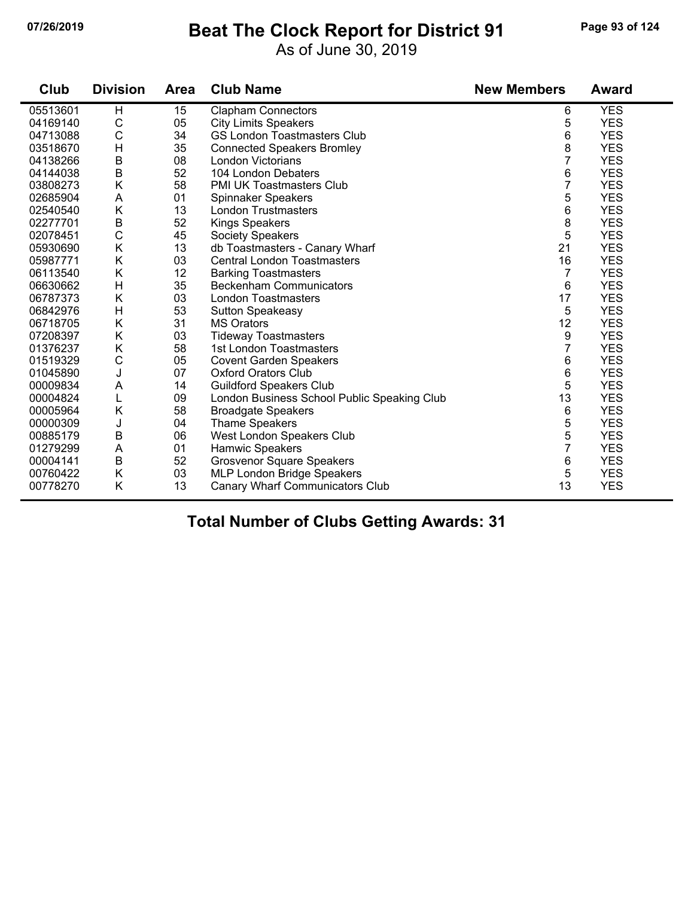# Beat The Clock Report for District 91

As of June 30, 2019

| Club | Division | Area | Club Name | New Members | Award |
|---|---|---|---|---|---|
| 05513601 | H | 15 | Clapham Connectors | 6 | YES |
| 04169140 | C | 05 | City Limits Speakers | 5 | YES |
| 04713088 | C | 34 | GS London Toastmasters Club | 6 | YES |
| 03518670 | H | 35 | Connected Speakers Bromley | 8 | YES |
| 04138266 | B | 08 | London Victorians | 7 | YES |
| 04144038 | B | 52 | 104 London Debaters | 6 | YES |
| 03808273 | K | 58 | PMI UK Toastmasters Club | 7 | YES |
| 02685904 | A | 01 | Spinnaker Speakers | 5 | YES |
| 02540540 | K | 13 | London Trustmasters | 6 | YES |
| 02277701 | B | 52 | Kings Speakers | 8 | YES |
| 02078451 | C | 45 | Society Speakers | 5 | YES |
| 05930690 | K | 13 | db Toastmasters - Canary Wharf | 21 | YES |
| 05987771 | K | 03 | Central London Toastmasters | 16 | YES |
| 06113540 | K | 12 | Barking Toastmasters | 7 | YES |
| 06630662 | H | 35 | Beckenham Communicators | 6 | YES |
| 06787373 | K | 03 | London Toastmasters | 17 | YES |
| 06842976 | H | 53 | Sutton Speakeasy | 5 | YES |
| 06718705 | K | 31 | MS Orators | 12 | YES |
| 07208397 | K | 03 | Tideway Toastmasters | 9 | YES |
| 01376237 | K | 58 | 1st London Toastmasters | 7 | YES |
| 01519329 | C | 05 | Covent Garden Speakers | 6 | YES |
| 01045890 | J | 07 | Oxford Orators Club | 6 | YES |
| 00009834 | A | 14 | Guildford Speakers Club | 5 | YES |
| 00004824 | L | 09 | London Business School Public Speaking Club | 13 | YES |
| 00005964 | K | 58 | Broadgate Speakers | 6 | YES |
| 00000309 | J | 04 | Thame Speakers | 5 | YES |
| 00885179 | B | 06 | West London Speakers Club | 5 | YES |
| 01279299 | A | 01 | Hamwic Speakers | 7 | YES |
| 00004141 | B | 52 | Grosvenor Square Speakers | 6 | YES |
| 00760422 | K | 03 | MLP London Bridge Speakers | 5 | YES |
| 00778270 | K | 13 | Canary Wharf Communicators Club | 13 | YES |

## Total Number of Clubs Getting Awards: 31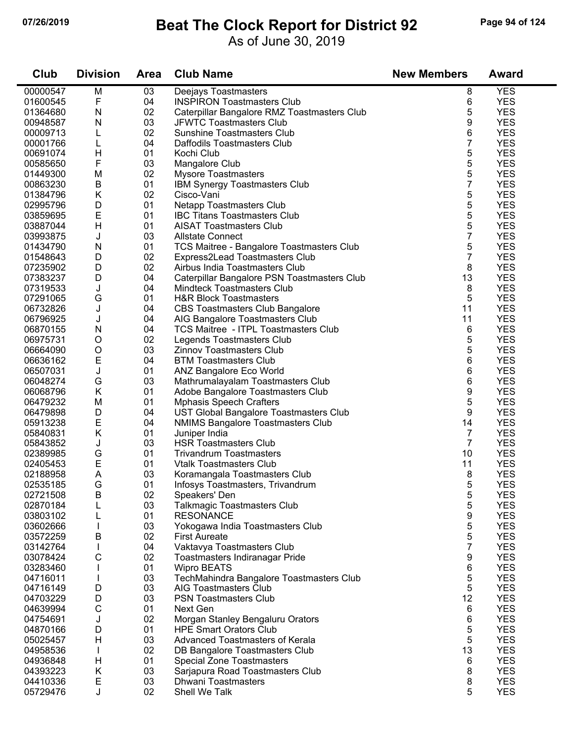# Beat The Clock Report for District 92

As of June 30, 2019

| Club | Division | Area | Club Name | New Members | Award |
|---|---|---|---|---|---|
| 00000547 | M | 03 | Deejays Toastmasters | 8 | YES |
| 01600545 | F | 04 | INSPIRON Toastmasters Club | 6 | YES |
| 01364680 | N | 02 | Caterpillar Bangalore RMZ Toastmasters Club | 5 | YES |
| 00948587 | N | 03 | JFWTC Toastmasters Club | 9 | YES |
| 00009713 | L | 02 | Sunshine Toastmasters Club | 6 | YES |
| 00001766 | L | 04 | Daffodils Toastmasters Club | 7 | YES |
| 00691074 | H | 01 | Kochi Club | 5 | YES |
| 00585650 | F | 03 | Mangalore Club | 5 | YES |
| 01449300 | M | 02 | Mysore Toastmasters | 5 | YES |
| 00863230 | B | 01 | IBM Synergy Toastmasters Club | 7 | YES |
| 01384796 | K | 02 | Cisco-Vani | 5 | YES |
| 02995796 | D | 01 | Netapp Toastmasters Club | 5 | YES |
| 03859695 | E | 01 | IBC Titans Toastmasters Club | 5 | YES |
| 03887044 | H | 01 | AISAT Toastmasters Club | 5 | YES |
| 03993875 | J | 03 | Allstate Connect | 7 | YES |
| 01434790 | N | 01 | TCS Maitree - Bangalore Toastmasters Club | 5 | YES |
| 01548643 | D | 02 | Express2Lead Toastmasters Club | 7 | YES |
| 07235902 | D | 02 | Airbus India Toastmasters Club | 8 | YES |
| 07383237 | D | 04 | Caterpillar Bangalore PSN Toastmasters Club | 13 | YES |
| 07319533 | J | 04 | Mindteck Toastmasters Club | 8 | YES |
| 07291065 | G | 01 | H&R Block Toastmasters | 5 | YES |
| 06732826 | J | 04 | CBS Toastmasters Club Bangalore | 11 | YES |
| 06796925 | J | 04 | AIG Bangalore Toastmasters Club | 11 | YES |
| 06870155 | N | 04 | TCS Maitree - ITPL Toastmasters Club | 6 | YES |
| 06975731 | O | 02 | Legends Toastmasters Club | 5 | YES |
| 06664090 | O | 03 | Zinnov Toastmasters Club | 5 | YES |
| 06636162 | E | 04 | BTM Toastmasters Club | 6 | YES |
| 06507031 | J | 01 | ANZ Bangalore Eco World | 6 | YES |
| 06048274 | G | 03 | Mathrumalayalam Toastmasters Club | 6 | YES |
| 06068796 | K | 01 | Adobe Bangalore Toastmasters Club | 9 | YES |
| 06479232 | M | 01 | Mphasis Speech Crafters | 5 | YES |
| 06479898 | D | 04 | UST Global Bangalore Toastmasters Club | 9 | YES |
| 05913238 | E | 04 | NMIMS Bangalore Toastmasters Club | 14 | YES |
| 05840831 | K | 01 | Juniper India | 7 | YES |
| 05843852 | J | 03 | HSR Toastmasters Club | 7 | YES |
| 02389985 | G | 01 | Trivandrum Toastmasters | 10 | YES |
| 02405453 | E | 01 | Vtalk Toastmasters Club | 11 | YES |
| 02188958 | A | 03 | Koramangala Toastmasters Club | 8 | YES |
| 02535185 | G | 01 | Infosys Toastmasters, Trivandrum | 5 | YES |
| 02721508 | B | 02 | Speakers' Den | 5 | YES |
| 02870184 | L | 03 | Talkmagic Toastmasters Club | 5 | YES |
| 03803102 | L | 01 | RESONANCE | 9 | YES |
| 03602666 | I | 03 | Yokogawa India Toastmasters Club | 5 | YES |
| 03572259 | B | 02 | First Aureate | 5 | YES |
| 03142764 | I | 04 | Vaktavya Toastmasters Club | 7 | YES |
| 03078424 | C | 02 | Toastmasters Indiranagar Pride | 9 | YES |
| 03283460 | I | 01 | Wipro BEATS | 6 | YES |
| 04716011 | I | 03 | TechMahindra Bangalore Toastmasters Club | 5 | YES |
| 04716149 | D | 03 | AIG Toastmasters Club | 5 | YES |
| 04703229 | D | 03 | PSN Toastmasters Club | 12 | YES |
| 04639994 | C | 01 | Next Gen | 6 | YES |
| 04754691 | J | 02 | Morgan Stanley Bengaluru Orators | 6 | YES |
| 04870166 | D | 01 | HPE Smart Orators Club | 5 | YES |
| 05025457 | H | 03 | Advanced Toastmasters of Kerala | 5 | YES |
| 04958536 | I | 02 | DB Bangalore Toastmasters Club | 13 | YES |
| 04936848 | H | 01 | Special Zone Toastmasters | 6 | YES |
| 04393223 | K | 03 | Sarjapura Road Toastmasters Club | 8 | YES |
| 04410336 | E | 03 | Dhwani Toastmasters | 8 | YES |
| 05729476 | J | 02 | Shell We Talk | 5 | YES |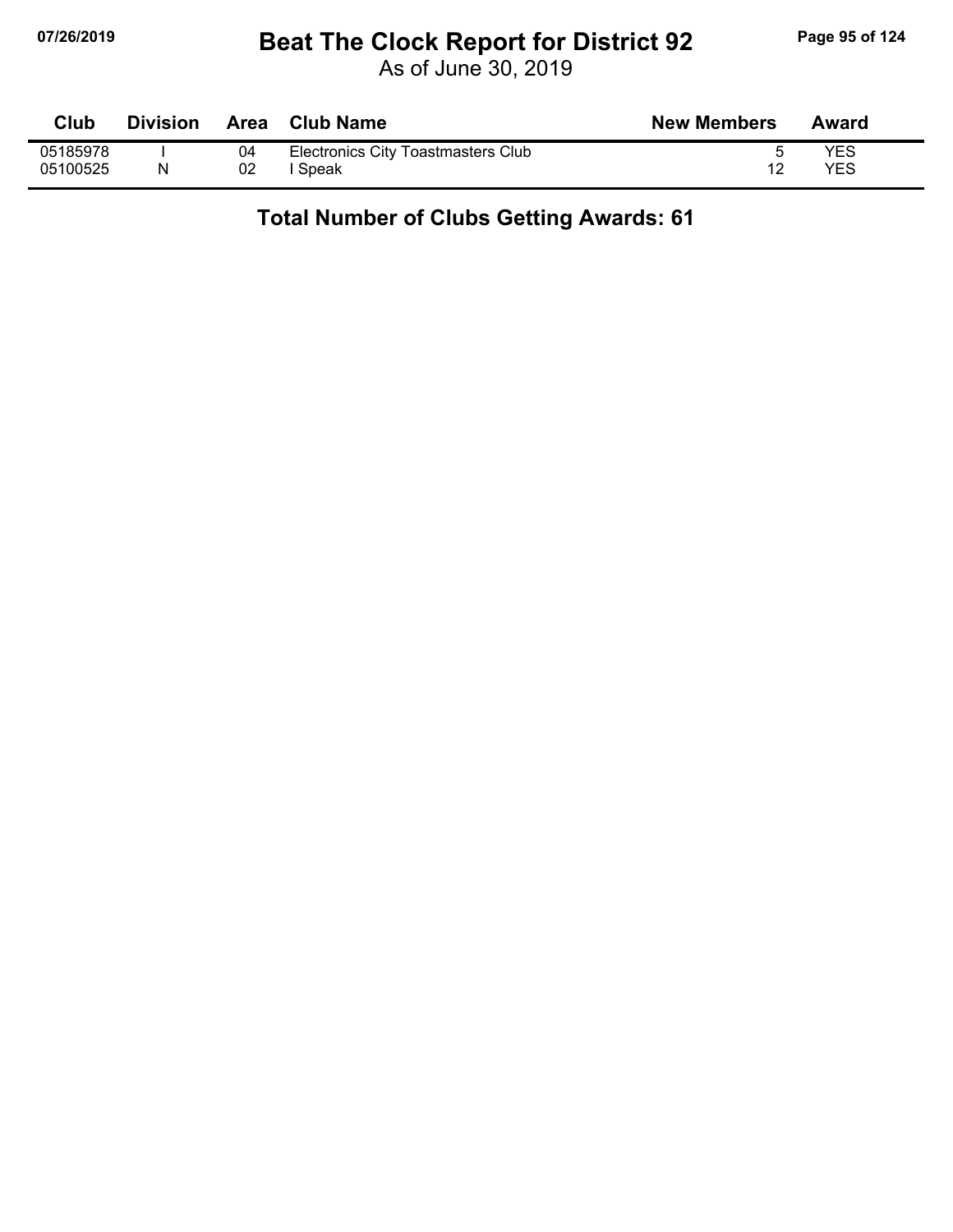# Beat The Clock Report for District 92

As of June 30, 2019

| Club | Division | Area | Club Name | New Members | Award |
|---|---|---|---|---|---|
| 05185978 | I | 04 | Electronics City Toastmasters Club | 5 | YES |
| 05100525 | N | 02 | I Speak | 12 | YES |

**Total Number of Clubs Getting Awards: 61**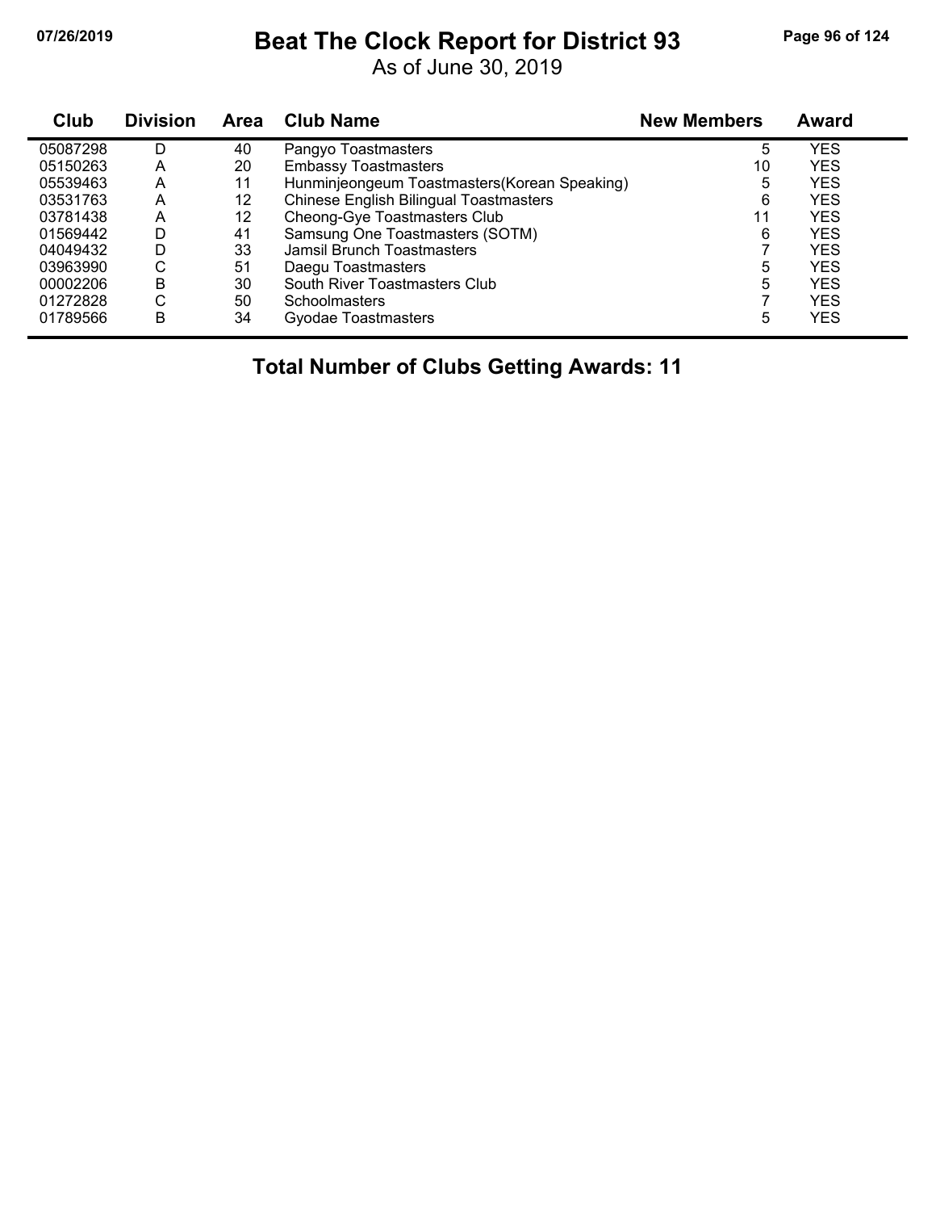# Beat The Clock Report for District 93

As of June 30, 2019

| Club | Division | Area | Club Name | New Members | Award |
|---|---|---|---|---|---|
| 05087298 | D | 40 | Pangyo Toastmasters | 5 | YES |
| 05150263 | A | 20 | Embassy Toastmasters | 10 | YES |
| 05539463 | A | 11 | Hunminjeongeum Toastmasters(Korean Speaking) | 5 | YES |
| 03531763 | A | 12 | Chinese English Bilingual Toastmasters | 6 | YES |
| 03781438 | A | 12 | Cheong-Gye Toastmasters Club | 11 | YES |
| 01569442 | D | 41 | Samsung One Toastmasters (SOTM) | 6 | YES |
| 04049432 | D | 33 | Jamsil Brunch Toastmasters | 7 | YES |
| 03963990 | C | 51 | Daegu Toastmasters | 5 | YES |
| 00002206 | B | 30 | South River Toastmasters Club | 5 | YES |
| 01272828 | C | 50 | Schoolmasters | 7 | YES |
| 01789566 | B | 34 | Gyodae Toastmasters | 5 | YES |

**Total Number of Clubs Getting Awards: 11**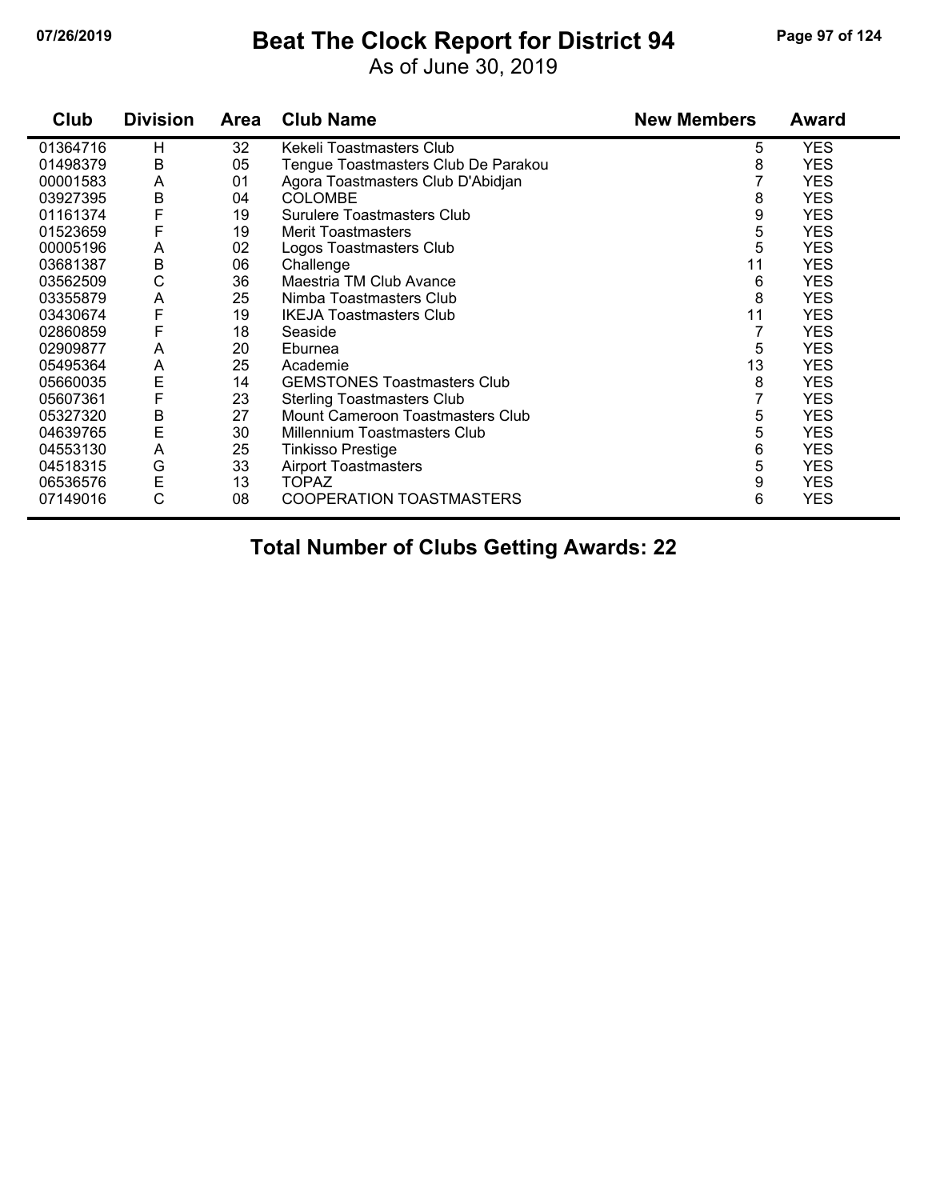# Beat The Clock Report for District 94

As of June 30, 2019

| Club | Division | Area | Club Name | New Members | Award |
|---|---|---|---|---|---|
| 01364716 | H | 32 | Kekeli Toastmasters Club | 5 | YES |
| 01498379 | B | 05 | Tengue Toastmasters Club De Parakou | 8 | YES |
| 00001583 | A | 01 | Agora Toastmasters Club D'Abidjan | 7 | YES |
| 03927395 | B | 04 | COLOMBE | 8 | YES |
| 01161374 | F | 19 | Surulere Toastmasters Club | 9 | YES |
| 01523659 | F | 19 | Merit Toastmasters | 5 | YES |
| 00005196 | A | 02 | Logos Toastmasters Club | 5 | YES |
| 03681387 | B | 06 | Challenge | 11 | YES |
| 03562509 | C | 36 | Maestria TM Club Avance | 6 | YES |
| 03355879 | A | 25 | Nimba Toastmasters Club | 8 | YES |
| 03430674 | F | 19 | IKEJA Toastmasters Club | 11 | YES |
| 02860859 | F | 18 | Seaside | 7 | YES |
| 02909877 | A | 20 | Eburnea | 5 | YES |
| 05495364 | A | 25 | Academie | 13 | YES |
| 05660035 | E | 14 | GEMSTONES Toastmasters Club | 8 | YES |
| 05607361 | F | 23 | Sterling Toastmasters Club | 7 | YES |
| 05327320 | B | 27 | Mount Cameroon Toastmasters Club | 5 | YES |
| 04639765 | E | 30 | Millennium Toastmasters Club | 5 | YES |
| 04553130 | A | 25 | Tinkisso Prestige | 6 | YES |
| 04518315 | G | 33 | Airport Toastmasters | 5 | YES |
| 06536576 | E | 13 | TOPAZ | 9 | YES |
| 07149016 | C | 08 | COOPERATION TOASTMASTERS | 6 | YES |

**Total Number of Clubs Getting Awards: 22**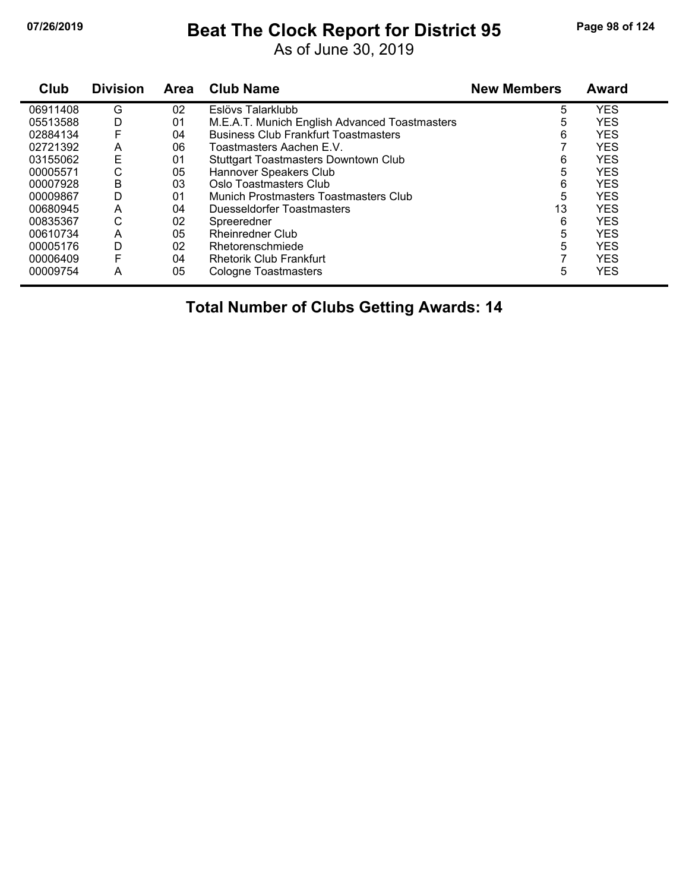# Beat The Clock Report for District 95

As of June 30, 2019

| Club | Division | Area | Club Name | New Members | Award |
|---|---|---|---|---|---|
| 06911408 | G | 02 | Eslövs Talarklubb | 5 | YES |
| 05513588 | D | 01 | M.E.A.T. Munich English Advanced Toastmasters | 5 | YES |
| 02884134 | F | 04 | Business Club Frankfurt Toastmasters | 6 | YES |
| 02721392 | A | 06 | Toastmasters Aachen E.V. | 7 | YES |
| 03155062 | E | 01 | Stuttgart Toastmasters Downtown Club | 6 | YES |
| 00005571 | C | 05 | Hannover Speakers Club | 5 | YES |
| 00007928 | B | 03 | Oslo Toastmasters Club | 6 | YES |
| 00009867 | D | 01 | Munich Prostmasters Toastmasters Club | 5 | YES |
| 00680945 | A | 04 | Duesseldorfer Toastmasters | 13 | YES |
| 00835367 | C | 02 | Spreeredner | 6 | YES |
| 00610734 | A | 05 | Rheinredner Club | 5 | YES |
| 00005176 | D | 02 | Rhetorenschmiede | 5 | YES |
| 00006409 | F | 04 | Rhetorik Club Frankfurt | 7 | YES |
| 00009754 | A | 05 | Cologne Toastmasters | 5 | YES |

**Total Number of Clubs Getting Awards: 14**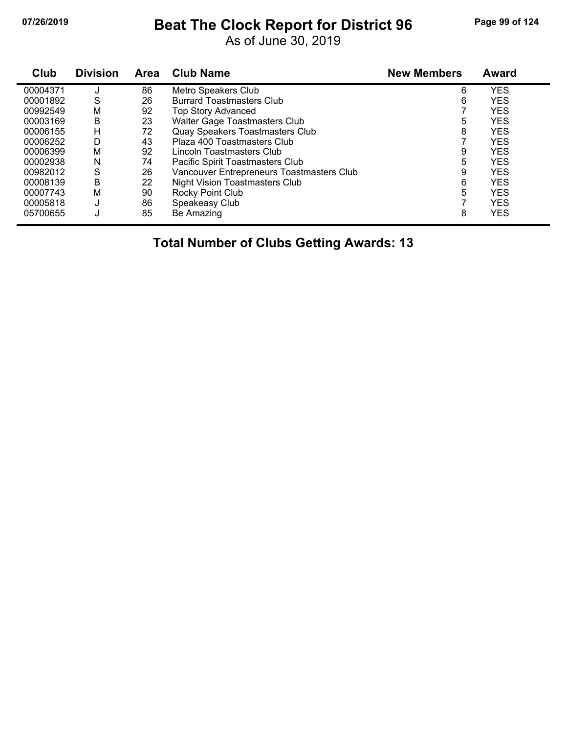# Beat The Clock Report for District 96

As of June 30, 2019

| Club | Division | Area | Club Name | New Members | Award |
|---|---|---|---|---|---|
| 00004371 | J | 86 | Metro Speakers Club | 6 | YES |
| 00001892 | S | 26 | Burrard Toastmasters Club | 6 | YES |
| 00992549 | M | 92 | Top Story Advanced | 7 | YES |
| 00003169 | B | 23 | Walter Gage Toastmasters Club | 5 | YES |
| 00006155 | H | 72 | Quay Speakers Toastmasters Club | 8 | YES |
| 00006252 | D | 43 | Plaza 400 Toastmasters Club | 7 | YES |
| 00006399 | M | 92 | Lincoln Toastmasters Club | 9 | YES |
| 00002938 | N | 74 | Pacific Spirit Toastmasters Club | 5 | YES |
| 00982012 | S | 26 | Vancouver Entrepreneurs Toastmasters Club | 9 | YES |
| 00008139 | B | 22 | Night Vision Toastmasters Club | 6 | YES |
| 00007743 | M | 90 | Rocky Point Club | 5 | YES |
| 00005818 | J | 86 | Speakeasy Club | 7 | YES |
| 05700655 | J | 85 | Be Amazing | 8 | YES |

**Total Number of Clubs Getting Awards: 13**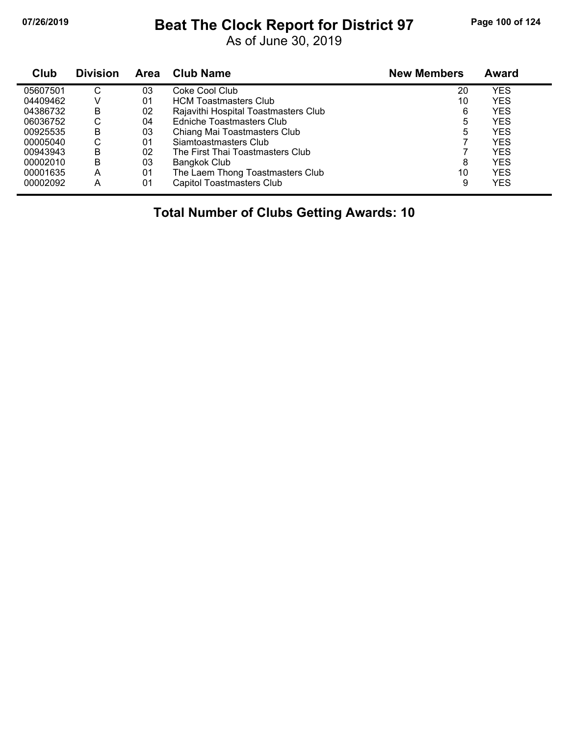# Beat The Clock Report for District 97

As of June 30, 2019

| Club | Division | Area | Club Name | New Members | Award |
|---|---|---|---|---|---|
| 05607501 | C | 03 | Coke Cool Club | 20 | YES |
| 04409462 | V | 01 | HCM Toastmasters Club | 10 | YES |
| 04386732 | B | 02 | Rajavithi Hospital Toastmasters Club | 6 | YES |
| 06036752 | C | 04 | Edniche Toastmasters Club | 5 | YES |
| 00925535 | B | 03 | Chiang Mai Toastmasters Club | 5 | YES |
| 00005040 | C | 01 | Siamtoastmasters Club | 7 | YES |
| 00943943 | B | 02 | The First Thai Toastmasters Club | 7 | YES |
| 00002010 | B | 03 | Bangkok Club | 8 | YES |
| 00001635 | A | 01 | The Laem Thong Toastmasters Club | 10 | YES |
| 00002092 | A | 01 | Capitol Toastmasters Club | 9 | YES |

**Total Number of Clubs Getting Awards: 10**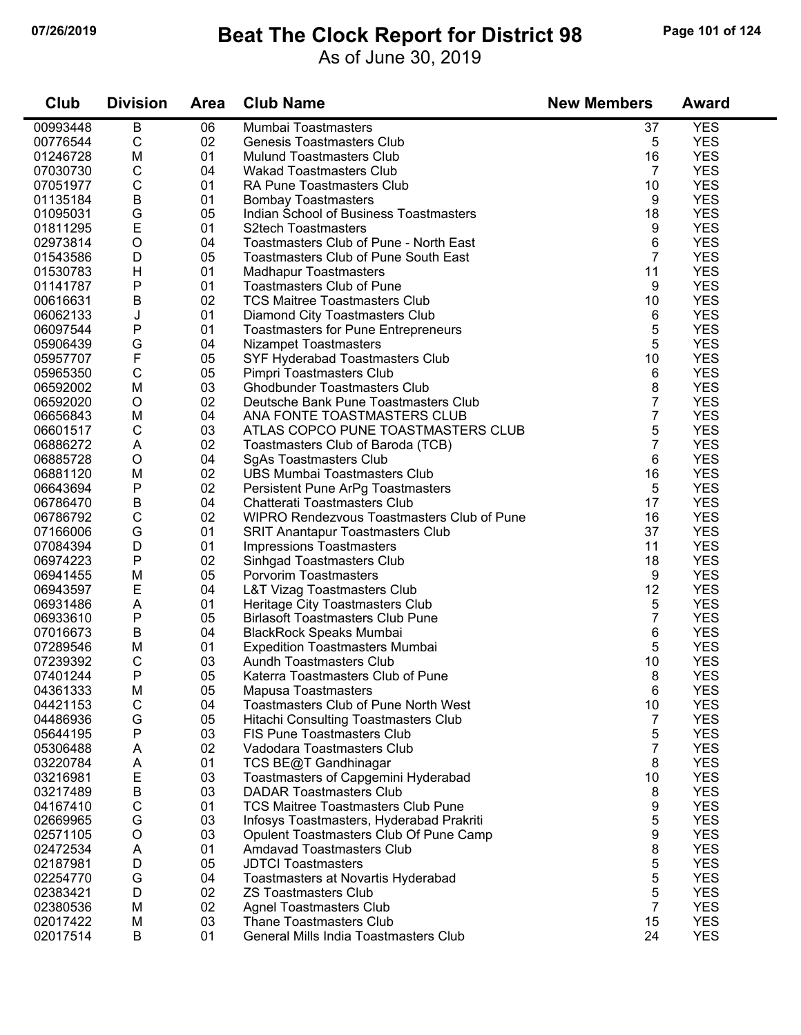# Beat The Clock Report for District 98

As of June 30, 2019

| Club | Division | Area | Club Name | New Members | Award |
|---|---|---|---|---|---|
| 00993448 | B | 06 | Mumbai Toastmasters | 37 | YES |
| 00776544 | C | 02 | Genesis Toastmasters Club | 5 | YES |
| 01246728 | M | 01 | Mulund Toastmasters Club | 16 | YES |
| 07030730 | C | 04 | Wakad Toastmasters Club | 7 | YES |
| 07051977 | C | 01 | RA Pune Toastmasters Club | 10 | YES |
| 01135184 | B | 01 | Bombay Toastmasters | 9 | YES |
| 01095031 | G | 05 | Indian School of Business Toastmasters | 18 | YES |
| 01811295 | E | 01 | S2tech Toastmasters | 9 | YES |
| 02973814 | O | 04 | Toastmasters Club of Pune - North East | 6 | YES |
| 01543586 | D | 05 | Toastmasters Club of Pune South East | 7 | YES |
| 01530783 | H | 01 | Madhapur Toastmasters | 11 | YES |
| 01141787 | P | 01 | Toastmasters Club of Pune | 9 | YES |
| 00616631 | B | 02 | TCS Maitree Toastmasters Club | 10 | YES |
| 06062133 | J | 01 | Diamond City Toastmasters Club | 6 | YES |
| 06097544 | P | 01 | Toastmasters for Pune Entrepreneurs | 5 | YES |
| 05906439 | G | 04 | Nizampet Toastmasters | 5 | YES |
| 05957707 | F | 05 | SYF Hyderabad Toastmasters Club | 10 | YES |
| 05965350 | C | 05 | Pimpri Toastmasters Club | 6 | YES |
| 06592002 | M | 03 | Ghodbunder Toastmasters Club | 8 | YES |
| 06592020 | O | 02 | Deutsche Bank Pune Toastmasters Club | 7 | YES |
| 06656843 | M | 04 | ANA FONTE TOASTMASTERS CLUB | 7 | YES |
| 06601517 | C | 03 | ATLAS COPCO PUNE TOASTMASTERS CLUB | 5 | YES |
| 06886272 | A | 02 | Toastmasters Club of Baroda (TCB) | 7 | YES |
| 06885728 | O | 04 | SgAs Toastmasters Club | 6 | YES |
| 06881120 | M | 02 | UBS Mumbai Toastmasters Club | 16 | YES |
| 06643694 | P | 02 | Persistent Pune ArPg Toastmasters | 5 | YES |
| 06786470 | B | 04 | Chatterati Toastmasters Club | 17 | YES |
| 06786792 | C | 02 | WIPRO Rendezvous Toastmasters Club of Pune | 16 | YES |
| 07166006 | G | 01 | SRIT Anantapur Toastmasters Club | 37 | YES |
| 07084394 | D | 01 | Impressions Toastmasters | 11 | YES |
| 06974223 | P | 02 | Sinhgad Toastmasters Club | 18 | YES |
| 06941455 | M | 05 | Porvorim Toastmasters | 9 | YES |
| 06943597 | E | 04 | L&T Vizag Toastmasters Club | 12 | YES |
| 06931486 | A | 01 | Heritage City Toastmasters Club | 5 | YES |
| 06933610 | P | 05 | Birlasoft Toastmasters Club Pune | 7 | YES |
| 07016673 | B | 04 | BlackRock Speaks Mumbai | 6 | YES |
| 07289546 | M | 01 | Expedition Toastmasters Mumbai | 5 | YES |
| 07239392 | C | 03 | Aundh Toastmasters Club | 10 | YES |
| 07401244 | P | 05 | Katerra Toastmasters Club of Pune | 8 | YES |
| 04361333 | M | 05 | Mapusa Toastmasters | 6 | YES |
| 04421153 | C | 04 | Toastmasters Club of Pune North West | 10 | YES |
| 04486936 | G | 05 | Hitachi Consulting Toastmasters Club | 7 | YES |
| 05644195 | P | 03 | FIS Pune Toastmasters Club | 5 | YES |
| 05306488 | A | 02 | Vadodara Toastmasters Club | 7 | YES |
| 03220784 | A | 01 | TCS BE@T Gandhinagar | 8 | YES |
| 03216981 | E | 03 | Toastmasters of Capgemini Hyderabad | 10 | YES |
| 03217489 | B | 03 | DADAR Toastmasters Club | 8 | YES |
| 04167410 | C | 01 | TCS Maitree Toastmasters Club Pune | 9 | YES |
| 02669965 | G | 03 | Infosys Toastmasters, Hyderabad Prakriti | 5 | YES |
| 02571105 | O | 03 | Opulent Toastmasters Club Of Pune Camp | 9 | YES |
| 02472534 | A | 01 | Amdavad Toastmasters Club | 8 | YES |
| 02187981 | D | 05 | JDTCI Toastmasters | 5 | YES |
| 02254770 | G | 04 | Toastmasters at Novartis Hyderabad | 5 | YES |
| 02383421 | D | 02 | ZS Toastmasters Club | 5 | YES |
| 02380536 | M | 02 | Agnel Toastmasters Club | 7 | YES |
| 02017422 | M | 03 | Thane Toastmasters Club | 15 | YES |
| 02017514 | B | 01 | General Mills India Toastmasters Club | 24 | YES |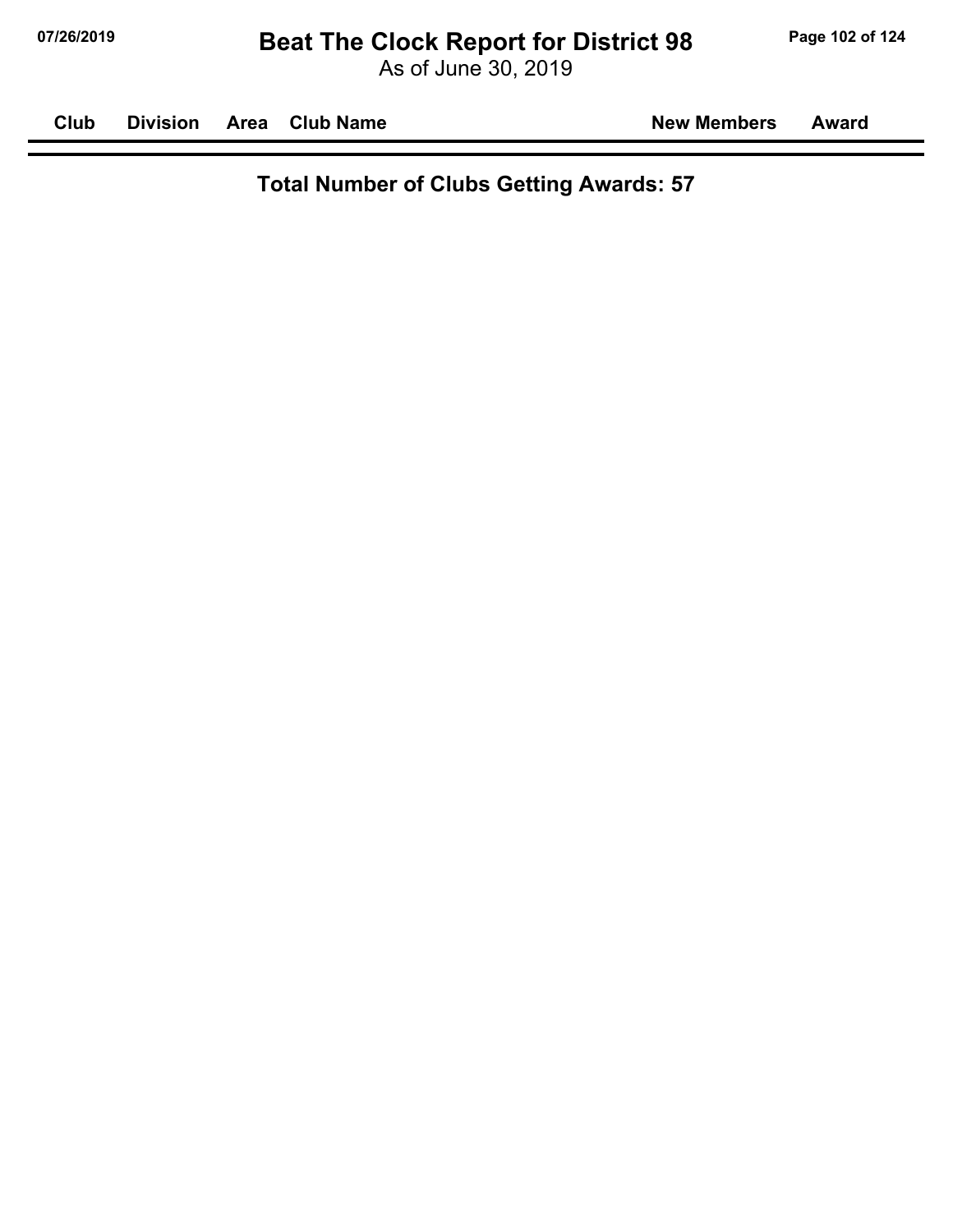| Club | Division | Area | Club Name | New Members | Award |
|---|---|---|---|---|---|

**Total Number of Clubs Getting Awards: 57**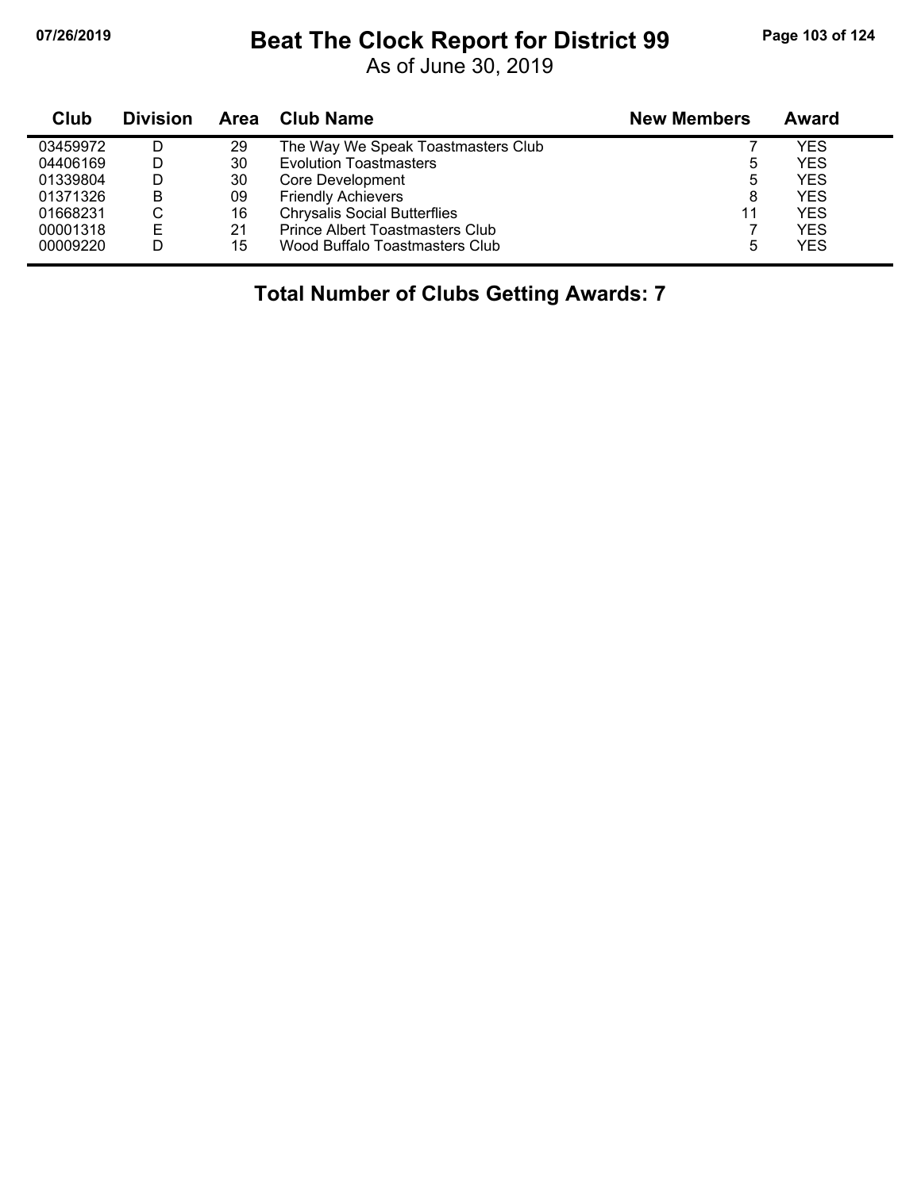# Beat The Clock Report for District 99

As of June 30, 2019

| Club | Division | Area | Club Name | New Members | Award |
|---|---|---|---|---|---|
| 03459972 | D | 29 | The Way We Speak Toastmasters Club | 7 | YES |
| 04406169 | D | 30 | Evolution Toastmasters | 5 | YES |
| 01339804 | D | 30 | Core Development | 5 | YES |
| 01371326 | B | 09 | Friendly Achievers | 8 | YES |
| 01668231 | C | 16 | Chrysalis Social Butterflies | 11 | YES |
| 00001318 | E | 21 | Prince Albert Toastmasters Club | 7 | YES |
| 00009220 | D | 15 | Wood Buffalo Toastmasters Club | 5 | YES |

**Total Number of Clubs Getting Awards: 7**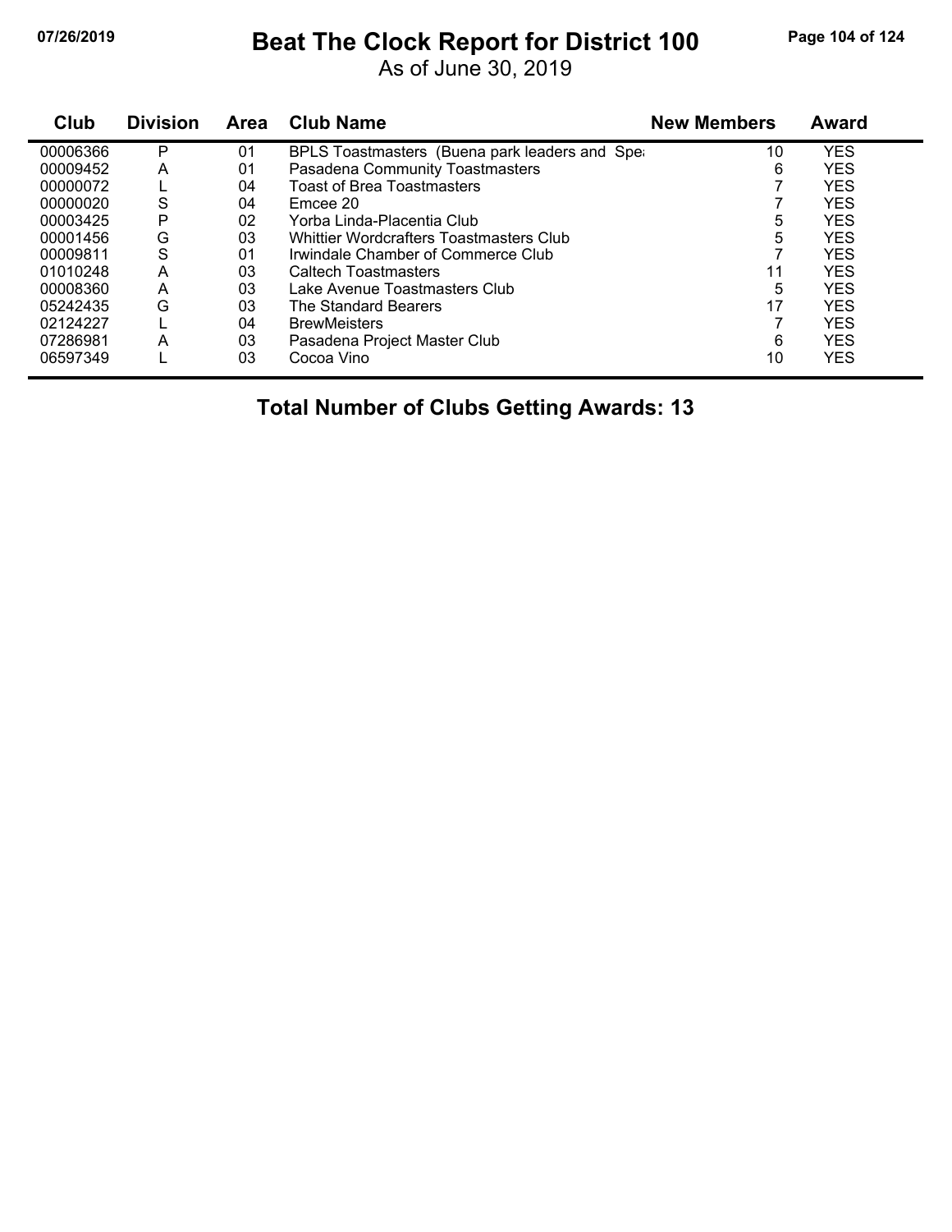# Beat The Clock Report for District 100

As of June 30, 2019

| Club | Division | Area | Club Name | New Members | Award |
|---|---|---|---|---|---|
| 00006366 | P | 01 | BPLS Toastmasters (Buena park leaders and Spe | 10 | YES |
| 00009452 | A | 01 | Pasadena Community Toastmasters | 6 | YES |
| 00000072 | L | 04 | Toast of Brea Toastmasters | 7 | YES |
| 00000020 | S | 04 | Emcee 20 | 7 | YES |
| 00003425 | P | 02 | Yorba Linda-Placentia Club | 5 | YES |
| 00001456 | G | 03 | Whittier Wordcrafters Toastmasters Club | 5 | YES |
| 00009811 | S | 01 | Irwindale Chamber of Commerce Club | 7 | YES |
| 01010248 | A | 03 | Caltech Toastmasters | 11 | YES |
| 00008360 | A | 03 | Lake Avenue Toastmasters Club | 5 | YES |
| 05242435 | G | 03 | The Standard Bearers | 17 | YES |
| 02124227 | L | 04 | BrewMeisters | 7 | YES |
| 07286981 | A | 03 | Pasadena Project Master Club | 6 | YES |
| 06597349 | L | 03 | Cocoa Vino | 10 | YES |

**Total Number of Clubs Getting Awards: 13**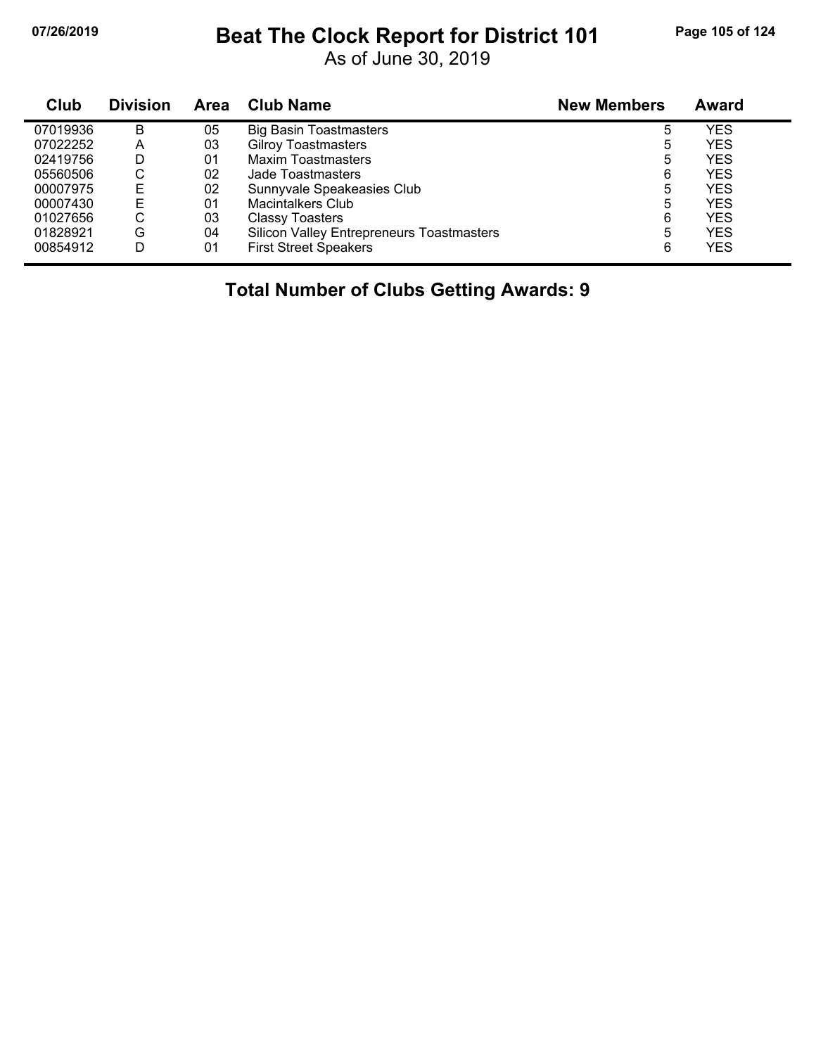# Beat The Clock Report for District 101

As of June 30, 2019

| Club | Division | Area | Club Name | New Members | Award |
|---|---|---|---|---|---|
| 07019936 | B | 05 | Big Basin Toastmasters | 5 | YES |
| 07022252 | A | 03 | Gilroy Toastmasters | 5 | YES |
| 02419756 | D | 01 | Maxim Toastmasters | 5 | YES |
| 05560506 | C | 02 | Jade Toastmasters | 6 | YES |
| 00007975 | E | 02 | Sunnyvale Speakeasies Club | 5 | YES |
| 00007430 | E | 01 | Macintalkers Club | 5 | YES |
| 01027656 | C | 03 | Classy Toasters | 6 | YES |
| 01828921 | G | 04 | Silicon Valley Entrepreneurs Toastmasters | 5 | YES |
| 00854912 | D | 01 | First Street Speakers | 6 | YES |

**Total Number of Clubs Getting Awards: 9**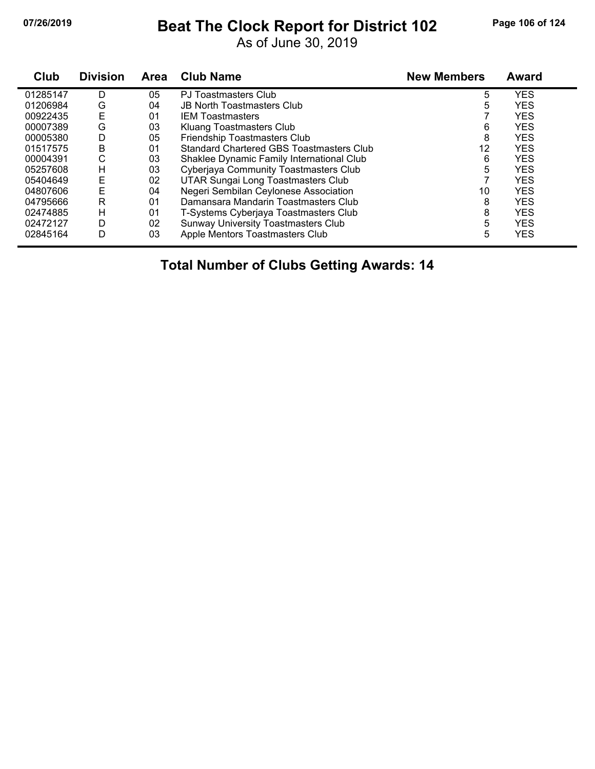# Beat The Clock Report for District 102

As of June 30, 2019

| Club | Division | Area | Club Name | New Members | Award |
|---|---|---|---|---|---|
| 01285147 | D | 05 | PJ Toastmasters Club | 5 | YES |
| 01206984 | G | 04 | JB North Toastmasters Club | 5 | YES |
| 00922435 | E | 01 | IEM Toastmasters | 7 | YES |
| 00007389 | G | 03 | Kluang Toastmasters Club | 6 | YES |
| 00005380 | D | 05 | Friendship Toastmasters Club | 8 | YES |
| 01517575 | B | 01 | Standard Chartered GBS Toastmasters Club | 12 | YES |
| 00004391 | C | 03 | Shaklee Dynamic Family International Club | 6 | YES |
| 05257608 | H | 03 | Cyberjaya Community Toastmasters Club | 5 | YES |
| 05404649 | E | 02 | UTAR Sungai Long Toastmasters Club | 7 | YES |
| 04807606 | E | 04 | Negeri Sembilan Ceylonese Association | 10 | YES |
| 04795666 | R | 01 | Damansara Mandarin Toastmasters Club | 8 | YES |
| 02474885 | H | 01 | T-Systems Cyberjaya Toastmasters Club | 8 | YES |
| 02472127 | D | 02 | Sunway University Toastmasters Club | 5 | YES |
| 02845164 | D | 03 | Apple Mentors Toastmasters Club | 5 | YES |

**Total Number of Clubs Getting Awards: 14**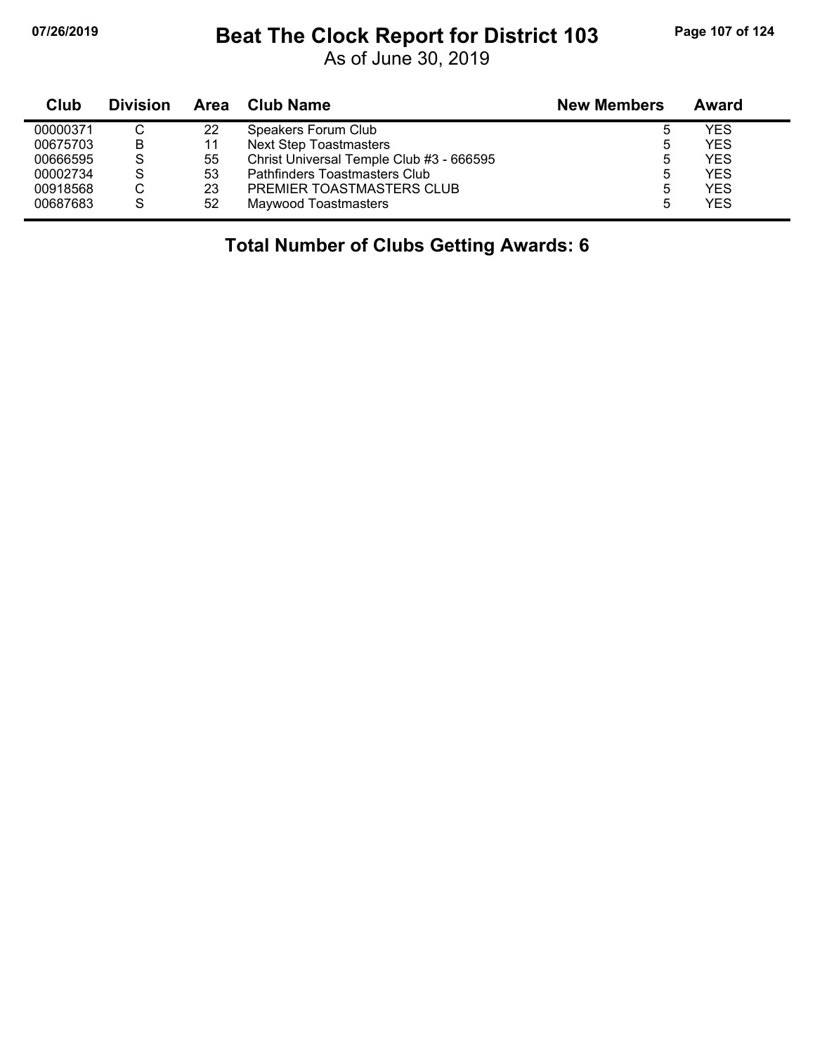# Beat The Clock Report for District 103

As of June 30, 2019

| Club | Division | Area | Club Name | New Members | Award |
|---|---|---|---|---|---|
| 00000371 | C | 22 | Speakers Forum Club | 5 | YES |
| 00675703 | B | 11 | Next Step Toastmasters | 5 | YES |
| 00666595 | S | 55 | Christ Universal Temple Club #3 - 666595 | 5 | YES |
| 00002734 | S | 53 | Pathfinders Toastmasters Club | 5 | YES |
| 00918568 | C | 23 | PREMIER TOASTMASTERS CLUB | 5 | YES |
| 00687683 | S | 52 | Maywood Toastmasters | 5 | YES |

**Total Number of Clubs Getting Awards: 6**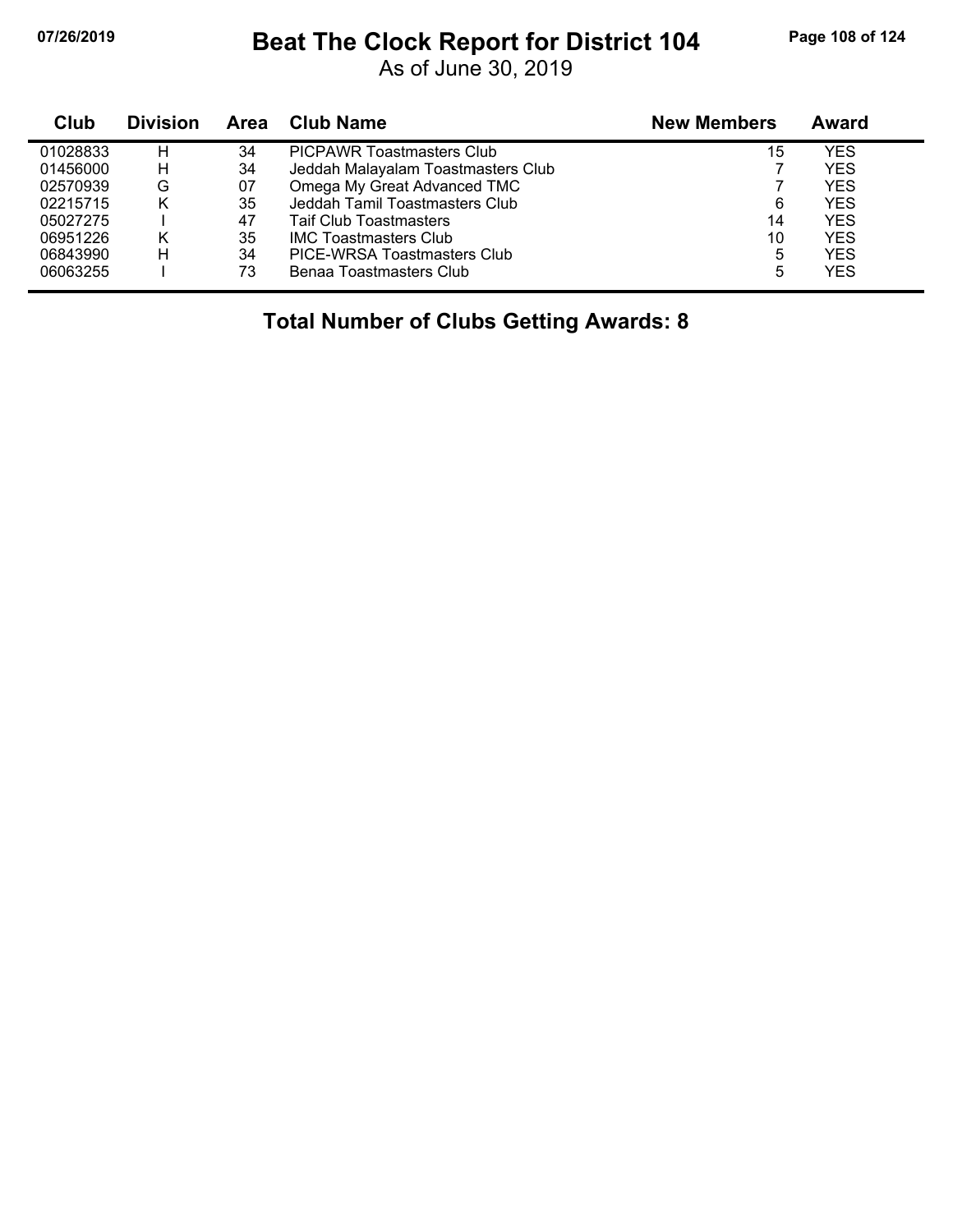# Beat The Clock Report for District 104

As of June 30, 2019

| Club | Division | Area | Club Name | New Members | Award |
|---|---|---|---|---|---|
| 01028833 | H | 34 | PICPAWR Toastmasters Club | 15 | YES |
| 01456000 | H | 34 | Jeddah Malayalam Toastmasters Club | 7 | YES |
| 02570939 | G | 07 | Omega My Great Advanced TMC | 7 | YES |
| 02215715 | K | 35 | Jeddah Tamil Toastmasters Club | 6 | YES |
| 05027275 | I | 47 | Taif Club Toastmasters | 14 | YES |
| 06951226 | K | 35 | IMC Toastmasters Club | 10 | YES |
| 06843990 | H | 34 | PICE-WRSA Toastmasters Club | 5 | YES |
| 06063255 | I | 73 | Benaa Toastmasters Club | 5 | YES |

**Total Number of Clubs Getting Awards: 8**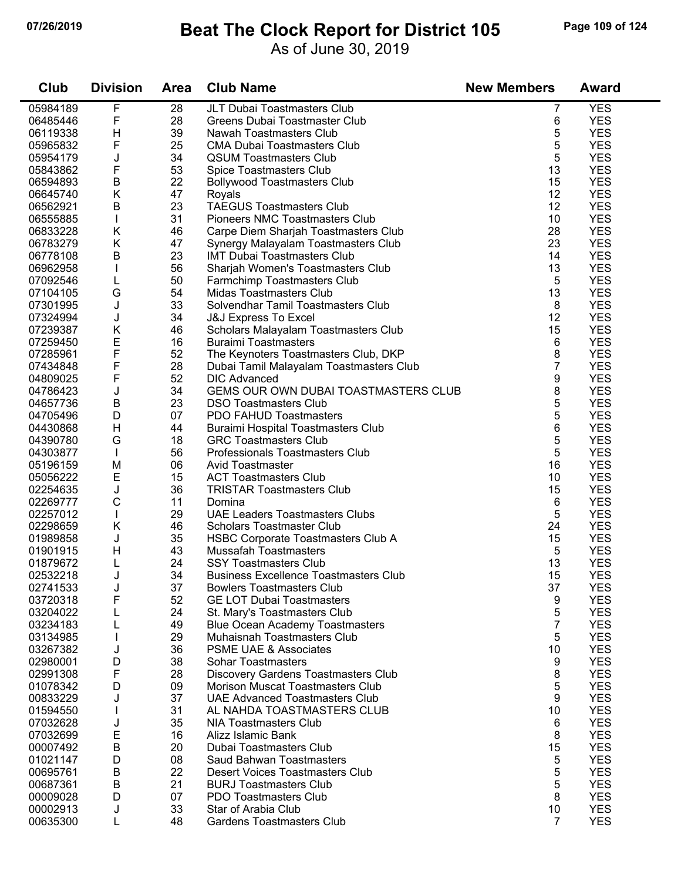# Beat The Clock Report for District 105

As of June 30, 2019

| Club | Division | Area | Club Name | New Members | Award |
|---|---|---|---|---|---|
| 05984189 | F | 28 | JLT Dubai Toastmasters Club | 7 | YES |
| 06485446 | F | 28 | Greens Dubai Toastmaster Club | 6 | YES |
| 06119338 | H | 39 | Nawah Toastmasters Club | 5 | YES |
| 05965832 | F | 25 | CMA Dubai Toastmasters Club | 5 | YES |
| 05954179 | J | 34 | QSUM Toastmasters Club | 5 | YES |
| 05843862 | F | 53 | Spice Toastmasters Club | 13 | YES |
| 06594893 | B | 22 | Bollywood Toastmasters Club | 15 | YES |
| 06645740 | K | 47 | Royals | 12 | YES |
| 06562921 | B | 23 | TAEGUS Toastmasters Club | 12 | YES |
| 06555885 | I | 31 | Pioneers NMC Toastmasters Club | 10 | YES |
| 06833228 | K | 46 | Carpe Diem Sharjah Toastmasters Club | 28 | YES |
| 06783279 | K | 47 | Synergy Malayalam Toastmasters Club | 23 | YES |
| 06778108 | B | 23 | IMT Dubai Toastmasters Club | 14 | YES |
| 06962958 | I | 56 | Sharjah Women's Toastmasters Club | 13 | YES |
| 07092546 | L | 50 | Farmchimp Toastmasters Club | 5 | YES |
| 07104105 | G | 54 | Midas Toastmasters Club | 13 | YES |
| 07301995 | J | 33 | Solvendhar Tamil Toastmasters Club | 8 | YES |
| 07324994 | J | 34 | J&J Express To Excel | 12 | YES |
| 07239387 | K | 46 | Scholars Malayalam Toastmasters Club | 15 | YES |
| 07259450 | E | 16 | Buraimi Toastmasters | 6 | YES |
| 07285961 | F | 52 | The Keynoters Toastmasters Club, DKP | 8 | YES |
| 07434848 | F | 28 | Dubai Tamil Malayalam Toastmasters Club | 7 | YES |
| 04809025 | F | 52 | DIC Advanced | 9 | YES |
| 04786423 | J | 34 | GEMS OUR OWN DUBAI TOASTMASTERS CLUB | 8 | YES |
| 04657736 | B | 23 | DSO Toastmasters Club | 5 | YES |
| 04705496 | D | 07 | PDO FAHUD Toastmasters | 5 | YES |
| 04430868 | H | 44 | Buraimi Hospital Toastmasters Club | 6 | YES |
| 04390780 | G | 18 | GRC Toastmasters Club | 5 | YES |
| 04303877 | I | 56 | Professionals Toastmasters Club | 5 | YES |
| 05196159 | M | 06 | Avid Toastmaster | 16 | YES |
| 05056222 | E | 15 | ACT Toastmasters Club | 10 | YES |
| 02254635 | J | 36 | TRISTAR Toastmasters Club | 15 | YES |
| 02269777 | C | 11 | Domina | 6 | YES |
| 02257012 | I | 29 | UAE Leaders Toastmasters Clubs | 5 | YES |
| 02298659 | K | 46 | Scholars Toastmaster Club | 24 | YES |
| 01989858 | J | 35 | HSBC Corporate Toastmasters Club A | 15 | YES |
| 01901915 | H | 43 | Mussafah Toastmasters | 5 | YES |
| 01879672 | L | 24 | SSY Toastmasters Club | 13 | YES |
| 02532218 | J | 34 | Business Excellence Toastmasters Club | 15 | YES |
| 02741533 | J | 37 | Bowlers Toastmasters Club | 37 | YES |
| 03720318 | F | 52 | GE LOT Dubai Toastmasters | 9 | YES |
| 03204022 | L | 24 | St. Mary's Toastmasters Club | 5 | YES |
| 03234183 | L | 49 | Blue Ocean Academy Toastmasters | 7 | YES |
| 03134985 | I | 29 | Muhaisnah Toastmasters Club | 5 | YES |
| 03267382 | J | 36 | PSME UAE & Associates | 10 | YES |
| 02980001 | D | 38 | Sohar Toastmasters | 9 | YES |
| 02991308 | F | 28 | Discovery Gardens Toastmasters Club | 8 | YES |
| 01078342 | D | 09 | Morison Muscat Toastmasters Club | 5 | YES |
| 00833229 | J | 37 | UAE Advanced Toastmasters Club | 9 | YES |
| 01594550 | I | 31 | AL NAHDA TOASTMASTERS CLUB | 10 | YES |
| 07032628 | J | 35 | NIA Toastmasters Club | 6 | YES |
| 07032699 | E | 16 | Alizz Islamic Bank | 8 | YES |
| 00007492 | B | 20 | Dubai Toastmasters Club | 15 | YES |
| 01021147 | D | 08 | Saud Bahwan Toastmasters | 5 | YES |
| 00695761 | B | 22 | Desert Voices Toastmasters Club | 5 | YES |
| 00687361 | B | 21 | BURJ Toastmasters Club | 5 | YES |
| 00009028 | D | 07 | PDO Toastmasters Club | 8 | YES |
| 00002913 | J | 33 | Star of Arabia Club | 10 | YES |
| 00635300 | L | 48 | Gardens Toastmasters Club | 7 | YES |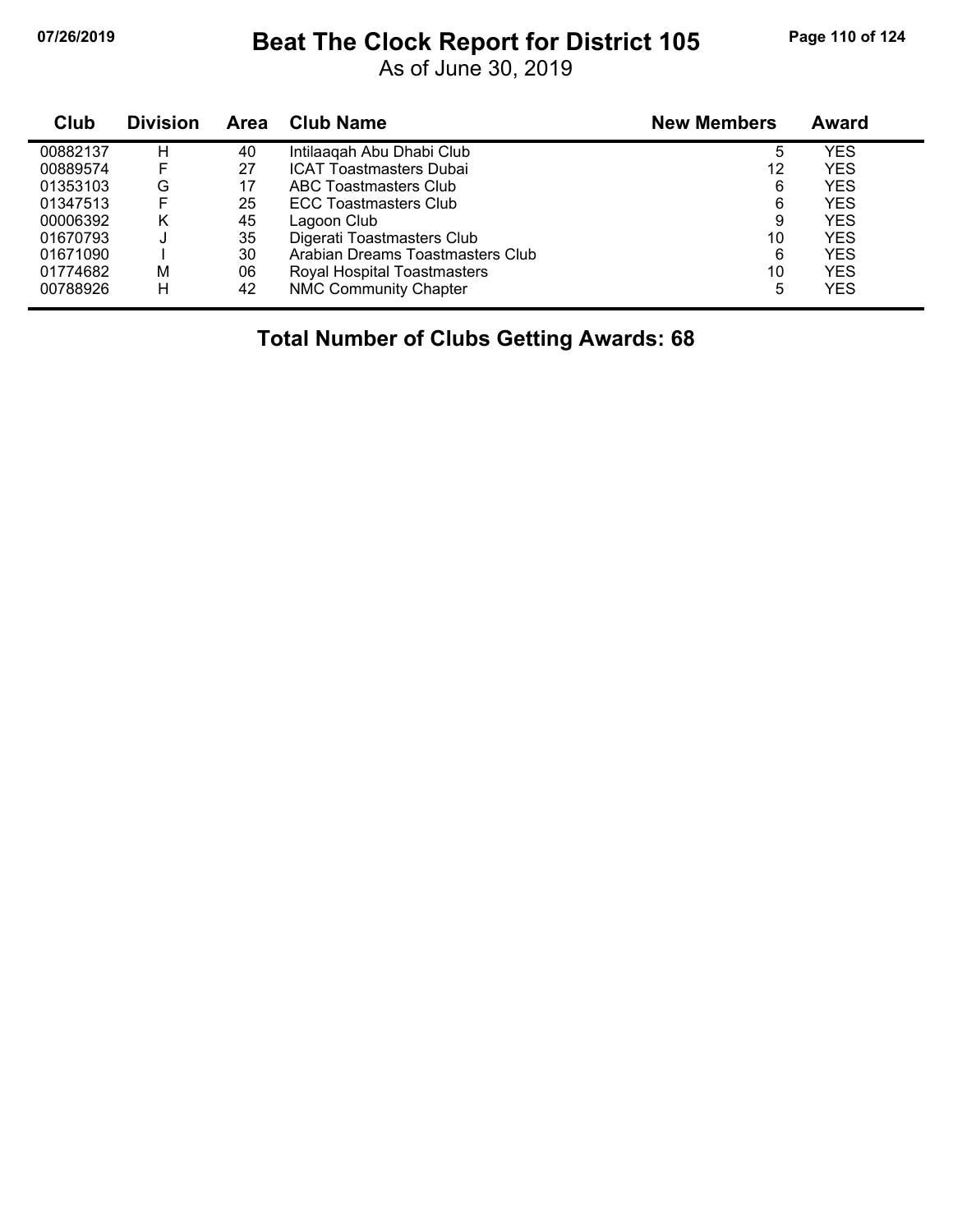# Beat The Clock Report for District 105

As of June 30, 2019

| Club | Division | Area | Club Name | New Members | Award |
|---|---|---|---|---|---|
| 00882137 | H | 40 | Intilaaqah Abu Dhabi Club | 5 | YES |
| 00889574 | F | 27 | ICAT Toastmasters Dubai | 12 | YES |
| 01353103 | G | 17 | ABC Toastmasters Club | 6 | YES |
| 01347513 | F | 25 | ECC Toastmasters Club | 6 | YES |
| 00006392 | K | 45 | Lagoon Club | 9 | YES |
| 01670793 | J | 35 | Digerati Toastmasters Club | 10 | YES |
| 01671090 | I | 30 | Arabian Dreams Toastmasters Club | 6 | YES |
| 01774682 | M | 06 | Royal Hospital Toastmasters | 10 | YES |
| 00788926 | H | 42 | NMC Community Chapter | 5 | YES |

**Total Number of Clubs Getting Awards: 68**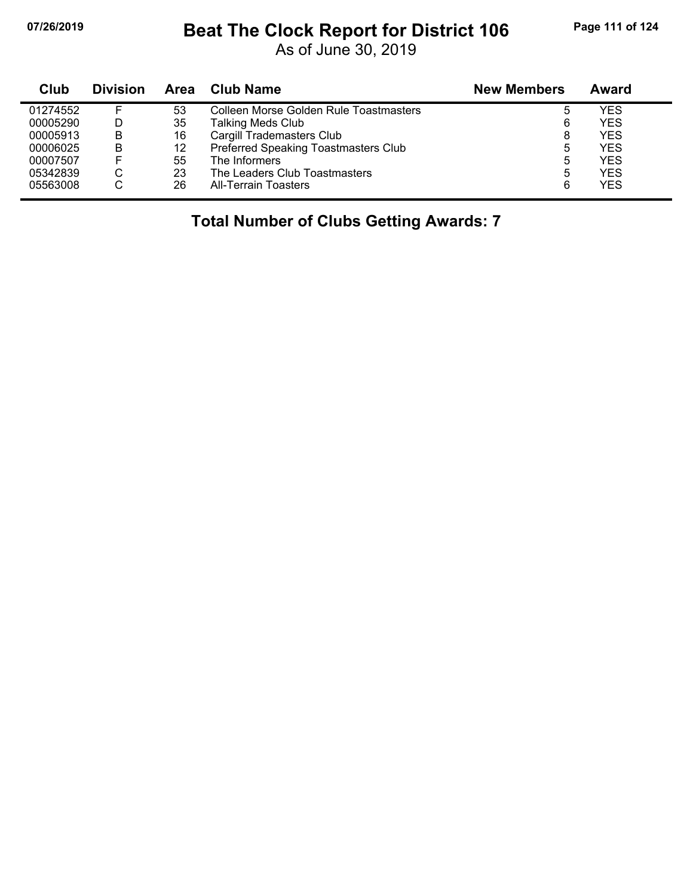# Beat The Clock Report for District 106

As of June 30, 2019

| Club | Division | Area | Club Name | New Members | Award |
|---|---|---|---|---|---|
| 01274552 | F | 53 | Colleen Morse Golden Rule Toastmasters | 5 | YES |
| 00005290 | D | 35 | Talking Meds Club | 6 | YES |
| 00005913 | B | 16 | Cargill Trademasters Club | 8 | YES |
| 00006025 | B | 12 | Preferred Speaking Toastmasters Club | 5 | YES |
| 00007507 | F | 55 | The Informers | 5 | YES |
| 05342839 | C | 23 | The Leaders Club Toastmasters | 5 | YES |
| 05563008 | C | 26 | All-Terrain Toasters | 6 | YES |

**Total Number of Clubs Getting Awards: 7**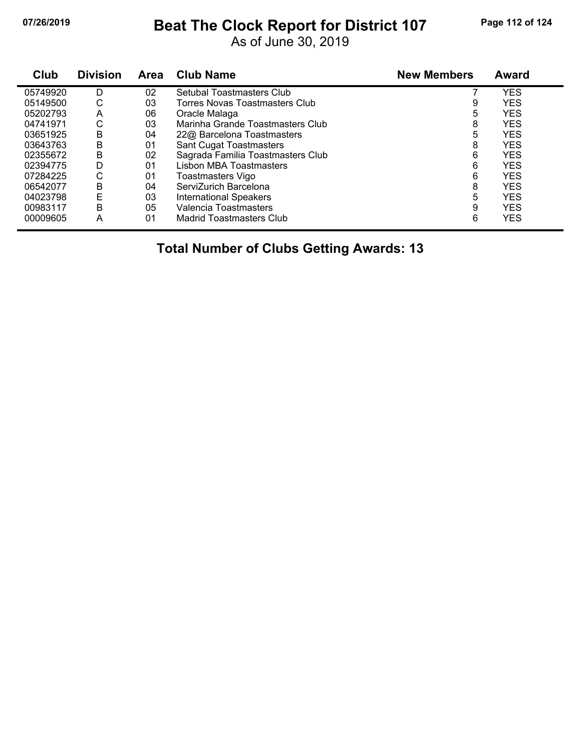# Beat The Clock Report for District 107

As of June 30, 2019

| Club | Division | Area | Club Name | New Members | Award |
|---|---|---|---|---|---|
| 05749920 | D | 02 | Setubal Toastmasters Club | 7 | YES |
| 05149500 | C | 03 | Torres Novas Toastmasters Club | 9 | YES |
| 05202793 | A | 06 | Oracle Malaga | 5 | YES |
| 04741971 | C | 03 | Marinha Grande Toastmasters Club | 8 | YES |
| 03651925 | B | 04 | 22@ Barcelona Toastmasters | 5 | YES |
| 03643763 | B | 01 | Sant Cugat Toastmasters | 8 | YES |
| 02355672 | B | 02 | Sagrada Familia Toastmasters Club | 6 | YES |
| 02394775 | D | 01 | Lisbon MBA Toastmasters | 6 | YES |
| 07284225 | C | 01 | Toastmasters Vigo | 6 | YES |
| 06542077 | B | 04 | ServiZurich Barcelona | 8 | YES |
| 04023798 | E | 03 | International Speakers | 5 | YES |
| 00983117 | B | 05 | Valencia Toastmasters | 9 | YES |
| 00009605 | A | 01 | Madrid Toastmasters Club | 6 | YES |

**Total Number of Clubs Getting Awards: 13**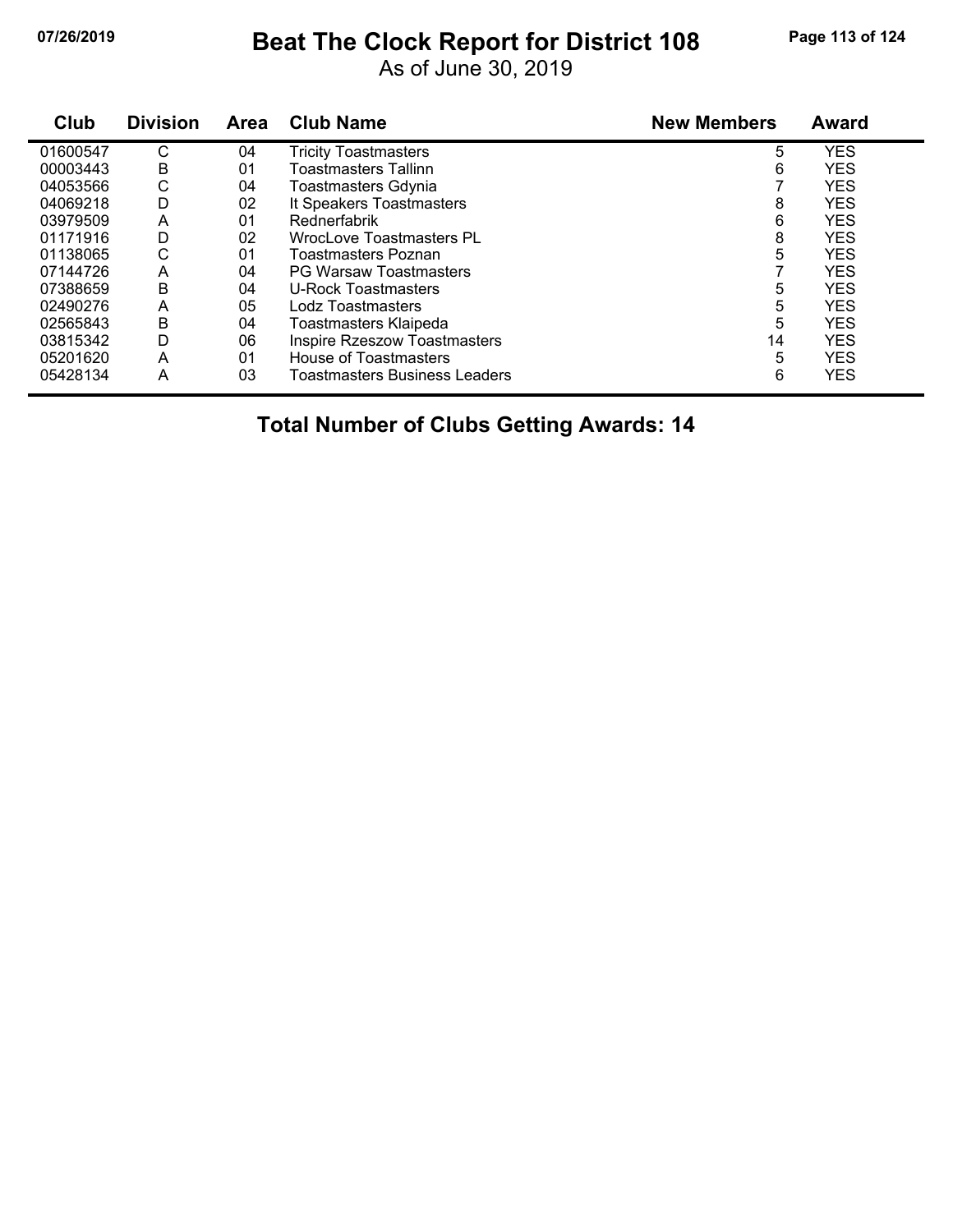# Beat The Clock Report for District 108

As of June 30, 2019

| Club | Division | Area | Club Name | New Members | Award |
|---|---|---|---|---|---|
| 01600547 | C | 04 | Tricity Toastmasters | 5 | YES |
| 00003443 | B | 01 | Toastmasters Tallinn | 6 | YES |
| 04053566 | C | 04 | Toastmasters Gdynia | 7 | YES |
| 04069218 | D | 02 | It Speakers Toastmasters | 8 | YES |
| 03979509 | A | 01 | Rednerfabrik | 6 | YES |
| 01171916 | D | 02 | WrocLove Toastmasters PL | 8 | YES |
| 01138065 | C | 01 | Toastmasters Poznan | 5 | YES |
| 07144726 | A | 04 | PG Warsaw Toastmasters | 7 | YES |
| 07388659 | B | 04 | U-Rock Toastmasters | 5 | YES |
| 02490276 | A | 05 | Lodz Toastmasters | 5 | YES |
| 02565843 | B | 04 | Toastmasters Klaipeda | 5 | YES |
| 03815342 | D | 06 | Inspire Rzeszow Toastmasters | 14 | YES |
| 05201620 | A | 01 | House of Toastmasters | 5 | YES |
| 05428134 | A | 03 | Toastmasters Business Leaders | 6 | YES |

**Total Number of Clubs Getting Awards: 14**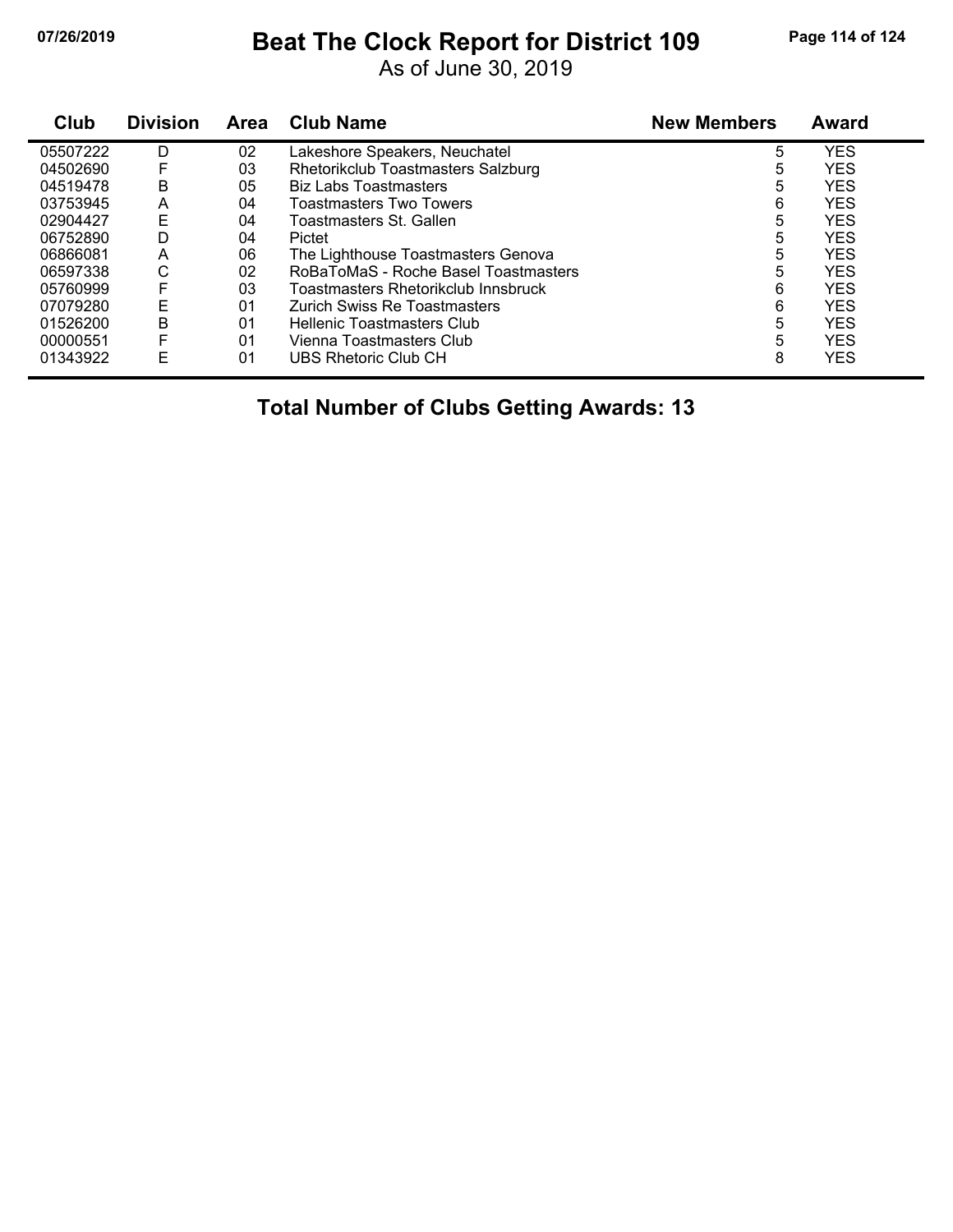# Beat The Clock Report for District 109

As of June 30, 2019

| Club | Division | Area | Club Name | New Members | Award |
|---|---|---|---|---|---|
| 05507222 | D | 02 | Lakeshore Speakers, Neuchatel | 5 | YES |
| 04502690 | F | 03 | Rhetorikclub Toastmasters Salzburg | 5 | YES |
| 04519478 | B | 05 | Biz Labs Toastmasters | 5 | YES |
| 03753945 | A | 04 | Toastmasters Two Towers | 6 | YES |
| 02904427 | E | 04 | Toastmasters St. Gallen | 5 | YES |
| 06752890 | D | 04 | Pictet | 5 | YES |
| 06866081 | A | 06 | The Lighthouse Toastmasters Genova | 5 | YES |
| 06597338 | C | 02 | RoBaToMaS - Roche Basel Toastmasters | 5 | YES |
| 05760999 | F | 03 | Toastmasters Rhetorikclub Innsbruck | 6 | YES |
| 07079280 | E | 01 | Zurich Swiss Re Toastmasters | 6 | YES |
| 01526200 | B | 01 | Hellenic Toastmasters Club | 5 | YES |
| 00000551 | F | 01 | Vienna Toastmasters Club | 5 | YES |
| 01343922 | E | 01 | UBS Rhetoric Club CH | 8 | YES |

**Total Number of Clubs Getting Awards: 13**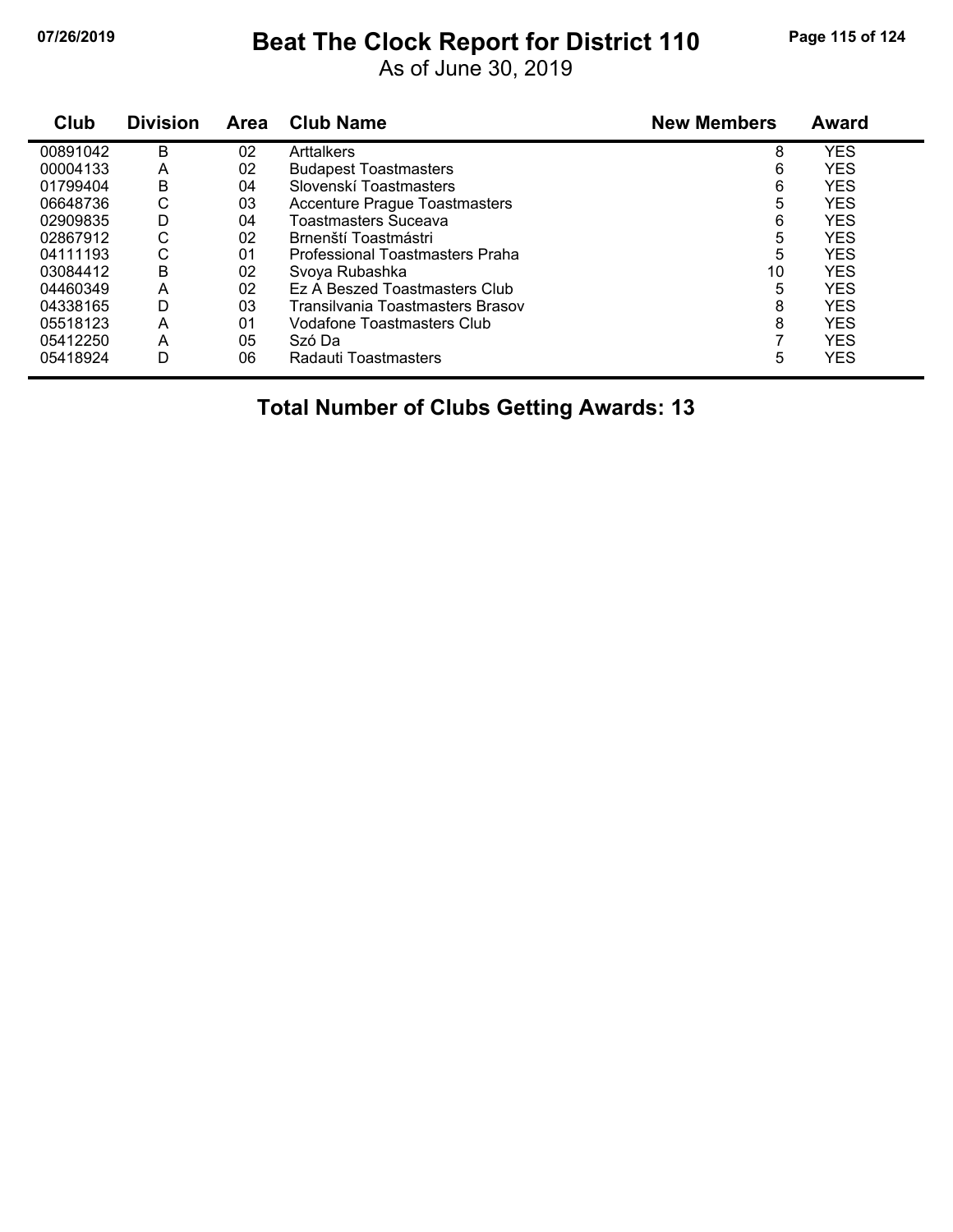# Beat The Clock Report for District 110

As of June 30, 2019

| Club | Division | Area | Club Name | New Members | Award |
|---|---|---|---|---|---|
| 00891042 | B | 02 | Arttalkers | 8 | YES |
| 00004133 | A | 02 | Budapest Toastmasters | 6 | YES |
| 01799404 | B | 04 | Slovenskí Toastmasters | 6 | YES |
| 06648736 | C | 03 | Accenture Prague Toastmasters | 5 | YES |
| 02909835 | D | 04 | Toastmasters Suceava | 6 | YES |
| 02867912 | C | 02 | Brnenští Toastmástri | 5 | YES |
| 04111193 | C | 01 | Professional Toastmasters Praha | 5 | YES |
| 03084412 | B | 02 | Svoya Rubashka | 10 | YES |
| 04460349 | A | 02 | Ez A Beszed Toastmasters Club | 5 | YES |
| 04338165 | D | 03 | Transilvania Toastmasters Brasov | 8 | YES |
| 05518123 | A | 01 | Vodafone Toastmasters Club | 8 | YES |
| 05412250 | A | 05 | Szó Da | 7 | YES |
| 05418924 | D | 06 | Radauti Toastmasters | 5 | YES |

**Total Number of Clubs Getting Awards: 13**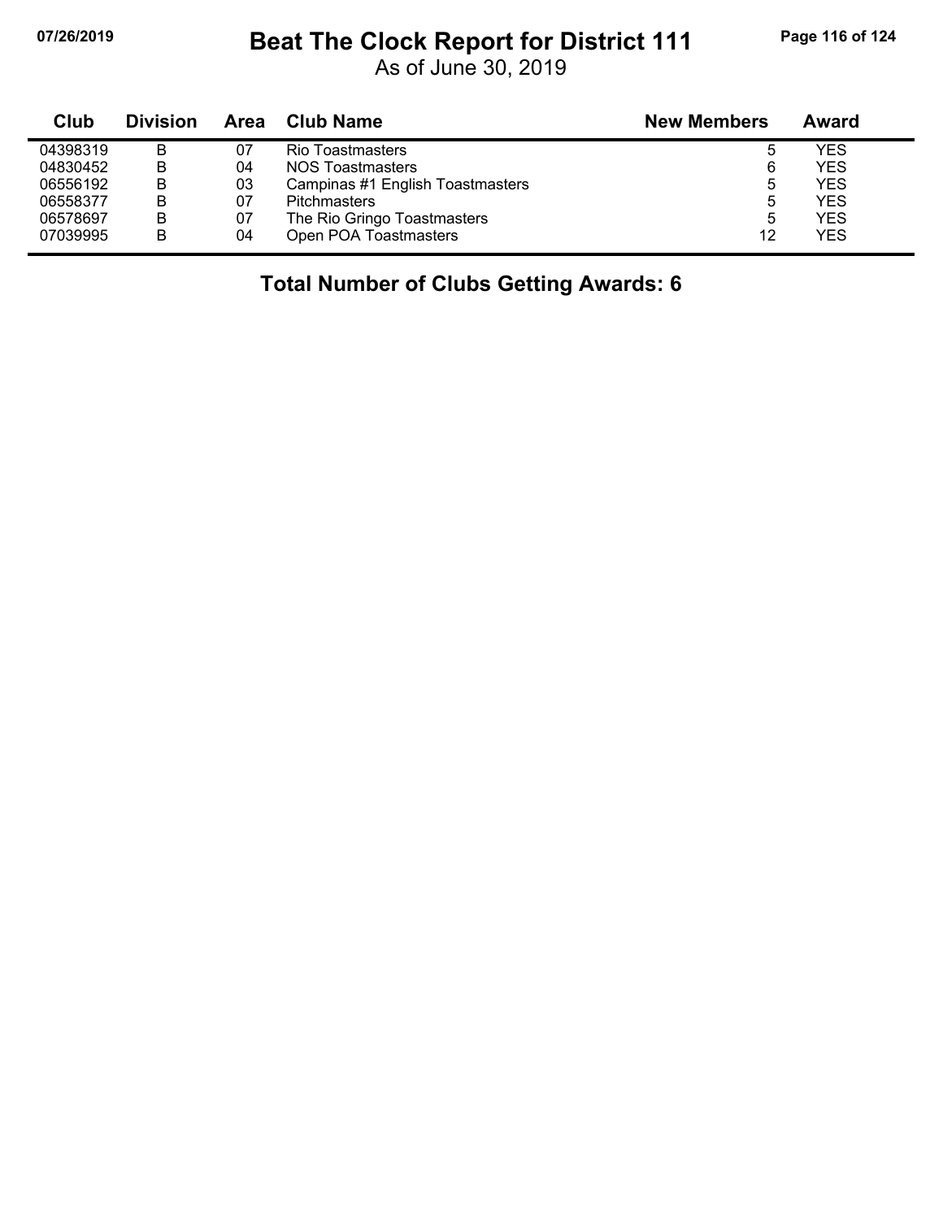# Beat The Clock Report for District 111

As of June 30, 2019

| Club | Division | Area | Club Name | New Members | Award |
|---|---|---|---|---|---|
| 04398319 | B | 07 | Rio Toastmasters | 5 | YES |
| 04830452 | B | 04 | NOS Toastmasters | 6 | YES |
| 06556192 | B | 03 | Campinas #1 English Toastmasters | 5 | YES |
| 06558377 | B | 07 | Pitchmasters | 5 | YES |
| 06578697 | B | 07 | The Rio Gringo Toastmasters | 5 | YES |
| 07039995 | B | 04 | Open POA Toastmasters | 12 | YES |

**Total Number of Clubs Getting Awards: 6**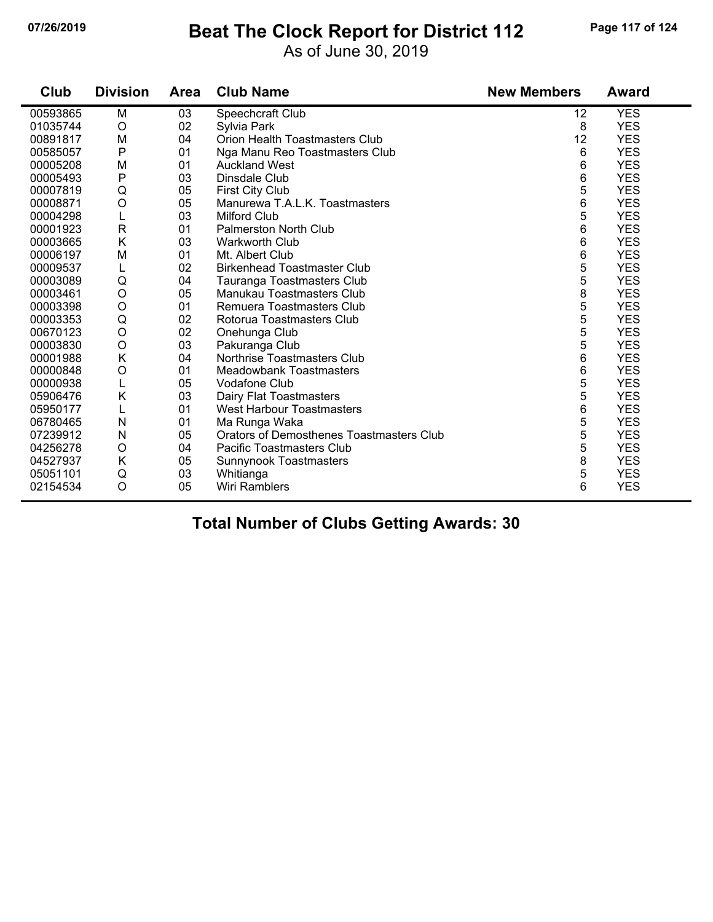# Beat The Clock Report for District 112

As of June 30, 2019

| Club | Division | Area | Club Name | New Members | Award |
|---|---|---|---|---|---|
| 00593865 | M | 03 | Speechcraft Club | 12 | YES |
| 01035744 | O | 02 | Sylvia Park | 8 | YES |
| 00891817 | M | 04 | Orion Health Toastmasters Club | 12 | YES |
| 00585057 | P | 01 | Nga Manu Reo Toastmasters Club | 6 | YES |
| 00005208 | M | 01 | Auckland West | 6 | YES |
| 00005493 | P | 03 | Dinsdale Club | 6 | YES |
| 00007819 | Q | 05 | First City Club | 5 | YES |
| 00008871 | O | 05 | Manurewa T.A.L.K. Toastmasters | 6 | YES |
| 00004298 | L | 03 | Milford Club | 5 | YES |
| 00001923 | R | 01 | Palmerston North Club | 6 | YES |
| 00003665 | K | 03 | Warkworth Club | 6 | YES |
| 00006197 | M | 01 | Mt. Albert Club | 6 | YES |
| 00009537 | L | 02 | Birkenhead Toastmaster Club | 5 | YES |
| 00003089 | Q | 04 | Tauranga Toastmasters Club | 5 | YES |
| 00003461 | O | 05 | Manukau Toastmasters Club | 8 | YES |
| 00003398 | O | 01 | Remuera Toastmasters Club | 5 | YES |
| 00003353 | Q | 02 | Rotorua Toastmasters Club | 5 | YES |
| 00670123 | O | 02 | Onehunga Club | 5 | YES |
| 00003830 | O | 03 | Pakuranga Club | 5 | YES |
| 00001988 | K | 04 | Northrise Toastmasters Club | 6 | YES |
| 00000848 | O | 01 | Meadowbank Toastmasters | 6 | YES |
| 00000938 | L | 05 | Vodafone Club | 5 | YES |
| 05906476 | K | 03 | Dairy Flat Toastmasters | 5 | YES |
| 05950177 | L | 01 | West Harbour Toastmasters | 6 | YES |
| 06780465 | N | 01 | Ma Runga Waka | 5 | YES |
| 07239912 | N | 05 | Orators of Demosthenes Toastmasters Club | 5 | YES |
| 04256278 | O | 04 | Pacific Toastmasters Club | 5 | YES |
| 04527937 | K | 05 | Sunnynook Toastmasters | 8 | YES |
| 05051101 | Q | 03 | Whitianga | 5 | YES |
| 02154534 | O | 05 | Wiri Ramblers | 6 | YES |

**Total Number of Clubs Getting Awards: 30**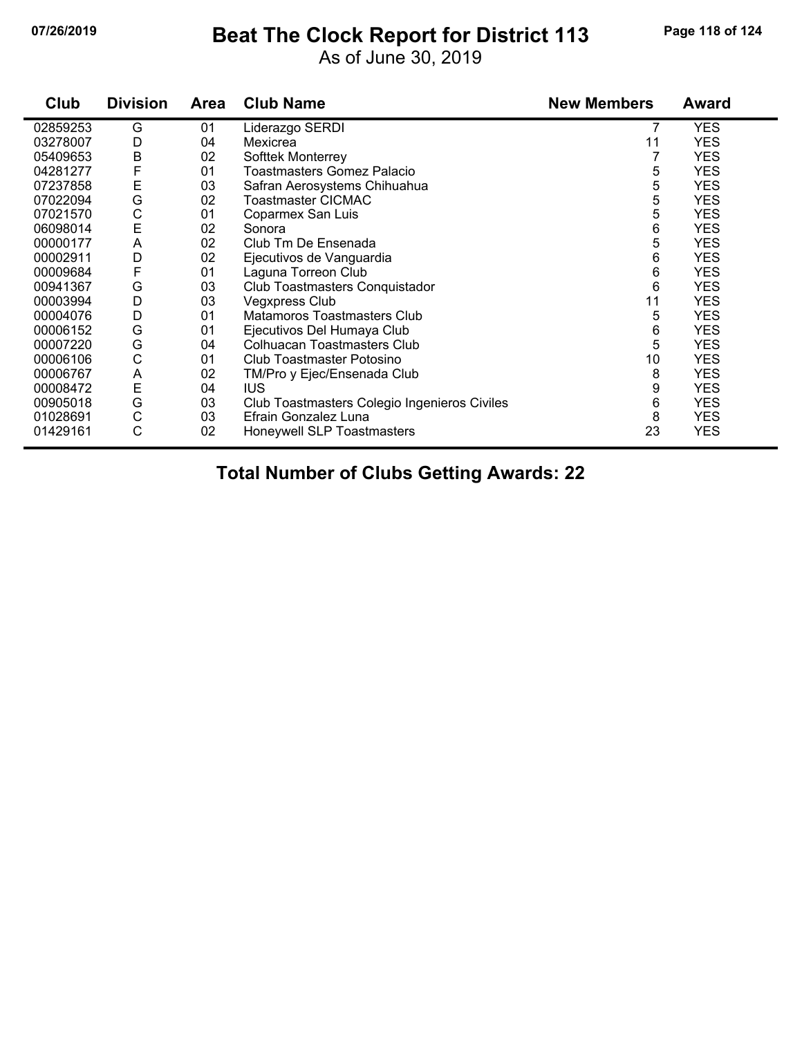# Beat The Clock Report for District 113

As of June 30, 2019

| Club | Division | Area | Club Name | New Members | Award |
|---|---|---|---|---|---|
| 02859253 | G | 01 | Liderazgo SERDI | 7 | YES |
| 03278007 | D | 04 | Mexicrea | 11 | YES |
| 05409653 | B | 02 | Softtek Monterrey | 7 | YES |
| 04281277 | F | 01 | Toastmasters Gomez Palacio | 5 | YES |
| 07237858 | E | 03 | Safran Aerosystems Chihuahua | 5 | YES |
| 07022094 | G | 02 | Toastmaster CICMAC | 5 | YES |
| 07021570 | C | 01 | Coparmex San Luis | 5 | YES |
| 06098014 | E | 02 | Sonora | 6 | YES |
| 00000177 | A | 02 | Club Tm De Ensenada | 5 | YES |
| 00002911 | D | 02 | Ejecutivos de Vanguardia | 6 | YES |
| 00009684 | F | 01 | Laguna Torreon Club | 6 | YES |
| 00941367 | G | 03 | Club Toastmasters Conquistador | 6 | YES |
| 00003994 | D | 03 | Vegxpress Club | 11 | YES |
| 00004076 | D | 01 | Matamoros Toastmasters Club | 5 | YES |
| 00006152 | G | 01 | Ejecutivos Del Humaya Club | 6 | YES |
| 00007220 | G | 04 | Colhuacan Toastmasters Club | 5 | YES |
| 00006106 | C | 01 | Club Toastmaster Potosino | 10 | YES |
| 00006767 | A | 02 | TM/Pro y Ejec/Ensenada Club | 8 | YES |
| 00008472 | E | 04 | IUS | 9 | YES |
| 00905018 | G | 03 | Club Toastmasters Colegio Ingenieros Civiles | 6 | YES |
| 01028691 | C | 03 | Efrain Gonzalez Luna | 8 | YES |
| 01429161 | C | 02 | Honeywell SLP Toastmasters | 23 | YES |

**Total Number of Clubs Getting Awards: 22**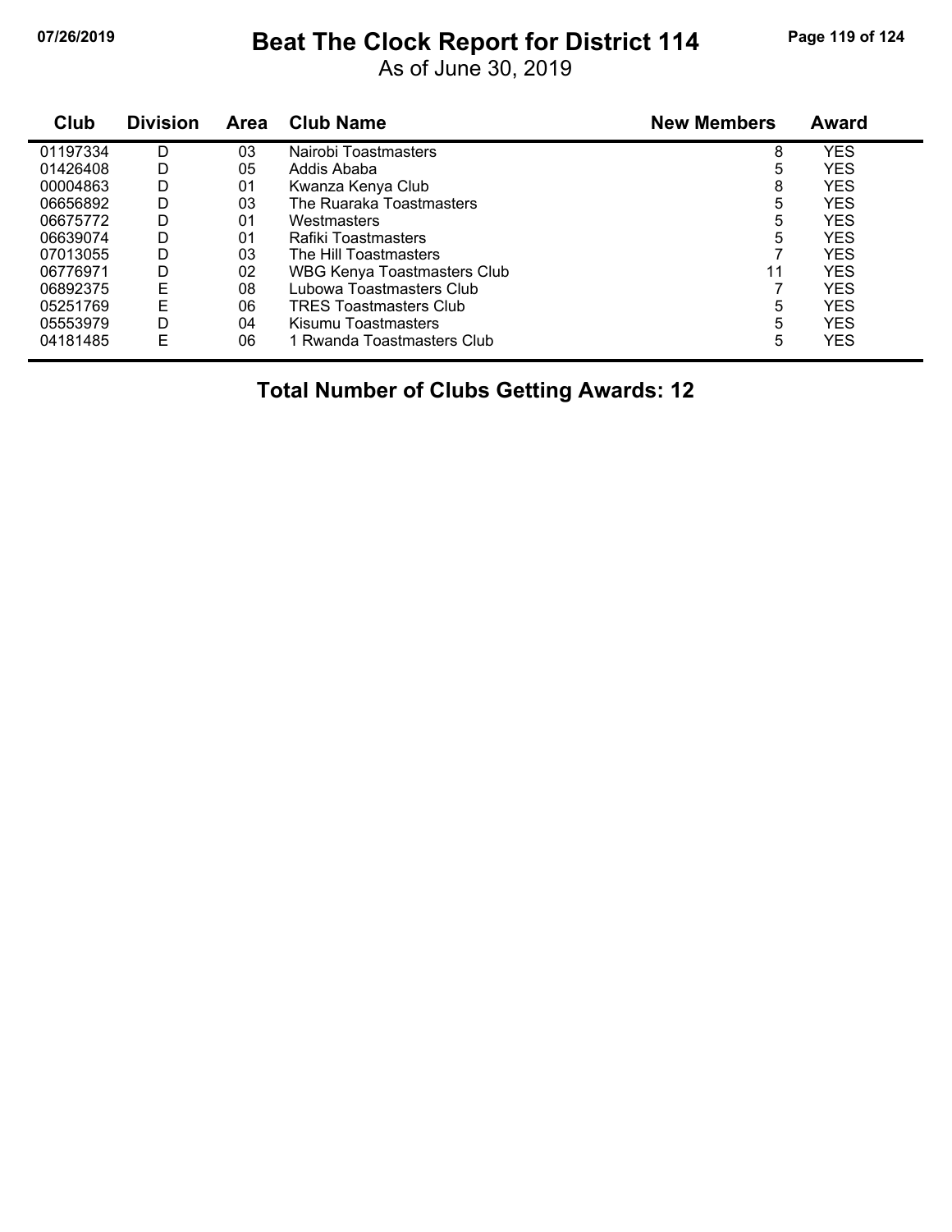# Beat The Clock Report for District 114

As of June 30, 2019

| Club | Division | Area | Club Name | New Members | Award |
|---|---|---|---|---|---|
| 01197334 | D | 03 | Nairobi Toastmasters | 8 | YES |
| 01426408 | D | 05 | Addis Ababa | 5 | YES |
| 00004863 | D | 01 | Kwanza Kenya Club | 8 | YES |
| 06656892 | D | 03 | The Ruaraka Toastmasters | 5 | YES |
| 06675772 | D | 01 | Westmasters | 5 | YES |
| 06639074 | D | 01 | Rafiki Toastmasters | 5 | YES |
| 07013055 | D | 03 | The Hill Toastmasters | 7 | YES |
| 06776971 | D | 02 | WBG Kenya Toastmasters Club | 11 | YES |
| 06892375 | E | 08 | Lubowa Toastmasters Club | 7 | YES |
| 05251769 | E | 06 | TRES Toastmasters Club | 5 | YES |
| 05553979 | D | 04 | Kisumu Toastmasters | 5 | YES |
| 04181485 | E | 06 | 1 Rwanda Toastmasters Club | 5 | YES |

**Total Number of Clubs Getting Awards: 12**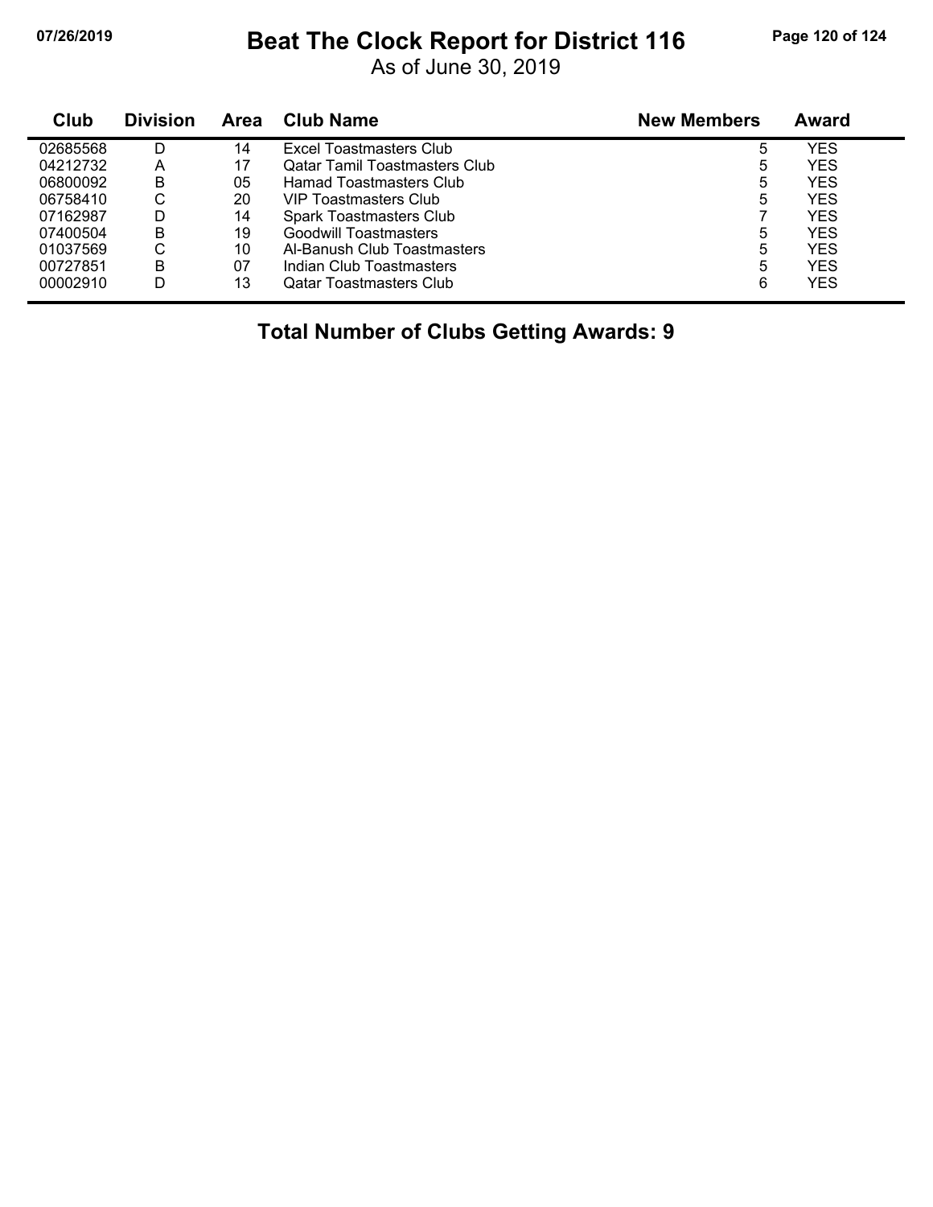# Beat The Clock Report for District 116

As of June 30, 2019

| Club | Division | Area | Club Name | New Members | Award |
|---|---|---|---|---|---|
| 02685568 | D | 14 | Excel Toastmasters Club | 5 | YES |
| 04212732 | A | 17 | Qatar Tamil Toastmasters Club | 5 | YES |
| 06800092 | B | 05 | Hamad Toastmasters Club | 5 | YES |
| 06758410 | C | 20 | VIP Toastmasters Club | 5 | YES |
| 07162987 | D | 14 | Spark Toastmasters Club | 7 | YES |
| 07400504 | B | 19 | Goodwill Toastmasters | 5 | YES |
| 01037569 | C | 10 | Al-Banush Club Toastmasters | 5 | YES |
| 00727851 | B | 07 | Indian Club Toastmasters | 5 | YES |
| 00002910 | D | 13 | Qatar Toastmasters Club | 6 | YES |

**Total Number of Clubs Getting Awards: 9**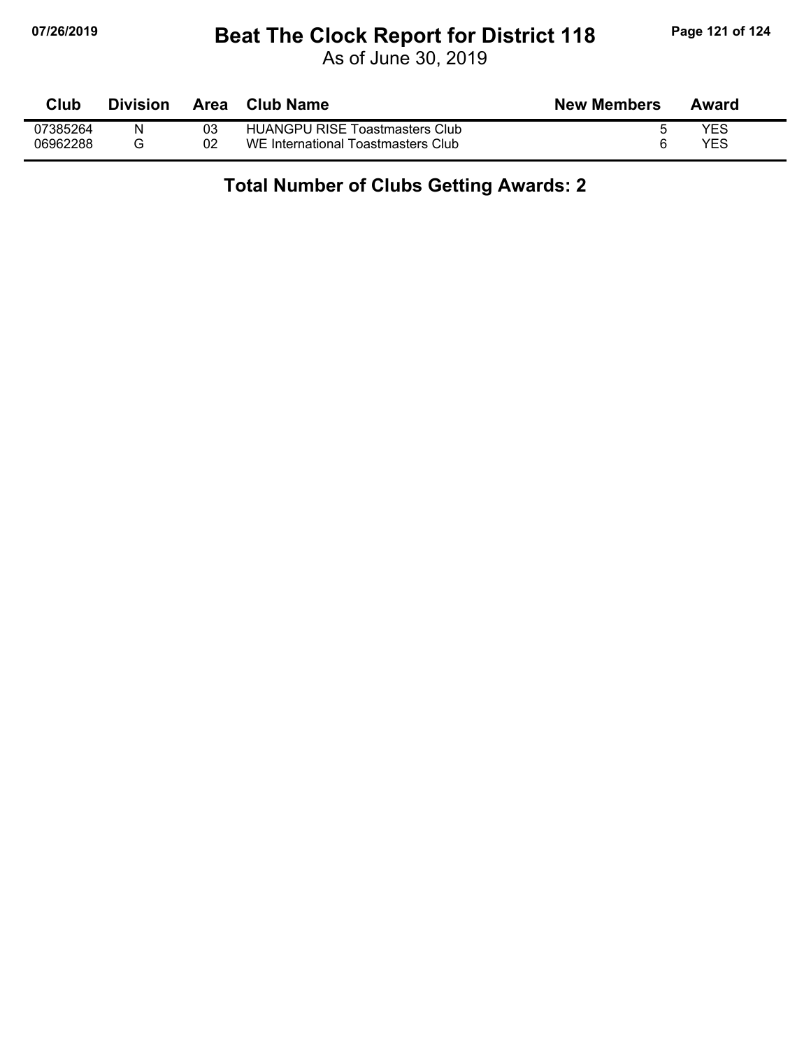# Beat The Clock Report for District 118

As of June 30, 2019

| Club | Division | Area | Club Name | New Members | Award |
|---|---|---|---|---|---|
| 07385264 | N | 03 | HUANGPU RISE Toastmasters Club | 5 | YES |
| 06962288 | G | 02 | WE International Toastmasters Club | 6 | YES |

**Total Number of Clubs Getting Awards: 2**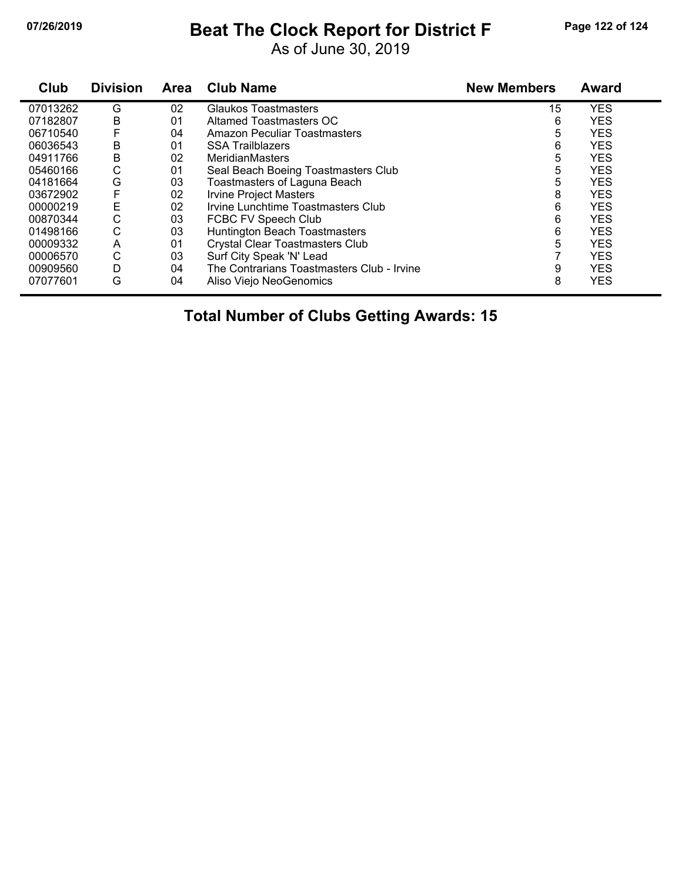# Beat The Clock Report for District F

As of June 30, 2019

| Club | Division | Area | Club Name | New Members | Award |
|---|---|---|---|---|---|
| 07013262 | G | 02 | Glaukos Toastmasters | 15 | YES |
| 07182807 | B | 01 | Altamed Toastmasters OC | 6 | YES |
| 06710540 | F | 04 | Amazon Peculiar Toastmasters | 5 | YES |
| 06036543 | B | 01 | SSA Trailblazers | 6 | YES |
| 04911766 | B | 02 | MeridianMasters | 5 | YES |
| 05460166 | C | 01 | Seal Beach Boeing Toastmasters Club | 5 | YES |
| 04181664 | G | 03 | Toastmasters of Laguna Beach | 5 | YES |
| 03672902 | F | 02 | Irvine Project Masters | 8 | YES |
| 00000219 | E | 02 | Irvine Lunchtime Toastmasters Club | 6 | YES |
| 00870344 | C | 03 | FCBC FV Speech Club | 6 | YES |
| 01498166 | C | 03 | Huntington Beach Toastmasters | 6 | YES |
| 00009332 | A | 01 | Crystal Clear Toastmasters Club | 5 | YES |
| 00006570 | C | 03 | Surf City Speak 'N' Lead | 7 | YES |
| 00909560 | D | 04 | The Contrarians Toastmasters Club - Irvine | 9 | YES |
| 07077601 | G | 04 | Aliso Viejo NeoGenomics | 8 | YES |

**Total Number of Clubs Getting Awards: 15**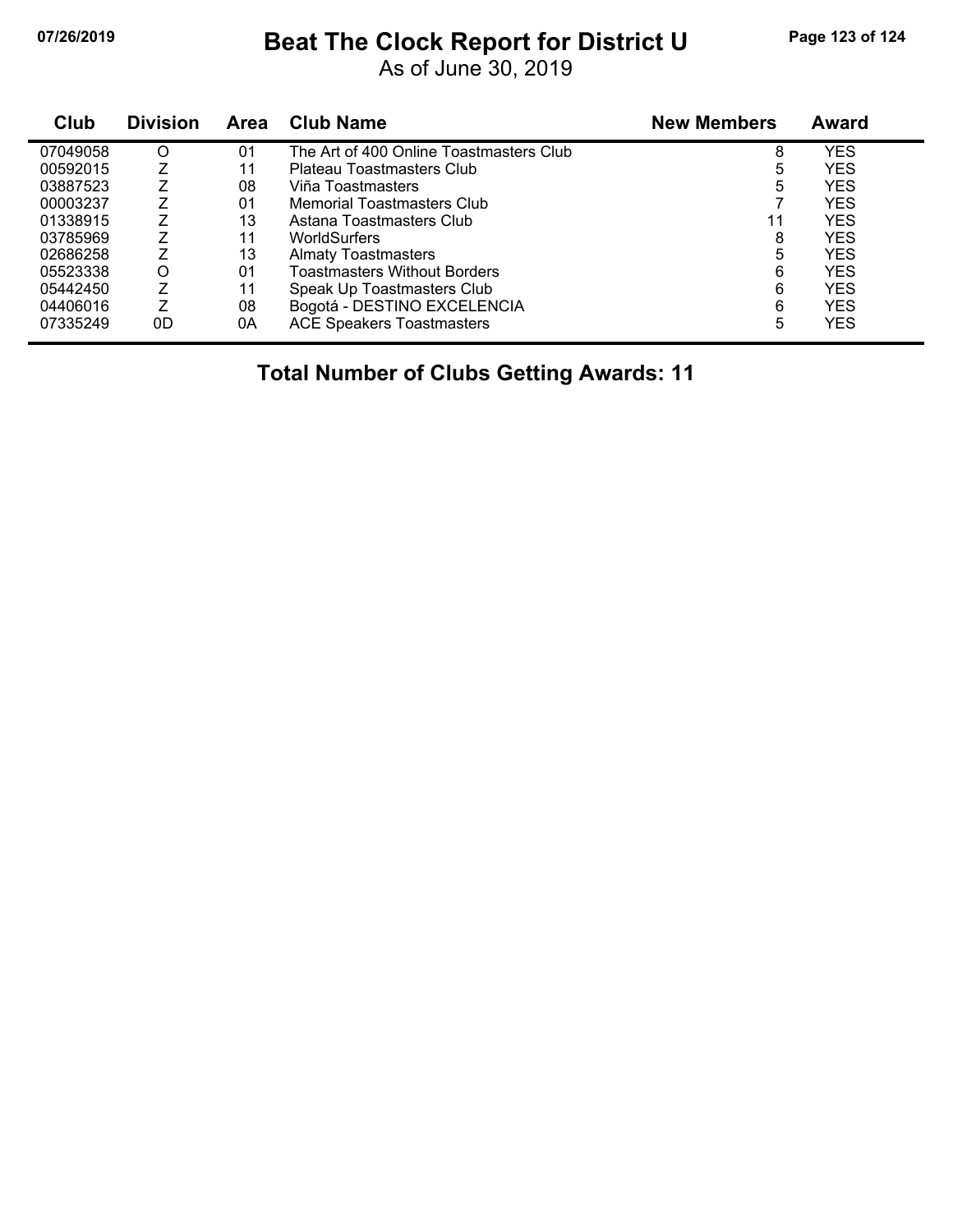# Beat The Clock Report for District U

As of June 30, 2019

| Club | Division | Area | Club Name | New Members | Award |
|---|---|---|---|---|---|
| 07049058 | O | 01 | The Art of 400 Online Toastmasters Club | 8 | YES |
| 00592015 | Z | 11 | Plateau Toastmasters Club | 5 | YES |
| 03887523 | Z | 08 | Viña Toastmasters | 5 | YES |
| 00003237 | Z | 01 | Memorial Toastmasters Club | 7 | YES |
| 01338915 | Z | 13 | Astana Toastmasters Club | 11 | YES |
| 03785969 | Z | 11 | WorldSurfers | 8 | YES |
| 02686258 | Z | 13 | Almaty Toastmasters | 5 | YES |
| 05523338 | O | 01 | Toastmasters Without Borders | 6 | YES |
| 05442450 | Z | 11 | Speak Up Toastmasters Club | 6 | YES |
| 04406016 | Z | 08 | Bogotá - DESTINO EXCELENCIA | 6 | YES |
| 07335249 | 0D | 0A | ACE Speakers Toastmasters | 5 | YES |

**Total Number of Clubs Getting Awards: 11**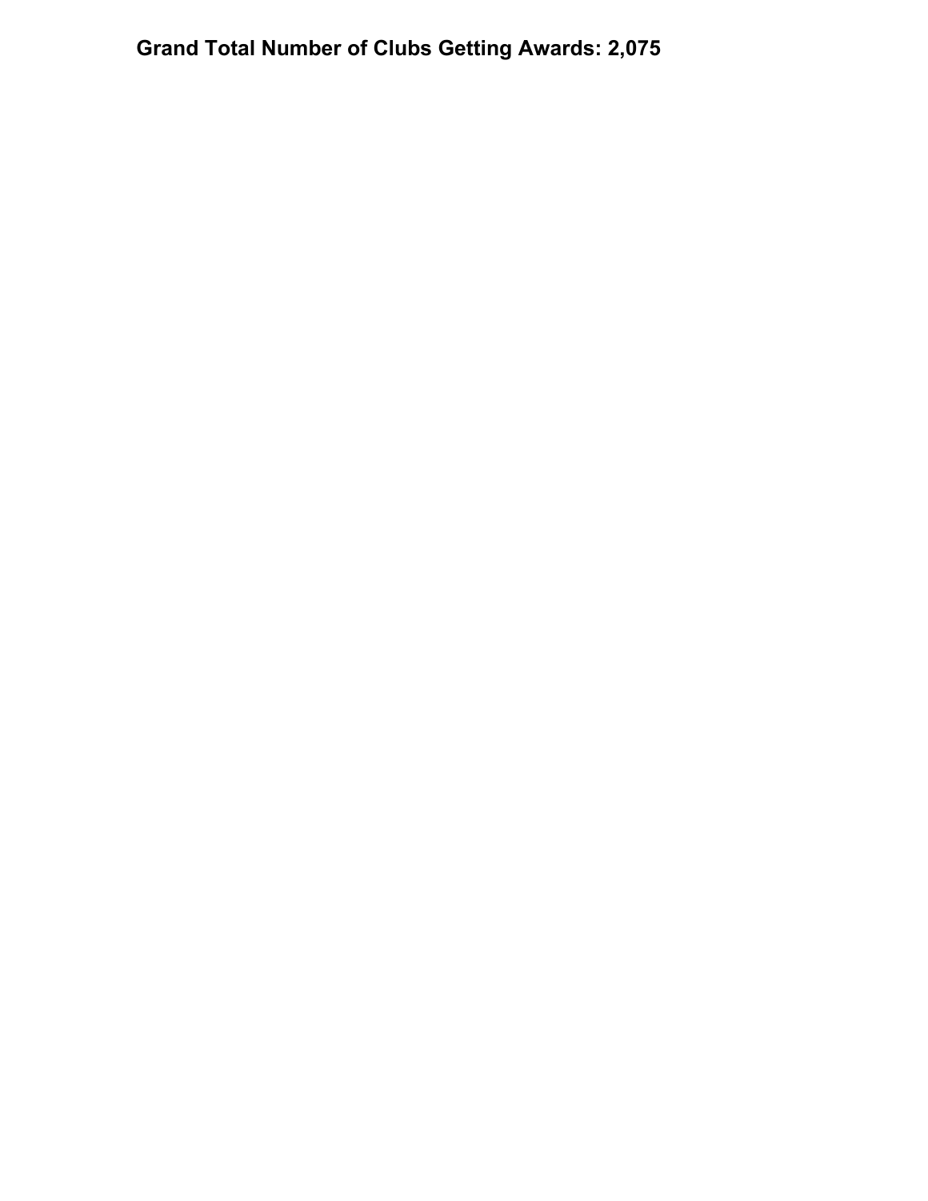**Grand Total Number of Clubs Getting Awards: 2,075**